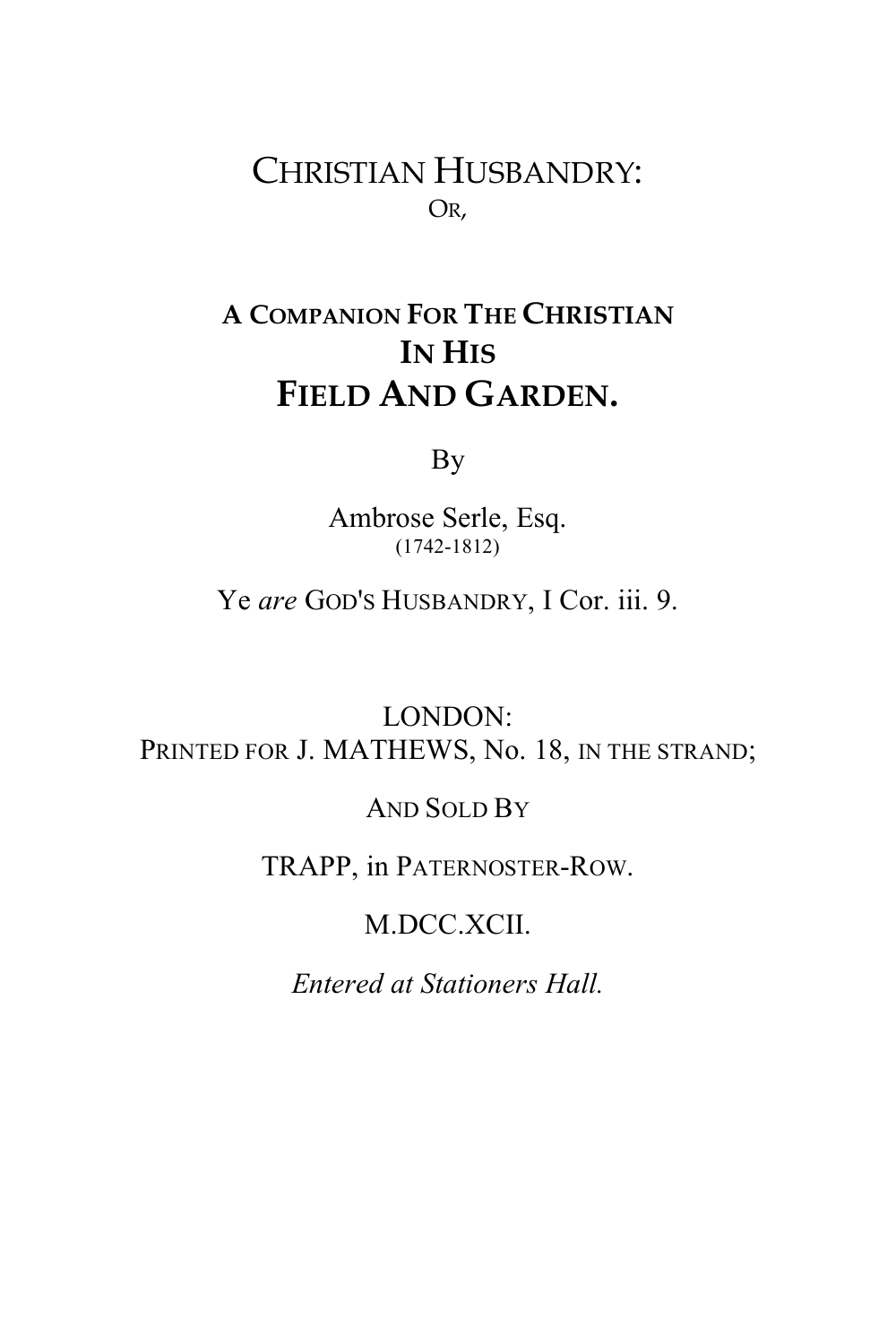# CHRISTIAN HUSBANDRY:

OR,

## A COMPANION FOR THE CHRISTIAN IN HIS FIELD AND GARDEN.

By

Ambrose Serle, Esq.
(1742-1812)

Ye *are* GOD'S HUSBANDRY, I Cor. iii. 9.

LONDON:
PRINTED FOR J. MATHEWS, No. 18, IN THE STRAND;

AND SOLD BY

TRAPP, in PATERNOSTER-ROW.

M.DCC.XCII.

*Entered at Stationers Hall.*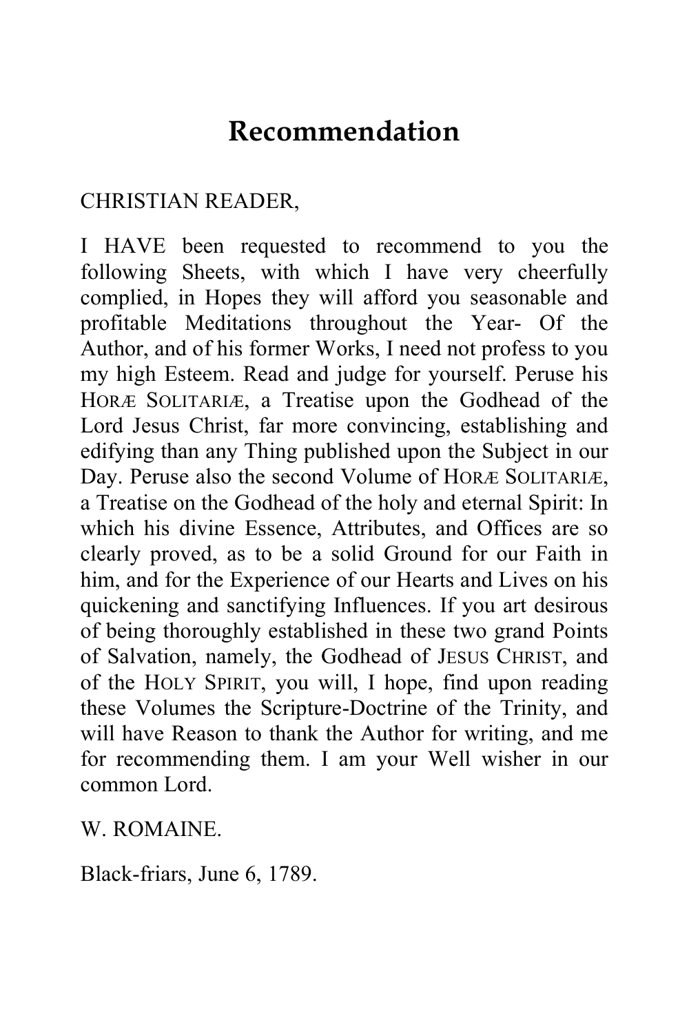# Recommendation

CHRISTIAN READER,

I HAVE been requested to recommend to you the following Sheets, with which I have very cheerfully complied, in Hopes they will afford you seasonable and profitable Meditations throughout the Year- Of the Author, and of his former Works, I need not profess to you my high Esteem. Read and judge for yourself. Peruse his HORÆ SOLITARIÆ, a Treatise upon the Godhead of the Lord Jesus Christ, far more convincing, establishing and edifying than any Thing published upon the Subject in our Day. Peruse also the second Volume of HORÆ SOLITARIÆ, a Treatise on the Godhead of the holy and eternal Spirit: In which his divine Essence, Attributes, and Offices are so clearly proved, as to be a solid Ground for our Faith in him, and for the Experience of our Hearts and Lives on his quickening and sanctifying Influences. If you art desirous of being thoroughly established in these two grand Points of Salvation, namely, the Godhead of JESUS CHRIST, and of the HOLY SPIRIT, you will, I hope, find upon reading these Volumes the Scripture-Doctrine of the Trinity, and will have Reason to thank the Author for writing, and me for recommending them. I am your Well wisher in our common Lord.

W. ROMAINE.

Black-friars, June 6, 1789.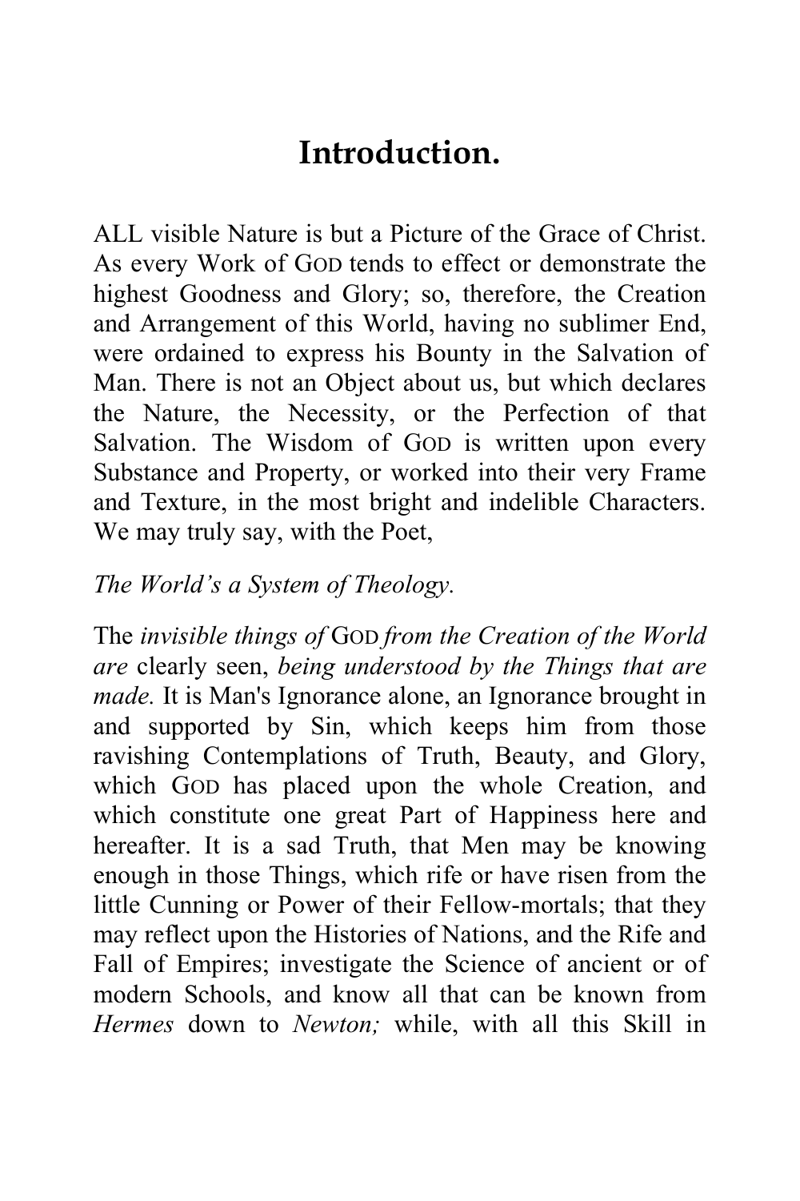# Introduction.

ALL visible Nature is but a Picture of the Grace of Christ. As every Work of GOD tends to effect or demonstrate the highest Goodness and Glory; so, therefore, the Creation and Arrangement of this World, having no sublimer End, were ordained to express his Bounty in the Salvation of Man. There is not an Object about us, but which declares the Nature, the Necessity, or the Perfection of that Salvation. The Wisdom of GOD is written upon every Substance and Property, or worked into their very Frame and Texture, in the most bright and indelible Characters. We may truly say, with the Poet,

*The World's a System of Theology.*

The *invisible things of* GOD *from the Creation of the World are* clearly seen, *being understood by the Things that are made.* It is Man's Ignorance alone, an Ignorance brought in and supported by Sin, which keeps him from those ravishing Contemplations of Truth, Beauty, and Glory, which GOD has placed upon the whole Creation, and which constitute one great Part of Happiness here and hereafter. It is a sad Truth, that Men may be knowing enough in those Things, which rife or have risen from the little Cunning or Power of their Fellow-mortals; that they may reflect upon the Histories of Nations, and the Rife and Fall of Empires; investigate the Science of ancient or of modern Schools, and know all that can be known from *Hermes* down to *Newton;* while, with all this Skill in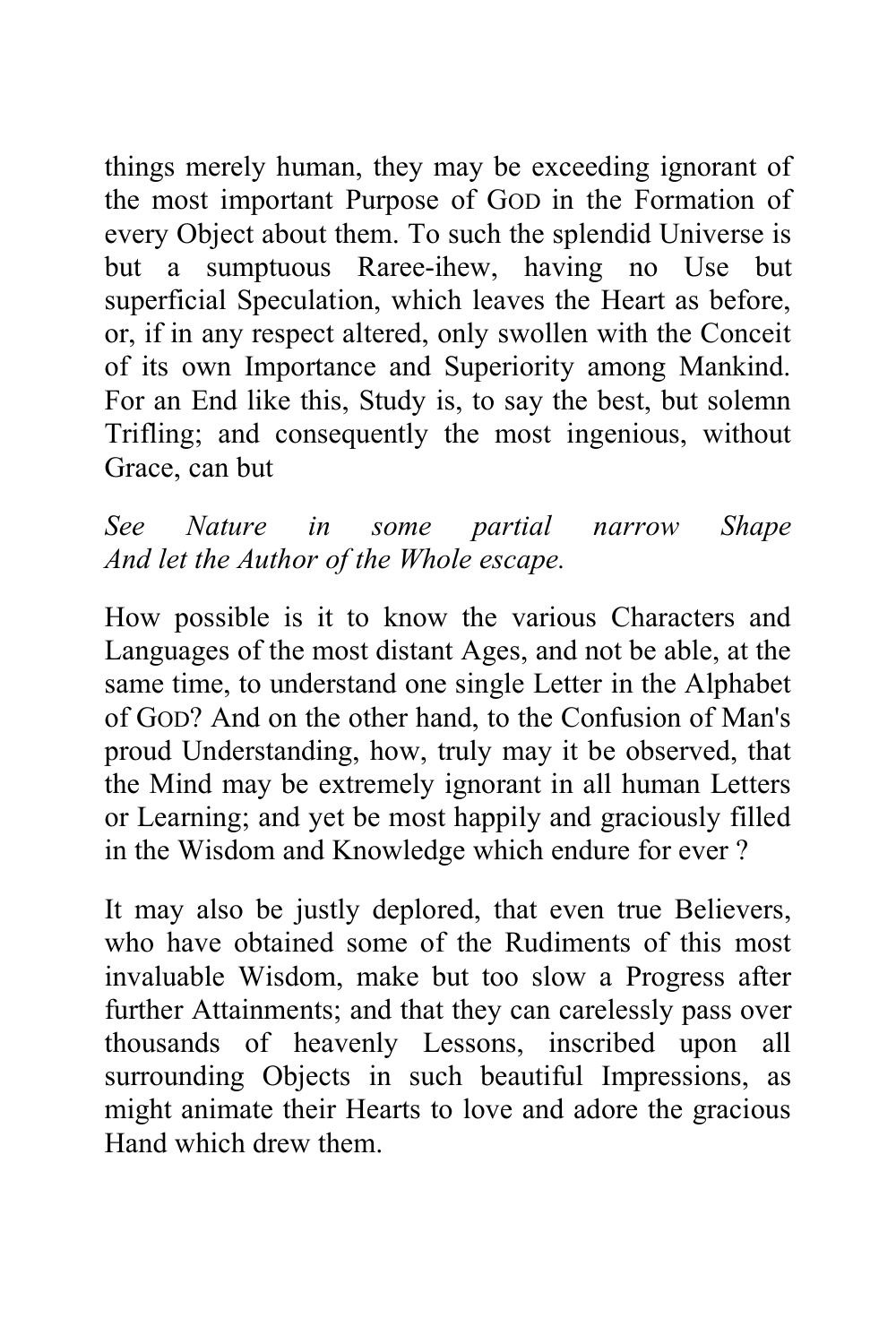things merely human, they may be exceeding ignorant of the most important Purpose of GOD in the Formation of every Object about them. To such the splendid Universe is but a sumptuous Raree-ihew, having no Use but superficial Speculation, which leaves the Heart as before, or, if in any respect altered, only swollen with the Conceit of its own Importance and Superiority among Mankind. For an End like this, Study is, to say the best, but solemn Trifling; and consequently the most ingenious, without Grace, can but

*See Nature in some partial narrow Shape*
*And let the Author of the Whole escape.*

How possible is it to know the various Characters and Languages of the most distant Ages, and not be able, at the same time, to understand one single Letter in the Alphabet of GOD? And on the other hand, to the Confusion of Man's proud Understanding, how, truly may it be observed, that the Mind may be extremely ignorant in all human Letters or Learning; and yet be most happily and graciously filled in the Wisdom and Knowledge which endure for ever ?

It may also be justly deplored, that even true Believers, who have obtained some of the Rudiments of this most invaluable Wisdom, make but too slow a Progress after further Attainments; and that they can carelessly pass over thousands of heavenly Lessons, inscribed upon all surrounding Objects in such beautiful Impressions, as might animate their Hearts to love and adore the gracious Hand which drew them.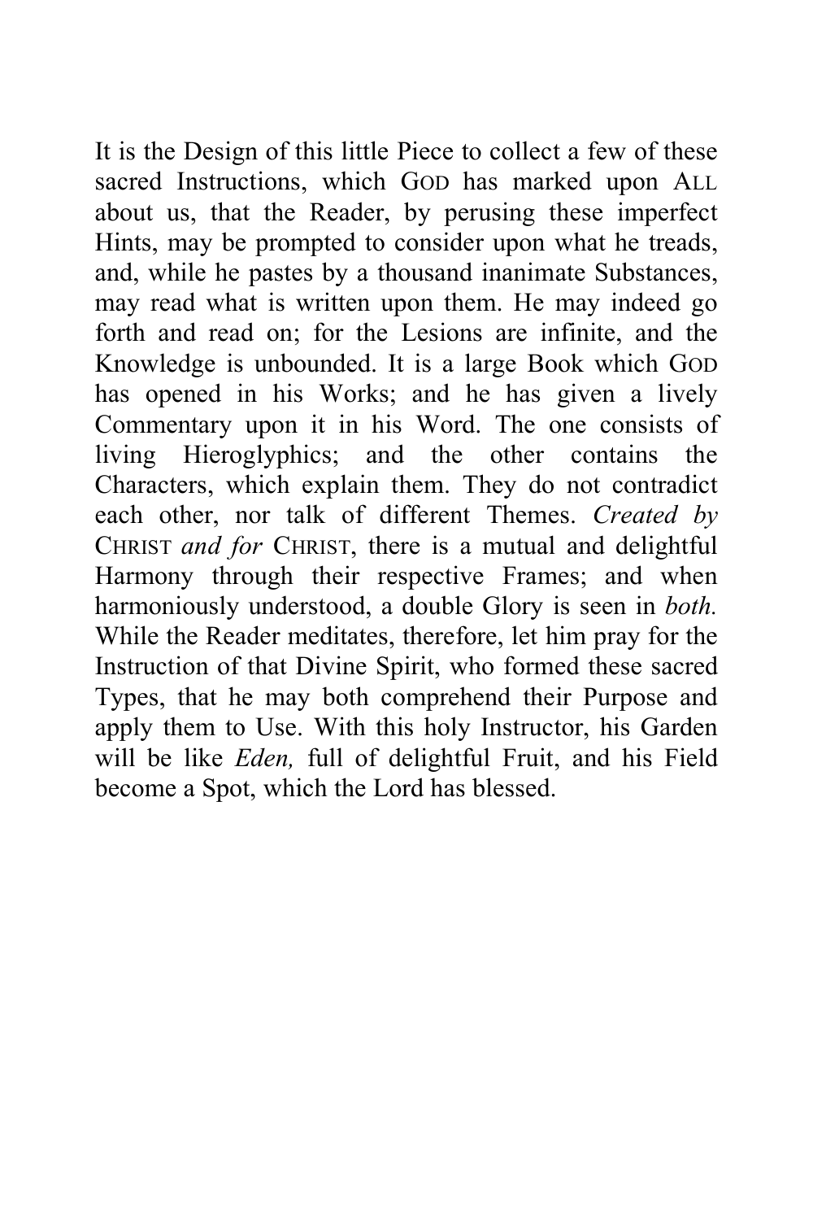It is the Design of this little Piece to collect a few of these sacred Instructions, which GOD has marked upon ALL about us, that the Reader, by perusing these imperfect Hints, may be prompted to consider upon what he treads, and, while he pastes by a thousand inanimate Substances, may read what is written upon them. He may indeed go forth and read on; for the Lesions are infinite, and the Knowledge is unbounded. It is a large Book which GOD has opened in his Works; and he has given a lively Commentary upon it in his Word. The one consists of living Hieroglyphics; and the other contains the Characters, which explain them. They do not contradict each other, nor talk of different Themes. *Created by* CHRIST *and for* CHRIST, there is a mutual and delightful Harmony through their respective Frames; and when harmoniously understood, a double Glory is seen in *both.* While the Reader meditates, therefore, let him pray for the Instruction of that Divine Spirit, who formed these sacred Types, that he may both comprehend their Purpose and apply them to Use. With this holy Instructor, his Garden will be like *Eden,* full of delightful Fruit, and his Field become a Spot, which the Lord has blessed.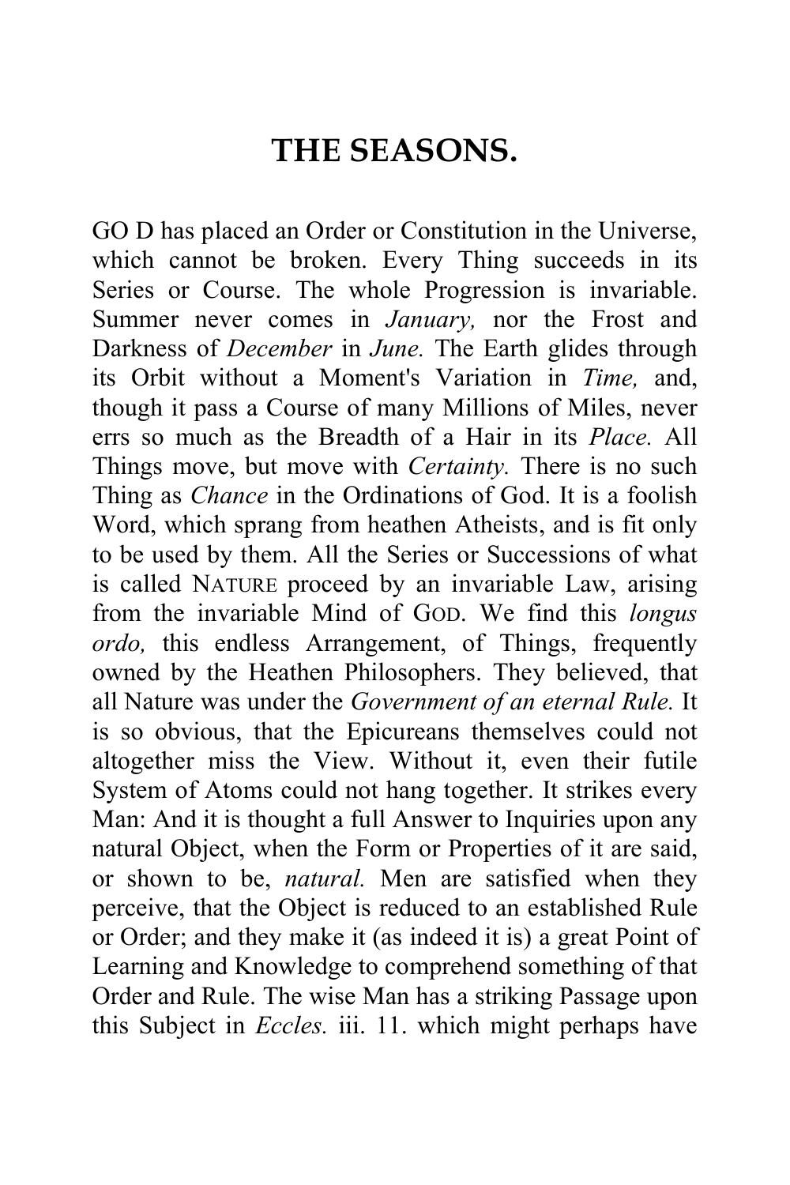# THE SEASONS.

GO D has placed an Order or Constitution in the Universe, which cannot be broken. Every Thing succeeds in its Series or Course. The whole Progression is invariable. Summer never comes in *January,* nor the Frost and Darkness of *December* in *June.* The Earth glides through its Orbit without a Moment's Variation in *Time,* and, though it pass a Course of many Millions of Miles, never errs so much as the Breadth of a Hair in its *Place.* All Things move, but move with *Certainty.* There is no such Thing as *Chance* in the Ordinations of God. It is a foolish Word, which sprang from heathen Atheists, and is fit only to be used by them. All the Series or Successions of what is called NATURE proceed by an invariable Law, arising from the invariable Mind of GOD. We find this *longus ordo,* this endless Arrangement, of Things, frequently owned by the Heathen Philosophers. They believed, that all Nature was under the *Government of an eternal Rule.* It is so obvious, that the Epicureans themselves could not altogether miss the View. Without it, even their futile System of Atoms could not hang together. It strikes every Man: And it is thought a full Answer to Inquiries upon any natural Object, when the Form or Properties of it are said, or shown to be, *natural.* Men are satisfied when they perceive, that the Object is reduced to an established Rule or Order; and they make it (as indeed it is) a great Point of Learning and Knowledge to comprehend something of that Order and Rule. The wise Man has a striking Passage upon this Subject in *Eccles.* iii. 11. which might perhaps have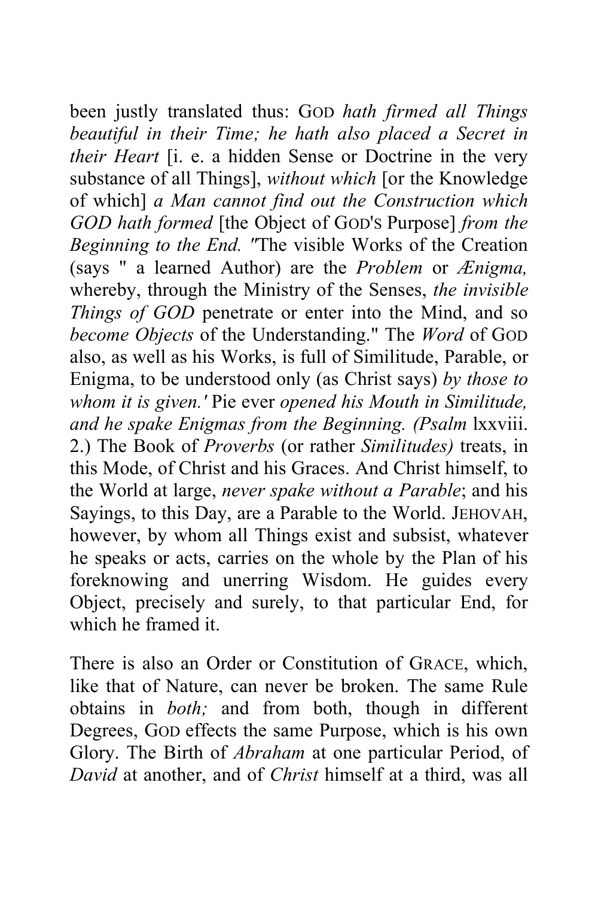been justly translated thus: GOD *hath firmed all Things beautiful in their Time; he hath also placed a Secret in their Heart* [i. e. a hidden Sense or Doctrine in the very substance of all Things], *without which* [or the Knowledge of which] *a Man cannot find out the Construction which GOD hath formed* [the Object of GOD'S Purpose] *from the Beginning to the End.* "The visible Works of the Creation (says " a learned Author) are the *Problem* or *Ænigma,* whereby, through the Ministry of the Senses, *the invisible Things of GOD* penetrate or enter into the Mind, and so *become Objects* of the Understanding." The *Word* of GOD also, as well as his Works, is full of Similitude, Parable, or Enigma, to be understood only (as Christ says) *by those to whom it is given.'* Pie ever *opened his Mouth in Similitude, and he spake Enigmas from the Beginning. (Psalm* lxxviii. 2.) The Book of *Proverbs* (or rather *Similitudes)* treats, in this Mode, of Christ and his Graces. And Christ himself, to the World at large, *never spake without a Parable*; and his Sayings, to this Day, are a Parable to the World. JEHOVAH, however, by whom all Things exist and subsist, whatever he speaks or acts, carries on the whole by the Plan of his foreknowing and unerring Wisdom. He guides every Object, precisely and surely, to that particular End, for which he framed it.

There is also an Order or Constitution of GRACE, which, like that of Nature, can never be broken. The same Rule obtains in *both;* and from both, though in different Degrees, GOD effects the same Purpose, which is his own Glory. The Birth of *Abraham* at one particular Period, of *David* at another, and of *Christ* himself at a third, was all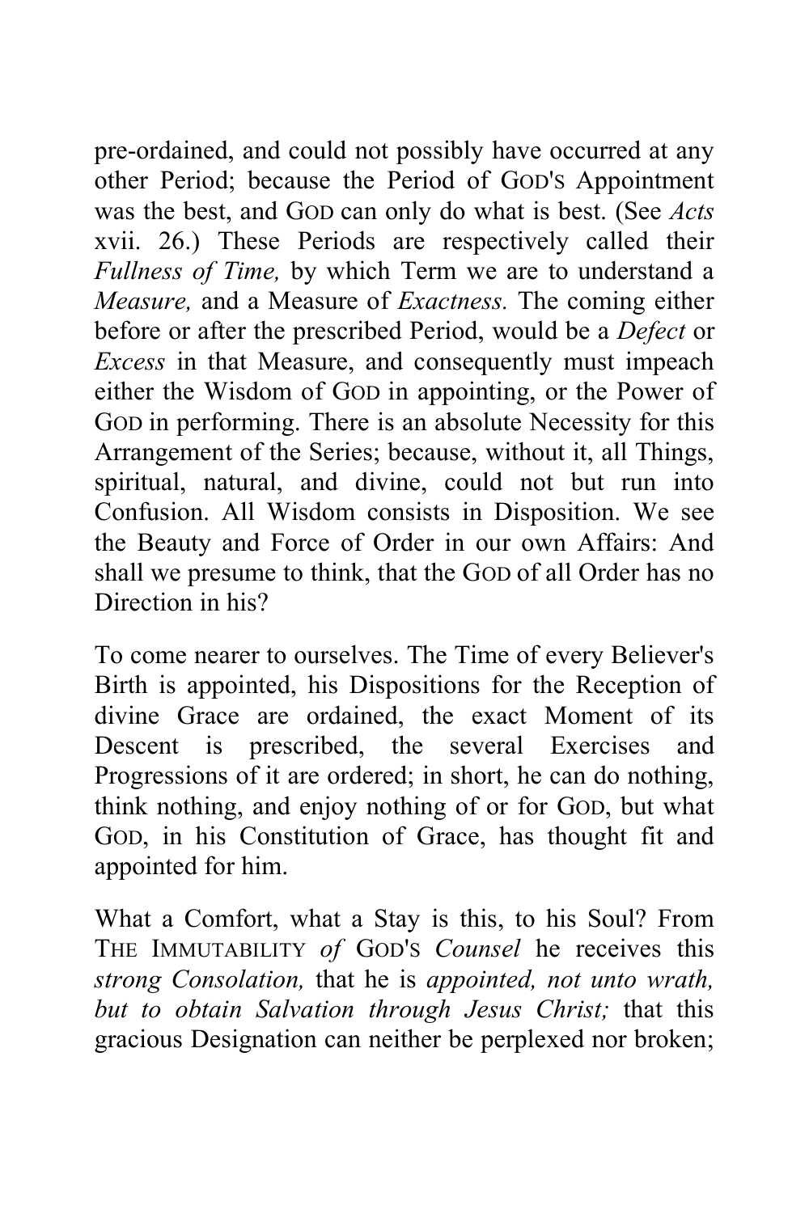pre-ordained, and could not possibly have occurred at any other Period; because the Period of GOD'S Appointment was the best, and GOD can only do what is best. (See *Acts* xvii. 26.) These Periods are respectively called their *Fullness of Time,* by which Term we are to understand a *Measure,* and a Measure of *Exactness.* The coming either before or after the prescribed Period, would be a *Defect* or *Excess* in that Measure, and consequently must impeach either the Wisdom of GOD in appointing, or the Power of GOD in performing. There is an absolute Necessity for this Arrangement of the Series; because, without it, all Things, spiritual, natural, and divine, could not but run into Confusion. All Wisdom consists in Disposition. We see the Beauty and Force of Order in our own Affairs: And shall we presume to think, that the GOD of all Order has no Direction in his?

To come nearer to ourselves. The Time of every Believer's Birth is appointed, his Dispositions for the Reception of divine Grace are ordained, the exact Moment of its Descent is prescribed, the several Exercises and Progressions of it are ordered; in short, he can do nothing, think nothing, and enjoy nothing of or for GOD, but what GOD, in his Constitution of Grace, has thought fit and appointed for him.

What a Comfort, what a Stay is this, to his Soul? From THE IMMUTABILITY *of* GOD'S *Counsel* he receives this *strong Consolation,* that he is *appointed, not unto wrath, but to obtain Salvation through Jesus Christ;* that this gracious Designation can neither be perplexed nor broken;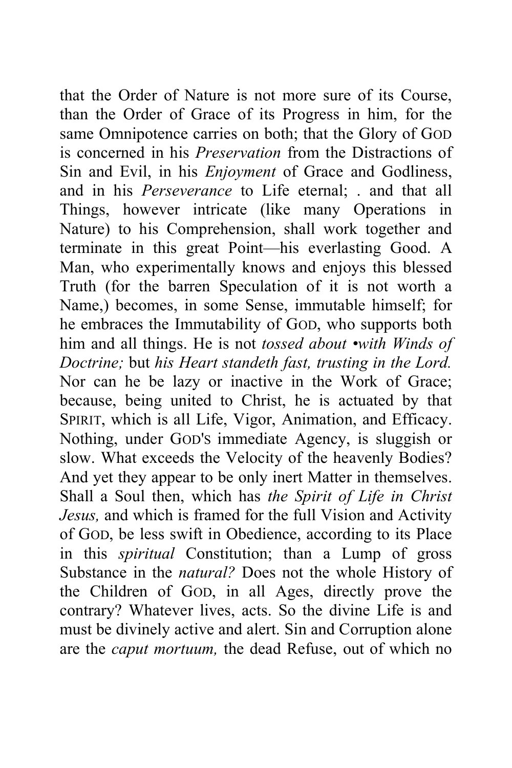that the Order of Nature is not more sure of its Course, than the Order of Grace of its Progress in him, for the same Omnipotence carries on both; that the Glory of GOD is concerned in his *Preservation* from the Distractions of Sin and Evil, in his *Enjoyment* of Grace and Godliness, and in his *Perseverance* to Life eternal; . and that all Things, however intricate (like many Operations in Nature) to his Comprehension, shall work together and terminate in this great Point—his everlasting Good. A Man, who experimentally knows and enjoys this blessed Truth (for the barren Speculation of it is not worth a Name,) becomes, in some Sense, immutable himself; for he embraces the Immutability of GOD, who supports both him and all things. He is not *tossed about •with Winds of Doctrine;* but *his Heart standeth fast, trusting in the Lord.* Nor can he be lazy or inactive in the Work of Grace; because, being united to Christ, he is actuated by that SPIRIT, which is all Life, Vigor, Animation, and Efficacy. Nothing, under GOD'S immediate Agency, is sluggish or slow. What exceeds the Velocity of the heavenly Bodies? And yet they appear to be only inert Matter in themselves. Shall a Soul then, which has *the Spirit of Life in Christ Jesus,* and which is framed for the full Vision and Activity of GOD, be less swift in Obedience, according to its Place in this *spiritual* Constitution; than a Lump of gross Substance in the *natural?* Does not the whole History of the Children of GOD, in all Ages, directly prove the contrary? Whatever lives, acts. So the divine Life is and must be divinely active and alert. Sin and Corruption alone are the *caput mortuum,* the dead Refuse, out of which no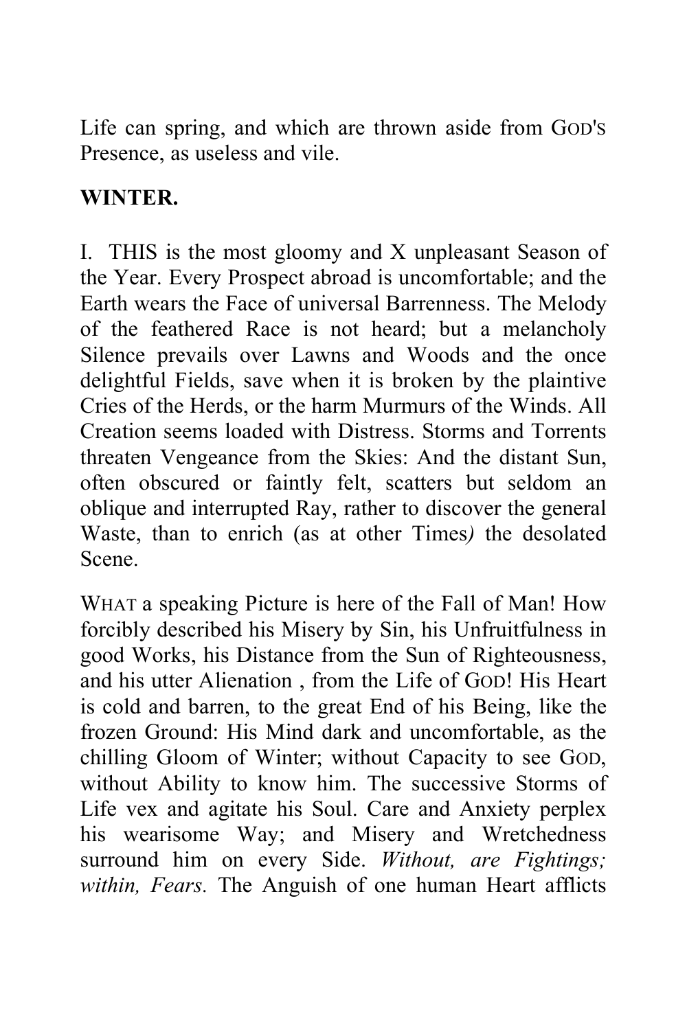Life can spring, and which are thrown aside from GOD'S Presence, as useless and vile.

**WINTER.**

I. THIS is the most gloomy and X unpleasant Season of the Year. Every Prospect abroad is uncomfortable; and the Earth wears the Face of universal Barrenness. The Melody of the feathered Race is not heard; but a melancholy Silence prevails over Lawns and Woods and the once delightful Fields, save when it is broken by the plaintive Cries of the Herds, or the harm Murmurs of the Winds. All Creation seems loaded with Distress. Storms and Torrents threaten Vengeance from the Skies: And the distant Sun, often obscured or faintly felt, scatters but seldom an oblique and interrupted Ray, rather to discover the general Waste, than to enrich (as at other Times*)* the desolated Scene.

WHAT a speaking Picture is here of the Fall of Man! How forcibly described his Misery by Sin, his Unfruitfulness in good Works, his Distance from the Sun of Righteousness, and his utter Alienation , from the Life of GOD! His Heart is cold and barren, to the great End of his Being, like the frozen Ground: His Mind dark and uncomfortable, as the chilling Gloom of Winter; without Capacity to see GOD, without Ability to know him. The successive Storms of Life vex and agitate his Soul. Care and Anxiety perplex his wearisome Way; and Misery and Wretchedness surround him on every Side. *Without, are Fightings; within, Fears.* The Anguish of one human Heart afflicts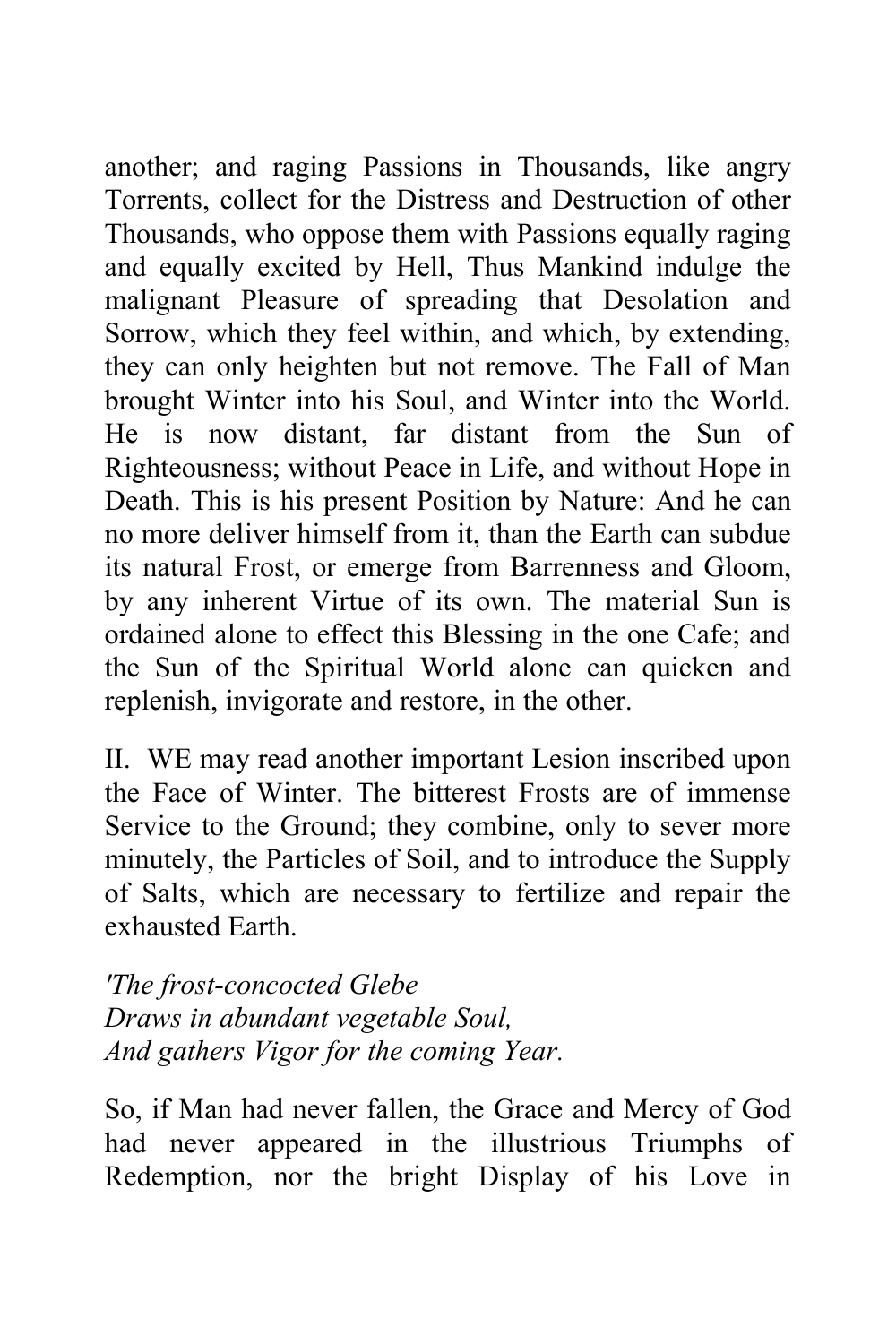another; and raging Passions in Thousands, like angry Torrents, collect for the Distress and Destruction of other Thousands, who oppose them with Passions equally raging and equally excited by Hell, Thus Mankind indulge the malignant Pleasure of spreading that Desolation and Sorrow, which they feel within, and which, by extending, they can only heighten but not remove. The Fall of Man brought Winter into his Soul, and Winter into the World. He is now distant, far distant from the Sun of Righteousness; without Peace in Life, and without Hope in Death. This is his present Position by Nature: And he can no more deliver himself from it, than the Earth can subdue its natural Frost, or emerge from Barrenness and Gloom, by any inherent Virtue of its own. The material Sun is ordained alone to effect this Blessing in the one Cafe; and the Sun of the Spiritual World alone can quicken and replenish, invigorate and restore, in the other.

II. WE may read another important Lesion inscribed upon the Face of Winter. The bitterest Frosts are of immense Service to the Ground; they combine, only to sever more minutely, the Particles of Soil, and to introduce the Supply of Salts, which are necessary to fertilize and repair the exhausted Earth.

*'The frost-concocted Glebe*
*Draws in abundant vegetable Soul,*
*And gathers Vigor for the coming Year.*

So, if Man had never fallen, the Grace and Mercy of God had never appeared in the illustrious Triumphs of Redemption, nor the bright Display of his Love in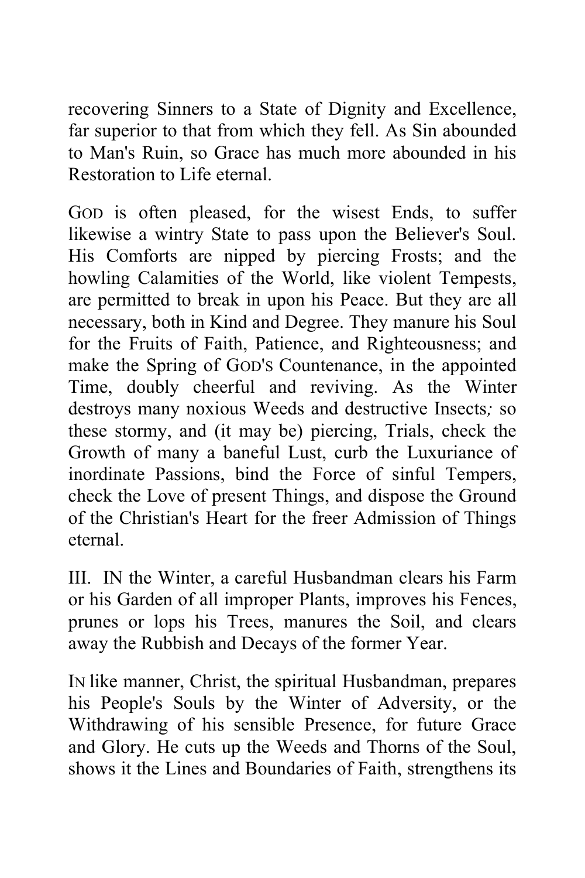recovering Sinners to a State of Dignity and Excellence, far superior to that from which they fell. As Sin abounded to Man's Ruin, so Grace has much more abounded in his Restoration to Life eternal.

GOD is often pleased, for the wisest Ends, to suffer likewise a wintry State to pass upon the Believer's Soul. His Comforts are nipped by piercing Frosts; and the howling Calamities of the World, like violent Tempests, are permitted to break in upon his Peace. But they are all necessary, both in Kind and Degree. They manure his Soul for the Fruits of Faith, Patience, and Righteousness; and make the Spring of GOD'S Countenance, in the appointed Time, doubly cheerful and reviving. As the Winter destroys many noxious Weeds and destructive Insects; so these stormy, and (it may be) piercing, Trials, check the Growth of many a baneful Lust, curb the Luxuriance of inordinate Passions, bind the Force of sinful Tempers, check the Love of present Things, and dispose the Ground of the Christian's Heart for the freer Admission of Things eternal.

III. IN the Winter, a careful Husbandman clears his Farm or his Garden of all improper Plants, improves his Fences, prunes or lops his Trees, manures the Soil, and clears away the Rubbish and Decays of the former Year.

IN like manner, Christ, the spiritual Husbandman, prepares his People's Souls by the Winter of Adversity, or the Withdrawing of his sensible Presence, for future Grace and Glory. He cuts up the Weeds and Thorns of the Soul, shows it the Lines and Boundaries of Faith, strengthens its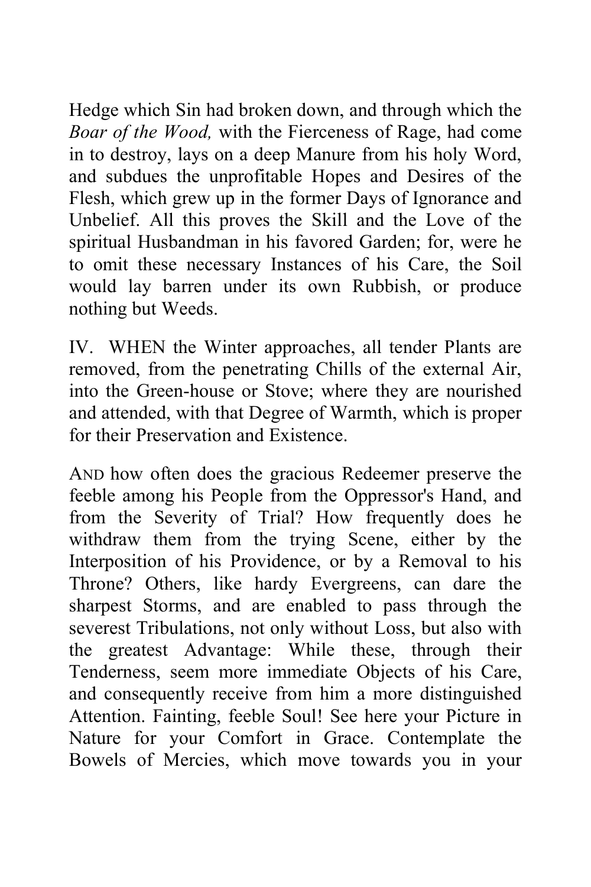Hedge which Sin had broken down, and through which the *Boar of the Wood,* with the Fierceness of Rage, had come in to destroy, lays on a deep Manure from his holy Word, and subdues the unprofitable Hopes and Desires of the Flesh, which grew up in the former Days of Ignorance and Unbelief. All this proves the Skill and the Love of the spiritual Husbandman in his favored Garden; for, were he to omit these necessary Instances of his Care, the Soil would lay barren under its own Rubbish, or produce nothing but Weeds.

IV. WHEN the Winter approaches, all tender Plants are removed, from the penetrating Chills of the external Air, into the Green-house or Stove; where they are nourished and attended, with that Degree of Warmth, which is proper for their Preservation and Existence.

AND how often does the gracious Redeemer preserve the feeble among his People from the Oppressor's Hand, and from the Severity of Trial? How frequently does he withdraw them from the trying Scene, either by the Interposition of his Providence, or by a Removal to his Throne? Others, like hardy Evergreens, can dare the sharpest Storms, and are enabled to pass through the severest Tribulations, not only without Loss, but also with the greatest Advantage: While these, through their Tenderness, seem more immediate Objects of his Care, and consequently receive from him a more distinguished Attention. Fainting, feeble Soul! See here your Picture in Nature for your Comfort in Grace. Contemplate the Bowels of Mercies, which move towards you in your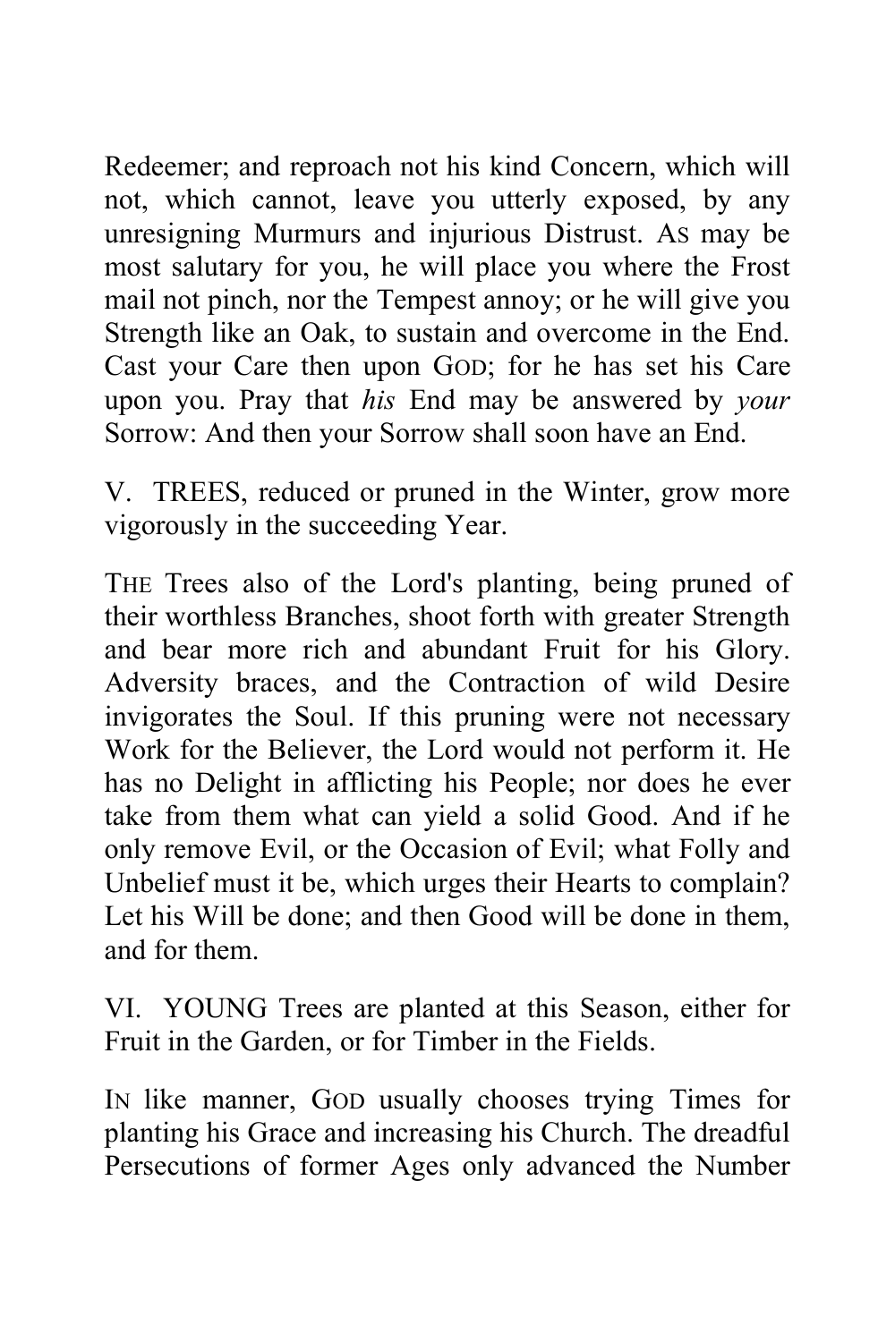Redeemer; and reproach not his kind Concern, which will not, which cannot, leave you utterly exposed, by any unresigning Murmurs and injurious Distrust. AS may be most salutary for you, he will place you where the Frost mail not pinch, nor the Tempest annoy; or he will give you Strength like an Oak, to sustain and overcome in the End. Cast your Care then upon GOD; for he has set his Care upon you. Pray that *his* End may be answered by *your* Sorrow: And then your Sorrow shall soon have an End.

V. TREES, reduced or pruned in the Winter, grow more vigorously in the succeeding Year.

THE Trees also of the Lord's planting, being pruned of their worthless Branches, shoot forth with greater Strength and bear more rich and abundant Fruit for his Glory. Adversity braces, and the Contraction of wild Desire invigorates the Soul. If this pruning were not necessary Work for the Believer, the Lord would not perform it. He has no Delight in afflicting his People; nor does he ever take from them what can yield a solid Good. And if he only remove Evil, or the Occasion of Evil; what Folly and Unbelief must it be, which urges their Hearts to complain? Let his Will be done; and then Good will be done in them, and for them.

VI. YOUNG Trees are planted at this Season, either for Fruit in the Garden, or for Timber in the Fields.

IN like manner, GOD usually chooses trying Times for planting his Grace and increasing his Church. The dreadful Persecutions of former Ages only advanced the Number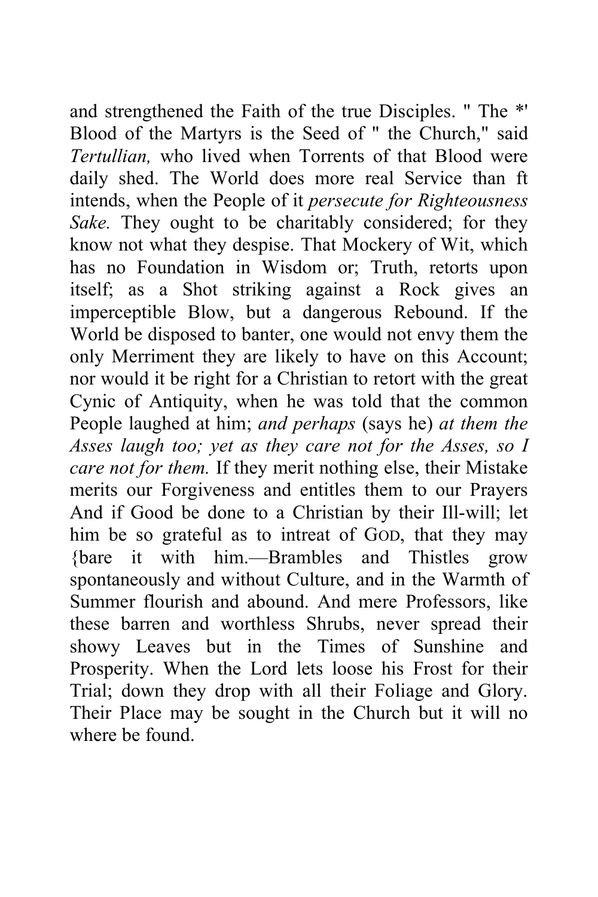and strengthened the Faith of the true Disciples. " The *' Blood of the Martyrs is the Seed of " the Church," said *Tertullian,* who lived when Torrents of that Blood were daily shed. The World does more real Service than ft intends, when the People of it *persecute for Righteousness Sake.* They ought to be charitably considered; for they know not what they despise. That Mockery of Wit, which has no Foundation in Wisdom or; Truth, retorts upon itself; as a Shot striking against a Rock gives an imperceptible Blow, but a dangerous Rebound. If the World be disposed to banter, one would not envy them the only Merriment they are likely to have on this Account; nor would it be right for a Christian to retort with the great Cynic of Antiquity, when he was told that the common People laughed at him; *and perhaps* (says he) *at them the Asses laugh too; yet as they care not for the Asses, so I care not for them.* If they merit nothing else, their Mistake merits our Forgiveness and entitles them to our Prayers And if Good be done to a Christian by their Ill-will; let him be so grateful as to intreat of GOD, that they may {bare it with him.—Brambles and Thistles grow spontaneously and without Culture, and in the Warmth of Summer flourish and abound. And mere Professors, like these barren and worthless Shrubs, never spread their showy Leaves but in the Times of Sunshine and Prosperity. When the Lord lets loose his Frost for their Trial; down they drop with all their Foliage and Glory. Their Place may be sought in the Church but it will no where be found.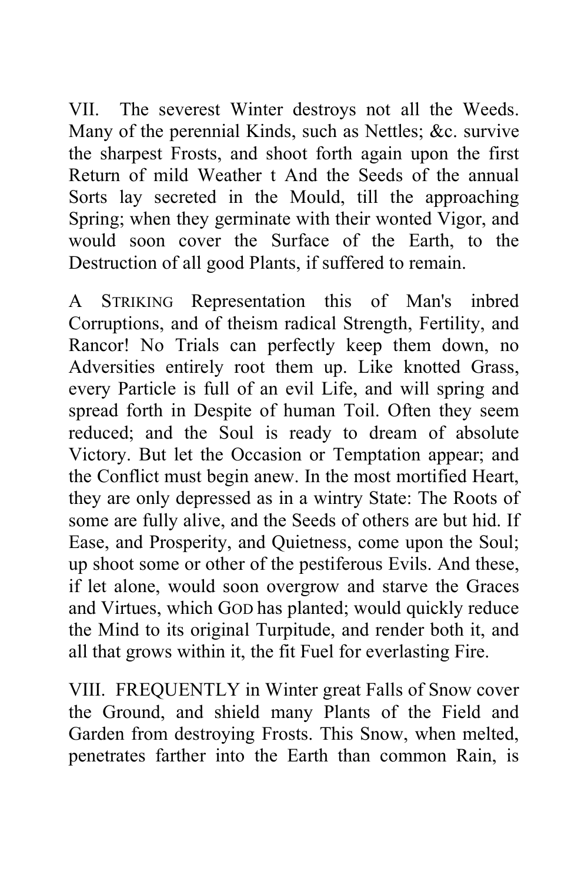VII. The severest Winter destroys not all the Weeds. Many of the perennial Kinds, such as Nettles; &c. survive the sharpest Frosts, and shoot forth again upon the first Return of mild Weather t And the Seeds of the annual Sorts lay secreted in the Mould, till the approaching Spring; when they germinate with their wonted Vigor, and would soon cover the Surface of the Earth, to the Destruction of all good Plants, if suffered to remain.

A STRIKING Representation this of Man's inbred Corruptions, and of theism radical Strength, Fertility, and Rancor! No Trials can perfectly keep them down, no Adversities entirely root them up. Like knotted Grass, every Particle is full of an evil Life, and will spring and spread forth in Despite of human Toil. Often they seem reduced; and the Soul is ready to dream of absolute Victory. But let the Occasion or Temptation appear; and the Conflict must begin anew. In the most mortified Heart, they are only depressed as in a wintry State: The Roots of some are fully alive, and the Seeds of others are but hid. If Ease, and Prosperity, and Quietness, come upon the Soul; up shoot some or other of the pestiferous Evils. And these, if let alone, would soon overgrow and starve the Graces and Virtues, which GOD has planted; would quickly reduce the Mind to its original Turpitude, and render both it, and all that grows within it, the fit Fuel for everlasting Fire.

VIII. FREQUENTLY in Winter great Falls of Snow cover the Ground, and shield many Plants of the Field and Garden from destroying Frosts. This Snow, when melted, penetrates farther into the Earth than common Rain, is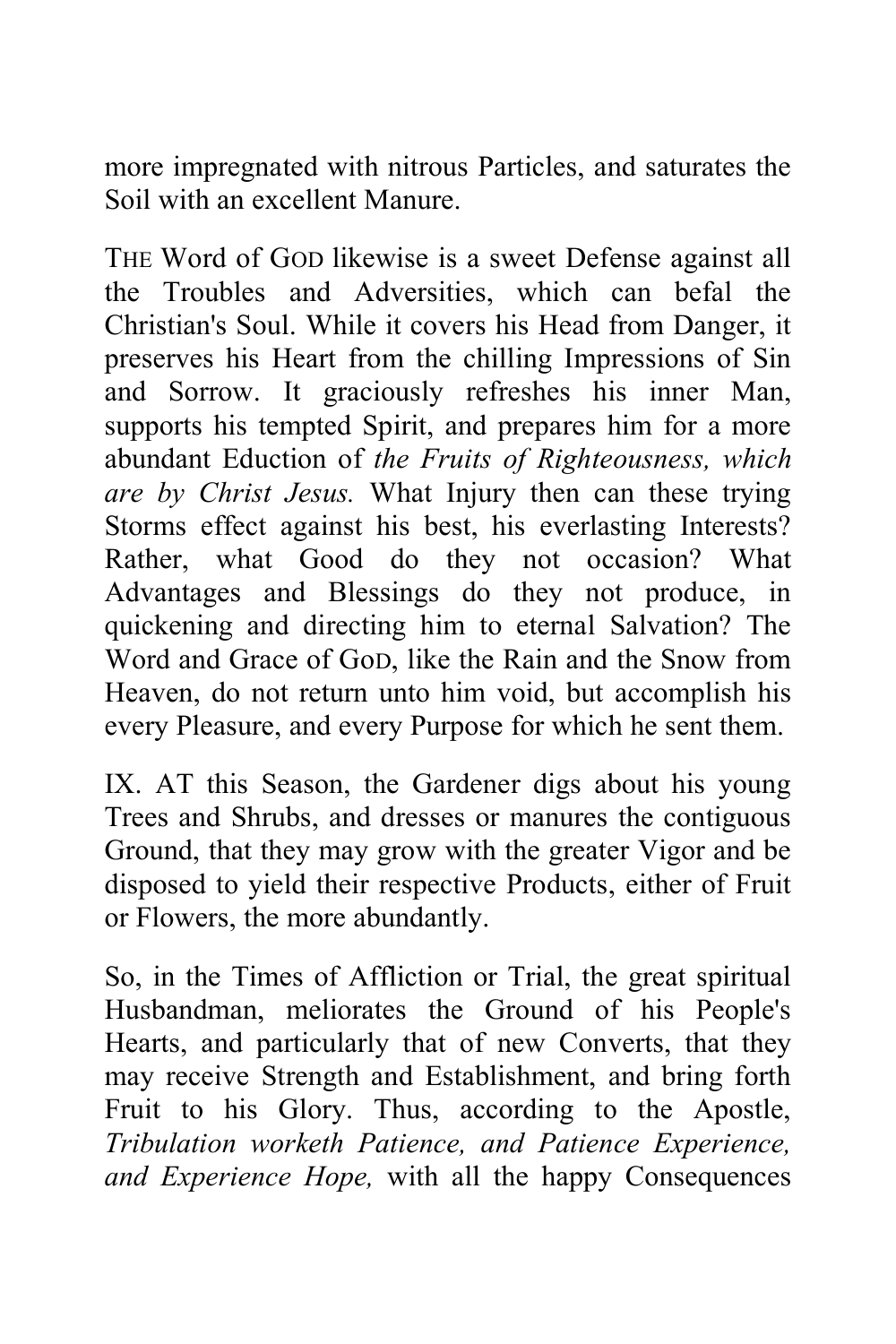more impregnated with nitrous Particles, and saturates the Soil with an excellent Manure.

THE Word of GOD likewise is a sweet Defense against all the Troubles and Adversities, which can befal the Christian's Soul. While it covers his Head from Danger, it preserves his Heart from the chilling Impressions of Sin and Sorrow. It graciously refreshes his inner Man, supports his tempted Spirit, and prepares him for a more abundant Eduction of *the Fruits of Righteousness, which are by Christ Jesus.* What Injury then can these trying Storms effect against his best, his everlasting Interests? Rather, what Good do they not occasion? What Advantages and Blessings do they not produce, in quickening and directing him to eternal Salvation? The Word and Grace of GOD, like the Rain and the Snow from Heaven, do not return unto him void, but accomplish his every Pleasure, and every Purpose for which he sent them.

IX. AT this Season, the Gardener digs about his young Trees and Shrubs, and dresses or manures the contiguous Ground, that they may grow with the greater Vigor and be disposed to yield their respective Products, either of Fruit or Flowers, the more abundantly.

So, in the Times of Affliction or Trial, the great spiritual Husbandman, meliorates the Ground of his People's Hearts, and particularly that of new Converts, that they may receive Strength and Establishment, and bring forth Fruit to his Glory. Thus, according to the Apostle, *Tribulation worketh Patience, and Patience Experience, and Experience Hope,* with all the happy Consequences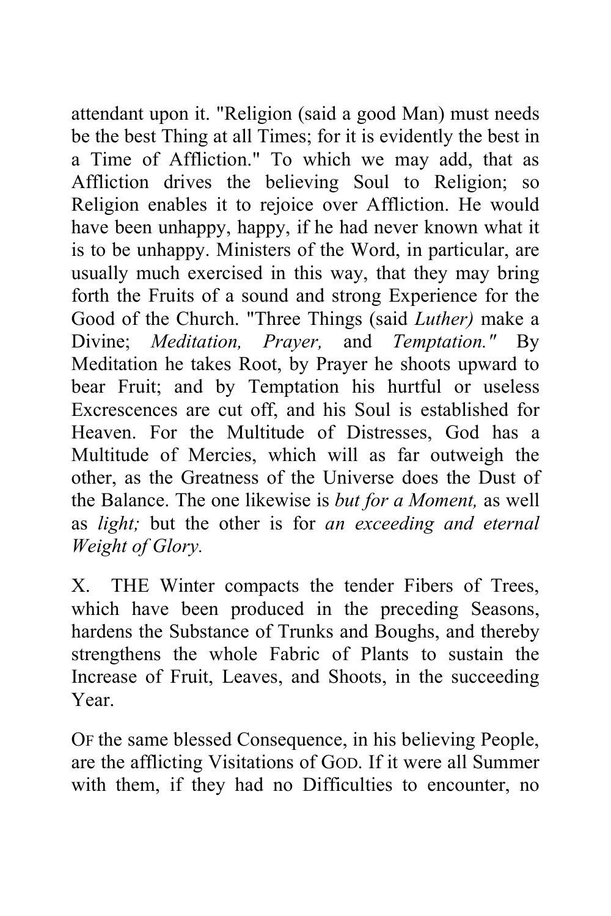attendant upon it. "Religion (said a good Man) must needs be the best Thing at all Times; for it is evidently the best in a Time of Affliction." To which we may add, that as Affliction drives the believing Soul to Religion; so Religion enables it to rejoice over Affliction. He would have been unhappy, happy, if he had never known what it is to be unhappy. Ministers of the Word, in particular, are usually much exercised in this way, that they may bring forth the Fruits of a sound and strong Experience for the Good of the Church. "Three Things (said *Luther)* make a Divine; *Meditation, Prayer,* and *Temptation."* By Meditation he takes Root, by Prayer he shoots upward to bear Fruit; and by Temptation his hurtful or useless Excrescences are cut off, and his Soul is established for Heaven. For the Multitude of Distresses, God has a Multitude of Mercies, which will as far outweigh the other, as the Greatness of the Universe does the Dust of the Balance. The one likewise is *but for a Moment,* as well as *light;* but the other is for *an exceeding and eternal Weight of Glory.*

X. THE Winter compacts the tender Fibers of Trees, which have been produced in the preceding Seasons, hardens the Substance of Trunks and Boughs, and thereby strengthens the whole Fabric of Plants to sustain the Increase of Fruit, Leaves, and Shoots, in the succeeding Year.

OF the same blessed Consequence, in his believing People, are the afflicting Visitations of GOD. If it were all Summer with them, if they had no Difficulties to encounter, no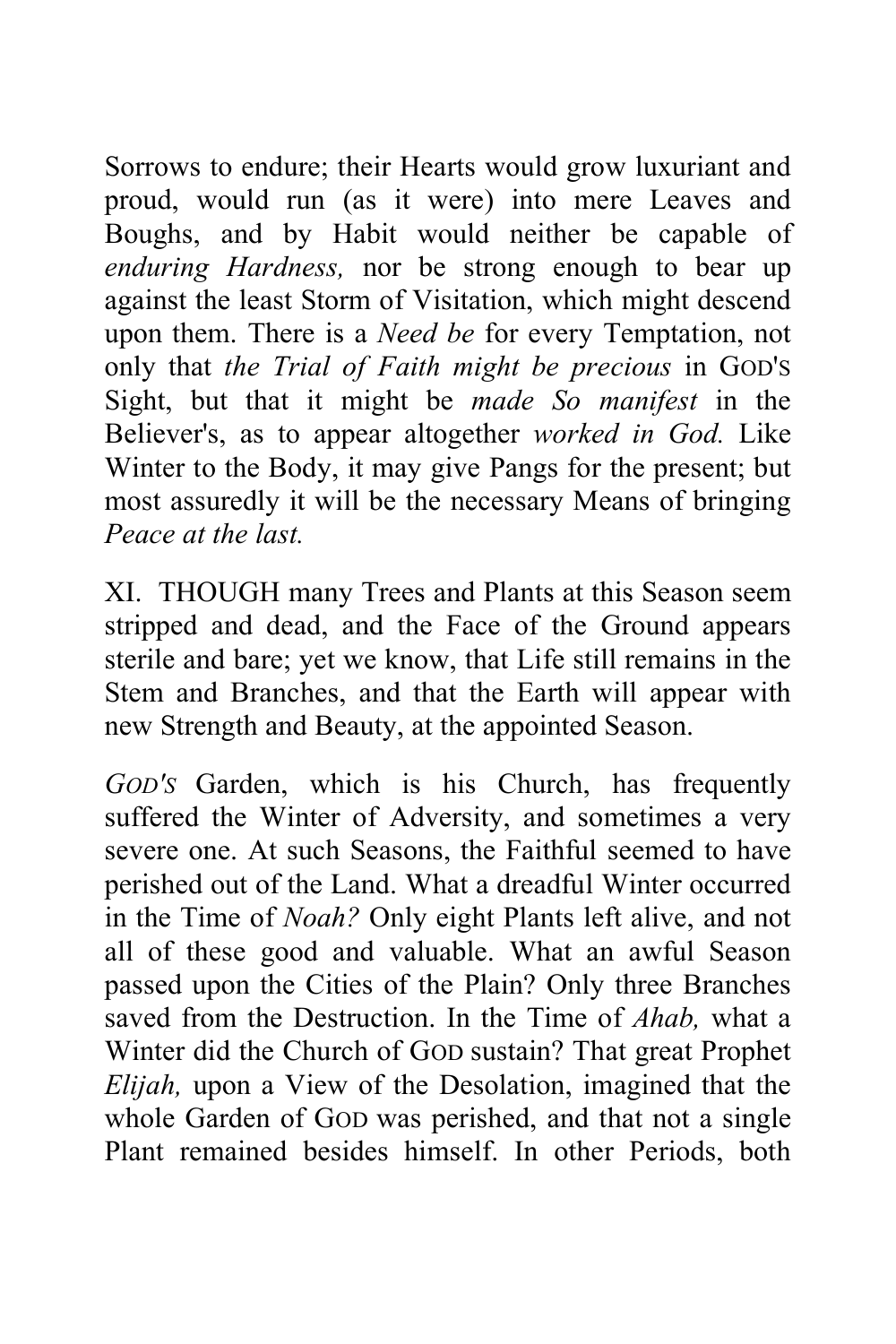Sorrows to endure; their Hearts would grow luxuriant and proud, would run (as it were) into mere Leaves and Boughs, and by Habit would neither be capable of *enduring Hardness,* nor be strong enough to bear up against the least Storm of Visitation, which might descend upon them. There is a *Need be* for every Temptation, not only that *the Trial of Faith might be precious* in GOD'S Sight, but that it might be *made So manifest* in the Believer's, as to appear altogether *worked in God.* Like Winter to the Body, it may give Pangs for the present; but most assuredly it will be the necessary Means of bringing *Peace at the last.*

XI. THOUGH many Trees and Plants at this Season seem stripped and dead, and the Face of the Ground appears sterile and bare; yet we know, that Life still remains in the Stem and Branches, and that the Earth will appear with new Strength and Beauty, at the appointed Season.

*GOD'S* Garden, which is his Church, has frequently suffered the Winter of Adversity, and sometimes a very severe one. At such Seasons, the Faithful seemed to have perished out of the Land. What a dreadful Winter occurred in the Time of *Noah?* Only eight Plants left alive, and not all of these good and valuable. What an awful Season passed upon the Cities of the Plain? Only three Branches saved from the Destruction. In the Time of *Ahab,* what a Winter did the Church of GOD sustain? That great Prophet *Elijah,* upon a View of the Desolation, imagined that the whole Garden of GOD was perished, and that not a single Plant remained besides himself. In other Periods, both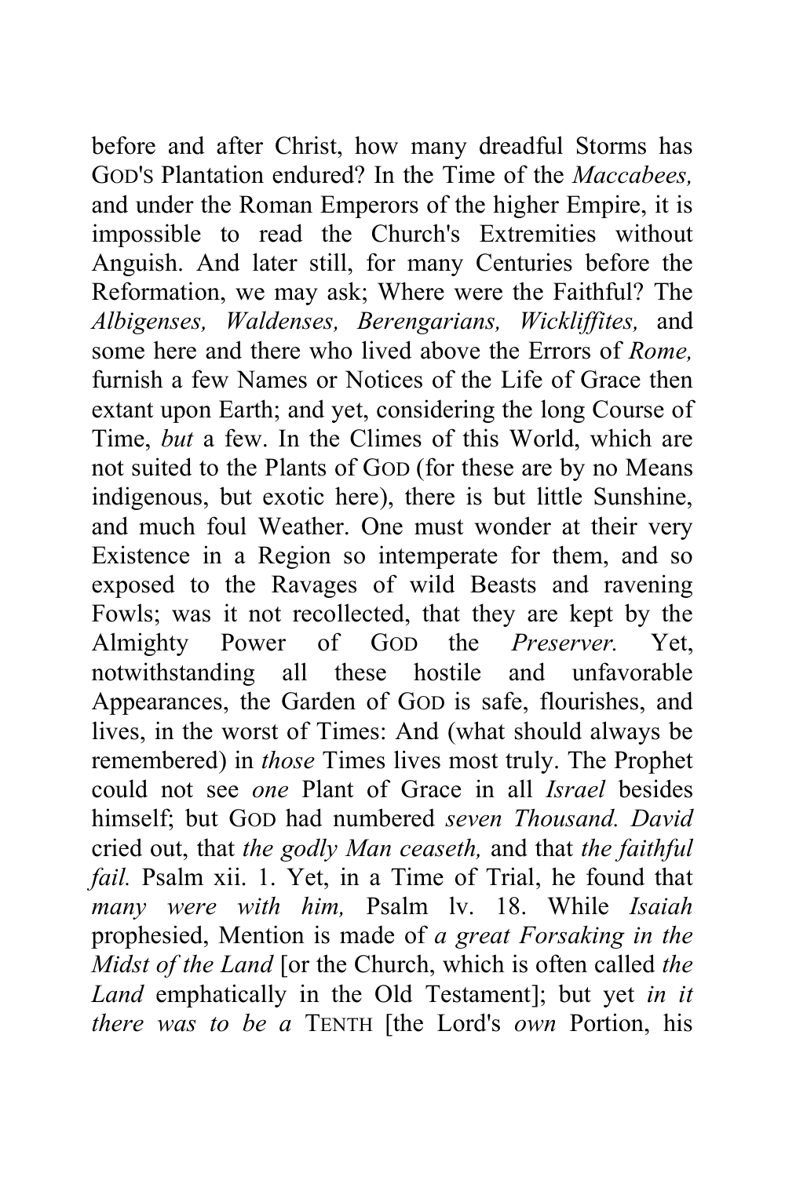before and after Christ, how many dreadful Storms has GOD'S Plantation endured? In the Time of the *Maccabees,* and under the Roman Emperors of the higher Empire, it is impossible to read the Church's Extremities without Anguish. And later still, for many Centuries before the Reformation, we may ask; Where were the Faithful? The *Albigenses, Waldenses, Berengarians, Wickliffites,* and some here and there who lived above the Errors of *Rome,* furnish a few Names or Notices of the Life of Grace then extant upon Earth; and yet, considering the long Course of Time, *but* a few. In the Climes of this World, which are not suited to the Plants of GOD (for these are by no Means indigenous, but exotic here), there is but little Sunshine, and much foul Weather. One must wonder at their very Existence in a Region so intemperate for them, and so exposed to the Ravages of wild Beasts and ravening Fowls; was it not recollected, that they are kept by the Almighty Power of GOD the *Preserver.* Yet, notwithstanding all these hostile and unfavorable Appearances, the Garden of GOD is safe, flourishes, and lives, in the worst of Times: And (what should always be remembered) in *those* Times lives most truly. The Prophet could not see *one* Plant of Grace in all *Israel* besides himself; but GOD had numbered *seven Thousand. David* cried out, that *the godly Man ceaseth,* and that *the faithful fail.* Psalm xii. 1. Yet, in a Time of Trial, he found that *many were with him,* Psalm lv. 18. While *Isaiah* prophesied, Mention is made of *a great Forsaking in the Midst of the Land* [or the Church, which is often called *the Land* emphatically in the Old Testament]; but yet *in it there was to be a* TENTH [the Lord's *own* Portion, his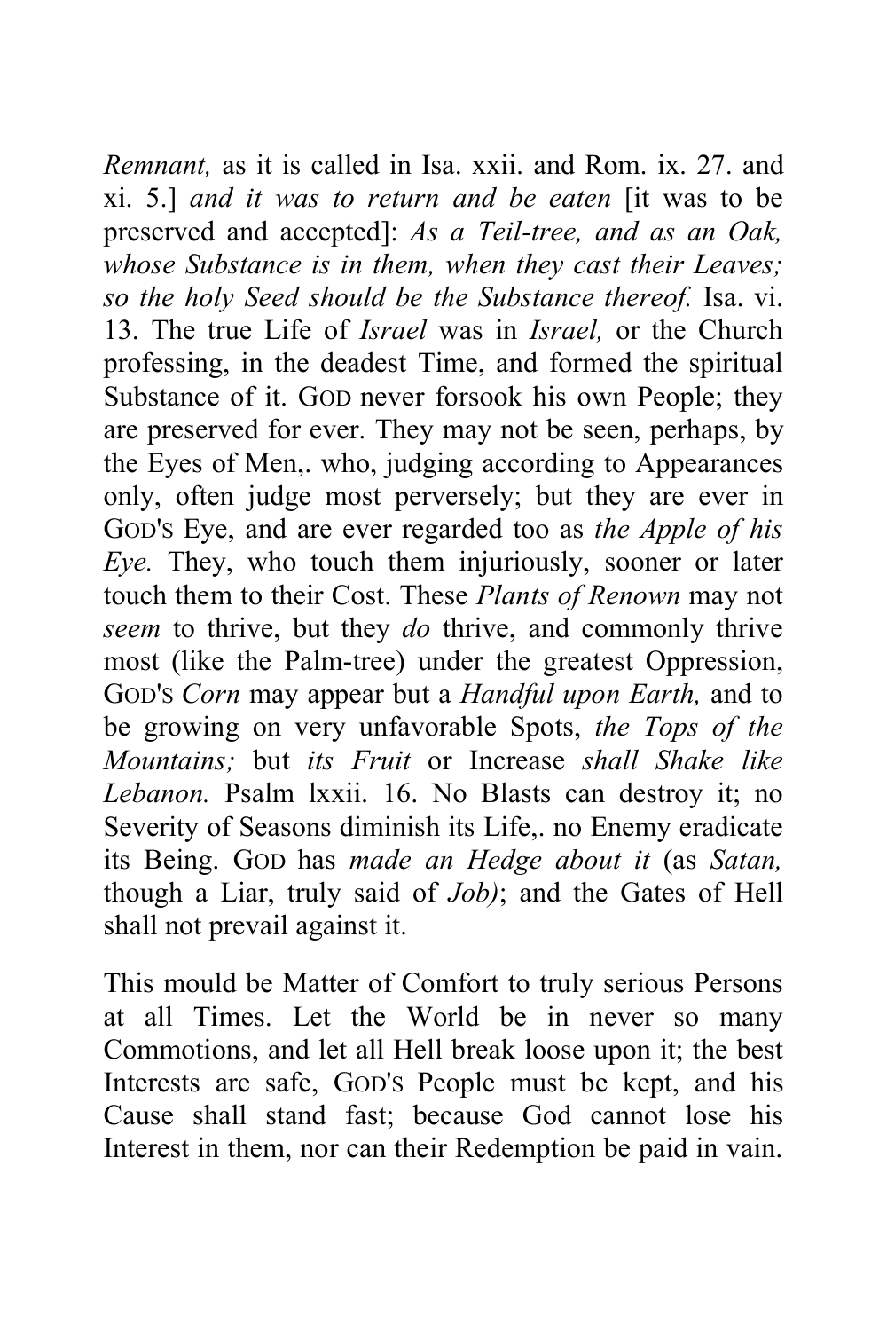*Remnant,* as it is called in Isa. xxii. and Rom. ix. 27. and xi. 5.] *and it was to return and be eaten* [it was to be preserved and accepted]: *As a Teil-tree, and as an Oak, whose Substance is in them, when they cast their Leaves; so the holy Seed should be the Substance thereof.* Isa. vi. 13. The true Life of *Israel* was in *Israel,* or the Church professing, in the deadest Time, and formed the spiritual Substance of it. GOD never forsook his own People; they are preserved for ever. They may not be seen, perhaps, by the Eyes of Men,. who, judging according to Appearances only, often judge most perversely; but they are ever in GOD'S Eye, and are ever regarded too as *the Apple of his Eye.* They, who touch them injuriously, sooner or later touch them to their Cost. These *Plants of Renown* may not *seem* to thrive, but they *do* thrive, and commonly thrive most (like the Palm-tree) under the greatest Oppression, GOD'S *Corn* may appear but a *Handful upon Earth,* and to be growing on very unfavorable Spots, *the Tops of the Mountains;* but *its Fruit* or Increase *shall Shake like Lebanon.* Psalm lxxii. 16. No Blasts can destroy it; no Severity of Seasons diminish its Life,. no Enemy eradicate its Being. GOD has *made an Hedge about it* (as *Satan,* though a Liar, truly said of *Job)*; and the Gates of Hell shall not prevail against it.

This mould be Matter of Comfort to truly serious Persons at all Times. Let the World be in never so many Commotions, and let all Hell break loose upon it; the best Interests are safe, GOD'S People must be kept, and his Cause shall stand fast; because God cannot lose his Interest in them, nor can their Redemption be paid in vain.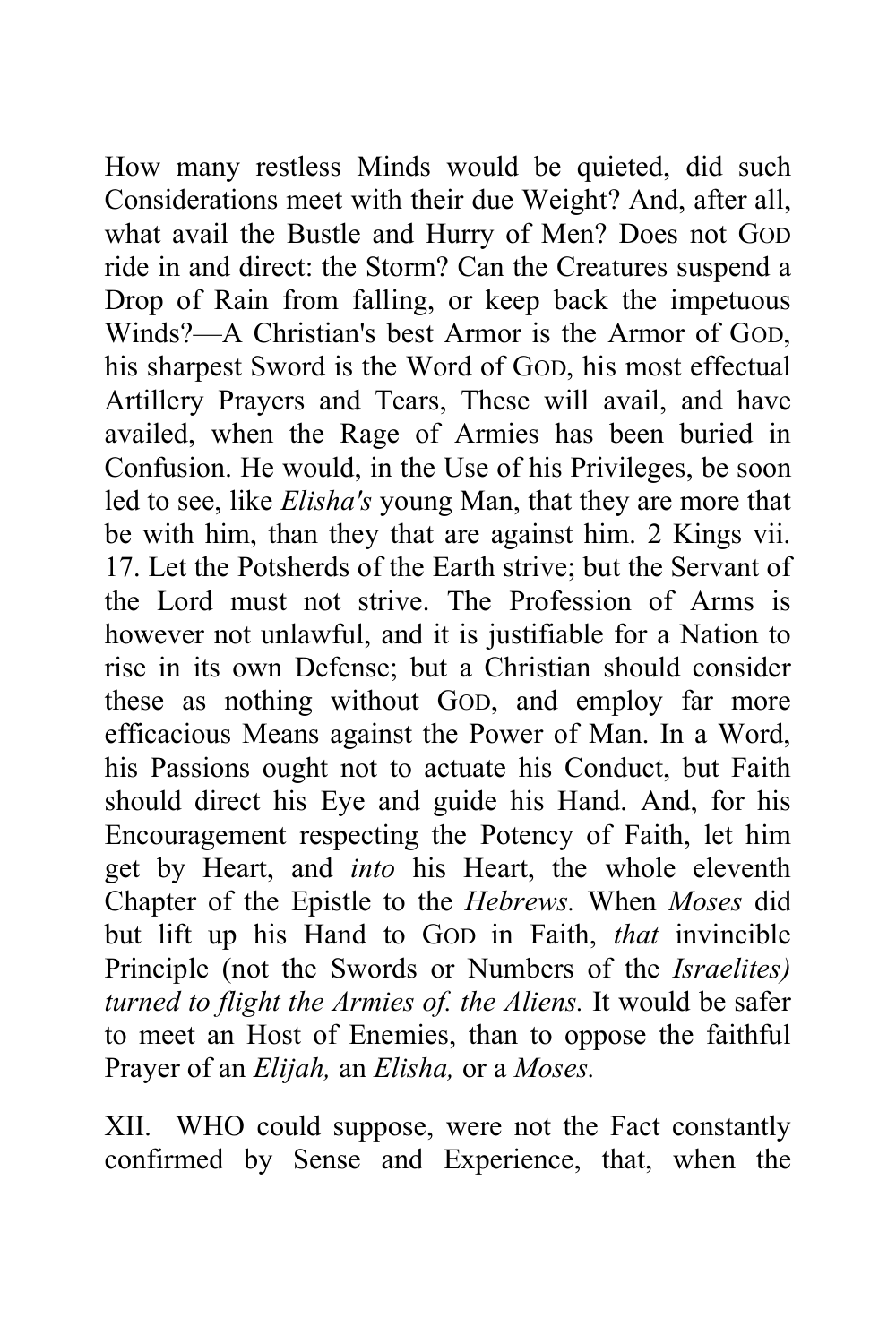How many restless Minds would be quieted, did such Considerations meet with their due Weight? And, after all, what avail the Bustle and Hurry of Men? Does not GOD ride in and direct: the Storm? Can the Creatures suspend a Drop of Rain from falling, or keep back the impetuous Winds?—A Christian's best Armor is the Armor of GOD, his sharpest Sword is the Word of GOD, his most effectual Artillery Prayers and Tears, These will avail, and have availed, when the Rage of Armies has been buried in Confusion. He would, in the Use of his Privileges, be soon led to see, like *Elisha's* young Man, that they are more that be with him, than they that are against him. 2 Kings vii. 17. Let the Potsherds of the Earth strive; but the Servant of the Lord must not strive. The Profession of Arms is however not unlawful, and it is justifiable for a Nation to rise in its own Defense; but a Christian should consider these as nothing without GOD, and employ far more efficacious Means against the Power of Man. In a Word, his Passions ought not to actuate his Conduct, but Faith should direct his Eye and guide his Hand. And, for his Encouragement respecting the Potency of Faith, let him get by Heart, and *into* his Heart, the whole eleventh Chapter of the Epistle to the *Hebrews.* When *Moses* did but lift up his Hand to GOD in Faith, *that* invincible Principle (not the Swords or Numbers of the *Israelites) turned to flight the Armies of. the Aliens.* It would be safer to meet an Host of Enemies, than to oppose the faithful Prayer of an *Elijah,* an *Elisha,* or a *Moses.*

XII. WHO could suppose, were not the Fact constantly confirmed by Sense and Experience, that, when the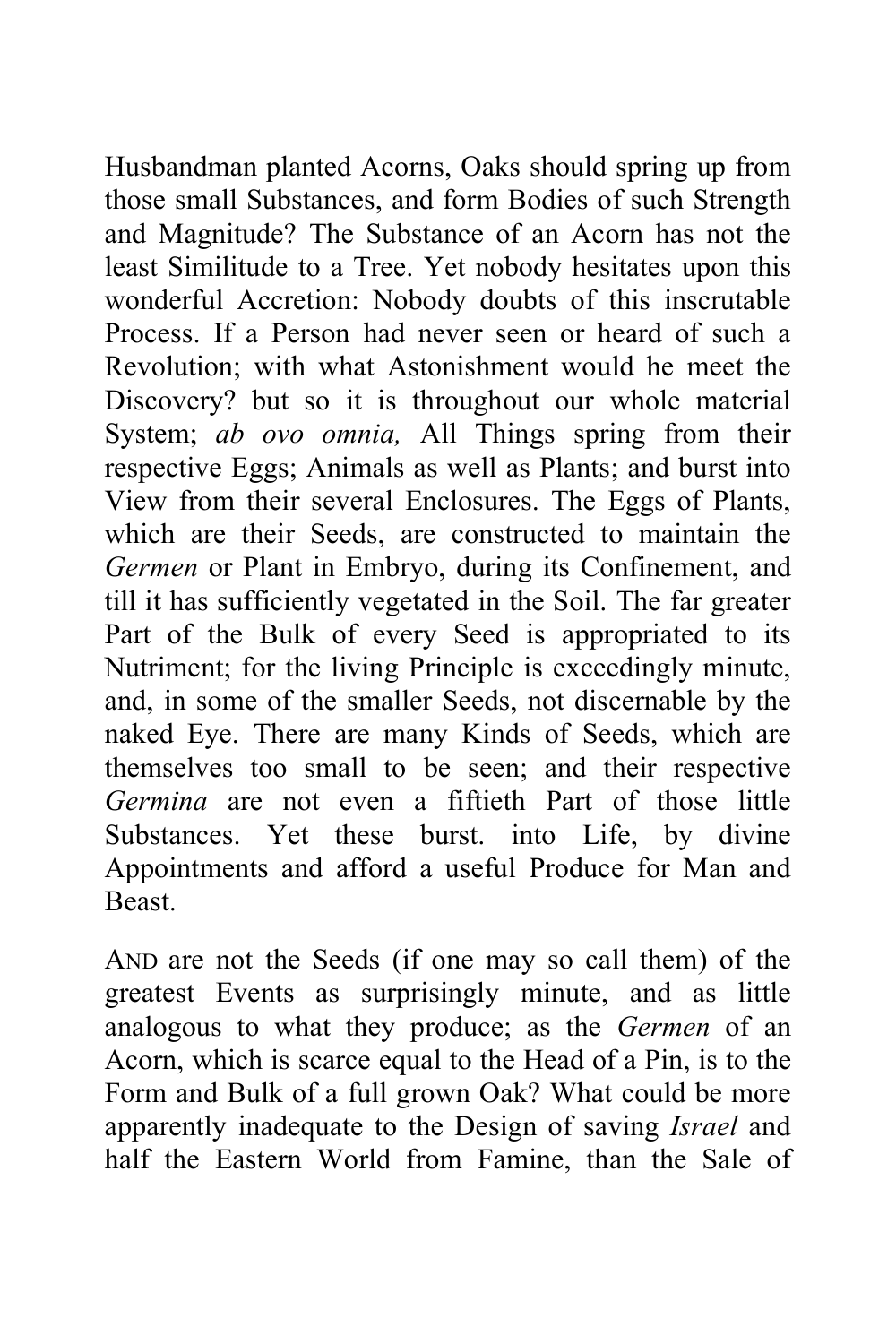Husbandman planted Acorns, Oaks should spring up from those small Substances, and form Bodies of such Strength and Magnitude? The Substance of an Acorn has not the least Similitude to a Tree. Yet nobody hesitates upon this wonderful Accretion: Nobody doubts of this inscrutable Process. If a Person had never seen or heard of such a Revolution; with what Astonishment would he meet the Discovery? but so it is throughout our whole material System; *ab ovo omnia,* All Things spring from their respective Eggs; Animals as well as Plants; and burst into View from their several Enclosures. The Eggs of Plants, which are their Seeds, are constructed to maintain the *Germen* or Plant in Embryo, during its Confinement, and till it has sufficiently vegetated in the Soil. The far greater Part of the Bulk of every Seed is appropriated to its Nutriment; for the living Principle is exceedingly minute, and, in some of the smaller Seeds, not discernable by the naked Eye. There are many Kinds of Seeds, which are themselves too small to be seen; and their respective *Germina* are not even a fiftieth Part of those little Substances. Yet these burst. into Life, by divine Appointments and afford a useful Produce for Man and Beast.

AND are not the Seeds (if one may so call them) of the greatest Events as surprisingly minute, and as little analogous to what they produce; as the *Germen* of an Acorn, which is scarce equal to the Head of a Pin, is to the Form and Bulk of a full grown Oak? What could be more apparently inadequate to the Design of saving *Israel* and half the Eastern World from Famine, than the Sale of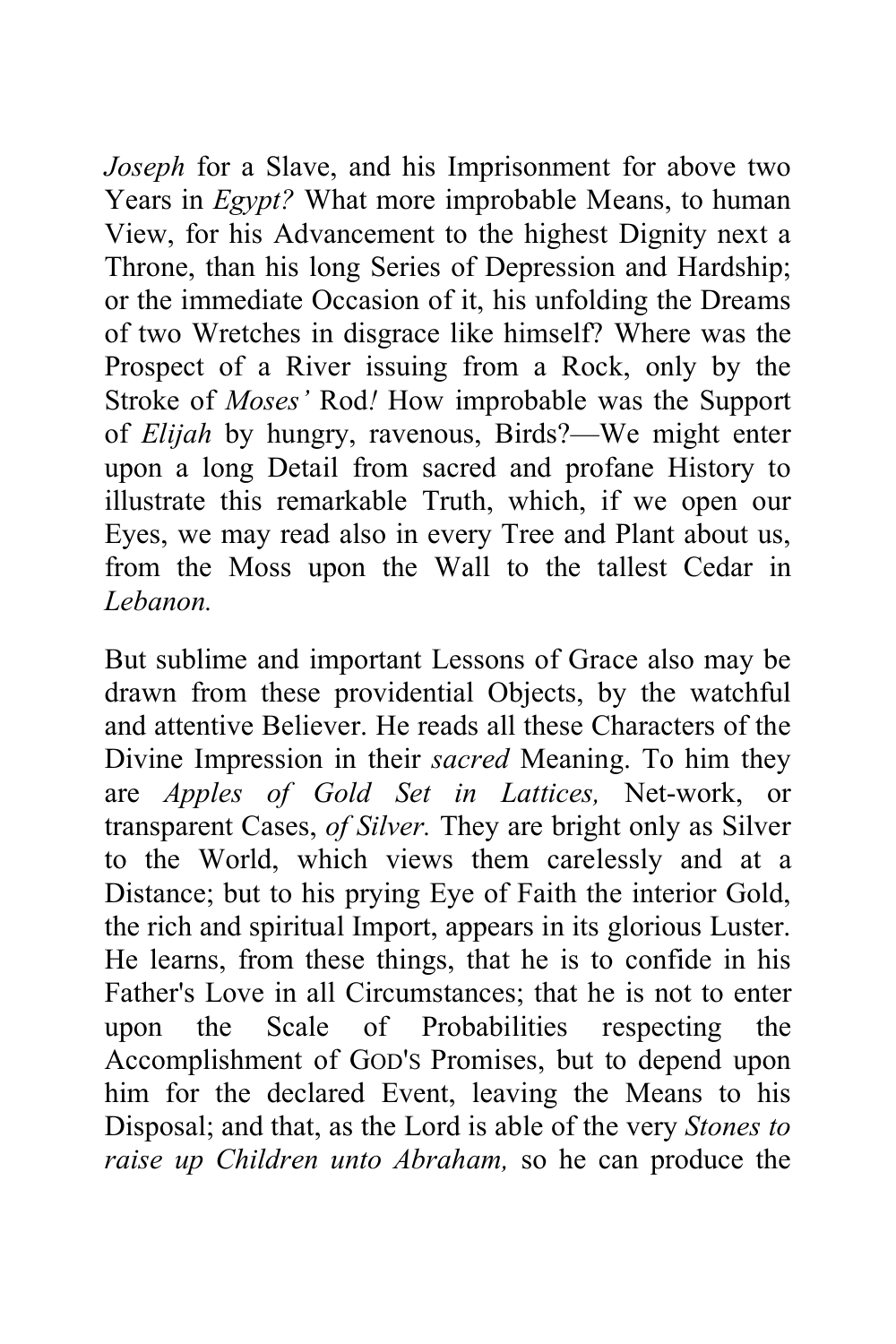*Joseph* for a Slave, and his Imprisonment for above two Years in *Egypt?* What more improbable Means, to human View, for his Advancement to the highest Dignity next a Throne, than his long Series of Depression and Hardship; or the immediate Occasion of it, his unfolding the Dreams of two Wretches in disgrace like himself? Where was the Prospect of a River issuing from a Rock, only by the Stroke of *Moses'* Rod*!* How improbable was the Support of *Elijah* by hungry, ravenous, Birds?—We might enter upon a long Detail from sacred and profane History to illustrate this remarkable Truth, which, if we open our Eyes, we may read also in every Tree and Plant about us, from the Moss upon the Wall to the tallest Cedar in *Lebanon.*

But sublime and important Lessons of Grace also may be drawn from these providential Objects, by the watchful and attentive Believer. He reads all these Characters of the Divine Impression in their *sacred* Meaning. To him they are *Apples of Gold Set in Lattices,* Net-work, or transparent Cases, *of Silver.* They are bright only as Silver to the World, which views them carelessly and at a Distance; but to his prying Eye of Faith the interior Gold, the rich and spiritual Import, appears in its glorious Luster. He learns, from these things, that he is to confide in his Father's Love in all Circumstances; that he is not to enter upon the Scale of Probabilities respecting the Accomplishment of GOD'S Promises, but to depend upon him for the declared Event, leaving the Means to his Disposal; and that, as the Lord is able of the very *Stones to raise up Children unto Abraham,* so he can produce the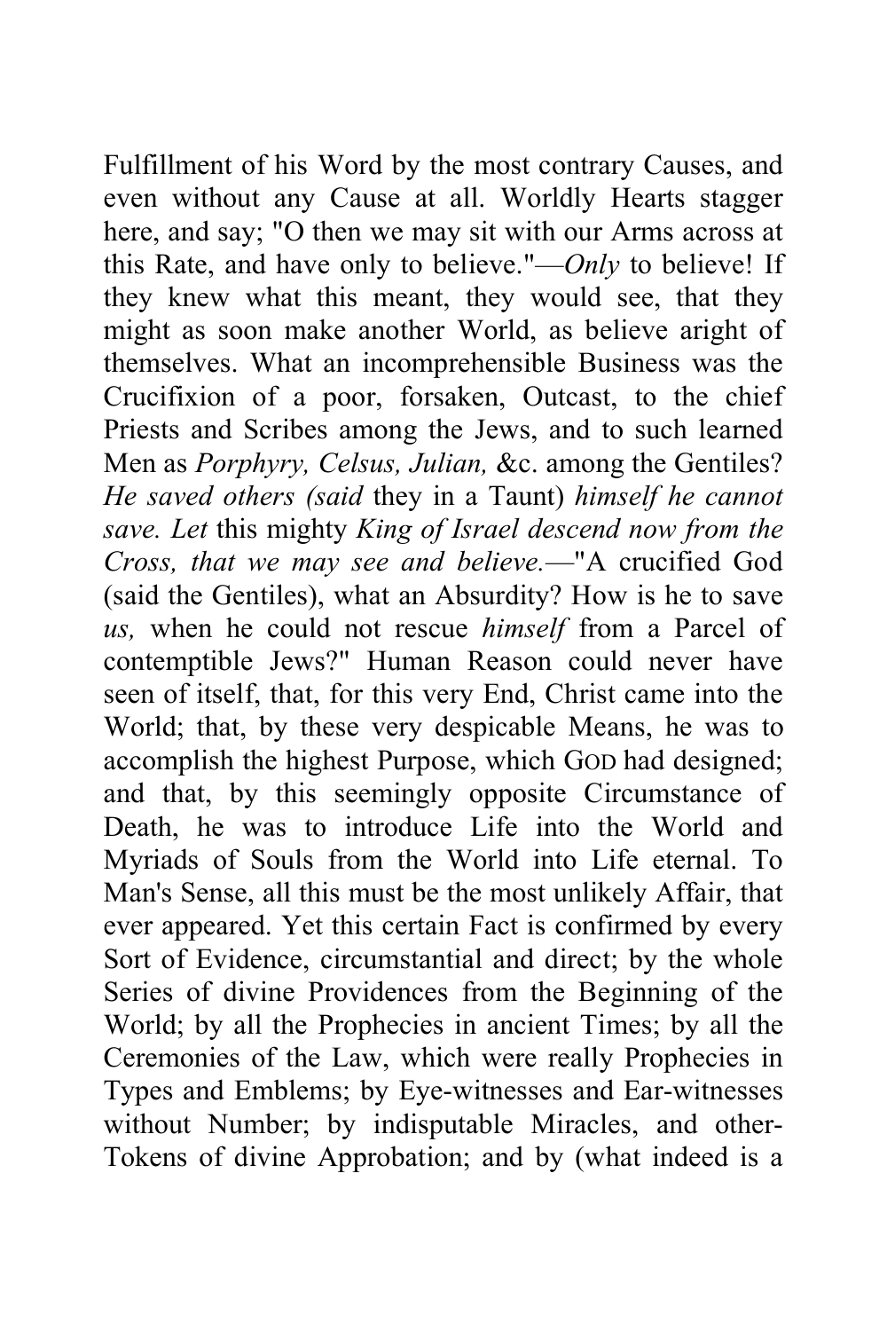Fulfillment of his Word by the most contrary Causes, and even without any Cause at all. Worldly Hearts stagger here, and say; "O then we may sit with our Arms across at this Rate, and have only to believe."—*Only* to believe! If they knew what this meant, they would see, that they might as soon make another World, as believe aright of themselves. What an incomprehensible Business was the Crucifixion of a poor, forsaken, Outcast, to the chief Priests and Scribes among the Jews, and to such learned Men as *Porphyry, Celsus, Julian,* &c. among the Gentiles? *He saved others (said* they in a Taunt) *himself he cannot save. Let* this mighty *King of Israel descend now from the Cross, that we may see and believe.*—"A crucified God (said the Gentiles), what an Absurdity? How is he to save *us,* when he could not rescue *himself* from a Parcel of contemptible Jews?" Human Reason could never have seen of itself, that, for this very End, Christ came into the World; that, by these very despicable Means, he was to accomplish the highest Purpose, which GOD had designed; and that, by this seemingly opposite Circumstance of Death, he was to introduce Life into the World and Myriads of Souls from the World into Life eternal. To Man's Sense, all this must be the most unlikely Affair, that ever appeared. Yet this certain Fact is confirmed by every Sort of Evidence, circumstantial and direct; by the whole Series of divine Providences from the Beginning of the World; by all the Prophecies in ancient Times; by all the Ceremonies of the Law, which were really Prophecies in Types and Emblems; by Eye-witnesses and Ear-witnesses without Number; by indisputable Miracles, and other-Tokens of divine Approbation; and by (what indeed is a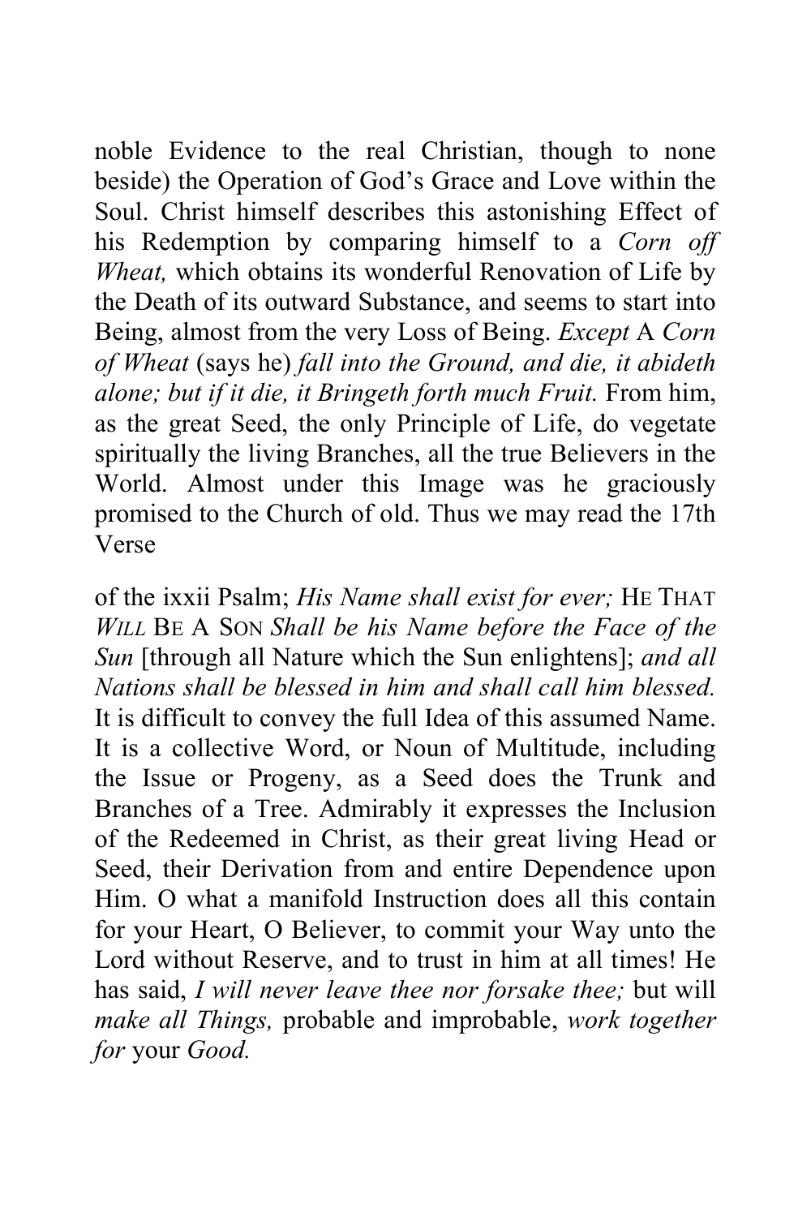noble Evidence to the real Christian, though to none beside) the Operation of God's Grace and Love within the Soul. Christ himself describes this astonishing Effect of his Redemption by comparing himself to a *Corn off Wheat,* which obtains its wonderful Renovation of Life by the Death of its outward Substance, and seems to start into Being, almost from the very Loss of Being. *Except* A *Corn of Wheat* (says he) *fall into the Ground, and die, it abideth alone; but if it die, it Bringeth forth much Fruit.* From him, as the great Seed, the only Principle of Life, do vegetate spiritually the living Branches, all the true Believers in the World. Almost under this Image was he graciously promised to the Church of old. Thus we may read the 17th Verse

of the ixxii Psalm; *His Name shall exist for ever;* HE THAT *WILL* BE A SON *Shall be his Name before the Face of the Sun* [through all Nature which the Sun enlightens]; *and all Nations shall be blessed in him and shall call him blessed.* It is difficult to convey the full Idea of this assumed Name. It is a collective Word, or Noun of Multitude, including the Issue or Progeny, as a Seed does the Trunk and Branches of a Tree. Admirably it expresses the Inclusion of the Redeemed in Christ, as their great living Head or Seed, their Derivation from and entire Dependence upon Him. O what a manifold Instruction does all this contain for your Heart, O Believer, to commit your Way unto the Lord without Reserve, and to trust in him at all times! He has said, *I will never leave thee nor forsake thee;* but will *make all Things,* probable and improbable, *work together for* your *Good.*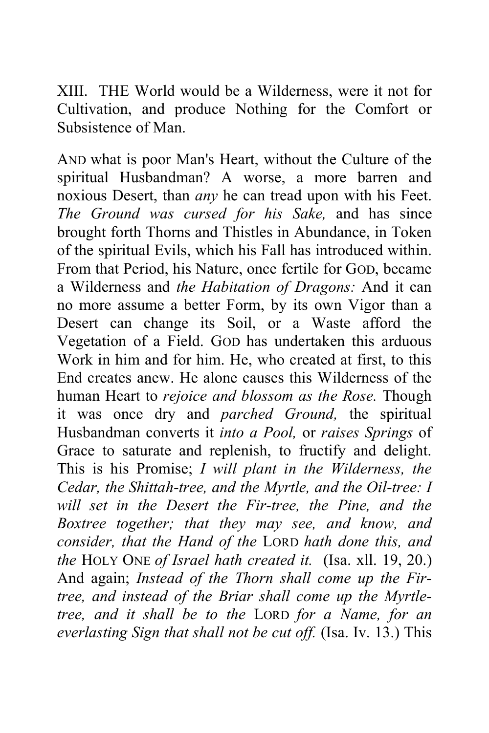XIII. THE World would be a Wilderness, were it not for Cultivation, and produce Nothing for the Comfort or Subsistence of Man.

AND what is poor Man's Heart, without the Culture of the spiritual Husbandman? A worse, a more barren and noxious Desert, than *any* he can tread upon with his Feet. *The Ground was cursed for his Sake,* and has since brought forth Thorns and Thistles in Abundance, in Token of the spiritual Evils, which his Fall has introduced within. From that Period, his Nature, once fertile for GOD, became a Wilderness and *the Habitation of Dragons:* And it can no more assume a better Form, by its own Vigor than a Desert can change its Soil, or a Waste afford the Vegetation of a Field. GOD has undertaken this arduous Work in him and for him. He, who created at first, to this End creates anew. He alone causes this Wilderness of the human Heart to *rejoice and blossom as the Rose.* Though it was once dry and *parched Ground,* the spiritual Husbandman converts it *into a Pool,* or *raises Springs* of Grace to saturate and replenish, to fructify and delight. This is his Promise; *I will plant in the Wilderness, the Cedar, the Shittah-tree, and the Myrtle, and the Oil-tree: I will set in the Desert the Fir-tree, the Pine, and the Boxtree together; that they may see, and know, and consider, that the Hand of the* LORD *hath done this, and the* HOLY ONE *of Israel hath created it.* (Isa. xll. 19, 20.) And again; *Instead of the Thorn shall come up the Fir-tree, and instead of the Briar shall come up the Myrtle-tree, and it shall be to the* LORD *for a Name, for an everlasting Sign that shall not be cut off.* (Isa. Iv. 13.) This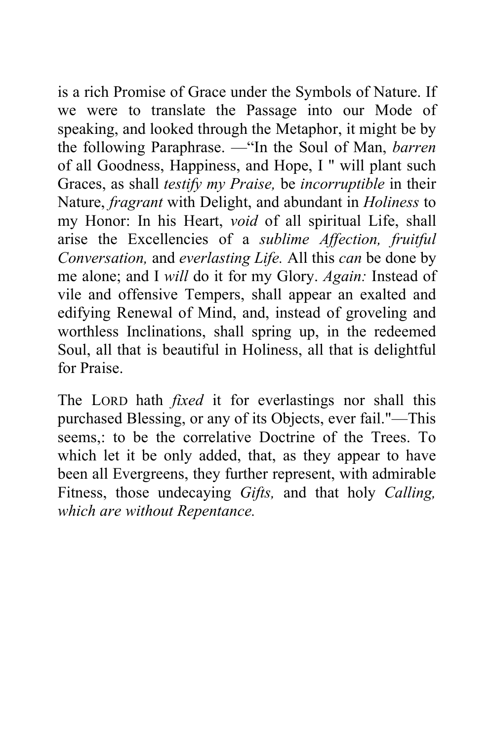is a rich Promise of Grace under the Symbols of Nature. If we were to translate the Passage into our Mode of speaking, and looked through the Metaphor, it might be by the following Paraphrase. —"In the Soul of Man, *barren* of all Goodness, Happiness, and Hope, I " will plant such Graces, as shall *testify my Praise,* be *incorruptible* in their Nature, *fragrant* with Delight, and abundant in *Holiness* to my Honor: In his Heart, *void* of all spiritual Life, shall arise the Excellencies of a *sublime Affection, fruitful Conversation,* and *everlasting Life.* All this *can* be done by me alone; and I *will* do it for my Glory. *Again:* Instead of vile and offensive Tempers, shall appear an exalted and edifying Renewal of Mind, and, instead of groveling and worthless Inclinations, shall spring up, in the redeemed Soul, all that is beautiful in Holiness, all that is delightful for Praise.

The LORD hath *fixed* it for everlastings nor shall this purchased Blessing, or any of its Objects, ever fail."—This seems,: to be the correlative Doctrine of the Trees. To which let it be only added, that, as they appear to have been all Evergreens, they further represent, with admirable Fitness, those undecaying *Gifts,* and that holy *Calling, which are without Repentance.*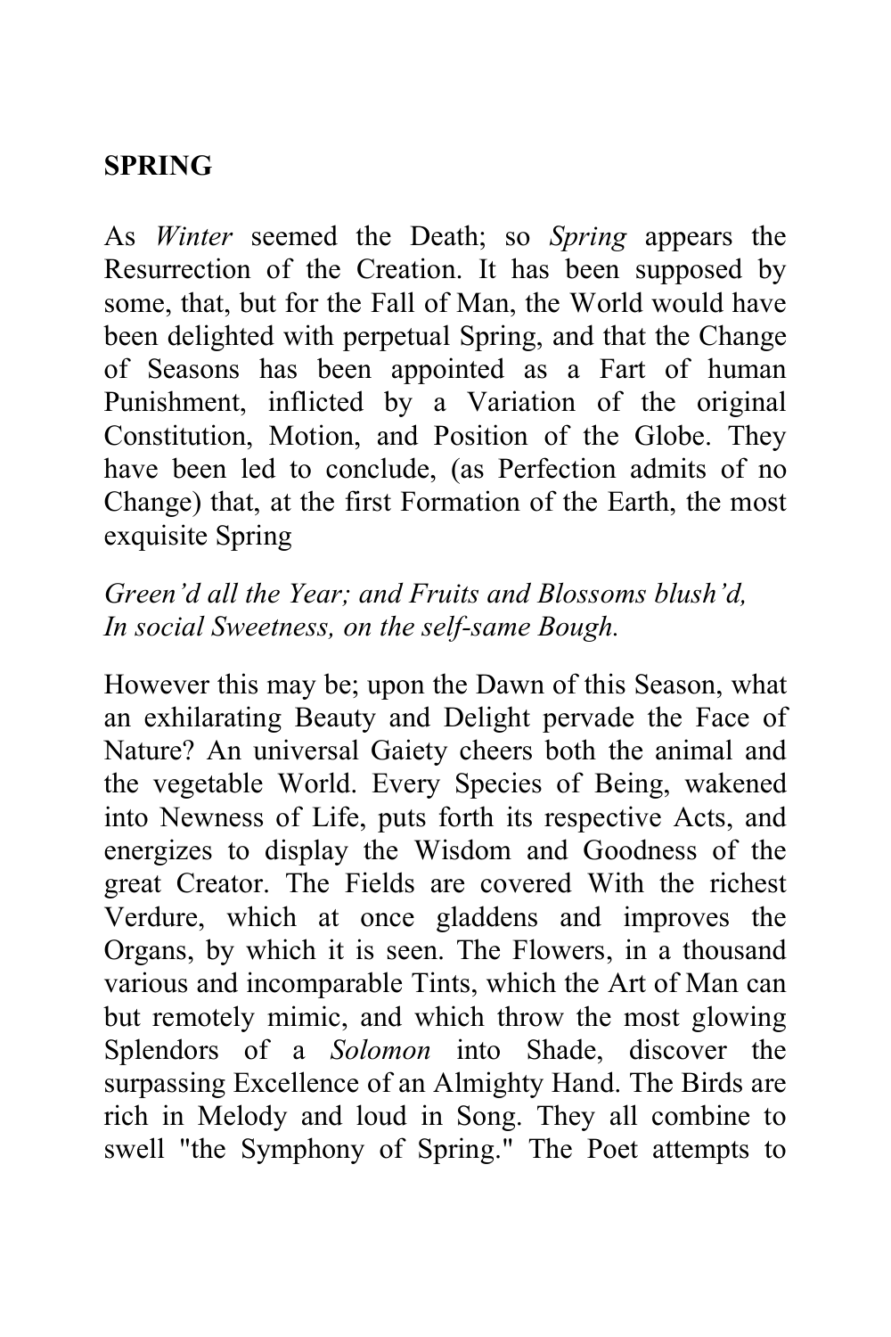## SPRING

As *Winter* seemed the Death; so *Spring* appears the Resurrection of the Creation. It has been supposed by some, that, but for the Fall of Man, the World would have been delighted with perpetual Spring, and that the Change of Seasons has been appointed as a Fart of human Punishment, inflicted by a Variation of the original Constitution, Motion, and Position of the Globe. They have been led to conclude, (as Perfection admits of no Change) that, at the first Formation of the Earth, the most exquisite Spring

*Green'd all the Year; and Fruits and Blossoms blush'd,*
*In social Sweetness, on the self-same Bough.*

However this may be; upon the Dawn of this Season, what an exhilarating Beauty and Delight pervade the Face of Nature? An universal Gaiety cheers both the animal and the vegetable World. Every Species of Being, wakened into Newness of Life, puts forth its respective Acts, and energizes to display the Wisdom and Goodness of the great Creator. The Fields are covered With the richest Verdure, which at once gladdens and improves the Organs, by which it is seen. The Flowers, in a thousand various and incomparable Tints, which the Art of Man can but remotely mimic, and which throw the most glowing Splendors of a *Solomon* into Shade, discover the surpassing Excellence of an Almighty Hand. The Birds are rich in Melody and loud in Song. They all combine to swell "the Symphony of Spring." The Poet attempts to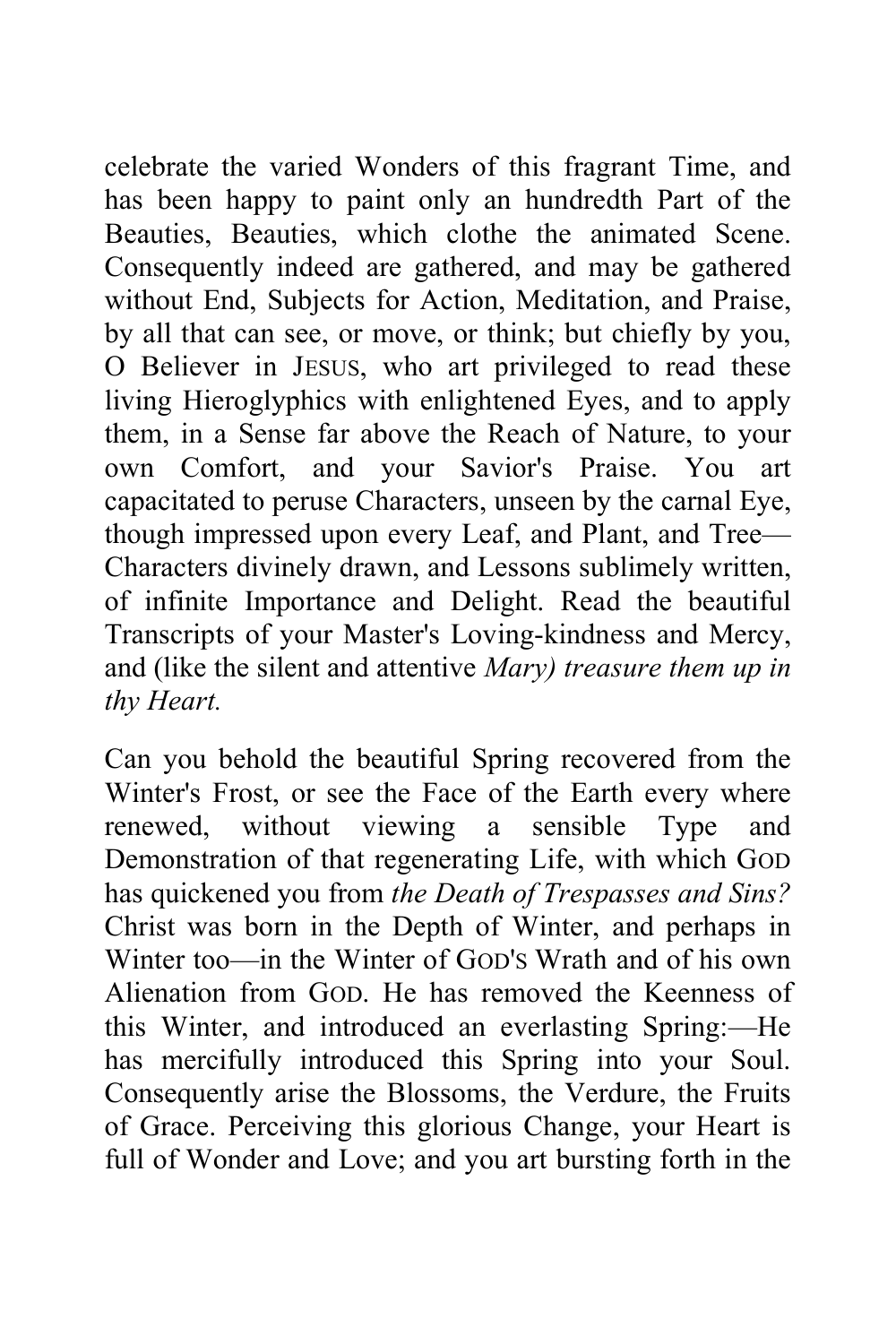celebrate the varied Wonders of this fragrant Time, and has been happy to paint only an hundredth Part of the Beauties, Beauties, which clothe the animated Scene. Consequently indeed are gathered, and may be gathered without End, Subjects for Action, Meditation, and Praise, by all that can see, or move, or think; but chiefly by you, O Believer in JESUS, who art privileged to read these living Hieroglyphics with enlightened Eyes, and to apply them, in a Sense far above the Reach of Nature, to your own Comfort, and your Savior's Praise. You art capacitated to peruse Characters, unseen by the carnal Eye, though impressed upon every Leaf, and Plant, and Tree—Characters divinely drawn, and Lessons sublimely written, of infinite Importance and Delight. Read the beautiful Transcripts of your Master's Loving-kindness and Mercy, and (like the silent and attentive *Mary) treasure them up in thy Heart.*

Can you behold the beautiful Spring recovered from the Winter's Frost, or see the Face of the Earth every where renewed, without viewing a sensible Type and Demonstration of that regenerating Life, with which GOD has quickened you from *the Death of Trespasses and Sins?* Christ was born in the Depth of Winter, and perhaps in Winter too—in the Winter of GOD'S Wrath and of his own Alienation from GOD. He has removed the Keenness of this Winter, and introduced an everlasting Spring:—He has mercifully introduced this Spring into your Soul. Consequently arise the Blossoms, the Verdure, the Fruits of Grace. Perceiving this glorious Change, your Heart is full of Wonder and Love; and you art bursting forth in the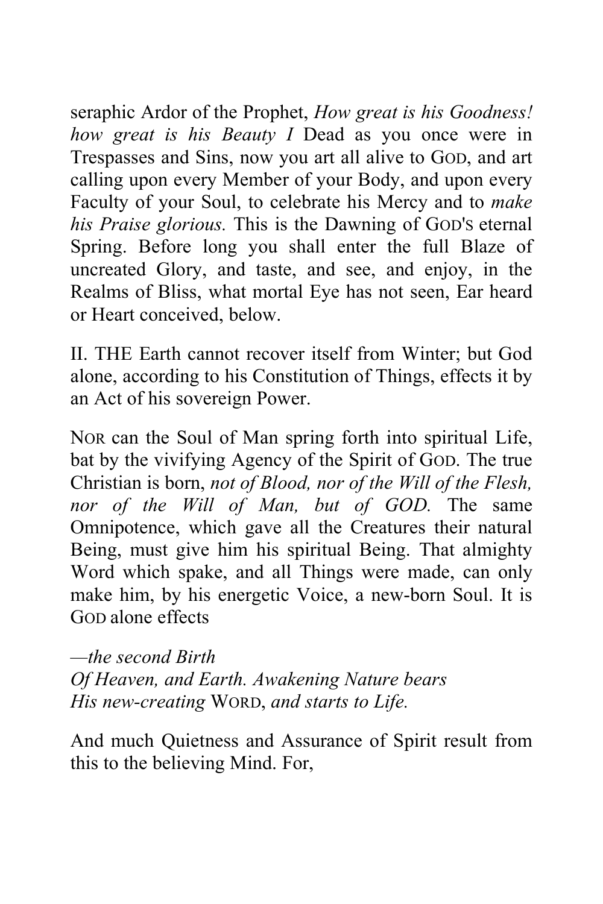seraphic Ardor of the Prophet, *How great is his Goodness! how great is his Beauty I* Dead as you once were in Trespasses and Sins, now you art all alive to GOD, and art calling upon every Member of your Body, and upon every Faculty of your Soul, to celebrate his Mercy and to *make his Praise glorious.* This is the Dawning of GOD'S eternal Spring. Before long you shall enter the full Blaze of uncreated Glory, and taste, and see, and enjoy, in the Realms of Bliss, what mortal Eye has not seen, Ear heard or Heart conceived, below.

II. THE Earth cannot recover itself from Winter; but God alone, according to his Constitution of Things, effects it by an Act of his sovereign Power.

NOR can the Soul of Man spring forth into spiritual Life, bat by the vivifying Agency of the Spirit of GOD. The true Christian is born, *not of Blood, nor of the Will of the Flesh, nor of the Will of Man, but of GOD.* The same Omnipotence, which gave all the Creatures their natural Being, must give him his spiritual Being. That almighty Word which spake, and all Things were made, can only make him, by his energetic Voice, a new-born Soul. It is GOD alone effects

*—the second Birth*
*Of Heaven, and Earth. Awakening Nature bears*
*His new-creating* WORD, *and starts to Life.*

And much Quietness and Assurance of Spirit result from this to the believing Mind. For,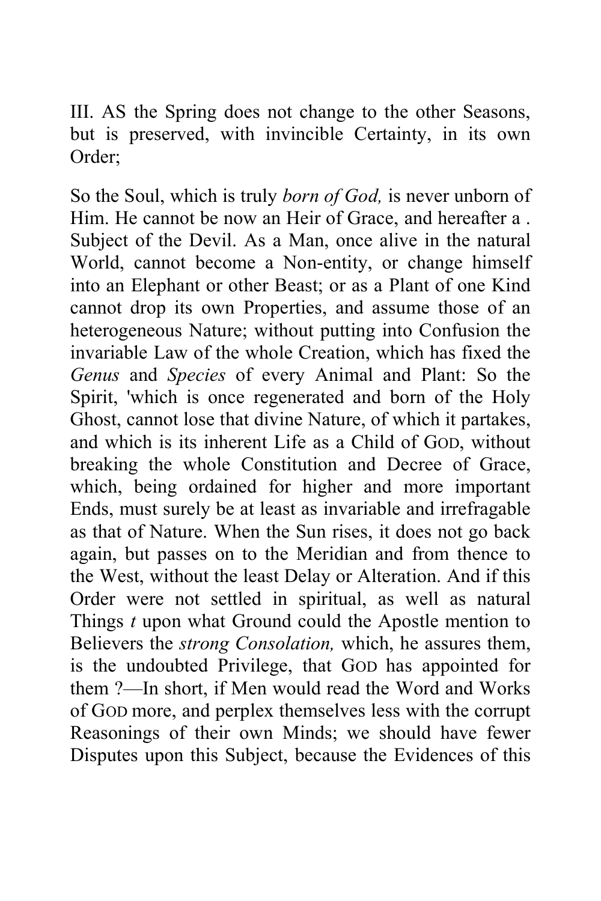III. AS the Spring does not change to the other Seasons, but is preserved, with invincible Certainty, in its own Order;

So the Soul, which is truly *born of God,* is never unborn of Him. He cannot be now an Heir of Grace, and hereafter a . Subject of the Devil. As a Man, once alive in the natural World, cannot become a Non-entity, or change himself into an Elephant or other Beast; or as a Plant of one Kind cannot drop its own Properties, and assume those of an heterogeneous Nature; without putting into Confusion the invariable Law of the whole Creation, which has fixed the *Genus* and *Species* of every Animal and Plant: So the Spirit, 'which is once regenerated and born of the Holy Ghost, cannot lose that divine Nature, of which it partakes, and which is its inherent Life as a Child of GOD, without breaking the whole Constitution and Decree of Grace, which, being ordained for higher and more important Ends, must surely be at least as invariable and irrefragable as that of Nature. When the Sun rises, it does not go back again, but passes on to the Meridian and from thence to the West, without the least Delay or Alteration. And if this Order were not settled in spiritual, as well as natural Things *t* upon what Ground could the Apostle mention to Believers the *strong Consolation,* which, he assures them, is the undoubted Privilege, that GOD has appointed for them ?—In short, if Men would read the Word and Works of GOD more, and perplex themselves less with the corrupt Reasonings of their own Minds; we should have fewer Disputes upon this Subject, because the Evidences of this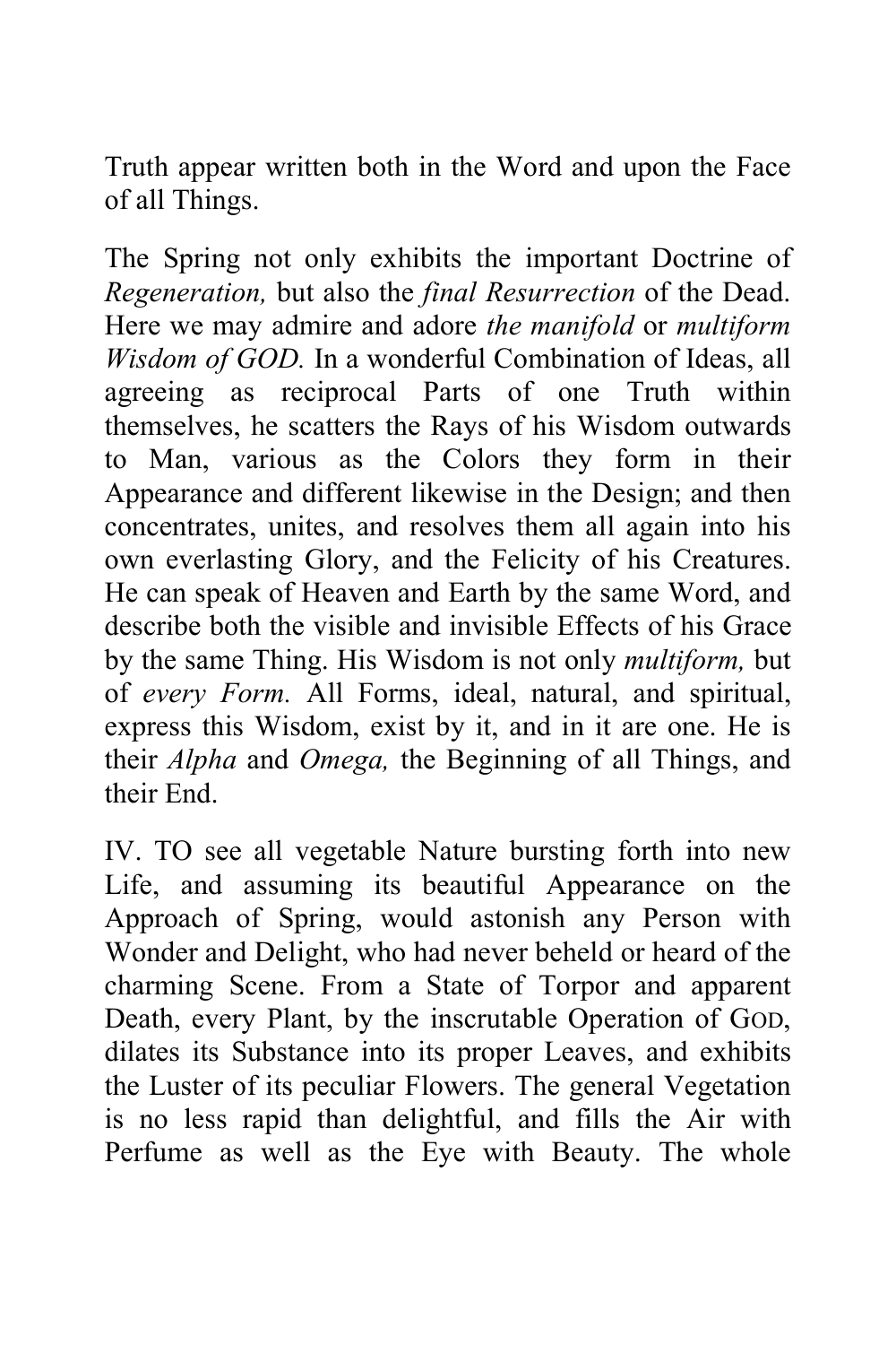Truth appear written both in the Word and upon the Face of all Things.

The Spring not only exhibits the important Doctrine of *Regeneration,* but also the *final Resurrection* of the Dead. Here we may admire and adore *the manifold* or *multiform Wisdom of GOD.* In a wonderful Combination of Ideas, all agreeing as reciprocal Parts of one Truth within themselves, he scatters the Rays of his Wisdom outwards to Man, various as the Colors they form in their Appearance and different likewise in the Design; and then concentrates, unites, and resolves them all again into his own everlasting Glory, and the Felicity of his Creatures. He can speak of Heaven and Earth by the same Word, and describe both the visible and invisible Effects of his Grace by the same Thing. His Wisdom is not only *multiform,* but of *every Form.* All Forms, ideal, natural, and spiritual, express this Wisdom, exist by it, and in it are one. He is their *Alpha* and *Omega,* the Beginning of all Things, and their End.

IV. TO see all vegetable Nature bursting forth into new Life, and assuming its beautiful Appearance on the Approach of Spring, would astonish any Person with Wonder and Delight, who had never beheld or heard of the charming Scene. From a State of Torpor and apparent Death, every Plant, by the inscrutable Operation of GOD, dilates its Substance into its proper Leaves, and exhibits the Luster of its peculiar Flowers. The general Vegetation is no less rapid than delightful, and fills the Air with Perfume as well as the Eye with Beauty. The whole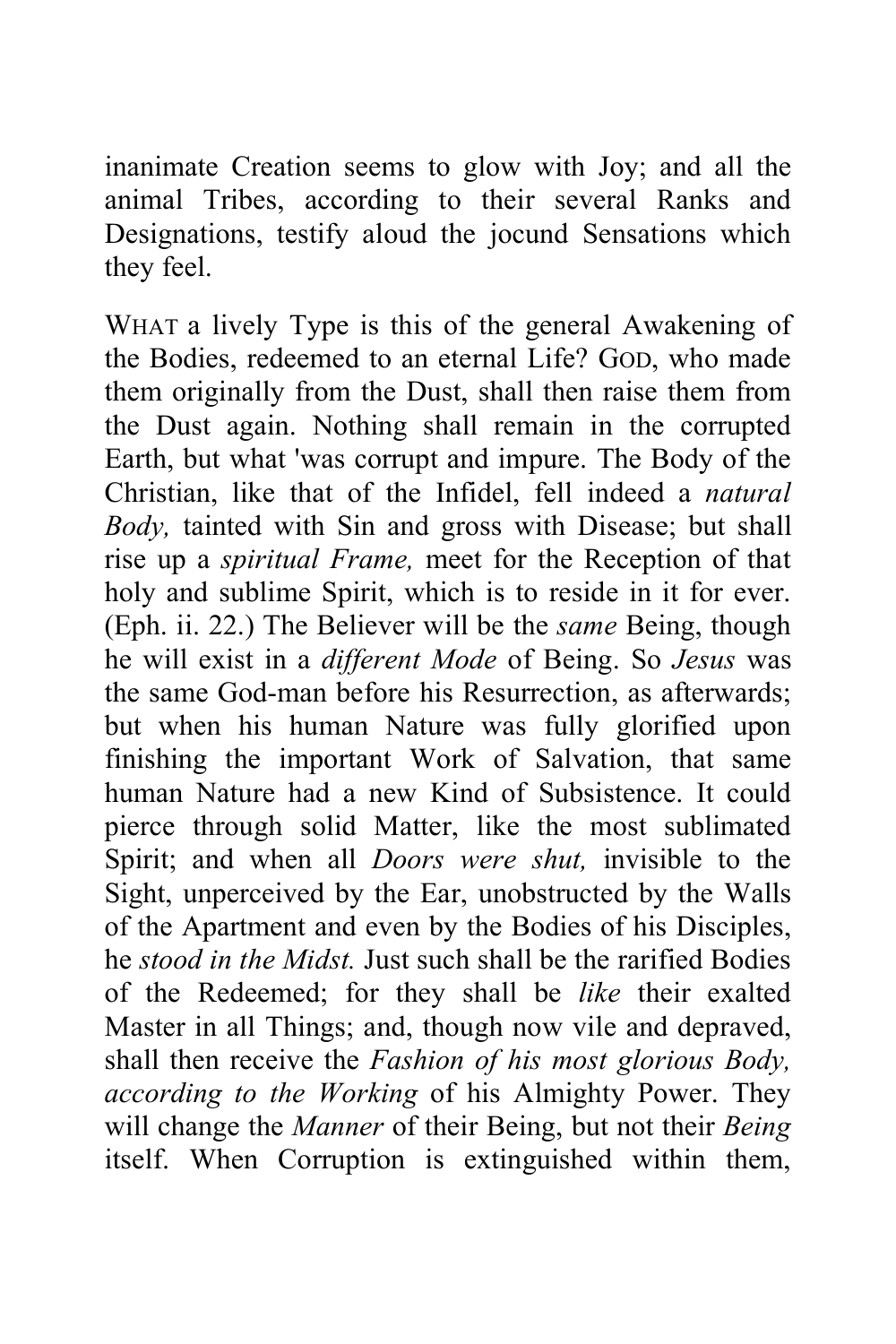inanimate Creation seems to glow with Joy; and all the animal Tribes, according to their several Ranks and Designations, testify aloud the jocund Sensations which they feel.

WHAT a lively Type is this of the general Awakening of the Bodies, redeemed to an eternal Life? GOD, who made them originally from the Dust, shall then raise them from the Dust again. Nothing shall remain in the corrupted Earth, but what 'was corrupt and impure. The Body of the Christian, like that of the Infidel, fell indeed a *natural Body,* tainted with Sin and gross with Disease; but shall rise up a *spiritual Frame,* meet for the Reception of that holy and sublime Spirit, which is to reside in it for ever. (Eph. ii. 22.) The Believer will be the *same* Being, though he will exist in a *different Mode* of Being. So *Jesus* was the same God-man before his Resurrection, as afterwards; but when his human Nature was fully glorified upon finishing the important Work of Salvation, that same human Nature had a new Kind of Subsistence. It could pierce through solid Matter, like the most sublimated Spirit; and when all *Doors were shut,* invisible to the Sight, unperceived by the Ear, unobstructed by the Walls of the Apartment and even by the Bodies of his Disciples, he *stood in the Midst.* Just such shall be the rarified Bodies of the Redeemed; for they shall be *like* their exalted Master in all Things; and, though now vile and depraved, shall then receive the *Fashion of his most glorious Body, according to the Working* of his Almighty Power. They will change the *Manner* of their Being, but not their *Being* itself. When Corruption is extinguished within them,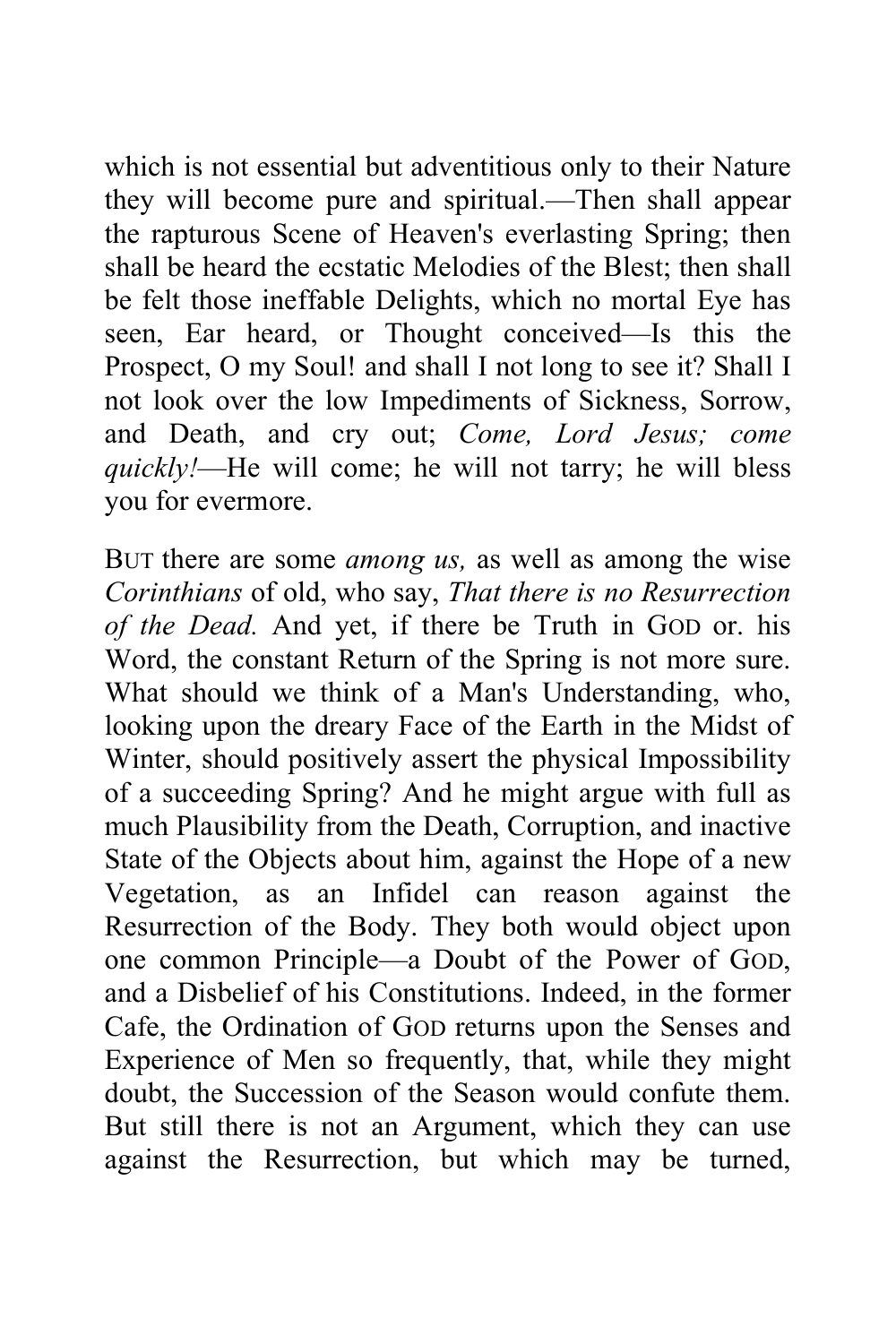which is not essential but adventitious only to their Nature they will become pure and spiritual.—Then shall appear the rapturous Scene of Heaven's everlasting Spring; then shall be heard the ecstatic Melodies of the Blest; then shall be felt those ineffable Delights, which no mortal Eye has seen, Ear heard, or Thought conceived—Is this the Prospect, O my Soul! and shall I not long to see it? Shall I not look over the low Impediments of Sickness, Sorrow, and Death, and cry out; *Come, Lord Jesus; come quickly!*—He will come; he will not tarry; he will bless you for evermore.

BUT there are some *among us,* as well as among the wise *Corinthians* of old, who say, *That there is no Resurrection of the Dead.* And yet, if there be Truth in GOD or. his Word, the constant Return of the Spring is not more sure. What should we think of a Man's Understanding, who, looking upon the dreary Face of the Earth in the Midst of Winter, should positively assert the physical Impossibility of a succeeding Spring? And he might argue with full as much Plausibility from the Death, Corruption, and inactive State of the Objects about him, against the Hope of a new Vegetation, as an Infidel can reason against the Resurrection of the Body. They both would object upon one common Principle—a Doubt of the Power of GOD, and a Disbelief of his Constitutions. Indeed, in the former Cafe, the Ordination of GOD returns upon the Senses and Experience of Men so frequently, that, while they might doubt, the Succession of the Season would confute them. But still there is not an Argument, which they can use against the Resurrection, but which may be turned,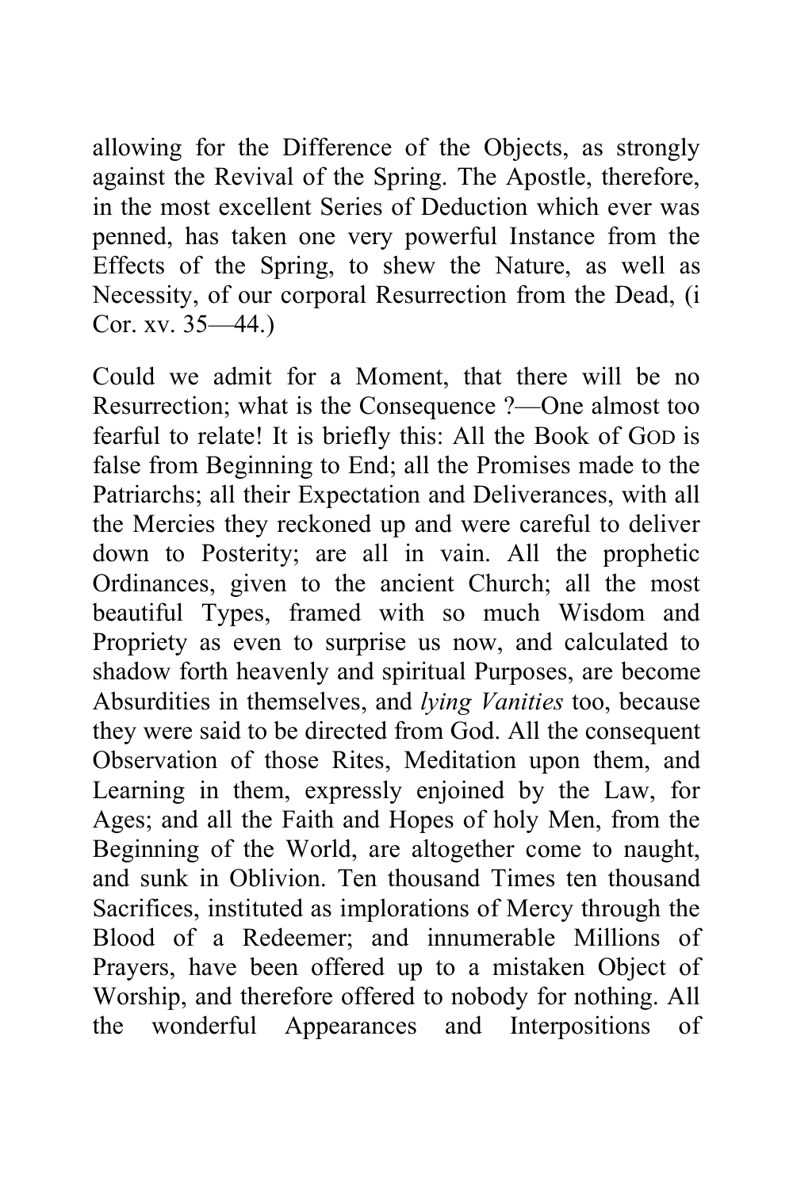allowing for the Difference of the Objects, as strongly against the Revival of the Spring. The Apostle, therefore, in the most excellent Series of Deduction which ever was penned, has taken one very powerful Instance from the Effects of the Spring, to shew the Nature, as well as Necessity, of our corporal Resurrection from the Dead, (i Cor. xv. 35—44.)

Could we admit for a Moment, that there will be no Resurrection; what is the Consequence ?—One almost too fearful to relate! It is briefly this: All the Book of GOD is false from Beginning to End; all the Promises made to the Patriarchs; all their Expectation and Deliverances, with all the Mercies they reckoned up and were careful to deliver down to Posterity; are all in vain. All the prophetic Ordinances, given to the ancient Church; all the most beautiful Types, framed with so much Wisdom and Propriety as even to surprise us now, and calculated to shadow forth heavenly and spiritual Purposes, are become Absurdities in themselves, and *lying Vanities* too, because they were said to be directed from God. All the consequent Observation of those Rites, Meditation upon them, and Learning in them, expressly enjoined by the Law, for Ages; and all the Faith and Hopes of holy Men, from the Beginning of the World, are altogether come to naught, and sunk in Oblivion. Ten thousand Times ten thousand Sacrifices, instituted as implorations of Mercy through the Blood of a Redeemer; and innumerable Millions of Prayers, have been offered up to a mistaken Object of Worship, and therefore offered to nobody for nothing. All the wonderful Appearances and Interpositions of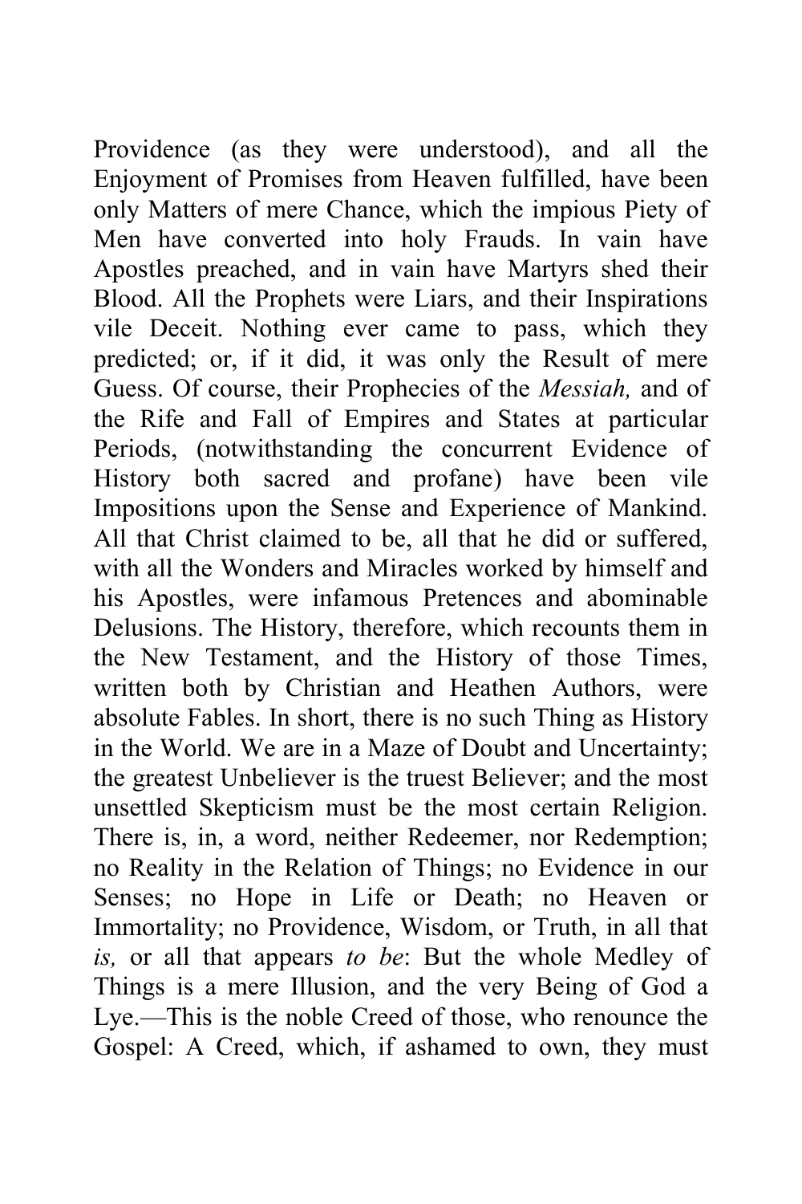Providence (as they were understood), and all the Enjoyment of Promises from Heaven fulfilled, have been only Matters of mere Chance, which the impious Piety of Men have converted into holy Frauds. In vain have Apostles preached, and in vain have Martyrs shed their Blood. All the Prophets were Liars, and their Inspirations vile Deceit. Nothing ever came to pass, which they predicted; or, if it did, it was only the Result of mere Guess. Of course, their Prophecies of the *Messiah,* and of the Rife and Fall of Empires and States at particular Periods, (notwithstanding the concurrent Evidence of History both sacred and profane) have been vile Impositions upon the Sense and Experience of Mankind. All that Christ claimed to be, all that he did or suffered, with all the Wonders and Miracles worked by himself and his Apostles, were infamous Pretences and abominable Delusions. The History, therefore, which recounts them in the New Testament, and the History of those Times, written both by Christian and Heathen Authors, were absolute Fables. In short, there is no such Thing as History in the World. We are in a Maze of Doubt and Uncertainty; the greatest Unbeliever is the truest Believer; and the most unsettled Skepticism must be the most certain Religion. There is, in, a word, neither Redeemer, nor Redemption; no Reality in the Relation of Things; no Evidence in our Senses; no Hope in Life or Death; no Heaven or Immortality; no Providence, Wisdom, or Truth, in all that *is,* or all that appears *to be*: But the whole Medley of Things is a mere Illusion, and the very Being of God a Lye.—This is the noble Creed of those, who renounce the Gospel: A Creed, which, if ashamed to own, they must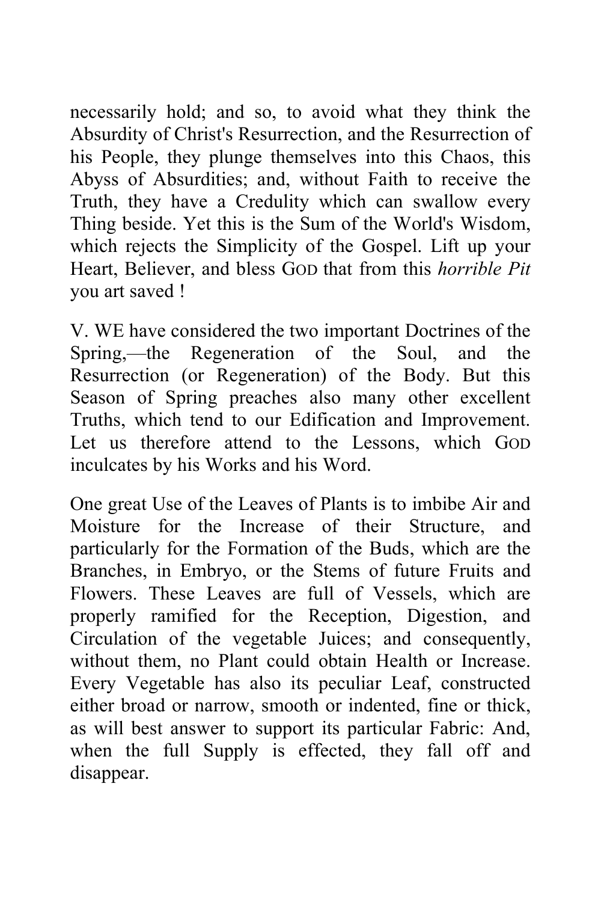necessarily hold; and so, to avoid what they think the Absurdity of Christ's Resurrection, and the Resurrection of his People, they plunge themselves into this Chaos, this Abyss of Absurdities; and, without Faith to receive the Truth, they have a Credulity which can swallow every Thing beside. Yet this is the Sum of the World's Wisdom, which rejects the Simplicity of the Gospel. Lift up your Heart, Believer, and bless GOD that from this *horrible Pit* you art saved !

V. WE have considered the two important Doctrines of the Spring,—the Regeneration of the Soul, and the Resurrection (or Regeneration) of the Body. But this Season of Spring preaches also many other excellent Truths, which tend to our Edification and Improvement. Let us therefore attend to the Lessons, which GOD inculcates by his Works and his Word.

One great Use of the Leaves of Plants is to imbibe Air and Moisture for the Increase of their Structure, and particularly for the Formation of the Buds, which are the Branches, in Embryo, or the Stems of future Fruits and Flowers. These Leaves are full of Vessels, which are properly ramified for the Reception, Digestion, and Circulation of the vegetable Juices; and consequently, without them, no Plant could obtain Health or Increase. Every Vegetable has also its peculiar Leaf, constructed either broad or narrow, smooth or indented, fine or thick, as will best answer to support its particular Fabric: And, when the full Supply is effected, they fall off and disappear.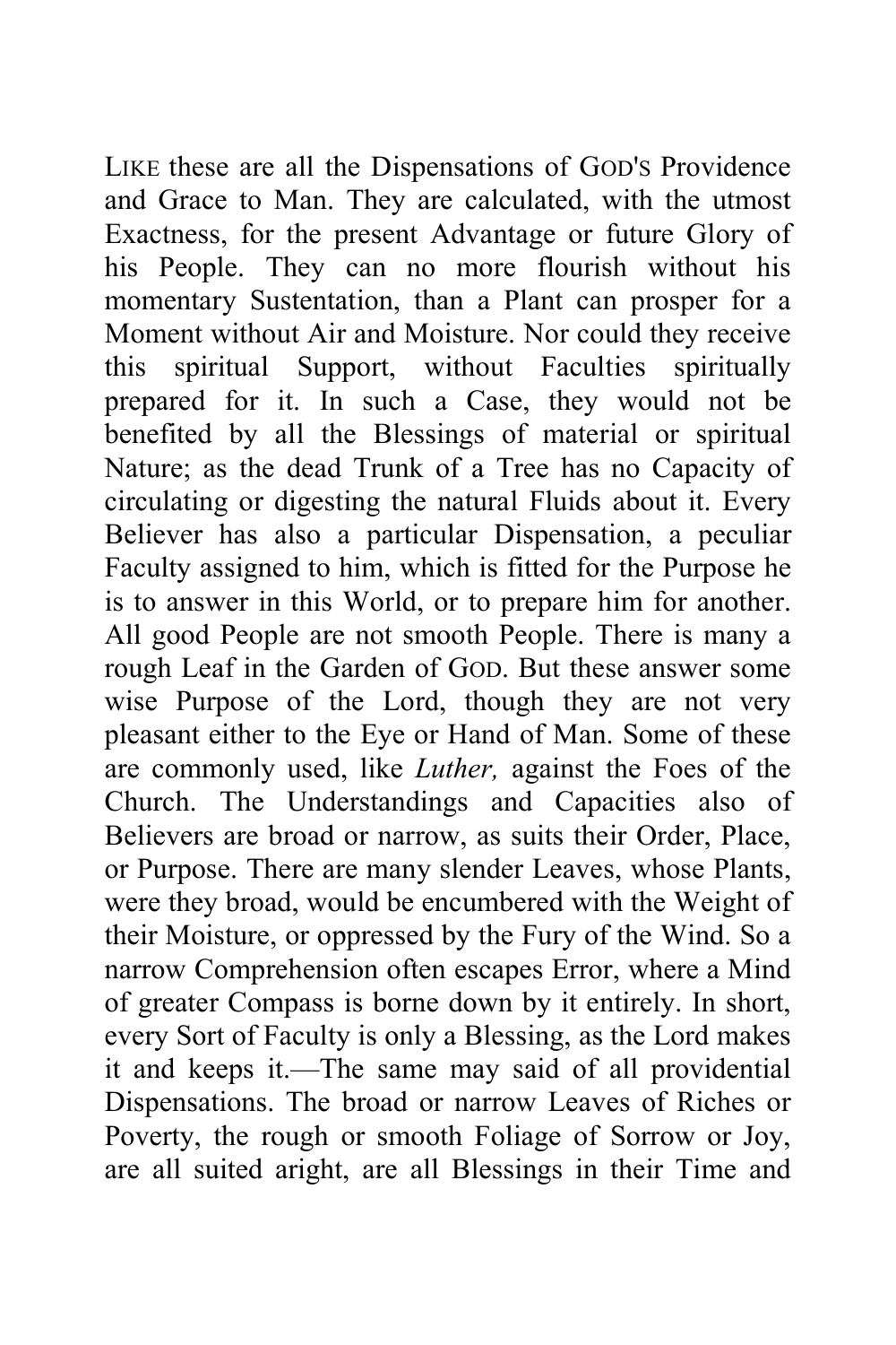LIKE these are all the Dispensations of GOD'S Providence and Grace to Man. They are calculated, with the utmost Exactness, for the present Advantage or future Glory of his People. They can no more flourish without his momentary Sustentation, than a Plant can prosper for a Moment without Air and Moisture. Nor could they receive this spiritual Support, without Faculties spiritually prepared for it. In such a Case, they would not be benefited by all the Blessings of material or spiritual Nature; as the dead Trunk of a Tree has no Capacity of circulating or digesting the natural Fluids about it. Every Believer has also a particular Dispensation, a peculiar Faculty assigned to him, which is fitted for the Purpose he is to answer in this World, or to prepare him for another. All good People are not smooth People. There is many a rough Leaf in the Garden of GOD. But these answer some wise Purpose of the Lord, though they are not very pleasant either to the Eye or Hand of Man. Some of these are commonly used, like *Luther,* against the Foes of the Church. The Understandings and Capacities also of Believers are broad or narrow, as suits their Order, Place, or Purpose. There are many slender Leaves, whose Plants, were they broad, would be encumbered with the Weight of their Moisture, or oppressed by the Fury of the Wind. So a narrow Comprehension often escapes Error, where a Mind of greater Compass is borne down by it entirely. In short, every Sort of Faculty is only a Blessing, as the Lord makes it and keeps it.—The same may said of all providential Dispensations. The broad or narrow Leaves of Riches or Poverty, the rough or smooth Foliage of Sorrow or Joy, are all suited aright, are all Blessings in their Time and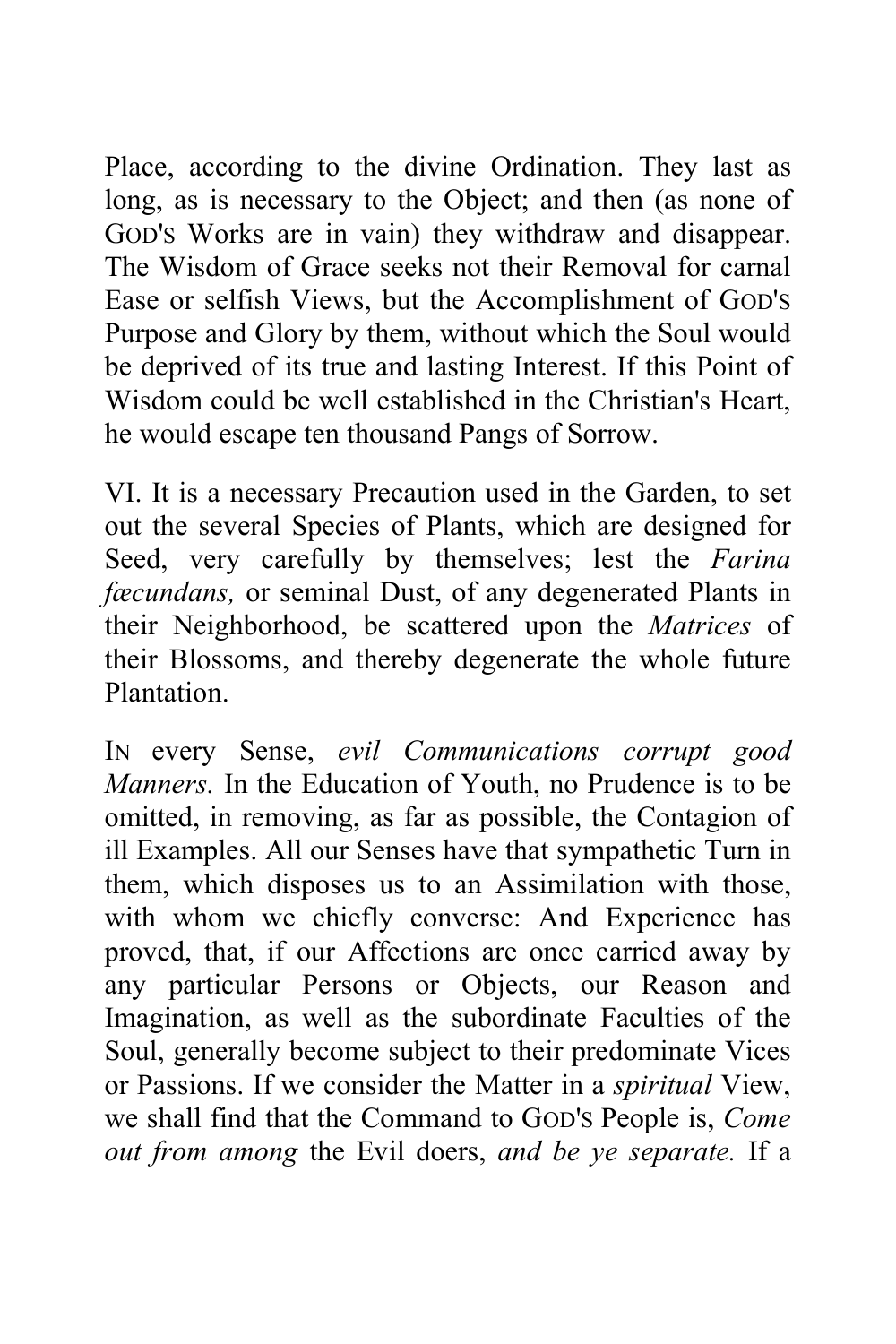Place, according to the divine Ordination. They last as long, as is necessary to the Object; and then (as none of GOD'S Works are in vain) they withdraw and disappear. The Wisdom of Grace seeks not their Removal for carnal Ease or selfish Views, but the Accomplishment of GOD'S Purpose and Glory by them, without which the Soul would be deprived of its true and lasting Interest. If this Point of Wisdom could be well established in the Christian's Heart, he would escape ten thousand Pangs of Sorrow.

VI. It is a necessary Precaution used in the Garden, to set out the several Species of Plants, which are designed for Seed, very carefully by themselves; lest the *Farina fœcundans,* or seminal Dust, of any degenerated Plants in their Neighborhood, be scattered upon the *Matrices* of their Blossoms, and thereby degenerate the whole future Plantation.

IN every Sense, *evil Communications corrupt good Manners.* In the Education of Youth, no Prudence is to be omitted, in removing, as far as possible, the Contagion of ill Examples. All our Senses have that sympathetic Turn in them, which disposes us to an Assimilation with those, with whom we chiefly converse: And Experience has proved, that, if our Affections are once carried away by any particular Persons or Objects, our Reason and Imagination, as well as the subordinate Faculties of the Soul, generally become subject to their predominate Vices or Passions. If we consider the Matter in a *spiritual* View, we shall find that the Command to GOD'S People is, *Come out from among* the Evil doers, *and be ye separate.* If a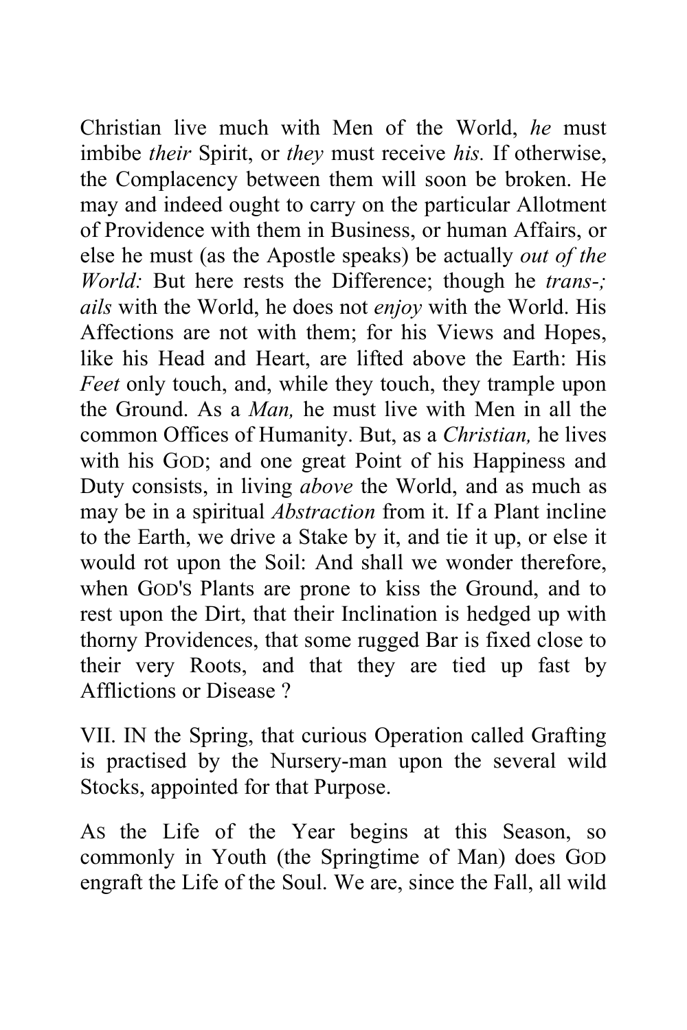Christian live much with Men of the World, *he* must imbibe *their* Spirit, or *they* must receive *his.* If otherwise, the Complacency between them will soon be broken. He may and indeed ought to carry on the particular Allotment of Providence with them in Business, or human Affairs, or else he must (as the Apostle speaks) be actually *out of the World:* But here rests the Difference; though he *trans-; ails* with the World, he does not *enjoy* with the World. His Affections are not with them; for his Views and Hopes, like his Head and Heart, are lifted above the Earth: His *Feet* only touch, and, while they touch, they trample upon the Ground. As a *Man,* he must live with Men in all the common Offices of Humanity. But, as a *Christian,* he lives with his GOD; and one great Point of his Happiness and Duty consists, in living *above* the World, and as much as may be in a spiritual *Abstraction* from it. If a Plant incline to the Earth, we drive a Stake by it, and tie it up, or else it would rot upon the Soil: And shall we wonder therefore, when GOD'S Plants are prone to kiss the Ground, and to rest upon the Dirt, that their Inclination is hedged up with thorny Providences, that some rugged Bar is fixed close to their very Roots, and that they are tied up fast by Afflictions or Disease ?

VII. IN the Spring, that curious Operation called Grafting is practised by the Nursery-man upon the several wild Stocks, appointed for that Purpose.

AS the Life of the Year begins at this Season, so commonly in Youth (the Springtime of Man) does GOD engraft the Life of the Soul. We are, since the Fall, all wild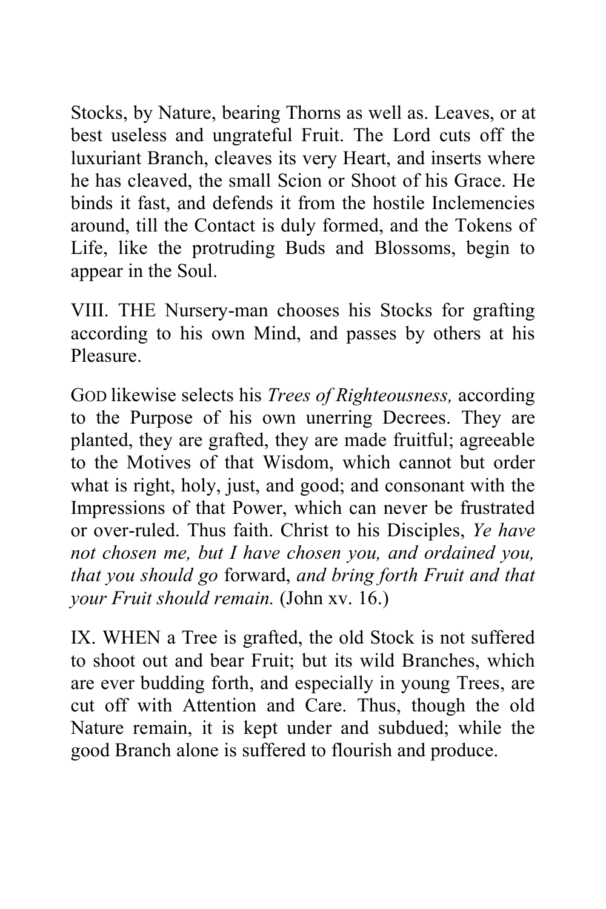Stocks, by Nature, bearing Thorns as well as. Leaves, or at best useless and ungrateful Fruit. The Lord cuts off the luxuriant Branch, cleaves its very Heart, and inserts where he has cleaved, the small Scion or Shoot of his Grace. He binds it fast, and defends it from the hostile Inclemencies around, till the Contact is duly formed, and the Tokens of Life, like the protruding Buds and Blossoms, begin to appear in the Soul.

VIII. THE Nursery-man chooses his Stocks for grafting according to his own Mind, and passes by others at his Pleasure.

GOD likewise selects his *Trees of Righteousness,* according to the Purpose of his own unerring Decrees. They are planted, they are grafted, they are made fruitful; agreeable to the Motives of that Wisdom, which cannot but order what is right, holy, just, and good; and consonant with the Impressions of that Power, which can never be frustrated or over-ruled. Thus faith. Christ to his Disciples, *Ye have not chosen me, but I have chosen you, and ordained you, that you should go* forward, *and bring forth Fruit and that your Fruit should remain.* (John xv. 16.)

IX. WHEN a Tree is grafted, the old Stock is not suffered to shoot out and bear Fruit; but its wild Branches, which are ever budding forth, and especially in young Trees, are cut off with Attention and Care. Thus, though the old Nature remain, it is kept under and subdued; while the good Branch alone is suffered to flourish and produce.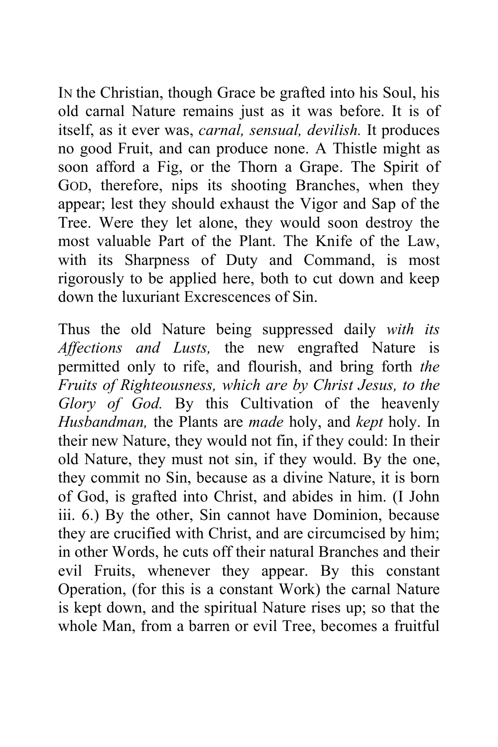IN the Christian, though Grace be grafted into his Soul, his old carnal Nature remains just as it was before. It is of itself, as it ever was, *carnal, sensual, devilish.* It produces no good Fruit, and can produce none. A Thistle might as soon afford a Fig, or the Thorn a Grape. The Spirit of GOD, therefore, nips its shooting Branches, when they appear; lest they should exhaust the Vigor and Sap of the Tree. Were they let alone, they would soon destroy the most valuable Part of the Plant. The Knife of the Law, with its Sharpness of Duty and Command, is most rigorously to be applied here, both to cut down and keep down the luxuriant Excrescences of Sin.

Thus the old Nature being suppressed daily *with its Affections and Lusts,* the new engrafted Nature is permitted only to rife, and flourish, and bring forth *the Fruits of Righteousness, which are by Christ Jesus, to the Glory of God.* By this Cultivation of the heavenly *Husbandman,* the Plants are *made* holy, and *kept* holy. In their new Nature, they would not fin, if they could: In their old Nature, they must not sin, if they would. By the one, they commit no Sin, because as a divine Nature, it is born of God, is grafted into Christ, and abides in him. (I John iii. 6.) By the other, Sin cannot have Dominion, because they are crucified with Christ, and are circumcised by him; in other Words, he cuts off their natural Branches and their evil Fruits, whenever they appear. By this constant Operation, (for this is a constant Work) the carnal Nature is kept down, and the spiritual Nature rises up; so that the whole Man, from a barren or evil Tree, becomes a fruitful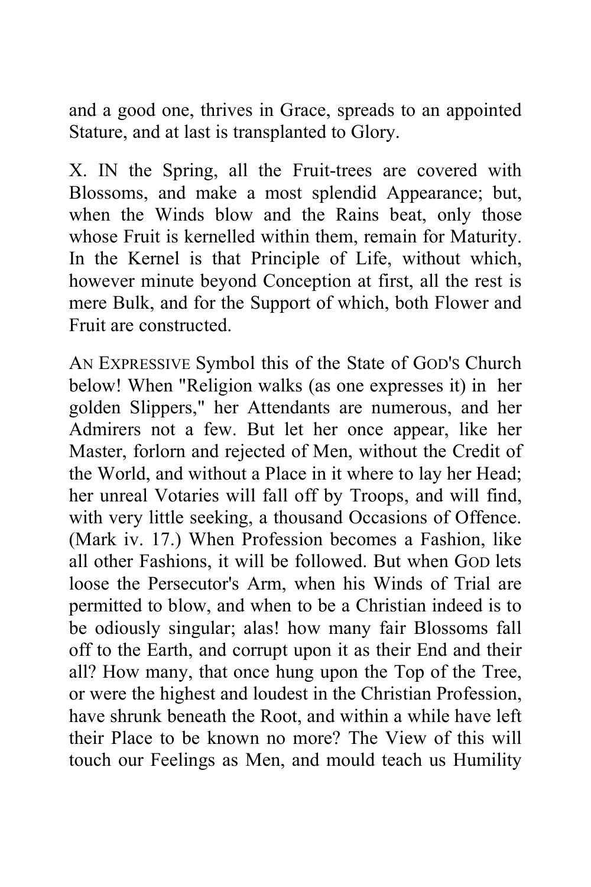and a good one, thrives in Grace, spreads to an appointed Stature, and at last is transplanted to Glory.

X. IN the Spring, all the Fruit-trees are covered with Blossoms, and make a most splendid Appearance; but, when the Winds blow and the Rains beat, only those whose Fruit is kernelled within them, remain for Maturity. In the Kernel is that Principle of Life, without which, however minute beyond Conception at first, all the rest is mere Bulk, and for the Support of which, both Flower and Fruit are constructed.

AN EXPRESSIVE Symbol this of the State of GOD'S Church below! When "Religion walks (as one expresses it) in her golden Slippers," her Attendants are numerous, and her Admirers not a few. But let her once appear, like her Master, forlorn and rejected of Men, without the Credit of the World, and without a Place in it where to lay her Head; her unreal Votaries will fall off by Troops, and will find, with very little seeking, a thousand Occasions of Offence. (Mark iv. 17.) When Profession becomes a Fashion, like all other Fashions, it will be followed. But when GOD lets loose the Persecutor's Arm, when his Winds of Trial are permitted to blow, and when to be a Christian indeed is to be odiously singular; alas! how many fair Blossoms fall off to the Earth, and corrupt upon it as their End and their all? How many, that once hung upon the Top of the Tree, or were the highest and loudest in the Christian Profession, have shrunk beneath the Root, and within a while have left their Place to be known no more? The View of this will touch our Feelings as Men, and mould teach us Humility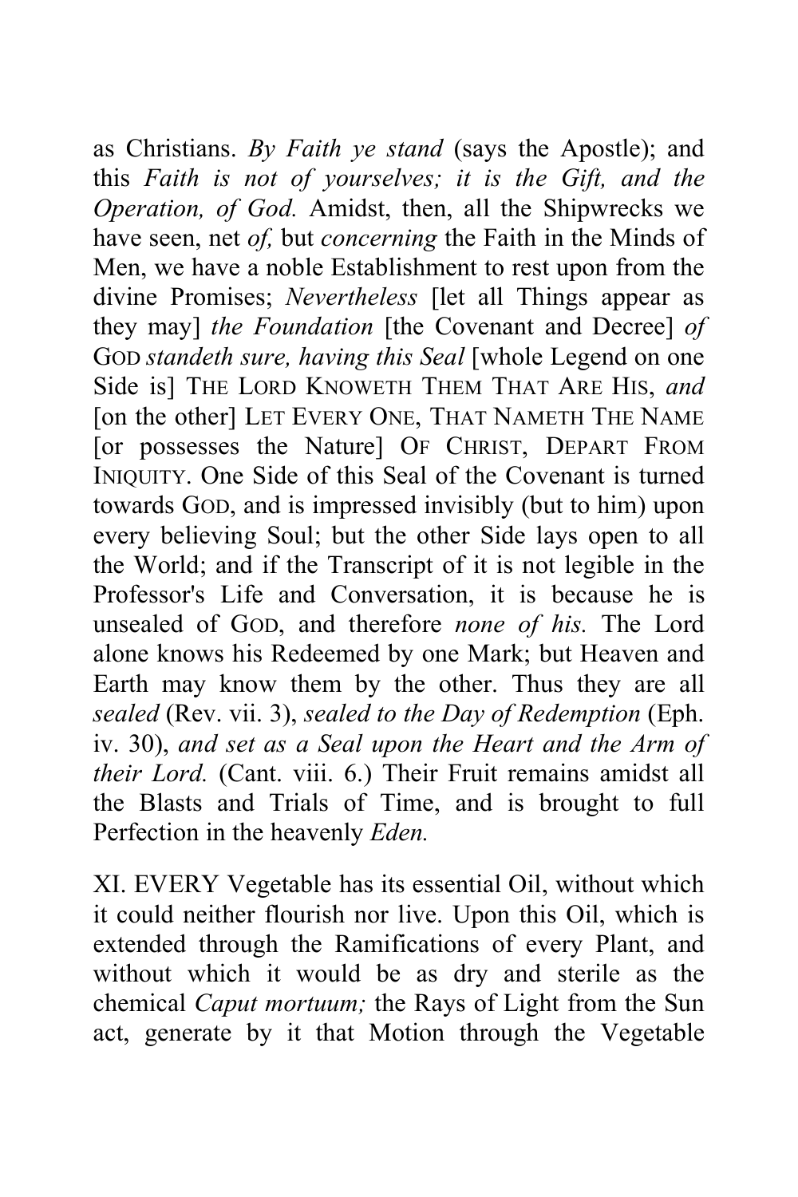as Christians. *By Faith ye stand* (says the Apostle); and this *Faith is not of yourselves; it is the Gift, and the Operation, of God.* Amidst, then, all the Shipwrecks we have seen, net *of,* but *concerning* the Faith in the Minds of Men, we have a noble Establishment to rest upon from the divine Promises; *Nevertheless* [let all Things appear as they may] *the Foundation* [the Covenant and Decree] *of* GOD *standeth sure, having this Seal* [whole Legend on one Side is] THE LORD KNOWETH THEM THAT ARE HIS, *and* [on the other] LET EVERY ONE, THAT NAMETH THE NAME [or possesses the Nature] OF CHRIST, DEPART FROM INIQUITY. One Side of this Seal of the Covenant is turned towards GOD, and is impressed invisibly (but to him) upon every believing Soul; but the other Side lays open to all the World; and if the Transcript of it is not legible in the Professor's Life and Conversation, it is because he is unsealed of GOD, and therefore *none of his.* The Lord alone knows his Redeemed by one Mark; but Heaven and Earth may know them by the other. Thus they are all *sealed* (Rev. vii. 3), *sealed to the Day of Redemption* (Eph. iv. 30), *and set as a Seal upon the Heart and the Arm of their Lord.* (Cant. viii. 6.) Their Fruit remains amidst all the Blasts and Trials of Time, and is brought to full Perfection in the heavenly *Eden.*

XI. EVERY Vegetable has its essential Oil, without which it could neither flourish nor live. Upon this Oil, which is extended through the Ramifications of every Plant, and without which it would be as dry and sterile as the chemical *Caput mortuum;* the Rays of Light from the Sun act, generate by it that Motion through the Vegetable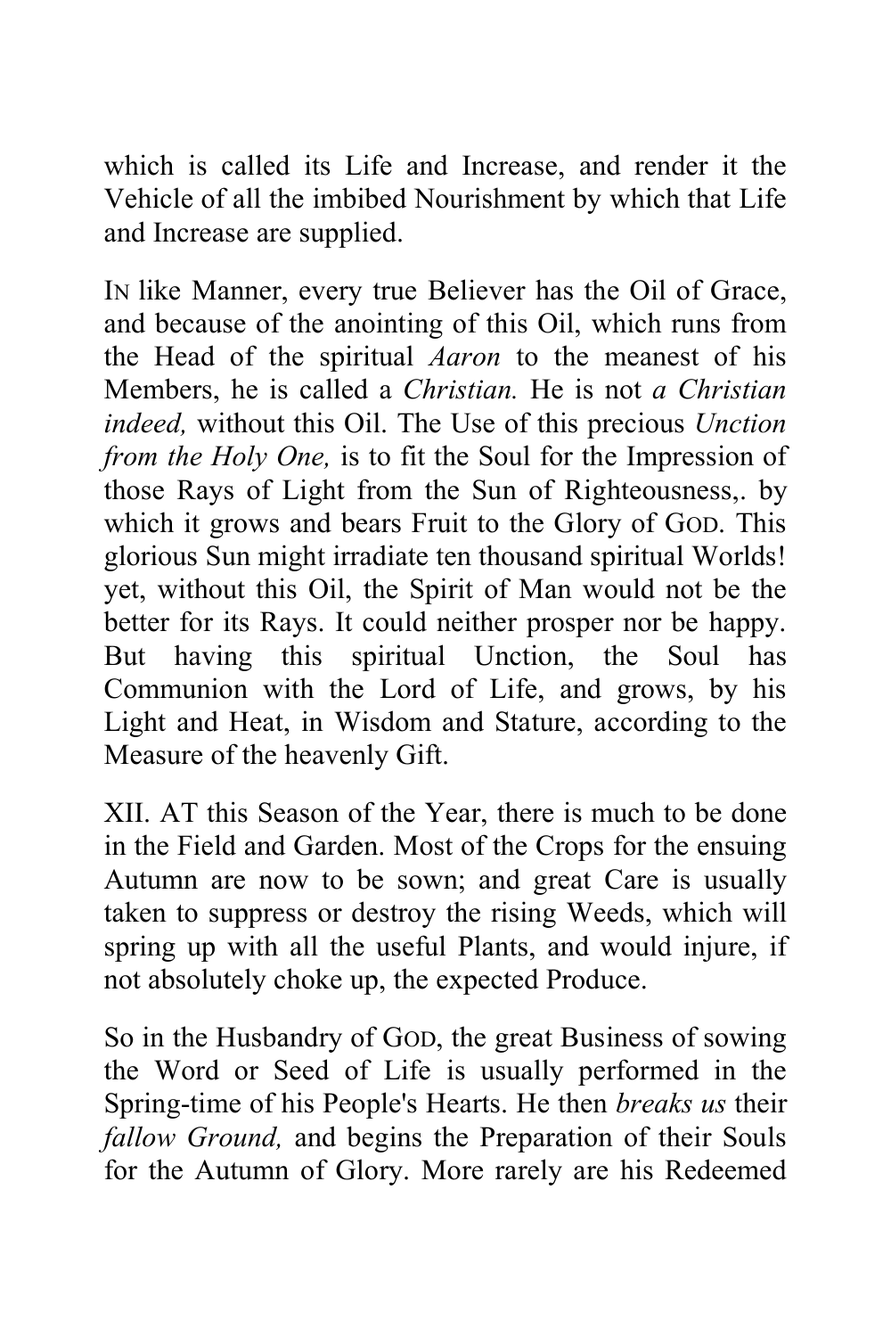which is called its Life and Increase, and render it the Vehicle of all the imbibed Nourishment by which that Life and Increase are supplied.

IN like Manner, every true Believer has the Oil of Grace, and because of the anointing of this Oil, which runs from the Head of the spiritual *Aaron* to the meanest of his Members, he is called a *Christian.* He is not *a Christian indeed,* without this Oil. The Use of this precious *Unction from the Holy One,* is to fit the Soul for the Impression of those Rays of Light from the Sun of Righteousness,. by which it grows and bears Fruit to the Glory of GOD. This glorious Sun might irradiate ten thousand spiritual Worlds! yet, without this Oil, the Spirit of Man would not be the better for its Rays. It could neither prosper nor be happy. But having this spiritual Unction, the Soul has Communion with the Lord of Life, and grows, by his Light and Heat, in Wisdom and Stature, according to the Measure of the heavenly Gift.

XII. AT this Season of the Year, there is much to be done in the Field and Garden. Most of the Crops for the ensuing Autumn are now to be sown; and great Care is usually taken to suppress or destroy the rising Weeds, which will spring up with all the useful Plants, and would injure, if not absolutely choke up, the expected Produce.

So in the Husbandry of GOD, the great Business of sowing the Word or Seed of Life is usually performed in the Spring-time of his People's Hearts. He then *breaks us* their *fallow Ground,* and begins the Preparation of their Souls for the Autumn of Glory. More rarely are his Redeemed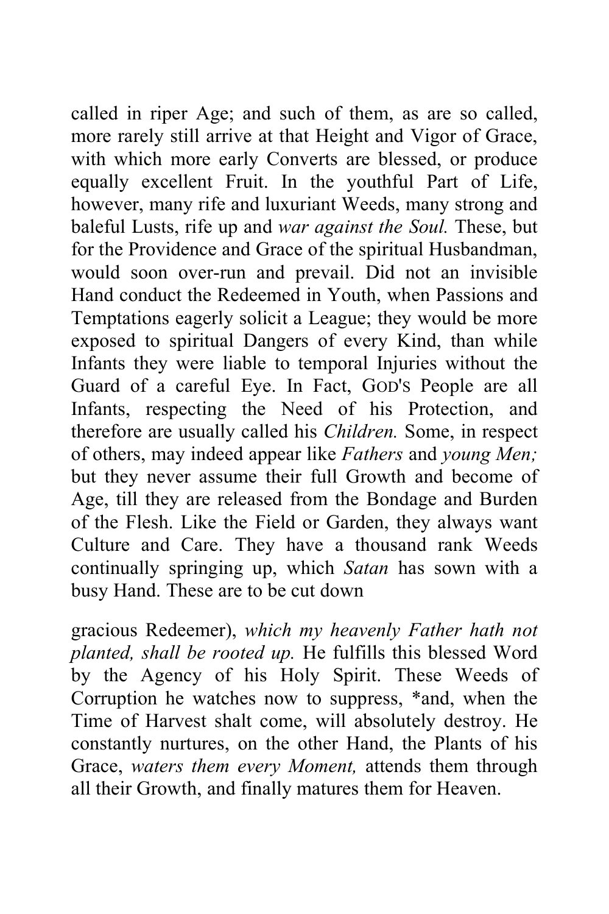called in riper Age; and such of them, as are so called, more rarely still arrive at that Height and Vigor of Grace, with which more early Converts are blessed, or produce equally excellent Fruit. In the youthful Part of Life, however, many rife and luxuriant Weeds, many strong and baleful Lusts, rife up and *war against the Soul.* These, but for the Providence and Grace of the spiritual Husbandman, would soon over-run and prevail. Did not an invisible Hand conduct the Redeemed in Youth, when Passions and Temptations eagerly solicit a League; they would be more exposed to spiritual Dangers of every Kind, than while Infants they were liable to temporal Injuries without the Guard of a careful Eye. In Fact, GOD'S People are all Infants, respecting the Need of his Protection, and therefore are usually called his *Children.* Some, in respect of others, may indeed appear like *Fathers* and *young Men;* but they never assume their full Growth and become of Age, till they are released from the Bondage and Burden of the Flesh. Like the Field or Garden, they always want Culture and Care. They have a thousand rank Weeds continually springing up, which *Satan* has sown with a busy Hand. These are to be cut down

gracious Redeemer), *which my heavenly Father hath not planted, shall be rooted up.* He fulfills this blessed Word by the Agency of his Holy Spirit. These Weeds of Corruption he watches now to suppress, *and, when the Time of Harvest shalt come, will absolutely destroy. He constantly nurtures, on the other Hand, the Plants of his Grace, *waters them every Moment,* attends them through all their Growth, and finally matures them for Heaven.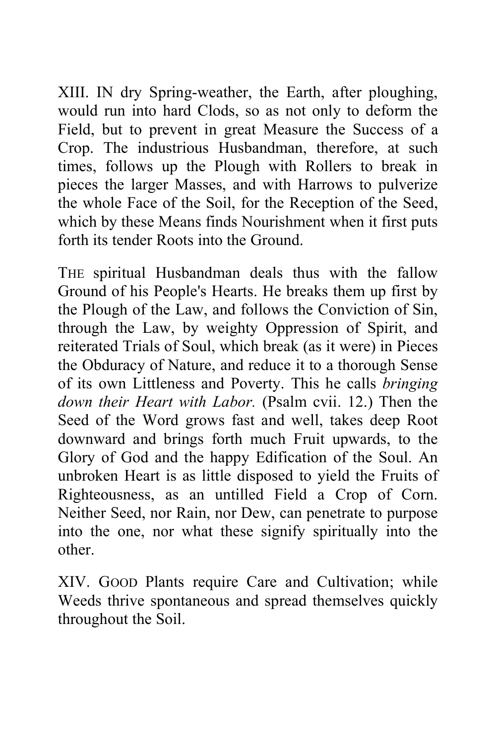XIII. IN dry Spring-weather, the Earth, after ploughing, would run into hard Clods, so as not only to deform the Field, but to prevent in great Measure the Success of a Crop. The industrious Husbandman, therefore, at such times, follows up the Plough with Rollers to break in pieces the larger Masses, and with Harrows to pulverize the whole Face of the Soil, for the Reception of the Seed, which by these Means finds Nourishment when it first puts forth its tender Roots into the Ground.

THE spiritual Husbandman deals thus with the fallow Ground of his People's Hearts. He breaks them up first by the Plough of the Law, and follows the Conviction of Sin, through the Law, by weighty Oppression of Spirit, and reiterated Trials of Soul, which break (as it were) in Pieces the Obduracy of Nature, and reduce it to a thorough Sense of its own Littleness and Poverty. This he calls *bringing down their Heart with Labor.* (Psalm cvii. 12.) Then the Seed of the Word grows fast and well, takes deep Root downward and brings forth much Fruit upwards, to the Glory of God and the happy Edification of the Soul. An unbroken Heart is as little disposed to yield the Fruits of Righteousness, as an untilled Field a Crop of Corn. Neither Seed, nor Rain, nor Dew, can penetrate to purpose into the one, nor what these signify spiritually into the other.

XIV. GOOD Plants require Care and Cultivation; while Weeds thrive spontaneous and spread themselves quickly throughout the Soil.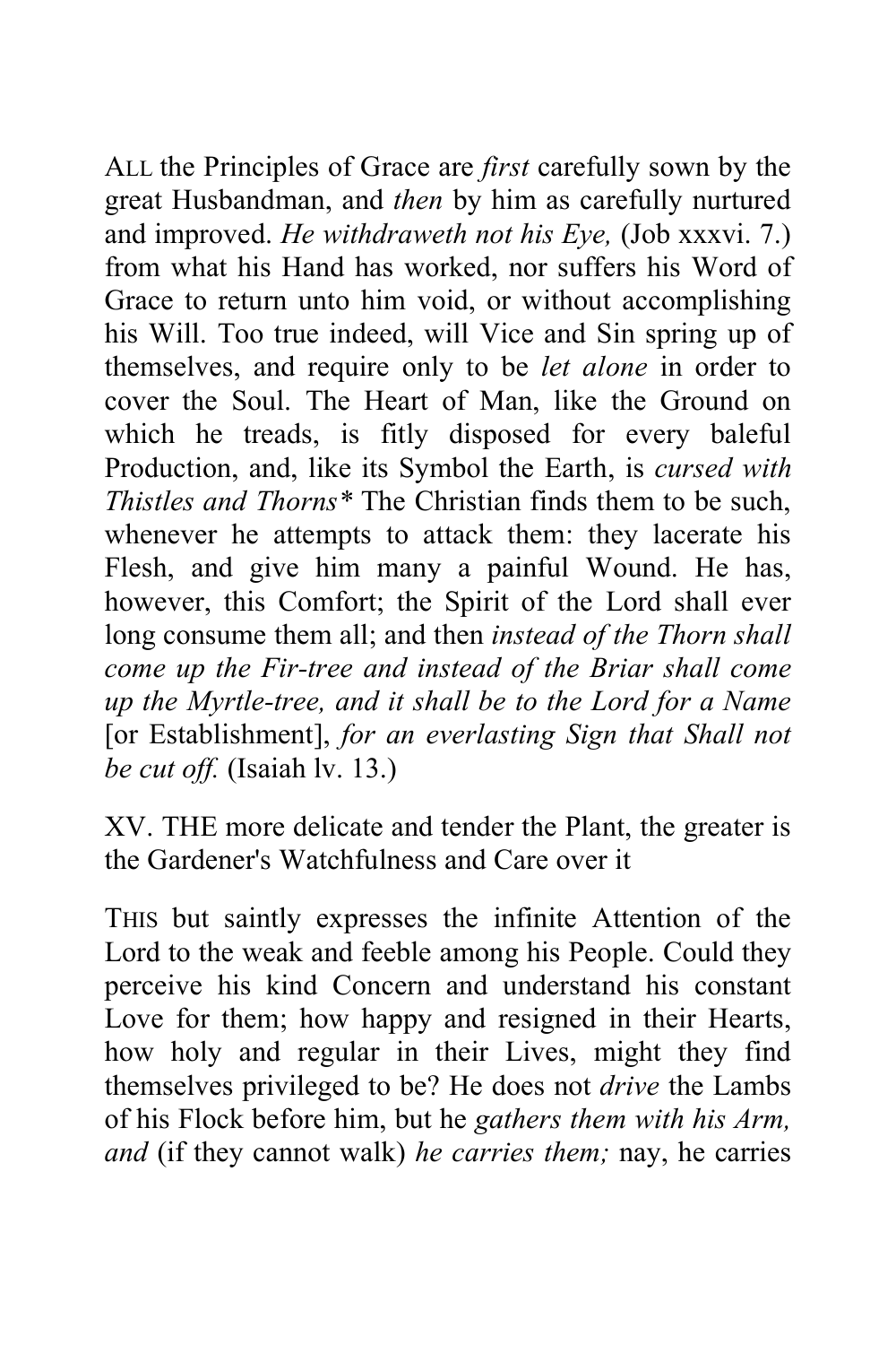ALL the Principles of Grace are *first* carefully sown by the great Husbandman, and *then* by him as carefully nurtured and improved. *He withdraweth not his Eye,* (Job xxxvi. 7.) from what his Hand has worked, nor suffers his Word of Grace to return unto him void, or without accomplishing his Will. Too true indeed, will Vice and Sin spring up of themselves, and require only to be *let alone* in order to cover the Soul. The Heart of Man, like the Ground on which he treads, is fitly disposed for every baleful Production, and, like its Symbol the Earth, is *cursed with Thistles and Thorns** The Christian finds them to be such, whenever he attempts to attack them: they lacerate his Flesh, and give him many a painful Wound. He has, however, this Comfort; the Spirit of the Lord shall ever long consume them all; and then *instead of the Thorn shall come up the Fir-tree and instead of the Briar shall come up the Myrtle-tree, and it shall be to the Lord for a Name* [or Establishment], *for an everlasting Sign that Shall not be cut off.* (Isaiah lv. 13.)

XV. THE more delicate and tender the Plant, the greater is the Gardener's Watchfulness and Care over it

THIS but saintly expresses the infinite Attention of the Lord to the weak and feeble among his People. Could they perceive his kind Concern and understand his constant Love for them; how happy and resigned in their Hearts, how holy and regular in their Lives, might they find themselves privileged to be? He does not *drive* the Lambs of his Flock before him, but he *gathers them with his Arm, and* (if they cannot walk) *he carries them;* nay, he carries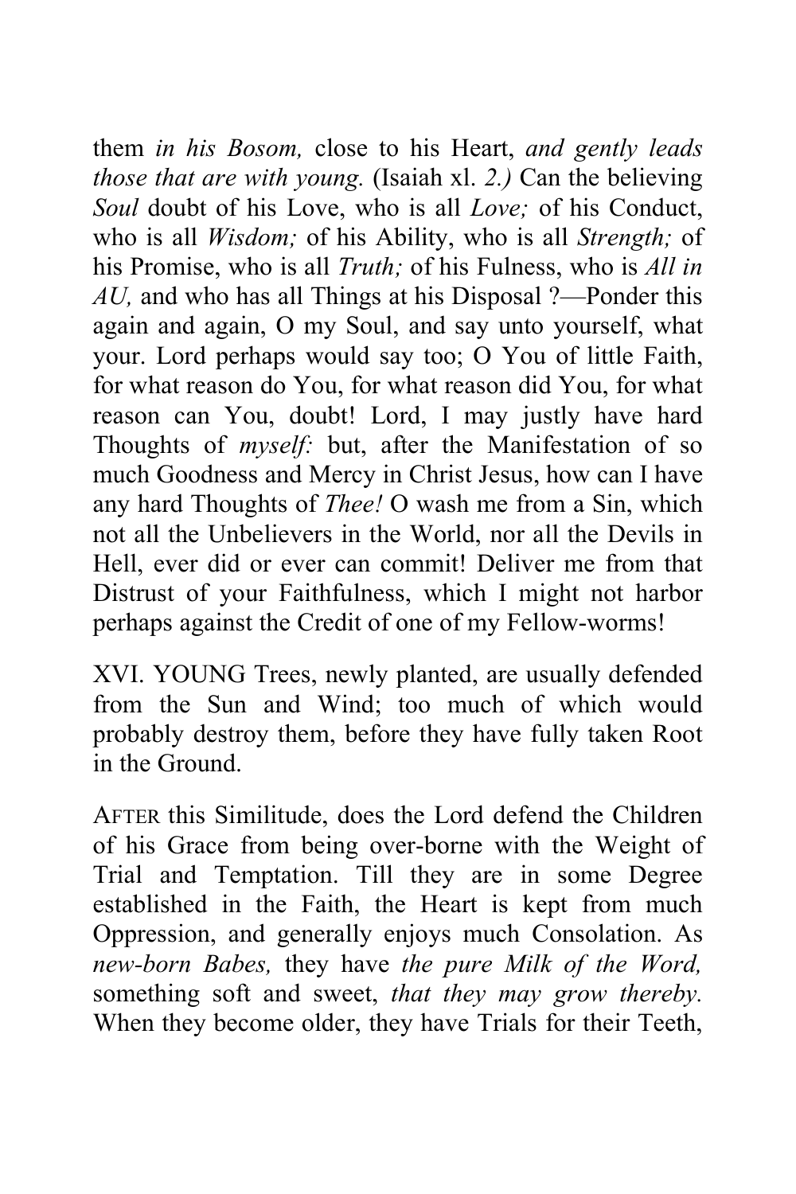them *in his Bosom,* close to his Heart, *and gently leads those that are with young.* (Isaiah xl. *2.)* Can the believing *Soul* doubt of his Love, who is all *Love;* of his Conduct, who is all *Wisdom;* of his Ability, who is all *Strength;* of his Promise, who is all *Truth;* of his Fulness, who is *All in AU,* and who has all Things at his Disposal ?—Ponder this again and again, O my Soul, and say unto yourself, what your. Lord perhaps would say too; O You of little Faith, for what reason do You, for what reason did You, for what reason can You, doubt! Lord, I may justly have hard Thoughts of *myself:* but, after the Manifestation of so much Goodness and Mercy in Christ Jesus, how can I have any hard Thoughts of *Thee!* O wash me from a Sin, which not all the Unbelievers in the World, nor all the Devils in Hell, ever did or ever can commit! Deliver me from that Distrust of your Faithfulness, which I might not harbor perhaps against the Credit of one of my Fellow-worms!

XVI. YOUNG Trees, newly planted, are usually defended from the Sun and Wind; too much of which would probably destroy them, before they have fully taken Root in the Ground.

AFTER this Similitude, does the Lord defend the Children of his Grace from being over-borne with the Weight of Trial and Temptation. Till they are in some Degree established in the Faith, the Heart is kept from much Oppression, and generally enjoys much Consolation. As *new-born Babes,* they have *the pure Milk of the Word,* something soft and sweet, *that they may grow thereby.* When they become older, they have Trials for their Teeth,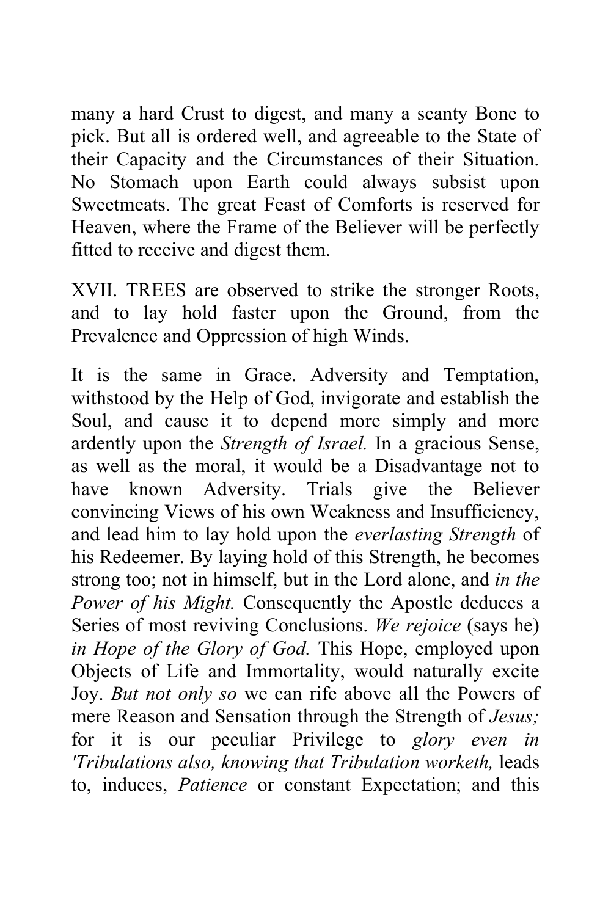many a hard Crust to digest, and many a scanty Bone to pick. But all is ordered well, and agreeable to the State of their Capacity and the Circumstances of their Situation. No Stomach upon Earth could always subsist upon Sweetmeats. The great Feast of Comforts is reserved for Heaven, where the Frame of the Believer will be perfectly fitted to receive and digest them.

XVII. TREES are observed to strike the stronger Roots, and to lay hold faster upon the Ground, from the Prevalence and Oppression of high Winds.

It is the same in Grace. Adversity and Temptation, withstood by the Help of God, invigorate and establish the Soul, and cause it to depend more simply and more ardently upon the *Strength of Israel.* In a gracious Sense, as well as the moral, it would be a Disadvantage not to have known Adversity. Trials give the Believer convincing Views of his own Weakness and Insufficiency, and lead him to lay hold upon the *everlasting Strength* of his Redeemer. By laying hold of this Strength, he becomes strong too; not in himself, but in the Lord alone, and *in the Power of his Might.* Consequently the Apostle deduces a Series of most reviving Conclusions. *We rejoice* (says he) *in Hope of the Glory of God.* This Hope, employed upon Objects of Life and Immortality, would naturally excite Joy. *But not only so* we can rife above all the Powers of mere Reason and Sensation through the Strength of *Jesus;* for it is our peculiar Privilege to *glory even in 'Tribulations also, knowing that Tribulation worketh,* leads to, induces, *Patience* or constant Expectation; and this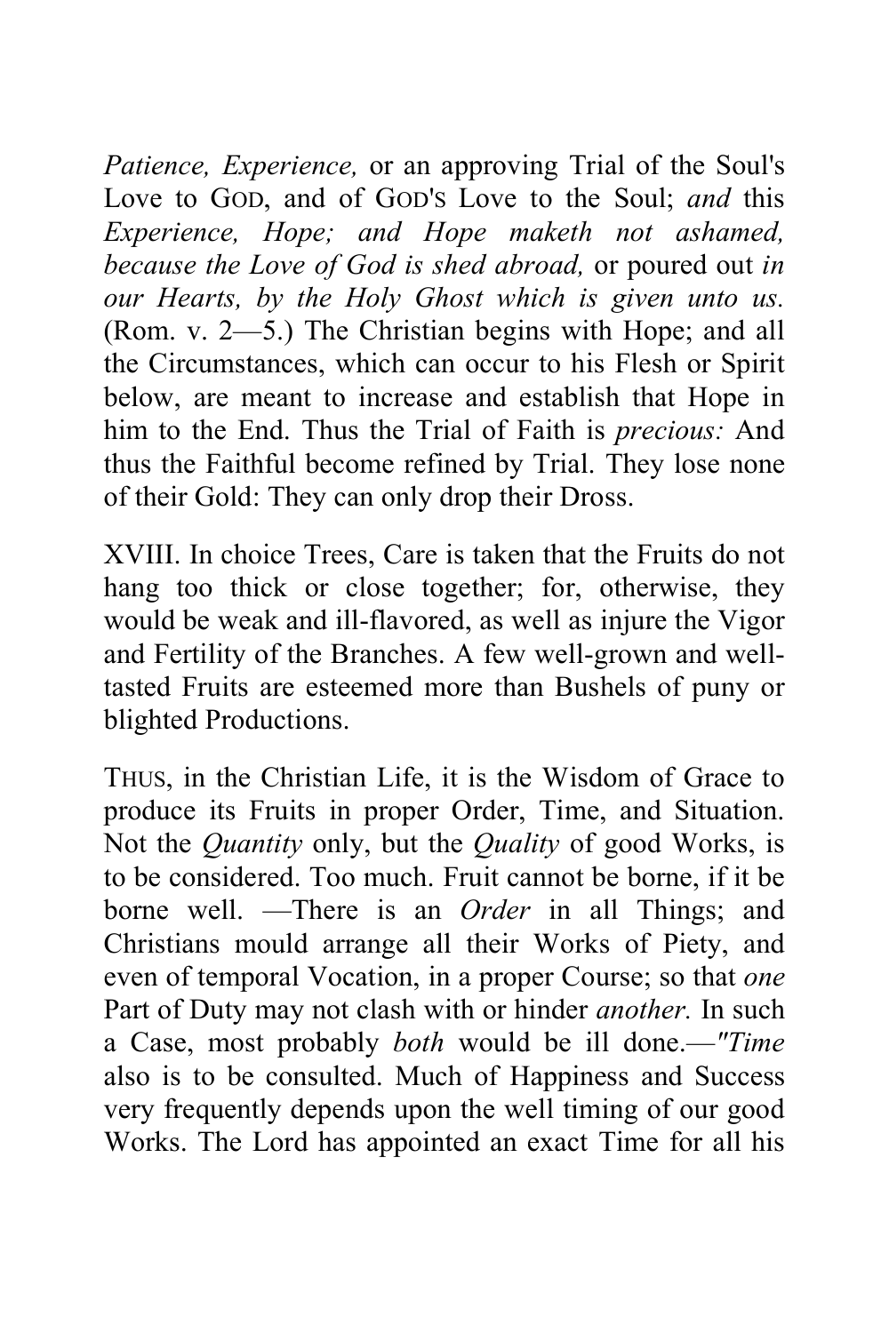*Patience, Experience,* or an approving Trial of the Soul's Love to GOD, and of GOD'S Love to the Soul; *and* this *Experience, Hope; and Hope maketh not ashamed, because the Love of God is shed abroad,* or poured out *in our Hearts, by the Holy Ghost which is given unto us.* (Rom. v. 2—5.) The Christian begins with Hope; and all the Circumstances, which can occur to his Flesh or Spirit below, are meant to increase and establish that Hope in him to the End. Thus the Trial of Faith is *precious:* And thus the Faithful become refined by Trial. They lose none of their Gold: They can only drop their Dross.

XVIII. In choice Trees, Care is taken that the Fruits do not hang too thick or close together; for, otherwise, they would be weak and ill-flavored, as well as injure the Vigor and Fertility of the Branches. A few well-grown and well-tasted Fruits are esteemed more than Bushels of puny or blighted Productions.

THUS, in the Christian Life, it is the Wisdom of Grace to produce its Fruits in proper Order, Time, and Situation. Not the *Quantity* only, but the *Quality* of good Works, is to be considered. Too much. Fruit cannot be borne, if it be borne well. —There is an *Order* in all Things; and Christians mould arrange all their Works of Piety, and even of temporal Vocation, in a proper Course; so that *one* Part of Duty may not clash with or hinder *another.* In such a Case, most probably *both* would be ill done.—"*Time* also is to be consulted. Much of Happiness and Success very frequently depends upon the well timing of our good Works. The Lord has appointed an exact Time for all his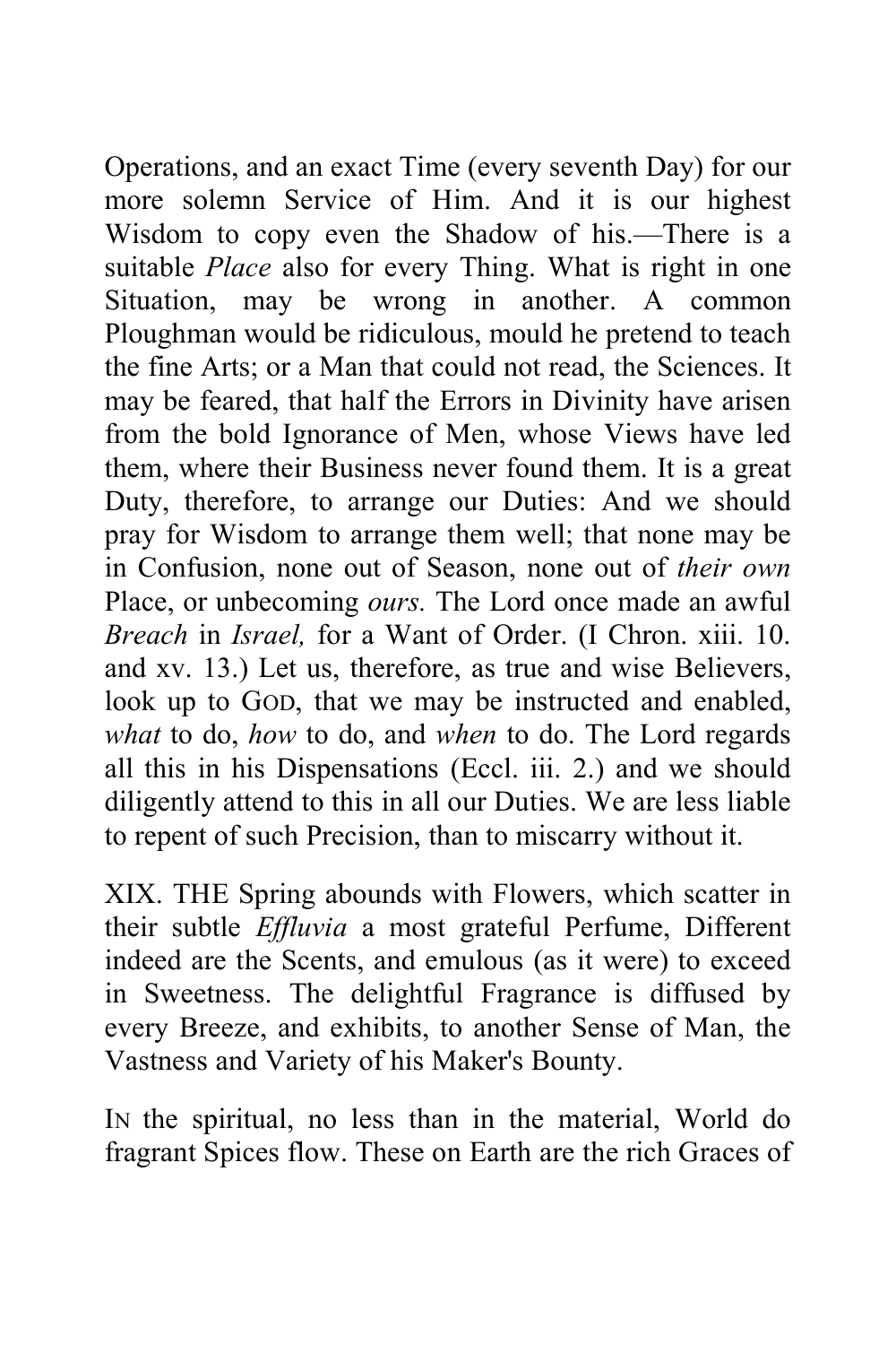Operations, and an exact Time (every seventh Day) for our more solemn Service of Him. And it is our highest Wisdom to copy even the Shadow of his.—There is a suitable *Place* also for every Thing. What is right in one Situation, may be wrong in another. A common Ploughman would be ridiculous, mould he pretend to teach the fine Arts; or a Man that could not read, the Sciences. It may be feared, that half the Errors in Divinity have arisen from the bold Ignorance of Men, whose Views have led them, where their Business never found them. It is a great Duty, therefore, to arrange our Duties: And we should pray for Wisdom to arrange them well; that none may be in Confusion, none out of Season, none out of *their own* Place, or unbecoming *ours.* The Lord once made an awful *Breach* in *Israel,* for a Want of Order. (I Chron. xiii. 10. and xv. 13.) Let us, therefore, as true and wise Believers, look up to GOD, that we may be instructed and enabled, *what* to do, *how* to do, and *when* to do. The Lord regards all this in his Dispensations (Eccl. iii. 2.) and we should diligently attend to this in all our Duties. We are less liable to repent of such Precision, than to miscarry without it.

XIX. THE Spring abounds with Flowers, which scatter in their subtle *Effluvia* a most grateful Perfume, Different indeed are the Scents, and emulous (as it were) to exceed in Sweetness. The delightful Fragrance is diffused by every Breeze, and exhibits, to another Sense of Man, the Vastness and Variety of his Maker's Bounty.

IN the spiritual, no less than in the material, World do fragrant Spices flow. These on Earth are the rich Graces of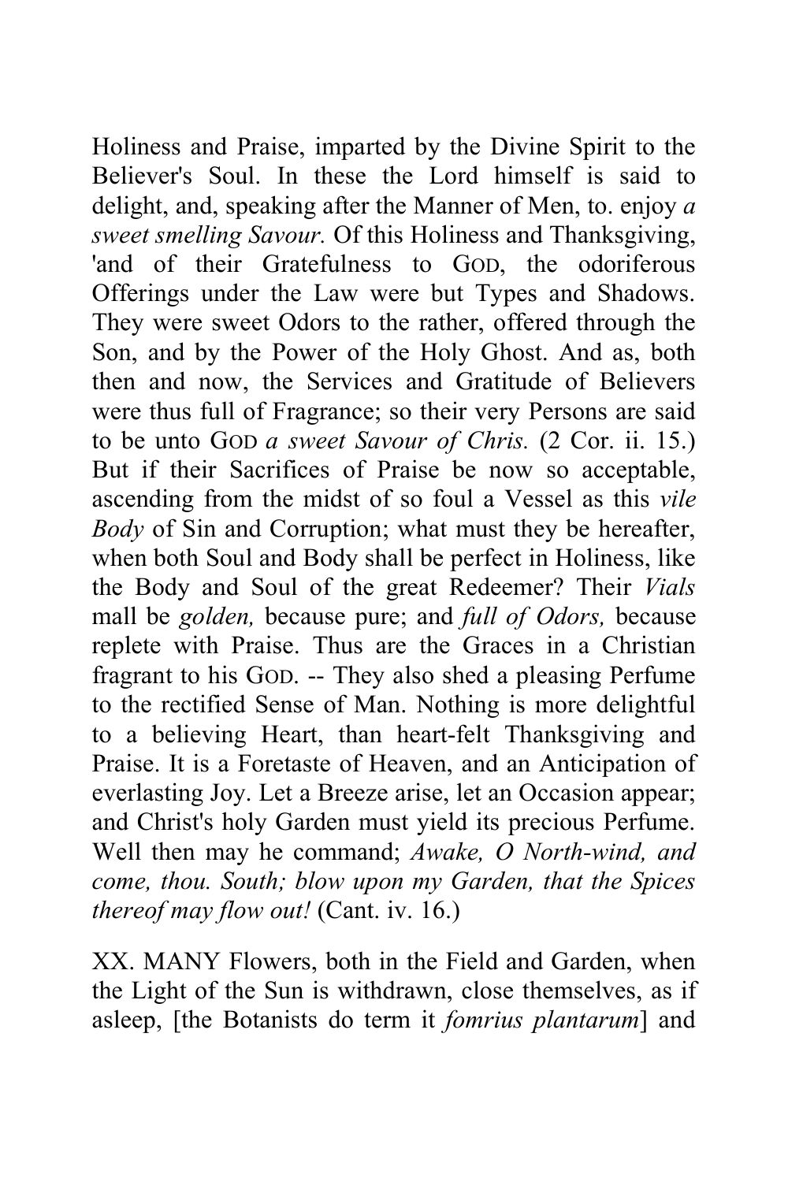Holiness and Praise, imparted by the Divine Spirit to the Believer's Soul. In these the Lord himself is said to delight, and, speaking after the Manner of Men, to. enjoy *a sweet smelling Savour.* Of this Holiness and Thanksgiving, 'and of their Gratefulness to GOD, the odoriferous Offerings under the Law were but Types and Shadows. They were sweet Odors to the rather, offered through the Son, and by the Power of the Holy Ghost. And as, both then and now, the Services and Gratitude of Believers were thus full of Fragrance; so their very Persons are said to be unto GOD *a sweet Savour of Chris.* (2 Cor. ii. 15.) But if their Sacrifices of Praise be now so acceptable, ascending from the midst of so foul a Vessel as this *vile Body* of Sin and Corruption; what must they be hereafter, when both Soul and Body shall be perfect in Holiness, like the Body and Soul of the great Redeemer? Their *Vials* mall be *golden,* because pure; and *full of Odors,* because replete with Praise. Thus are the Graces in a Christian fragrant to his GOD. -- They also shed a pleasing Perfume to the rectified Sense of Man. Nothing is more delightful to a believing Heart, than heart-felt Thanksgiving and Praise. It is a Foretaste of Heaven, and an Anticipation of everlasting Joy. Let a Breeze arise, let an Occasion appear; and Christ's holy Garden must yield its precious Perfume. Well then may he command; *Awake, O North-wind, and come, thou. South; blow upon my Garden, that the Spices thereof may flow out!* (Cant. iv. 16.)

XX. MANY Flowers, both in the Field and Garden, when the Light of the Sun is withdrawn, close themselves, as if asleep, [the Botanists do term it *fomrius plantarum*] and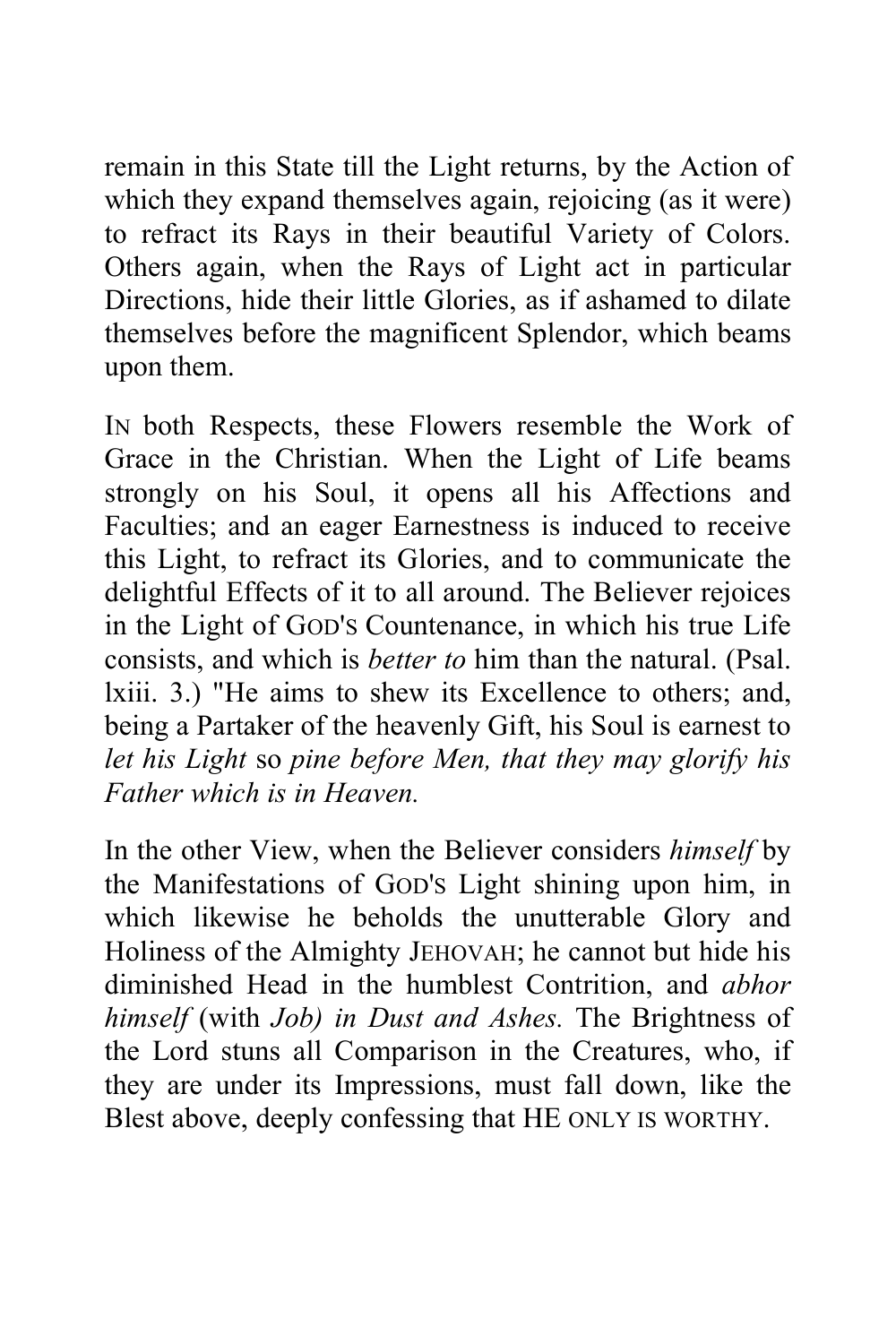remain in this State till the Light returns, by the Action of which they expand themselves again, rejoicing (as it were) to refract its Rays in their beautiful Variety of Colors. Others again, when the Rays of Light act in particular Directions, hide their little Glories, as if ashamed to dilate themselves before the magnificent Splendor, which beams upon them.

IN both Respects, these Flowers resemble the Work of Grace in the Christian. When the Light of Life beams strongly on his Soul, it opens all his Affections and Faculties; and an eager Earnestness is induced to receive this Light, to refract its Glories, and to communicate the delightful Effects of it to all around. The Believer rejoices in the Light of GOD'S Countenance, in which his true Life consists, and which is *better to* him than the natural. (Psal. lxiii. 3.) "He aims to shew its Excellence to others; and, being a Partaker of the heavenly Gift, his Soul is earnest to *let his Light* so *pine before Men, that they may glorify his Father which is in Heaven.*

In the other View, when the Believer considers *himself* by the Manifestations of GOD'S Light shining upon him, in which likewise he beholds the unutterable Glory and Holiness of the Almighty JEHOVAH; he cannot but hide his diminished Head in the humblest Contrition, and *abhor himself* (with *Job) in Dust and Ashes.* The Brightness of the Lord stuns all Comparison in the Creatures, who, if they are under its Impressions, must fall down, like the Blest above, deeply confessing that HE ONLY IS WORTHY.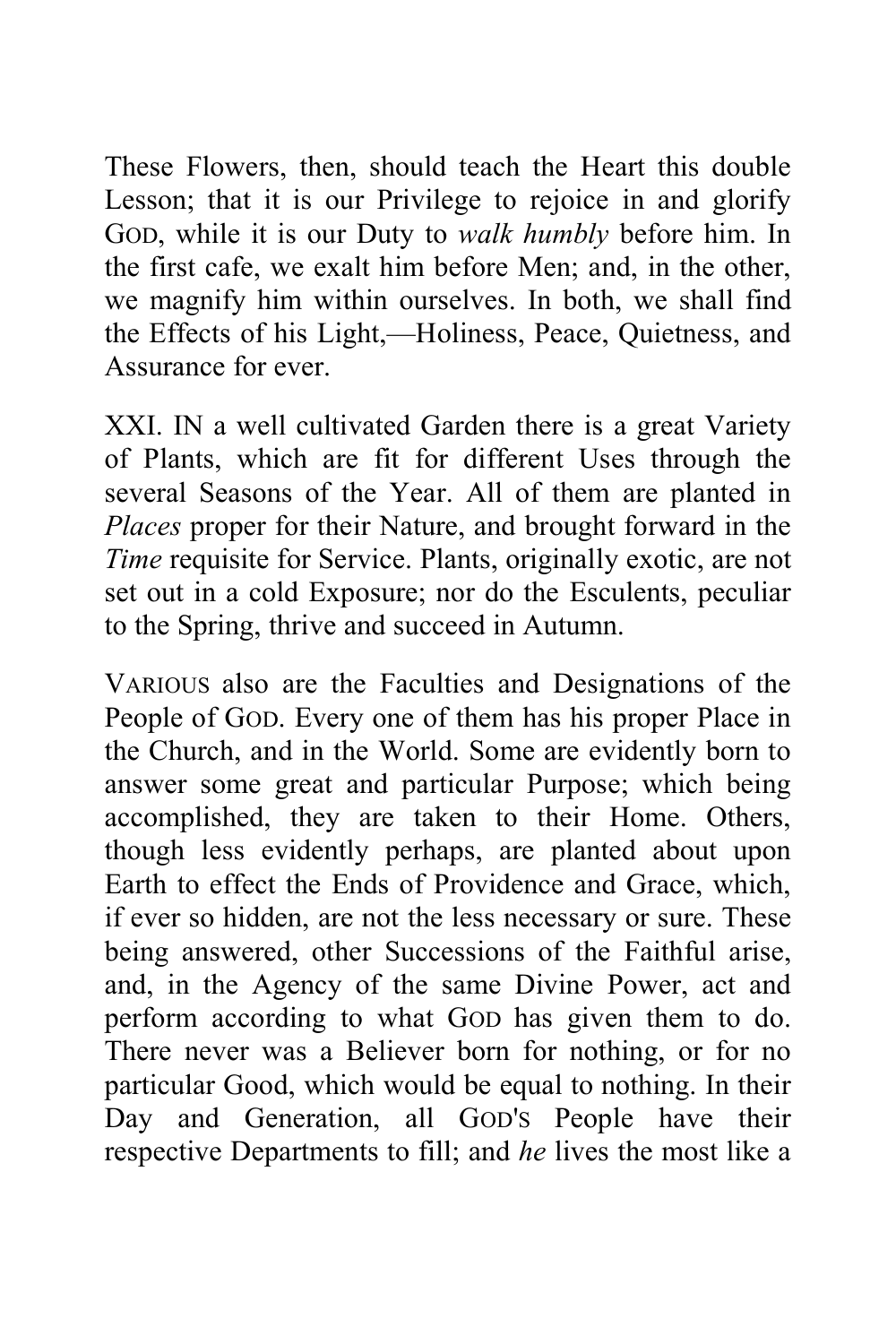These Flowers, then, should teach the Heart this double Lesson; that it is our Privilege to rejoice in and glorify GOD, while it is our Duty to *walk humbly* before him. In the first cafe, we exalt him before Men; and, in the other, we magnify him within ourselves. In both, we shall find the Effects of his Light,—Holiness, Peace, Quietness, and Assurance for ever.

XXI. IN a well cultivated Garden there is a great Variety of Plants, which are fit for different Uses through the several Seasons of the Year. All of them are planted in *Places* proper for their Nature, and brought forward in the *Time* requisite for Service. Plants, originally exotic, are not set out in a cold Exposure; nor do the Esculents, peculiar to the Spring, thrive and succeed in Autumn.

VARIOUS also are the Faculties and Designations of the People of GOD. Every one of them has his proper Place in the Church, and in the World. Some are evidently born to answer some great and particular Purpose; which being accomplished, they are taken to their Home. Others, though less evidently perhaps, are planted about upon Earth to effect the Ends of Providence and Grace, which, if ever so hidden, are not the less necessary or sure. These being answered, other Successions of the Faithful arise, and, in the Agency of the same Divine Power, act and perform according to what GOD has given them to do. There never was a Believer born for nothing, or for no particular Good, which would be equal to nothing. In their Day and Generation, all GOD'S People have their respective Departments to fill; and *he* lives the most like a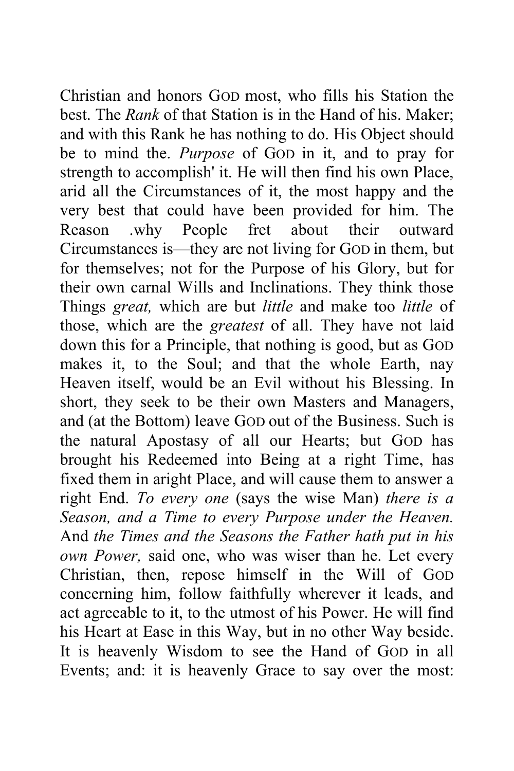Christian and honors GOD most, who fills his Station the best. The *Rank* of that Station is in the Hand of his. Maker; and with this Rank he has nothing to do. His Object should be to mind the. *Purpose* of GOD in it, and to pray for strength to accomplish' it. He will then find his own Place, arid all the Circumstances of it, the most happy and the very best that could have been provided for him. The Reason .why People fret about their outward Circumstances is—they are not living for GOD in them, but for themselves; not for the Purpose of his Glory, but for their own carnal Wills and Inclinations. They think those Things *great,* which are but *little* and make too *little* of those, which are the *greatest* of all. They have not laid down this for a Principle, that nothing is good, but as GOD makes it, to the Soul; and that the whole Earth, nay Heaven itself, would be an Evil without his Blessing. In short, they seek to be their own Masters and Managers, and (at the Bottom) leave GOD out of the Business. Such is the natural Apostasy of all our Hearts; but GOD has brought his Redeemed into Being at a right Time, has fixed them in aright Place, and will cause them to answer a right End. *To every one* (says the wise Man) *there is a Season, and a Time to every Purpose under the Heaven.* And *the Times and the Seasons the Father hath put in his own Power,* said one, who was wiser than he. Let every Christian, then, repose himself in the Will of GOD concerning him, follow faithfully wherever it leads, and act agreeable to it, to the utmost of his Power. He will find his Heart at Ease in this Way, but in no other Way beside. It is heavenly Wisdom to see the Hand of GOD in all Events; and: it is heavenly Grace to say over the most: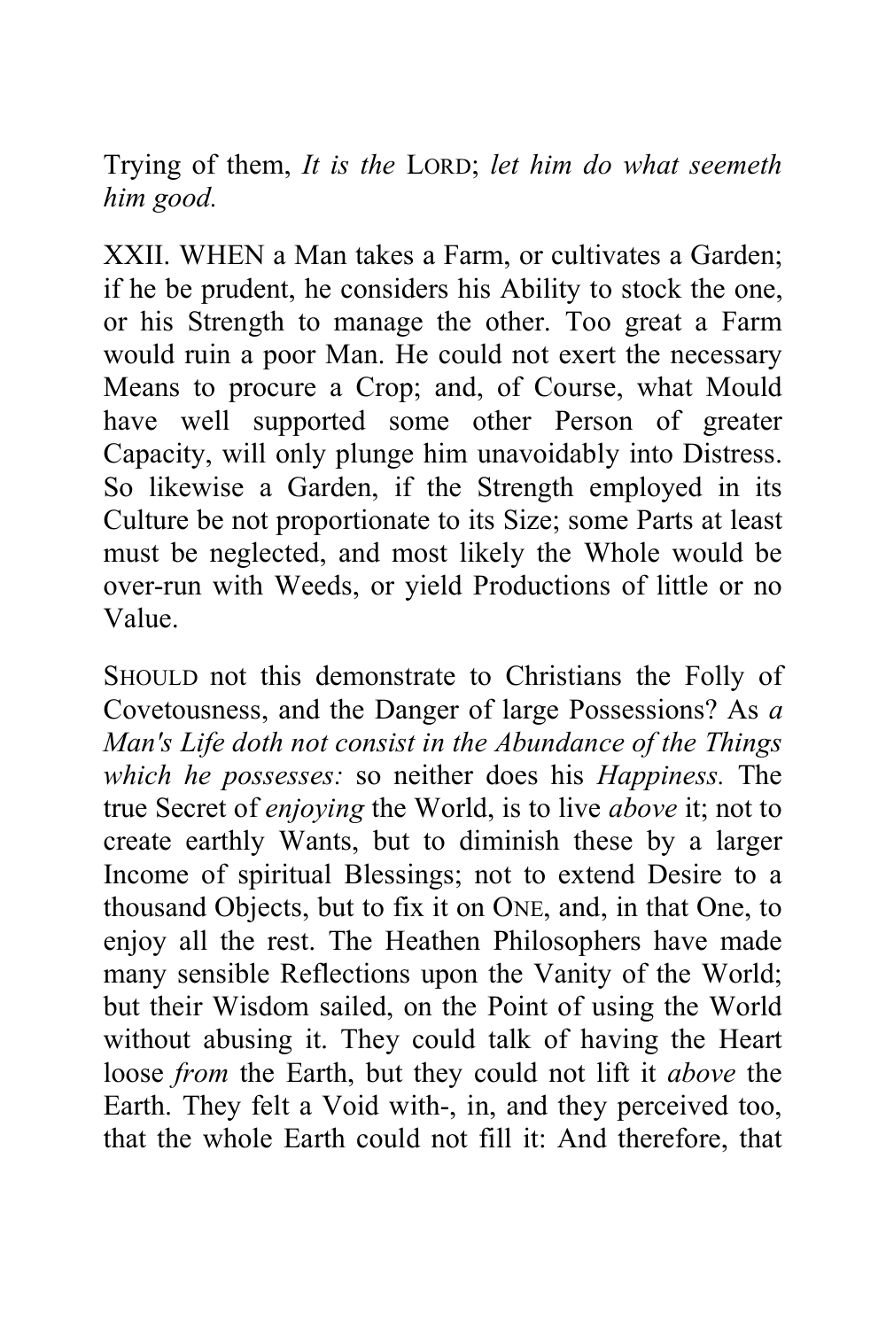Trying of them, *It is the* LORD; *let him do what seemeth him good.*

XXII. WHEN a Man takes a Farm, or cultivates a Garden; if he be prudent, he considers his Ability to stock the one, or his Strength to manage the other. Too great a Farm would ruin a poor Man. He could not exert the necessary Means to procure a Crop; and, of Course, what Mould have well supported some other Person of greater Capacity, will only plunge him unavoidably into Distress. So likewise a Garden, if the Strength employed in its Culture be not proportionate to its Size; some Parts at least must be neglected, and most likely the Whole would be over-run with Weeds, or yield Productions of little or no Value.

SHOULD not this demonstrate to Christians the Folly of Covetousness, and the Danger of large Possessions? As *a Man's Life doth not consist in the Abundance of the Things which he possesses:* so neither does his *Happiness.* The true Secret of *enjoying* the World, is to live *above* it; not to create earthly Wants, but to diminish these by a larger Income of spiritual Blessings; not to extend Desire to a thousand Objects, but to fix it on ONE, and, in that One, to enjoy all the rest. The Heathen Philosophers have made many sensible Reflections upon the Vanity of the World; but their Wisdom sailed, on the Point of using the World without abusing it. They could talk of having the Heart loose *from* the Earth, but they could not lift it *above* the Earth. They felt a Void with-, in, and they perceived too, that the whole Earth could not fill it: And therefore, that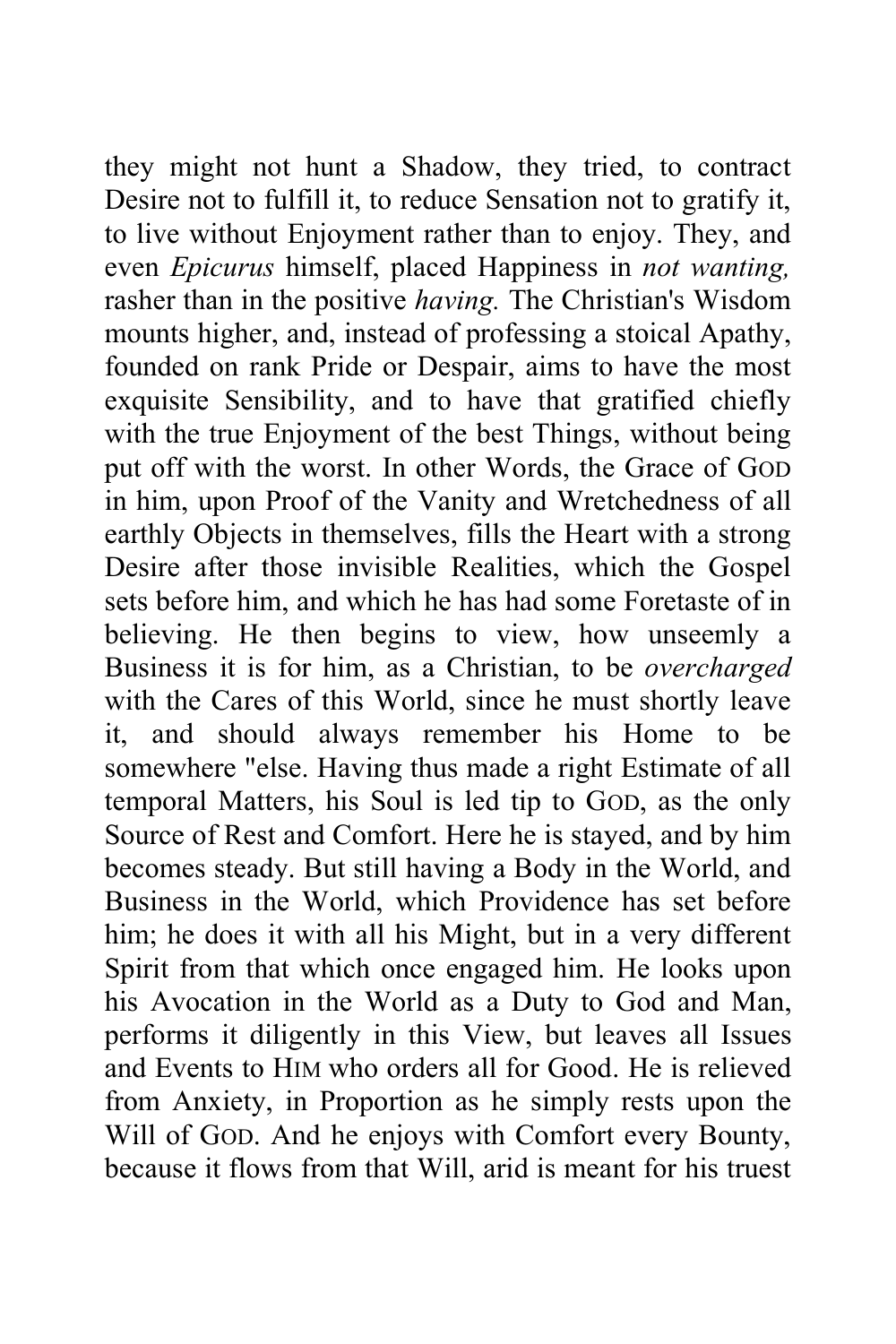they might not hunt a Shadow, they tried, to contract Desire not to fulfill it, to reduce Sensation not to gratify it, to live without Enjoyment rather than to enjoy. They, and even *Epicurus* himself, placed Happiness in *not wanting,* rasher than in the positive *having.* The Christian's Wisdom mounts higher, and, instead of professing a stoical Apathy, founded on rank Pride or Despair, aims to have the most exquisite Sensibility, and to have that gratified chiefly with the true Enjoyment of the best Things, without being put off with the worst. In other Words, the Grace of GOD in him, upon Proof of the Vanity and Wretchedness of all earthly Objects in themselves, fills the Heart with a strong Desire after those invisible Realities, which the Gospel sets before him, and which he has had some Foretaste of in believing. He then begins to view, how unseemly a Business it is for him, as a Christian, to be *overcharged* with the Cares of this World, since he must shortly leave it, and should always remember his Home to be somewhere "else. Having thus made a right Estimate of all temporal Matters, his Soul is led tip to GOD, as the only Source of Rest and Comfort. Here he is stayed, and by him becomes steady. But still having a Body in the World, and Business in the World, which Providence has set before him; he does it with all his Might, but in a very different Spirit from that which once engaged him. He looks upon his Avocation in the World as a Duty to God and Man, performs it diligently in this View, but leaves all Issues and Events to HIM who orders all for Good. He is relieved from Anxiety, in Proportion as he simply rests upon the Will of GOD. And he enjoys with Comfort every Bounty, because it flows from that Will, arid is meant for his truest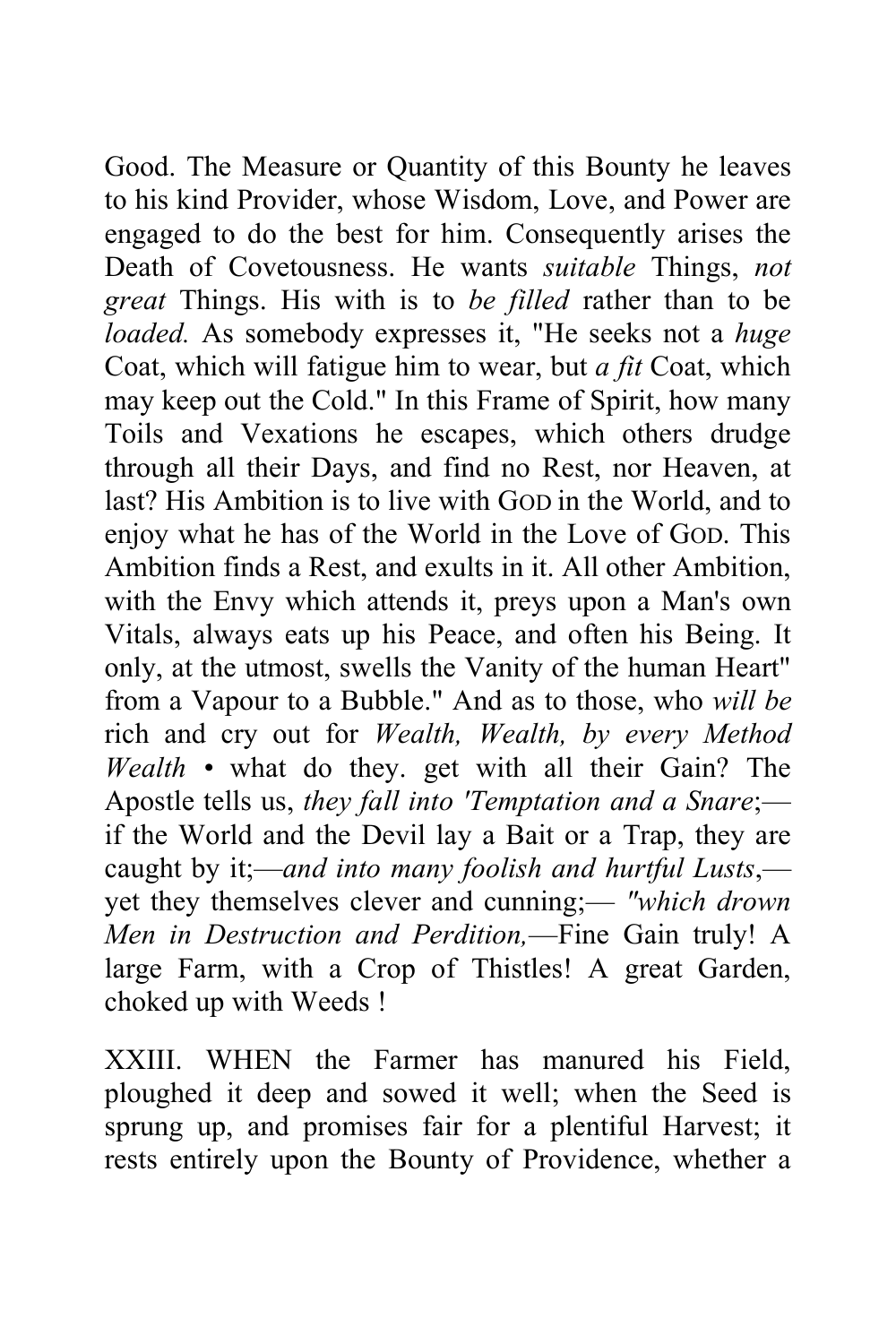Good. The Measure or Quantity of this Bounty he leaves to his kind Provider, whose Wisdom, Love, and Power are engaged to do the best for him. Consequently arises the Death of Covetousness. He wants *suitable* Things, *not great* Things. His with is to *be filled* rather than to be *loaded.* As somebody expresses it, "He seeks not a *huge* Coat, which will fatigue him to wear, but *a fit* Coat, which may keep out the Cold." In this Frame of Spirit, how many Toils and Vexations he escapes, which others drudge through all their Days, and find no Rest, nor Heaven, at last? His Ambition is to live with GOD in the World, and to enjoy what he has of the World in the Love of GOD. This Ambition finds a Rest, and exults in it. All other Ambition, with the Envy which attends it, preys upon a Man's own Vitals, always eats up his Peace, and often his Being. It only, at the utmost, swells the Vanity of the human Heart" from a Vapour to a Bubble." And as to those, who *will be* rich and cry out for *Wealth, Wealth, by every Method Wealth* • what do they. get with all their Gain? The Apostle tells us, *they fall into 'Temptation and a Snare*;—if the World and the Devil lay a Bait or a Trap, they are caught by it;—*and into many foolish and hurtful Lusts*,—yet they themselves clever and cunning;— *"which drown Men in Destruction and Perdition,*—Fine Gain truly! A large Farm, with a Crop of Thistles! A great Garden, choked up with Weeds !

XXIII. WHEN the Farmer has manured his Field, ploughed it deep and sowed it well; when the Seed is sprung up, and promises fair for a plentiful Harvest; it rests entirely upon the Bounty of Providence, whether a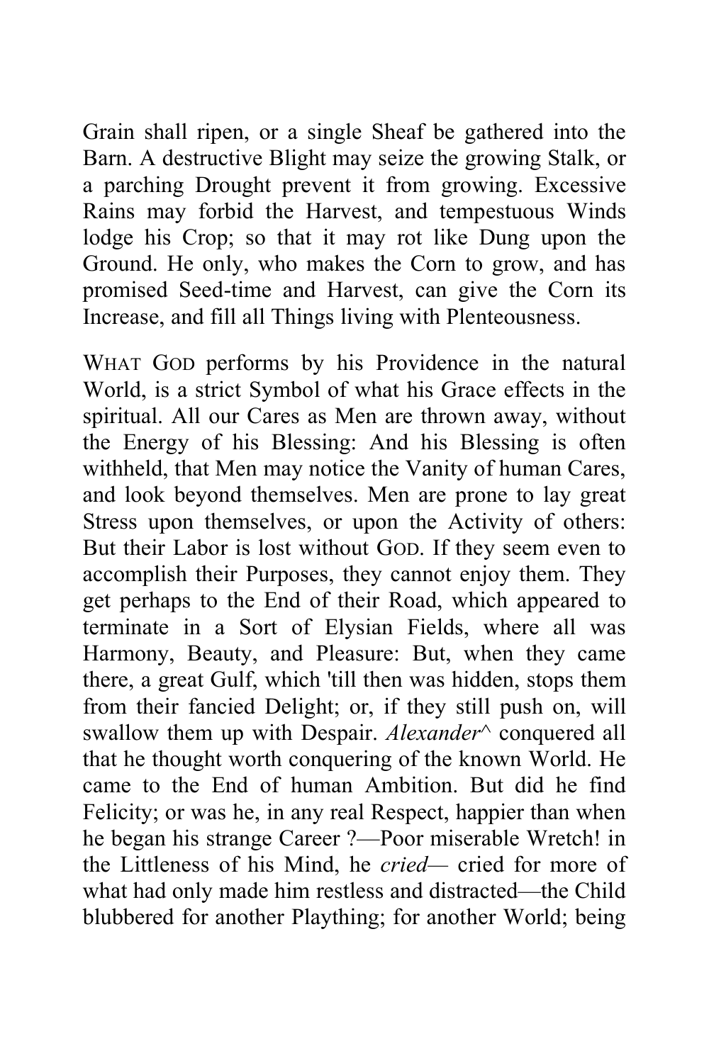Grain shall ripen, or a single Sheaf be gathered into the Barn. A destructive Blight may seize the growing Stalk, or a parching Drought prevent it from growing. Excessive Rains may forbid the Harvest, and tempestuous Winds lodge his Crop; so that it may rot like Dung upon the Ground. He only, who makes the Corn to grow, and has promised Seed-time and Harvest, can give the Corn its Increase, and fill all Things living with Plenteousness.

WHAT GOD performs by his Providence in the natural World, is a strict Symbol of what his Grace effects in the spiritual. All our Cares as Men are thrown away, without the Energy of his Blessing: And his Blessing is often withheld, that Men may notice the Vanity of human Cares, and look beyond themselves. Men are prone to lay great Stress upon themselves, or upon the Activity of others: But their Labor is lost without GOD. If they seem even to accomplish their Purposes, they cannot enjoy them. They get perhaps to the End of their Road, which appeared to terminate in a Sort of Elysian Fields, where all was Harmony, Beauty, and Pleasure: But, when they came there, a great Gulf, which 'till then was hidden, stops them from their fancied Delight; or, if they still push on, will swallow them up with Despair. *Alexander*^ conquered all that he thought worth conquering of the known World. He came to the End of human Ambition. But did he find Felicity; or was he, in any real Respect, happier than when he began his strange Career ?—Poor miserable Wretch! in the Littleness of his Mind, he *cried*— cried for more of what had only made him restless and distracted—the Child blubbered for another Plaything; for another World; being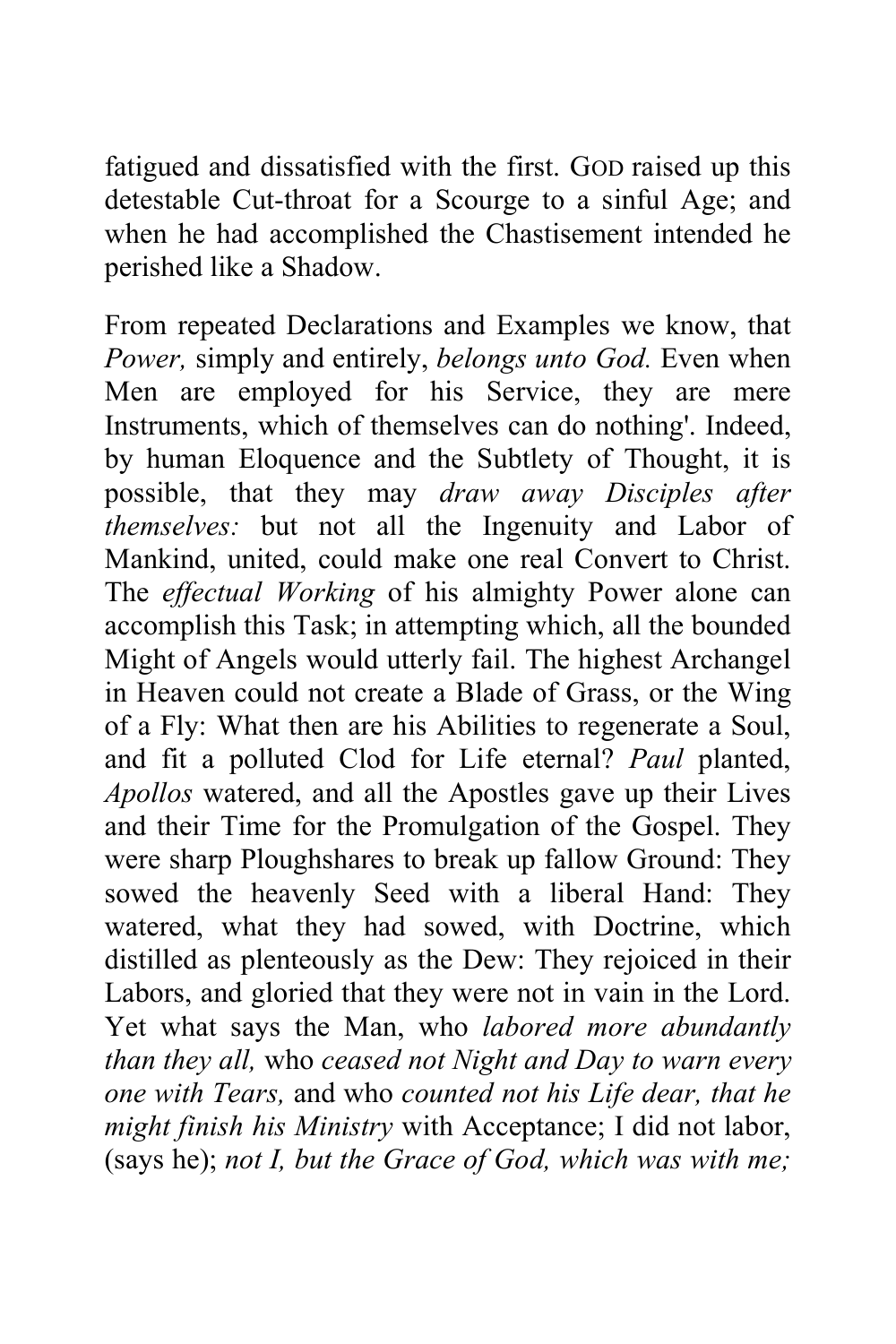fatigued and dissatisfied with the first. GOD raised up this detestable Cut-throat for a Scourge to a sinful Age; and when he had accomplished the Chastisement intended he perished like a Shadow.

From repeated Declarations and Examples we know, that *Power,* simply and entirely, *belongs unto God.* Even when Men are employed for his Service, they are mere Instruments, which of themselves can do nothing'. Indeed, by human Eloquence and the Subtlety of Thought, it is possible, that they may *draw away Disciples after themselves:* but not all the Ingenuity and Labor of Mankind, united, could make one real Convert to Christ. The *effectual Working* of his almighty Power alone can accomplish this Task; in attempting which, all the bounded Might of Angels would utterly fail. The highest Archangel in Heaven could not create a Blade of Grass, or the Wing of a Fly: What then are his Abilities to regenerate a Soul, and fit a polluted Clod for Life eternal? *Paul* planted, *Apollos* watered, and all the Apostles gave up their Lives and their Time for the Promulgation of the Gospel. They were sharp Ploughshares to break up fallow Ground: They sowed the heavenly Seed with a liberal Hand: They watered, what they had sowed, with Doctrine, which distilled as plenteously as the Dew: They rejoiced in their Labors, and gloried that they were not in vain in the Lord. Yet what says the Man, who *labored more abundantly than they all,* who *ceased not Night and Day to warn every one with Tears,* and who *counted not his Life dear, that he might finish his Ministry* with Acceptance; I did not labor, (says he); *not I, but the Grace of God, which was with me;*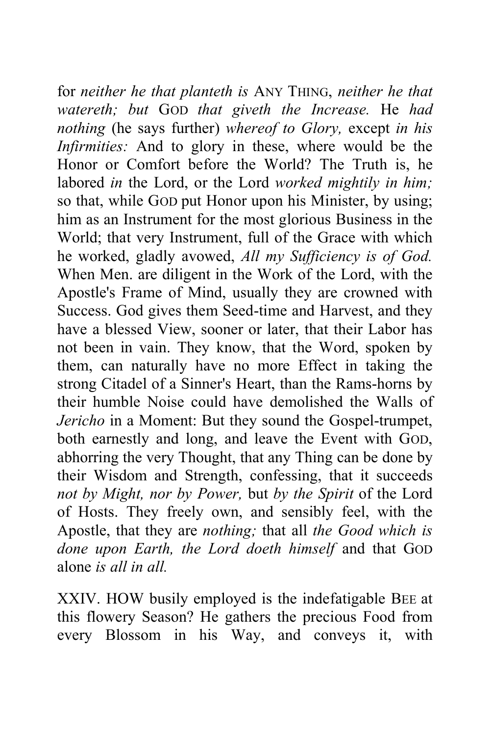for *neither he that planteth is* ANY THING, *neither he that watereth; but* GOD *that giveth the Increase.* He *had nothing* (he says further) *whereof to Glory,* except *in his Infirmities:* And to glory in these, where would be the Honor or Comfort before the World? The Truth is, he labored *in* the Lord, or the Lord *worked mightily in him;* so that, while GOD put Honor upon his Minister, by using; him as an Instrument for the most glorious Business in the World; that very Instrument, full of the Grace with which he worked, gladly avowed, *All my Sufficiency is of God.* When Men. are diligent in the Work of the Lord, with the Apostle's Frame of Mind, usually they are crowned with Success. God gives them Seed-time and Harvest, and they have a blessed View, sooner or later, that their Labor has not been in vain. They know, that the Word, spoken by them, can naturally have no more Effect in taking the strong Citadel of a Sinner's Heart, than the Rams-horns by their humble Noise could have demolished the Walls of *Jericho* in a Moment: But they sound the Gospel-trumpet, both earnestly and long, and leave the Event with GOD, abhorring the very Thought, that any Thing can be done by their Wisdom and Strength, confessing, that it succeeds *not by Might, nor by Power,* but *by the Spirit* of the Lord of Hosts. They freely own, and sensibly feel, with the Apostle, that they are *nothing;* that all *the Good which is done upon Earth, the Lord doeth himself* and that GOD alone *is all in all.*

XXIV. HOW busily employed is the indefatigable BEE at this flowery Season? He gathers the precious Food from every Blossom in his Way, and conveys it, with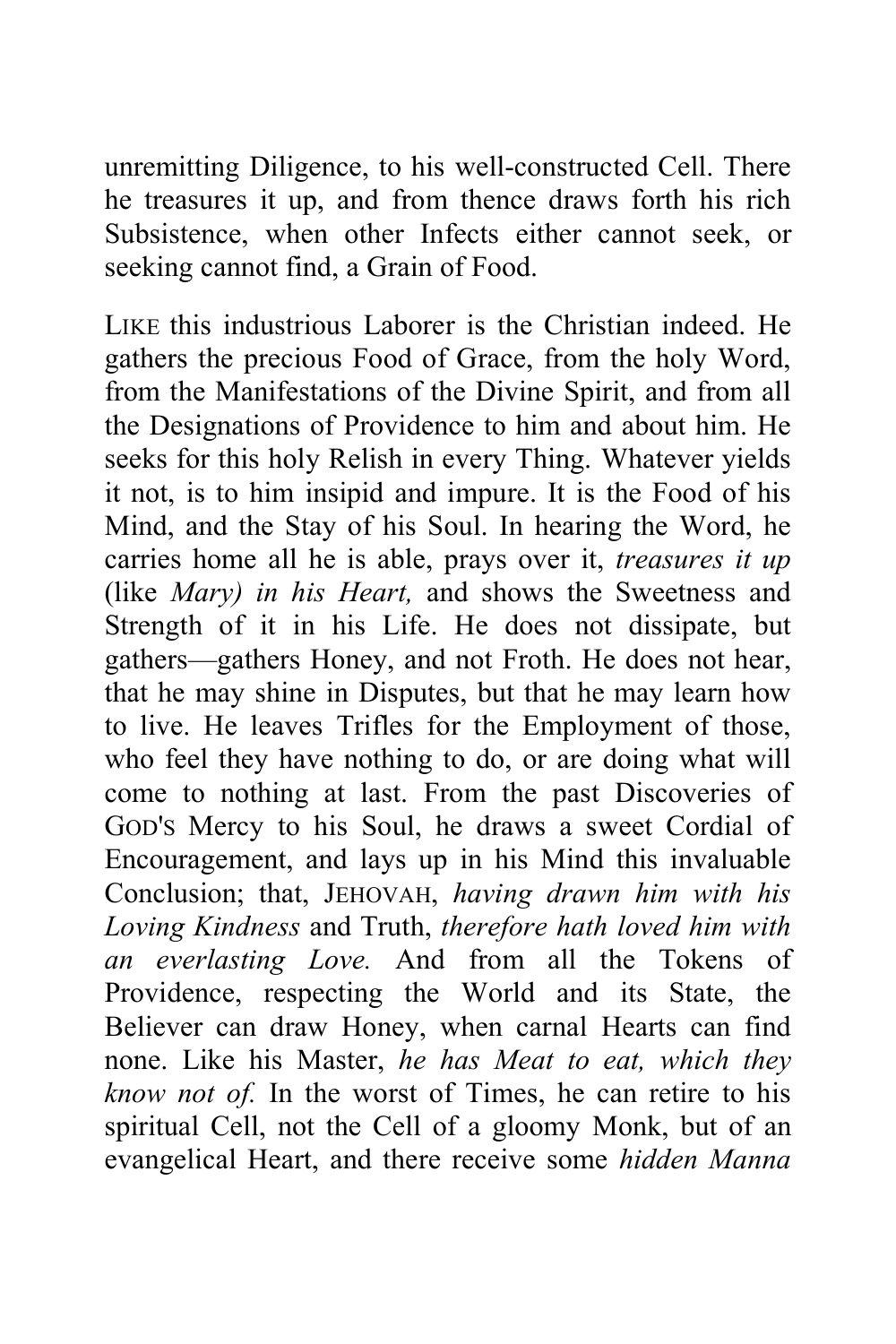unremitting Diligence, to his well-constructed Cell. There he treasures it up, and from thence draws forth his rich Subsistence, when other Infects either cannot seek, or seeking cannot find, a Grain of Food.

LIKE this industrious Laborer is the Christian indeed. He gathers the precious Food of Grace, from the holy Word, from the Manifestations of the Divine Spirit, and from all the Designations of Providence to him and about him. He seeks for this holy Relish in every Thing. Whatever yields it not, is to him insipid and impure. It is the Food of his Mind, and the Stay of his Soul. In hearing the Word, he carries home all he is able, prays over it, *treasures it up* (like *Mary) in his Heart,* and shows the Sweetness and Strength of it in his Life. He does not dissipate, but gathers—gathers Honey, and not Froth. He does not hear, that he may shine in Disputes, but that he may learn how to live. He leaves Trifles for the Employment of those, who feel they have nothing to do, or are doing what will come to nothing at last. From the past Discoveries of GOD'S Mercy to his Soul, he draws a sweet Cordial of Encouragement, and lays up in his Mind this invaluable Conclusion; that, JEHOVAH, *having drawn him with his Loving Kindness* and Truth, *therefore hath loved him with an everlasting Love.* And from all the Tokens of Providence, respecting the World and its State, the Believer can draw Honey, when carnal Hearts can find none. Like his Master, *he has Meat to eat, which they know not of.* In the worst of Times, he can retire to his spiritual Cell, not the Cell of a gloomy Monk, but of an evangelical Heart, and there receive some *hidden Manna*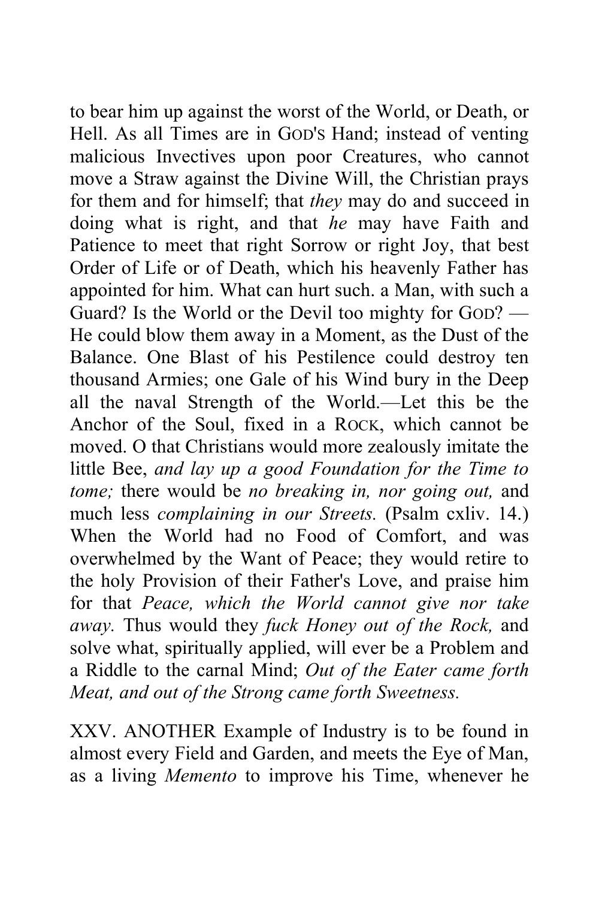to bear him up against the worst of the World, or Death, or Hell. As all Times are in GOD'S Hand; instead of venting malicious Invectives upon poor Creatures, who cannot move a Straw against the Divine Will, the Christian prays for them and for himself; that *they* may do and succeed in doing what is right, and that *he* may have Faith and Patience to meet that right Sorrow or right Joy, that best Order of Life or of Death, which his heavenly Father has appointed for him. What can hurt such. a Man, with such a Guard? Is the World or the Devil too mighty for GOD? — He could blow them away in a Moment, as the Dust of the Balance. One Blast of his Pestilence could destroy ten thousand Armies; one Gale of his Wind bury in the Deep all the naval Strength of the World.—Let this be the Anchor of the Soul, fixed in a ROCK, which cannot be moved. O that Christians would more zealously imitate the little Bee, *and lay up a good Foundation for the Time to tome;* there would be *no breaking in, nor going out,* and much less *complaining in our Streets.* (Psalm cxliv. 14.) When the World had no Food of Comfort, and was overwhelmed by the Want of Peace; they would retire to the holy Provision of their Father's Love, and praise him for that *Peace, which the World cannot give nor take away.* Thus would they *fuck Honey out of the Rock,* and solve what, spiritually applied, will ever be a Problem and a Riddle to the carnal Mind; *Out of the Eater came forth Meat, and out of the Strong came forth Sweetness.*

XXV. ANOTHER Example of Industry is to be found in almost every Field and Garden, and meets the Eye of Man, as a living *Memento* to improve his Time, whenever he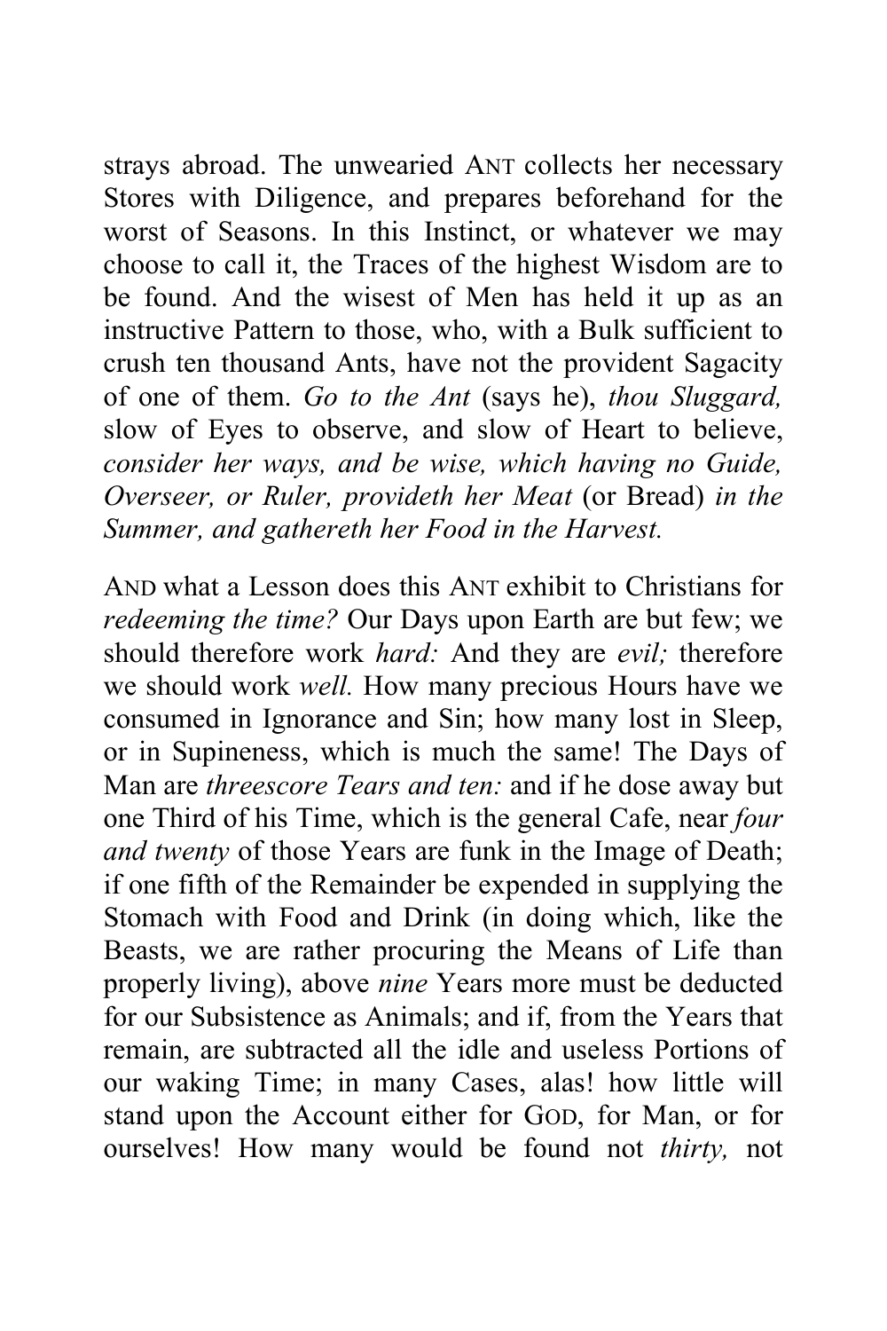strays abroad. The unwearied ANT collects her necessary Stores with Diligence, and prepares beforehand for the worst of Seasons. In this Instinct, or whatever we may choose to call it, the Traces of the highest Wisdom are to be found. And the wisest of Men has held it up as an instructive Pattern to those, who, with a Bulk sufficient to crush ten thousand Ants, have not the provident Sagacity of one of them. *Go to the Ant* (says he), *thou Sluggard,* slow of Eyes to observe, and slow of Heart to believe, *consider her ways, and be wise, which having no Guide, Overseer, or Ruler, provideth her Meat* (or Bread) *in the Summer, and gathereth her Food in the Harvest.*

AND what a Lesson does this ANT exhibit to Christians for *redeeming the time?* Our Days upon Earth are but few; we should therefore work *hard:* And they are *evil;* therefore we should work *well.* How many precious Hours have we consumed in Ignorance and Sin; how many lost in Sleep, or in Supineness, which is much the same! The Days of Man are *threescore Tears and ten:* and if he dose away but one Third of his Time, which is the general Cafe, near *four and twenty* of those Years are funk in the Image of Death; if one fifth of the Remainder be expended in supplying the Stomach with Food and Drink (in doing which, like the Beasts, we are rather procuring the Means of Life than properly living), above *nine* Years more must be deducted for our Subsistence as Animals; and if, from the Years that remain, are subtracted all the idle and useless Portions of our waking Time; in many Cases, alas! how little will stand upon the Account either for GOD, for Man, or for ourselves! How many would be found not *thirty,* not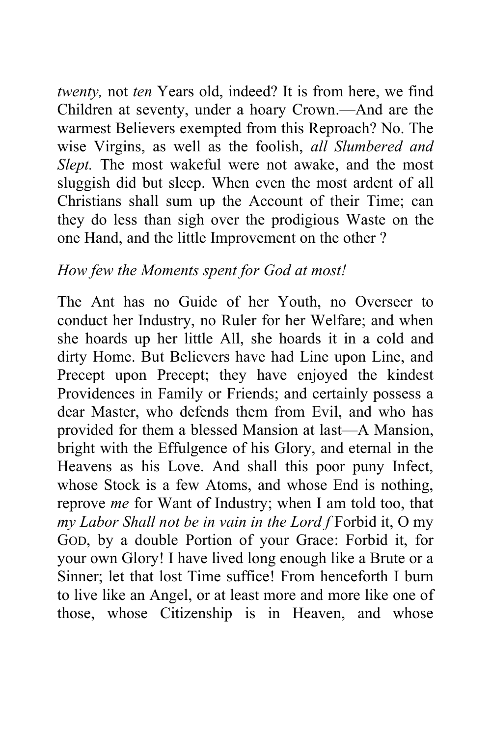*twenty,* not *ten* Years old, indeed? It is from here, we find Children at seventy, under a hoary Crown.—And are the warmest Believers exempted from this Reproach? No. The wise Virgins, as well as the foolish, *all Slumbered and Slept.* The most wakeful were not awake, and the most sluggish did but sleep. When even the most ardent of all Christians shall sum up the Account of their Time; can they do less than sigh over the prodigious Waste on the one Hand, and the little Improvement on the other ?

*How few the Moments spent for God at most!*

The Ant has no Guide of her Youth, no Overseer to conduct her Industry, no Ruler for her Welfare; and when she hoards up her little All, she hoards it in a cold and dirty Home. But Believers have had Line upon Line, and Precept upon Precept; they have enjoyed the kindest Providences in Family or Friends; and certainly possess a dear Master, who defends them from Evil, and who has provided for them a blessed Mansion at last—A Mansion, bright with the Effulgence of his Glory, and eternal in the Heavens as his Love. And shall this poor puny Infect, whose Stock is a few Atoms, and whose End is nothing, reprove *me* for Want of Industry; when I am told too, that *my Labor Shall not be in vain in the Lord f* Forbid it, O my GOD, by a double Portion of your Grace: Forbid it, for your own Glory! I have lived long enough like a Brute or a Sinner; let that lost Time suffice! From henceforth I burn to live like an Angel, or at least more and more like one of those, whose Citizenship is in Heaven, and whose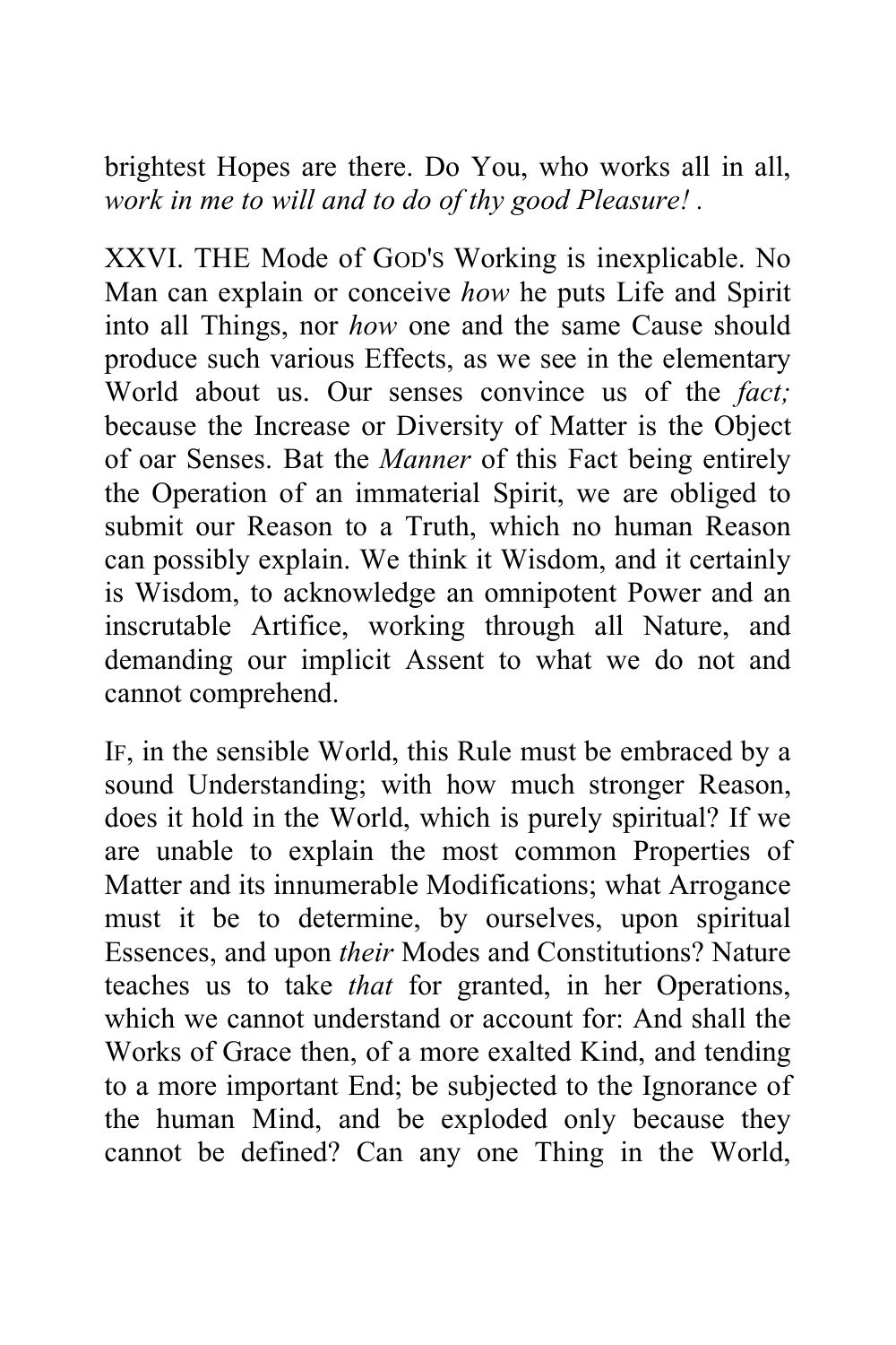brightest Hopes are there. Do You, who works all in all, *work in me to will and to do of thy good Pleasure!* .

XXVI. THE Mode of GOD'S Working is inexplicable. No Man can explain or conceive *how* he puts Life and Spirit into all Things, nor *how* one and the same Cause should produce such various Effects, as we see in the elementary World about us. Our senses convince us of the *fact;* because the Increase or Diversity of Matter is the Object of oar Senses. Bat the *Manner* of this Fact being entirely the Operation of an immaterial Spirit, we are obliged to submit our Reason to a Truth, which no human Reason can possibly explain. We think it Wisdom, and it certainly is Wisdom, to acknowledge an omnipotent Power and an inscrutable Artifice, working through all Nature, and demanding our implicit Assent to what we do not and cannot comprehend.

IF, in the sensible World, this Rule must be embraced by a sound Understanding; with how much stronger Reason, does it hold in the World, which is purely spiritual? If we are unable to explain the most common Properties of Matter and its innumerable Modifications; what Arrogance must it be to determine, by ourselves, upon spiritual Essences, and upon *their* Modes and Constitutions? Nature teaches us to take *that* for granted, in her Operations, which we cannot understand or account for: And shall the Works of Grace then, of a more exalted Kind, and tending to a more important End; be subjected to the Ignorance of the human Mind, and be exploded only because they cannot be defined? Can any one Thing in the World,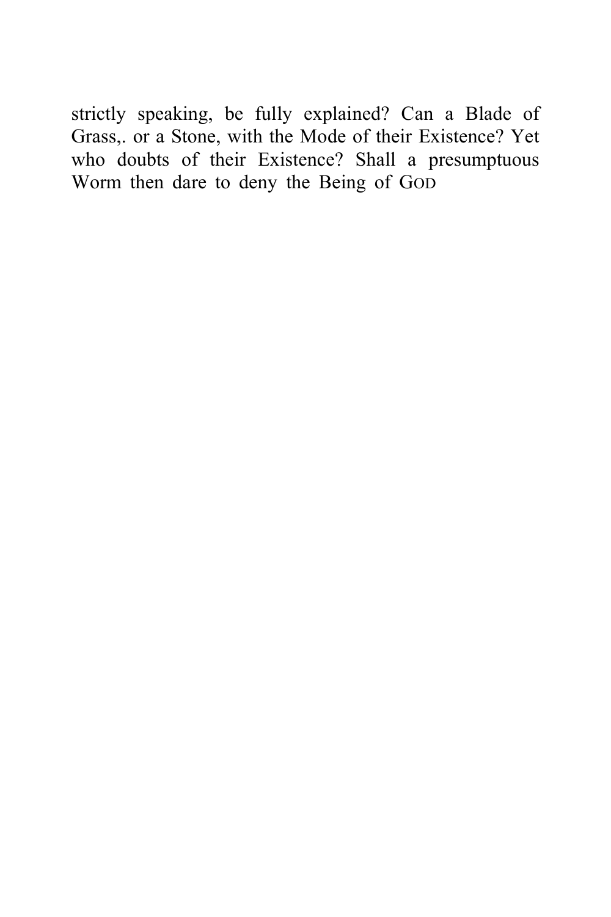strictly speaking, be fully explained? Can a Blade of Grass,. or a Stone, with the Mode of their Existence? Yet who doubts of their Existence? Shall a presumptuous Worm then dare to deny the Being of GOD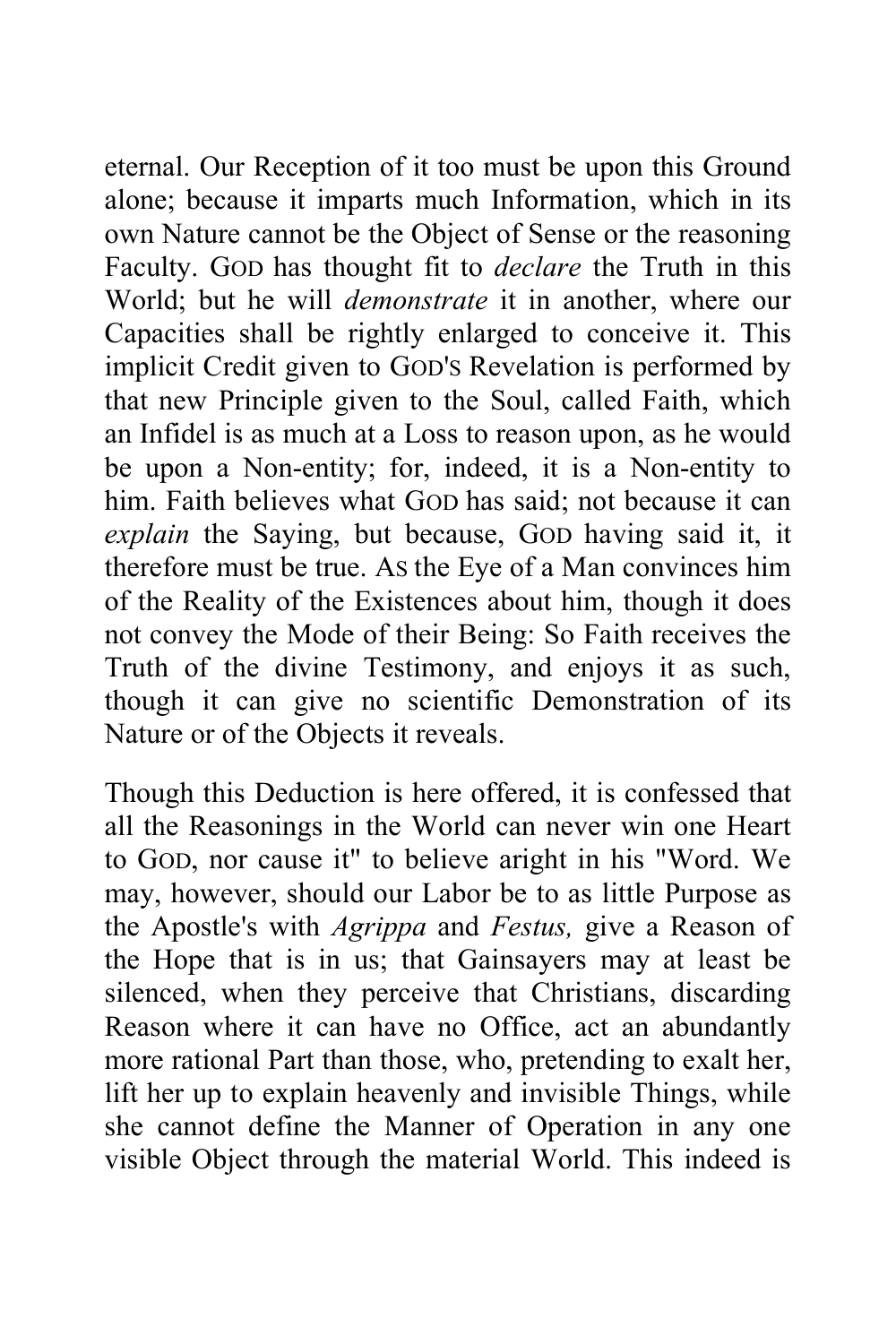eternal. Our Reception of it too must be upon this Ground alone; because it imparts much Information, which in its own Nature cannot be the Object of Sense or the reasoning Faculty. GOD has thought fit to *declare* the Truth in this World; but he will *demonstrate* it in another, where our Capacities shall be rightly enlarged to conceive it. This implicit Credit given to GOD'S Revelation is performed by that new Principle given to the Soul, called Faith, which an Infidel is as much at a Loss to reason upon, as he would be upon a Non-entity; for, indeed, it is a Non-entity to him. Faith believes what GOD has said; not because it can *explain* the Saying, but because, GOD having said it, it therefore must be true. AS the Eye of a Man convinces him of the Reality of the Existences about him, though it does not convey the Mode of their Being: So Faith receives the Truth of the divine Testimony, and enjoys it as such, though it can give no scientific Demonstration of its Nature or of the Objects it reveals.

Though this Deduction is here offered, it is confessed that all the Reasonings in the World can never win one Heart to GOD, nor cause it" to believe aright in his "Word. We may, however, should our Labor be to as little Purpose as the Apostle's with *Agrippa* and *Festus,* give a Reason of the Hope that is in us; that Gainsayers may at least be silenced, when they perceive that Christians, discarding Reason where it can have no Office, act an abundantly more rational Part than those, who, pretending to exalt her, lift her up to explain heavenly and invisible Things, while she cannot define the Manner of Operation in any one visible Object through the material World. This indeed is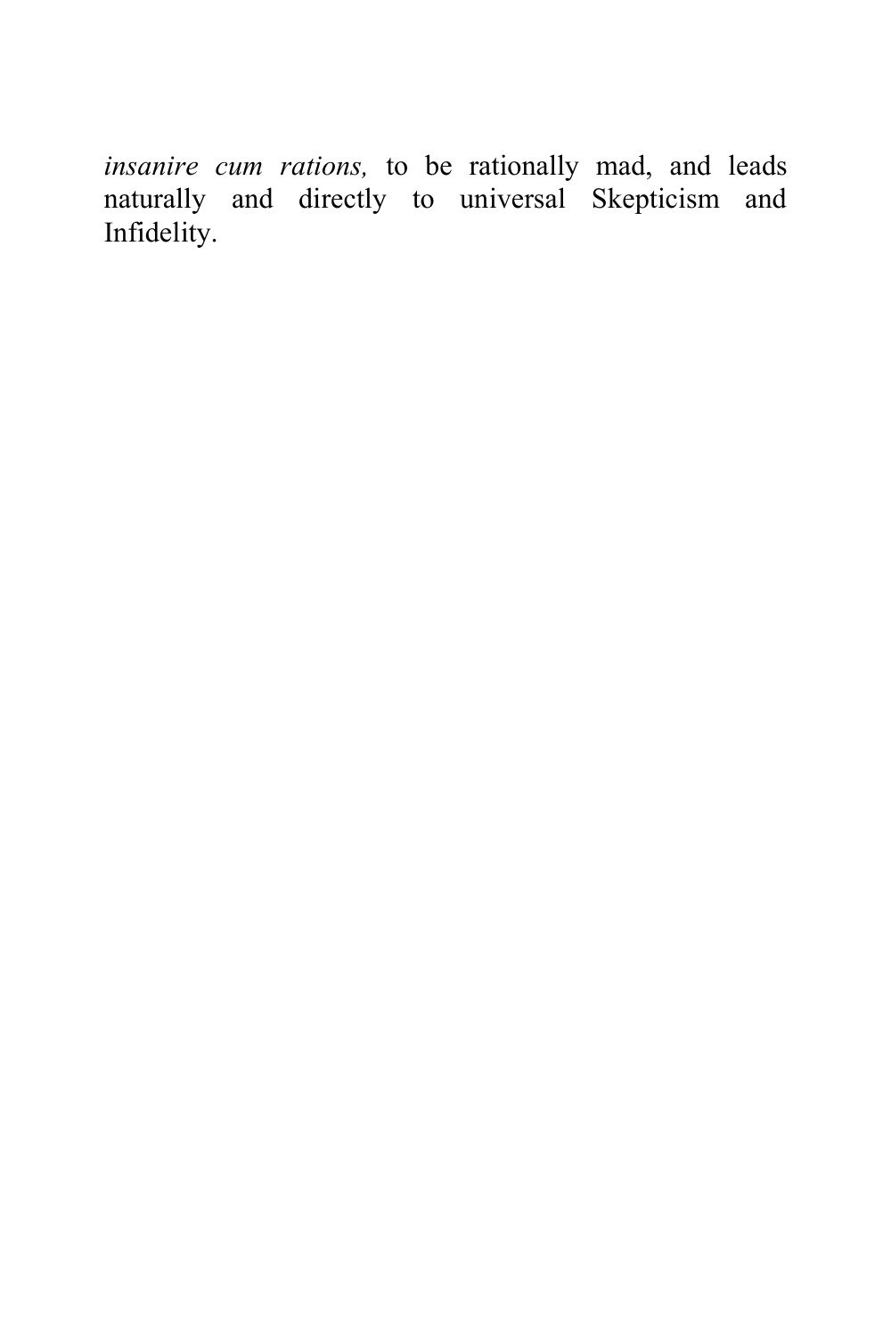*insanire cum rations,* to be rationally mad, and leads naturally and directly to universal Skepticism and Infidelity.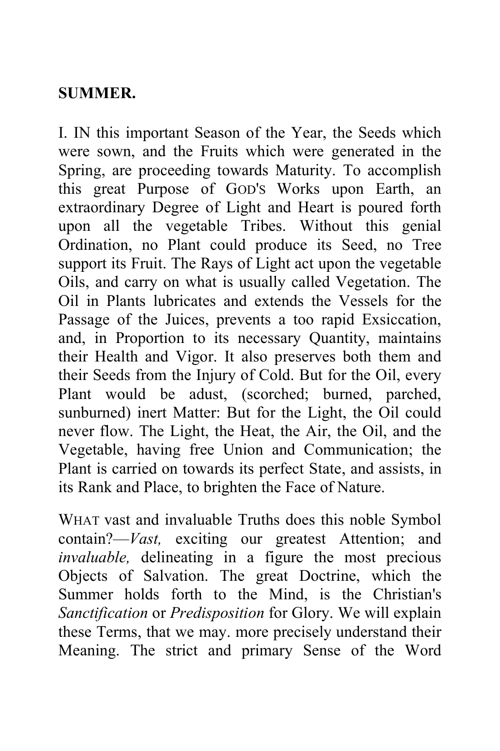**SUMMER.**

I. IN this important Season of the Year, the Seeds which were sown, and the Fruits which were generated in the Spring, are proceeding towards Maturity. To accomplish this great Purpose of GOD'S Works upon Earth, an extraordinary Degree of Light and Heart is poured forth upon all the vegetable Tribes. Without this genial Ordination, no Plant could produce its Seed, no Tree support its Fruit. The Rays of Light act upon the vegetable Oils, and carry on what is usually called Vegetation. The Oil in Plants lubricates and extends the Vessels for the Passage of the Juices, prevents a too rapid Exsiccation, and, in Proportion to its necessary Quantity, maintains their Health and Vigor. It also preserves both them and their Seeds from the Injury of Cold. But for the Oil, every Plant would be adust, (scorched; burned, parched, sunburned) inert Matter: But for the Light, the Oil could never flow. The Light, the Heat, the Air, the Oil, and the Vegetable, having free Union and Communication; the Plant is carried on towards its perfect State, and assists, in its Rank and Place, to brighten the Face of Nature.

WHAT vast and invaluable Truths does this noble Symbol contain?—*Vast,* exciting our greatest Attention; and *invaluable,* delineating in a figure the most precious Objects of Salvation. The great Doctrine, which the Summer holds forth to the Mind, is the Christian's *Sanctification* or *Predisposition* for Glory. We will explain these Terms, that we may. more precisely understand their Meaning. The strict and primary Sense of the Word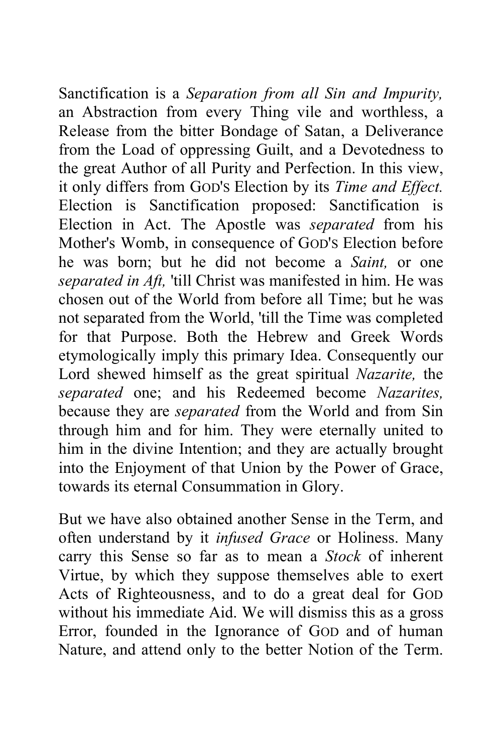Sanctification is a *Separation from all Sin and Impurity,* an Abstraction from every Thing vile and worthless, a Release from the bitter Bondage of Satan, a Deliverance from the Load of oppressing Guilt, and a Devotedness to the great Author of all Purity and Perfection. In this view, it only differs from GOD'S Election by its *Time and Effect.* Election is Sanctification proposed: Sanctification is Election in Act. The Apostle was *separated* from his Mother's Womb, in consequence of GOD'S Election before he was born; but he did not become a *Saint,* or one *separated in Aft,* 'till Christ was manifested in him. He was chosen out of the World from before all Time; but he was not separated from the World, 'till the Time was completed for that Purpose. Both the Hebrew and Greek Words etymologically imply this primary Idea. Consequently our Lord shewed himself as the great spiritual *Nazarite,* the *separated* one; and his Redeemed become *Nazarites,* because they are *separated* from the World and from Sin through him and for him. They were eternally united to him in the divine Intention; and they are actually brought into the Enjoyment of that Union by the Power of Grace, towards its eternal Consummation in Glory.

But we have also obtained another Sense in the Term, and often understand by it *infused Grace* or Holiness. Many carry this Sense so far as to mean a *Stock* of inherent Virtue, by which they suppose themselves able to exert Acts of Righteousness, and to do a great deal for GOD without his immediate Aid. We will dismiss this as a gross Error, founded in the Ignorance of GOD and of human Nature, and attend only to the better Notion of the Term.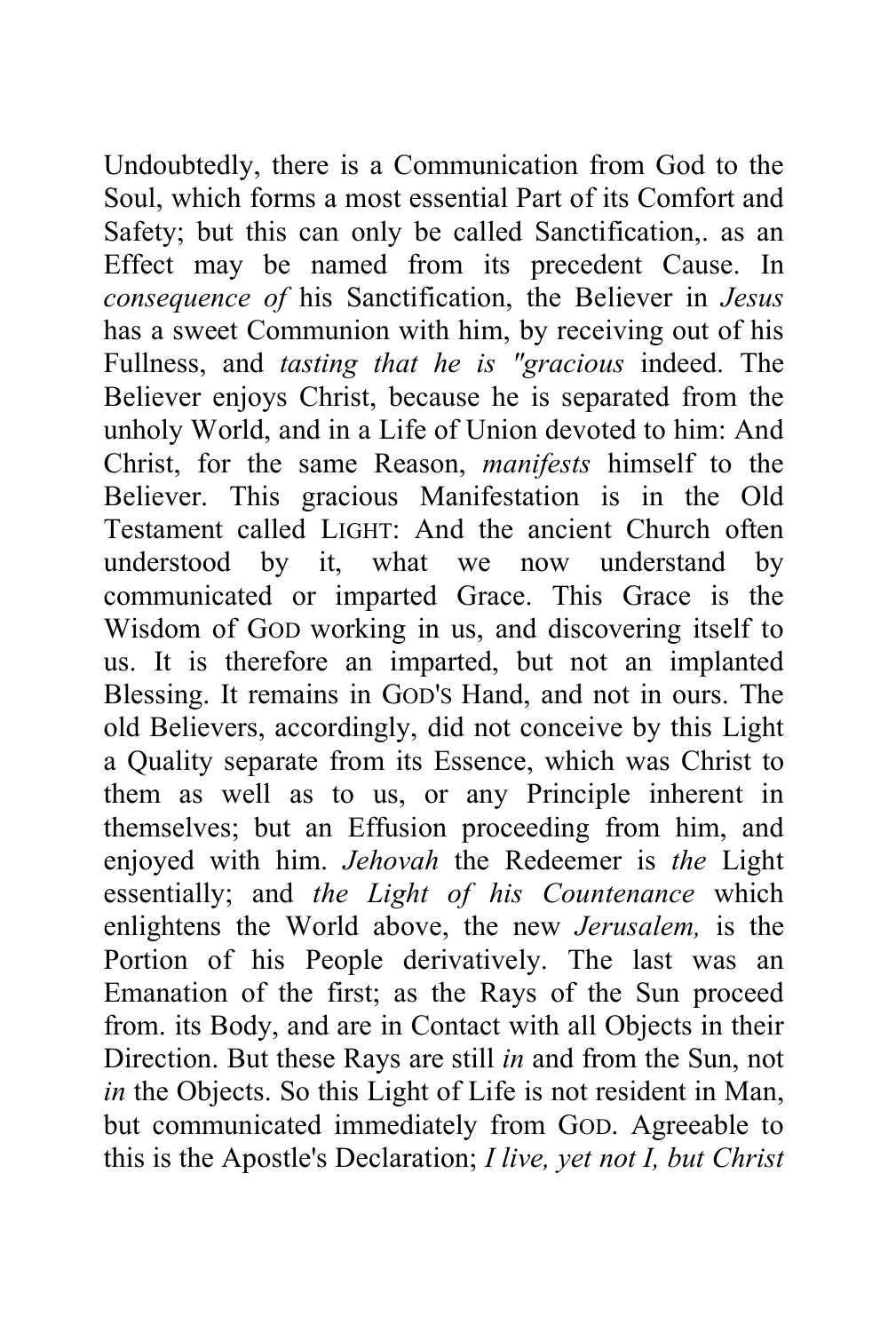Undoubtedly, there is a Communication from God to the Soul, which forms a most essential Part of its Comfort and Safety; but this can only be called Sanctification,. as an Effect may be named from its precedent Cause. In *consequence of* his Sanctification, the Believer in *Jesus* has a sweet Communion with him, by receiving out of his Fullness, and *tasting that he is "gracious* indeed. The Believer enjoys Christ, because he is separated from the unholy World, and in a Life of Union devoted to him: And Christ, for the same Reason, *manifests* himself to the Believer. This gracious Manifestation is in the Old Testament called LIGHT: And the ancient Church often understood by it, what we now understand by communicated or imparted Grace. This Grace is the Wisdom of GOD working in us, and discovering itself to us. It is therefore an imparted, but not an implanted Blessing. It remains in GOD'S Hand, and not in ours. The old Believers, accordingly, did not conceive by this Light a Quality separate from its Essence, which was Christ to them as well as to us, or any Principle inherent in themselves; but an Effusion proceeding from him, and enjoyed with him. *Jehovah* the Redeemer is *the* Light essentially; and *the Light of his Countenance* which enlightens the World above, the new *Jerusalem,* is the Portion of his People derivatively. The last was an Emanation of the first; as the Rays of the Sun proceed from. its Body, and are in Contact with all Objects in their Direction. But these Rays are still *in* and from the Sun, not *in* the Objects. So this Light of Life is not resident in Man, but communicated immediately from GOD. Agreeable to this is the Apostle's Declaration; *I live, yet not I, but Christ*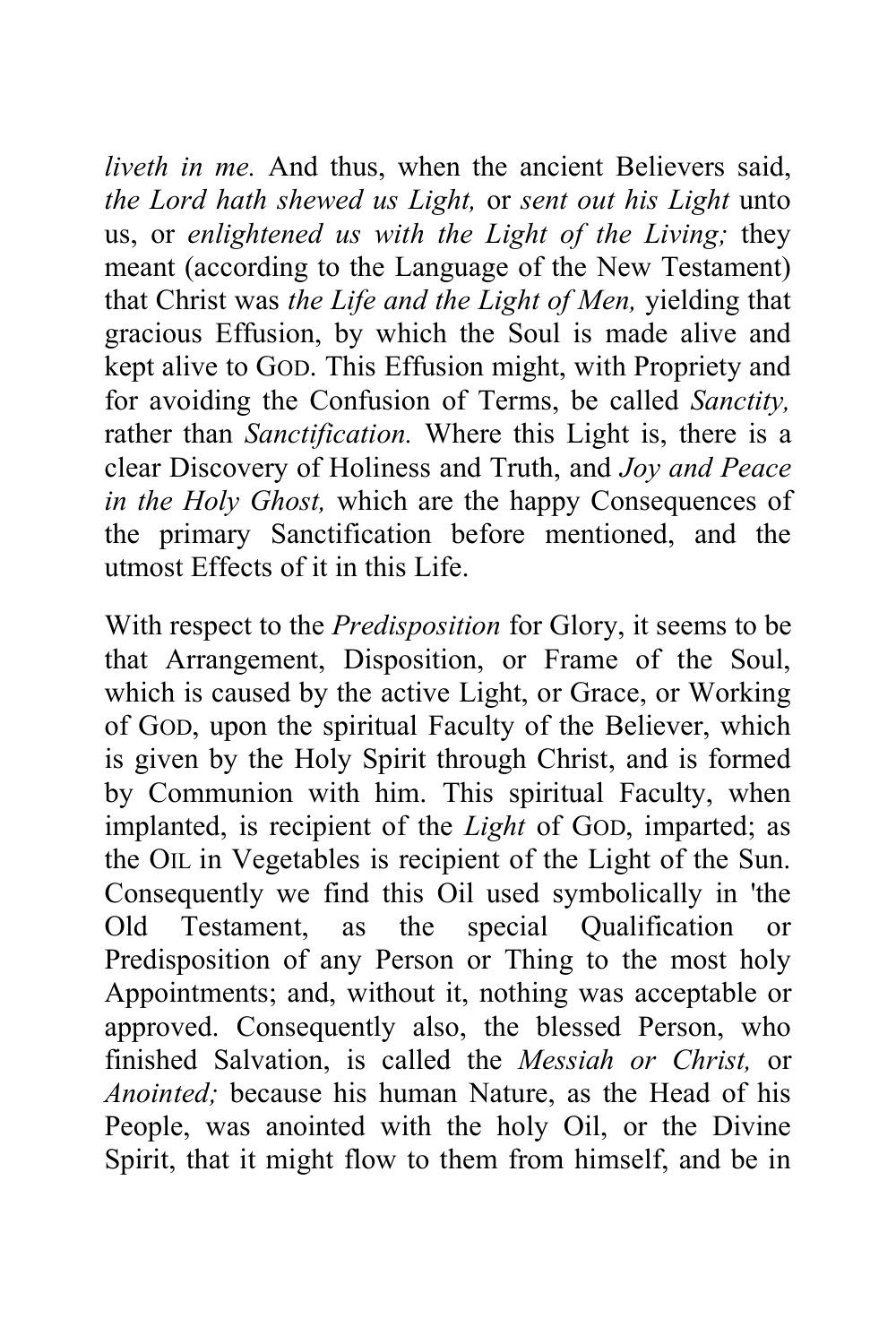*liveth in me.* And thus, when the ancient Believers said, *the Lord hath shewed us Light,* or *sent out his Light* unto us, or *enlightened us with the Light of the Living;* they meant (according to the Language of the New Testament) that Christ was *the Life and the Light of Men,* yielding that gracious Effusion, by which the Soul is made alive and kept alive to GOD. This Effusion might, with Propriety and for avoiding the Confusion of Terms, be called *Sanctity,* rather than *Sanctification.* Where this Light is, there is a clear Discovery of Holiness and Truth, and *Joy and Peace in the Holy Ghost,* which are the happy Consequences of the primary Sanctification before mentioned, and the utmost Effects of it in this Life.

With respect to the *Predisposition* for Glory, it seems to be that Arrangement, Disposition, or Frame of the Soul, which is caused by the active Light, or Grace, or Working of GOD, upon the spiritual Faculty of the Believer, which is given by the Holy Spirit through Christ, and is formed by Communion with him. This spiritual Faculty, when implanted, is recipient of the *Light* of GOD, imparted; as the OIL in Vegetables is recipient of the Light of the Sun. Consequently we find this Oil used symbolically in 'the Old Testament, as the special Qualification or Predisposition of any Person or Thing to the most holy Appointments; and, without it, nothing was acceptable or approved. Consequently also, the blessed Person, who finished Salvation, is called the *Messiah or Christ,* or *Anointed;* because his human Nature, as the Head of his People, was anointed with the holy Oil, or the Divine Spirit, that it might flow to them from himself, and be in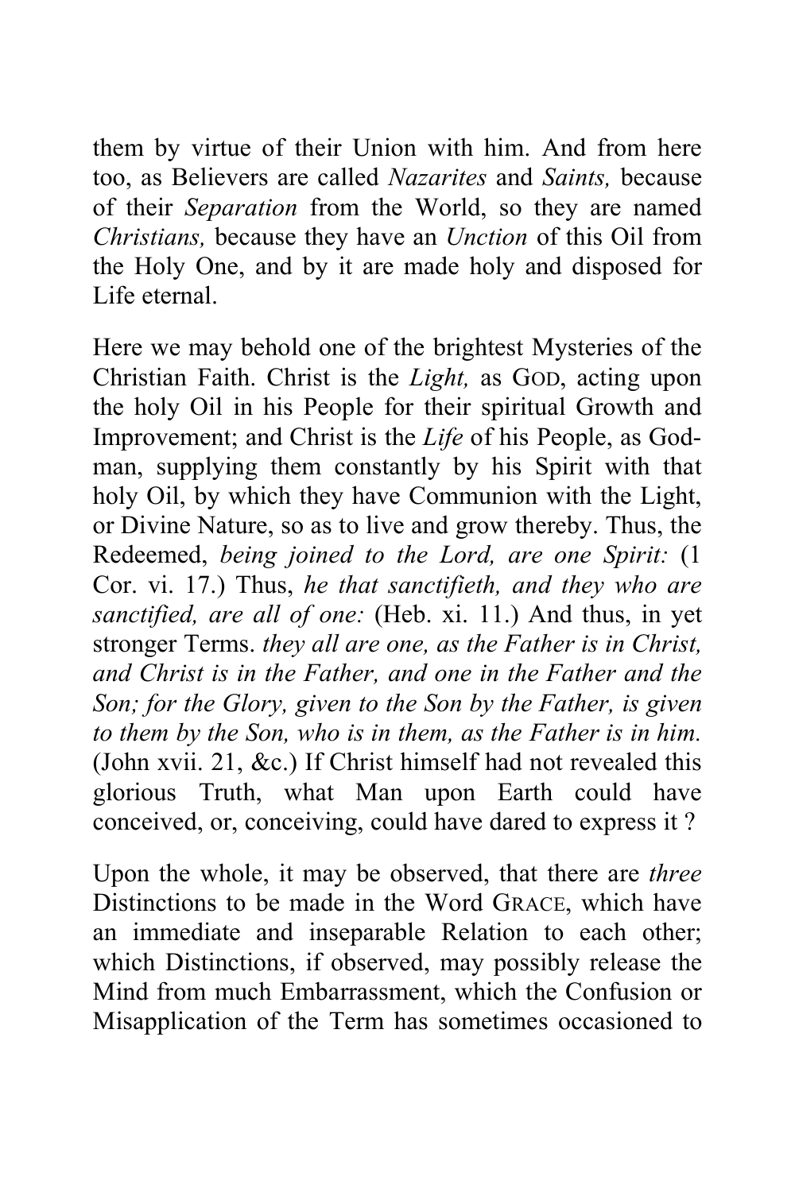them by virtue of their Union with him. And from here too, as Believers are called *Nazarites* and *Saints,* because of their *Separation* from the World, so they are named *Christians,* because they have an *Unction* of this Oil from the Holy One, and by it are made holy and disposed for Life eternal.

Here we may behold one of the brightest Mysteries of the Christian Faith. Christ is the *Light,* as GOD, acting upon the holy Oil in his People for their spiritual Growth and Improvement; and Christ is the *Life* of his People, as God-man, supplying them constantly by his Spirit with that holy Oil, by which they have Communion with the Light, or Divine Nature, so as to live and grow thereby. Thus, the Redeemed, *being joined to the Lord, are one Spirit:* (1 Cor. vi. 17.) Thus, *he that sanctifieth, and they who are sanctified, are all of one:* (Heb. xi. 11.) And thus, in yet stronger Terms. *they all are one, as the Father is in Christ, and Christ is in the Father, and one in the Father and the Son; for the Glory, given to the Son by the Father, is given to them by the Son, who is in them, as the Father is in him.* (John xvii. 21, &c.) If Christ himself had not revealed this glorious Truth, what Man upon Earth could have conceived, or, conceiving, could have dared to express it ?

Upon the whole, it may be observed, that there are *three* Distinctions to be made in the Word GRACE, which have an immediate and inseparable Relation to each other; which Distinctions, if observed, may possibly release the Mind from much Embarrassment, which the Confusion or Misapplication of the Term has sometimes occasioned to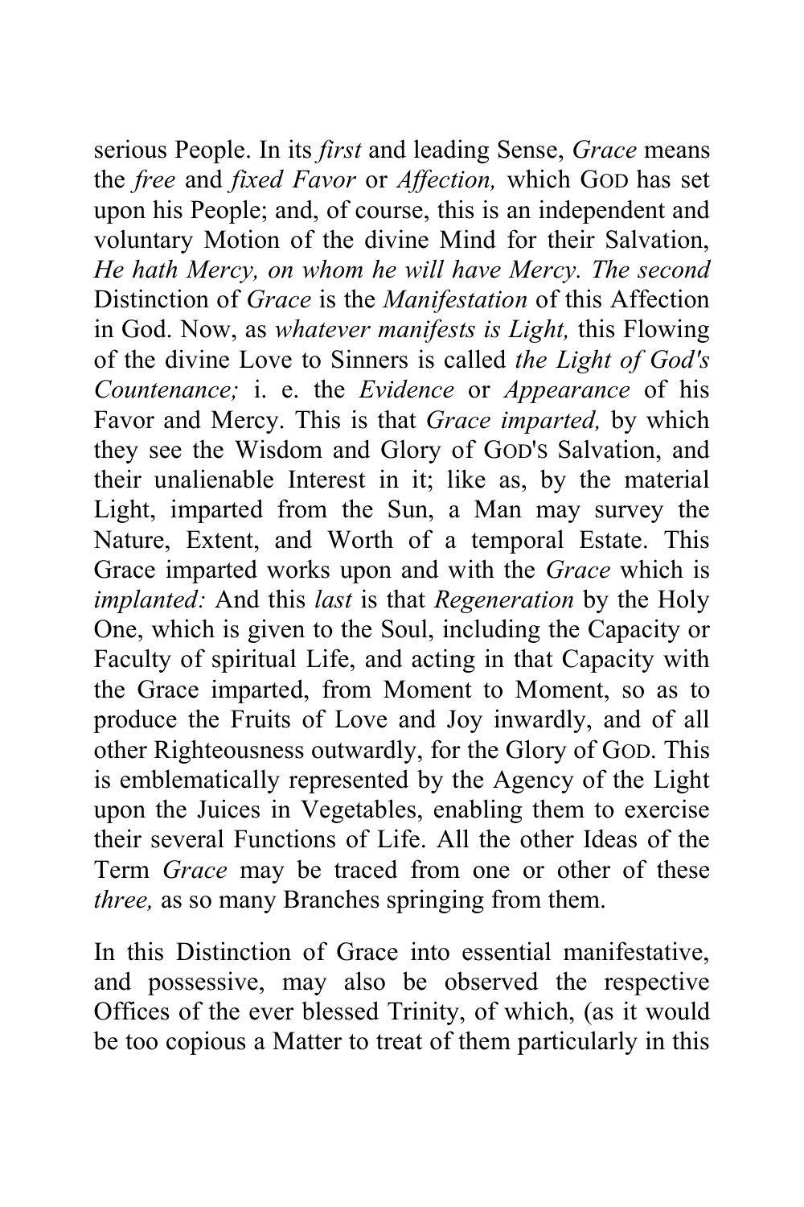serious People. In its *first* and leading Sense, *Grace* means the *free* and *fixed Favor* or *Affection,* which GOD has set upon his People; and, of course, this is an independent and voluntary Motion of the divine Mind for their Salvation, *He hath Mercy, on whom he will have Mercy. The second* Distinction of *Grace* is the *Manifestation* of this Affection in God. Now, as *whatever manifests is Light,* this Flowing of the divine Love to Sinners is called *the Light of God's Countenance;* i. e. the *Evidence* or *Appearance* of his Favor and Mercy. This is that *Grace imparted,* by which they see the Wisdom and Glory of GOD'S Salvation, and their unalienable Interest in it; like as, by the material Light, imparted from the Sun, a Man may survey the Nature, Extent, and Worth of a temporal Estate. This Grace imparted works upon and with the *Grace* which is *implanted:* And this *last* is that *Regeneration* by the Holy One, which is given to the Soul, including the Capacity or Faculty of spiritual Life, and acting in that Capacity with the Grace imparted, from Moment to Moment, so as to produce the Fruits of Love and Joy inwardly, and of all other Righteousness outwardly, for the Glory of GOD. This is emblematically represented by the Agency of the Light upon the Juices in Vegetables, enabling them to exercise their several Functions of Life. All the other Ideas of the Term *Grace* may be traced from one or other of these *three,* as so many Branches springing from them.

In this Distinction of Grace into essential manifestative, and possessive, may also be observed the respective Offices of the ever blessed Trinity, of which, (as it would be too copious a Matter to treat of them particularly in this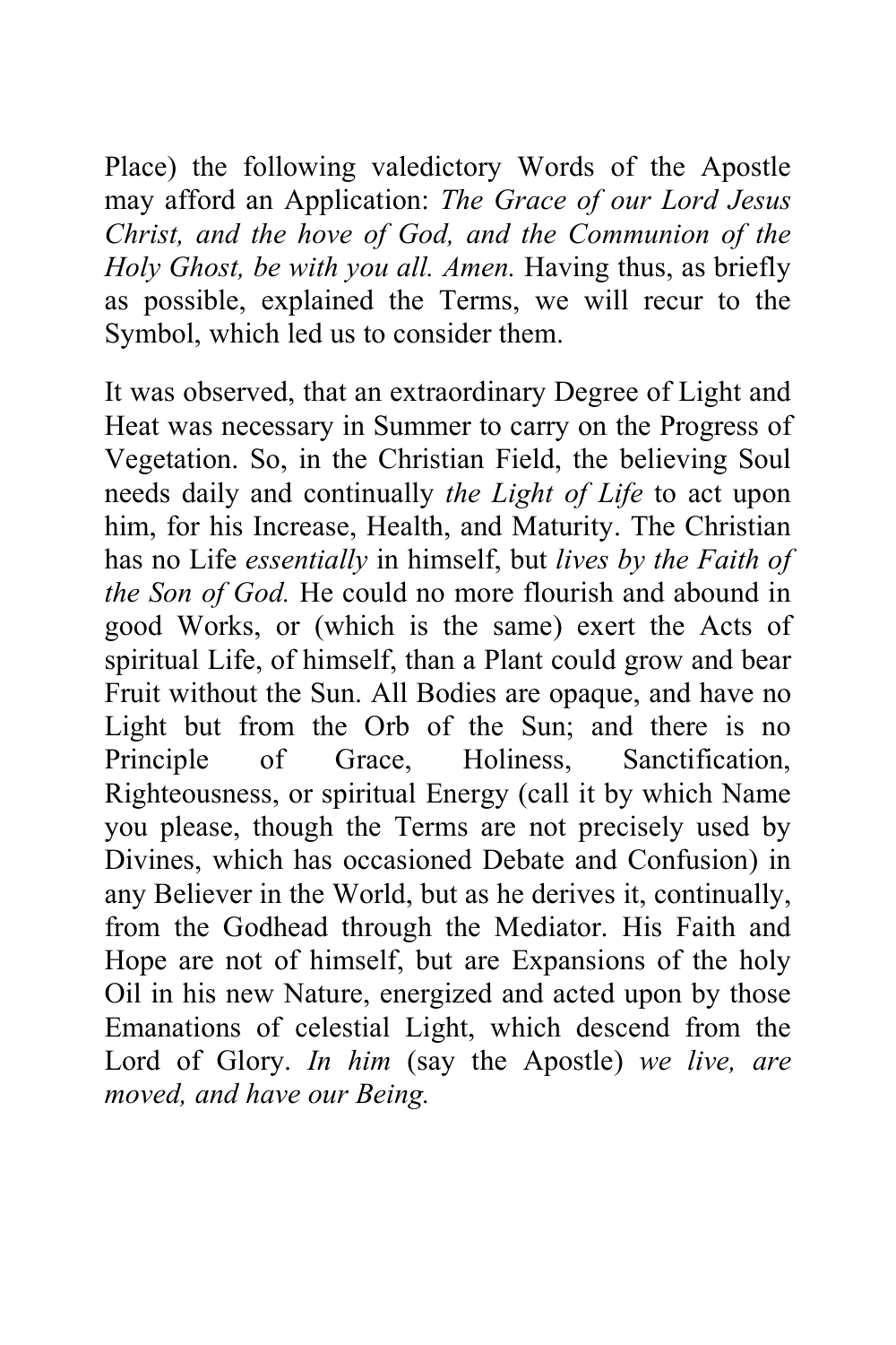Place) the following valedictory Words of the Apostle may afford an Application: *The Grace of our Lord Jesus Christ, and the hove of God, and the Communion of the Holy Ghost, be with you all. Amen.* Having thus, as briefly as possible, explained the Terms, we will recur to the Symbol, which led us to consider them.

It was observed, that an extraordinary Degree of Light and Heat was necessary in Summer to carry on the Progress of Vegetation. So, in the Christian Field, the believing Soul needs daily and continually *the Light of Life* to act upon him, for his Increase, Health, and Maturity. The Christian has no Life *essentially* in himself, but *lives by the Faith of the Son of God.* He could no more flourish and abound in good Works, or (which is the same) exert the Acts of spiritual Life, of himself, than a Plant could grow and bear Fruit without the Sun. All Bodies are opaque, and have no Light but from the Orb of the Sun; and there is no Principle of Grace, Holiness, Sanctification, Righteousness, or spiritual Energy (call it by which Name you please, though the Terms are not precisely used by Divines, which has occasioned Debate and Confusion) in any Believer in the World, but as he derives it, continually, from the Godhead through the Mediator. His Faith and Hope are not of himself, but are Expansions of the holy Oil in his new Nature, energized and acted upon by those Emanations of celestial Light, which descend from the Lord of Glory. *In him* (say the Apostle) *we live, are moved, and have our Being.*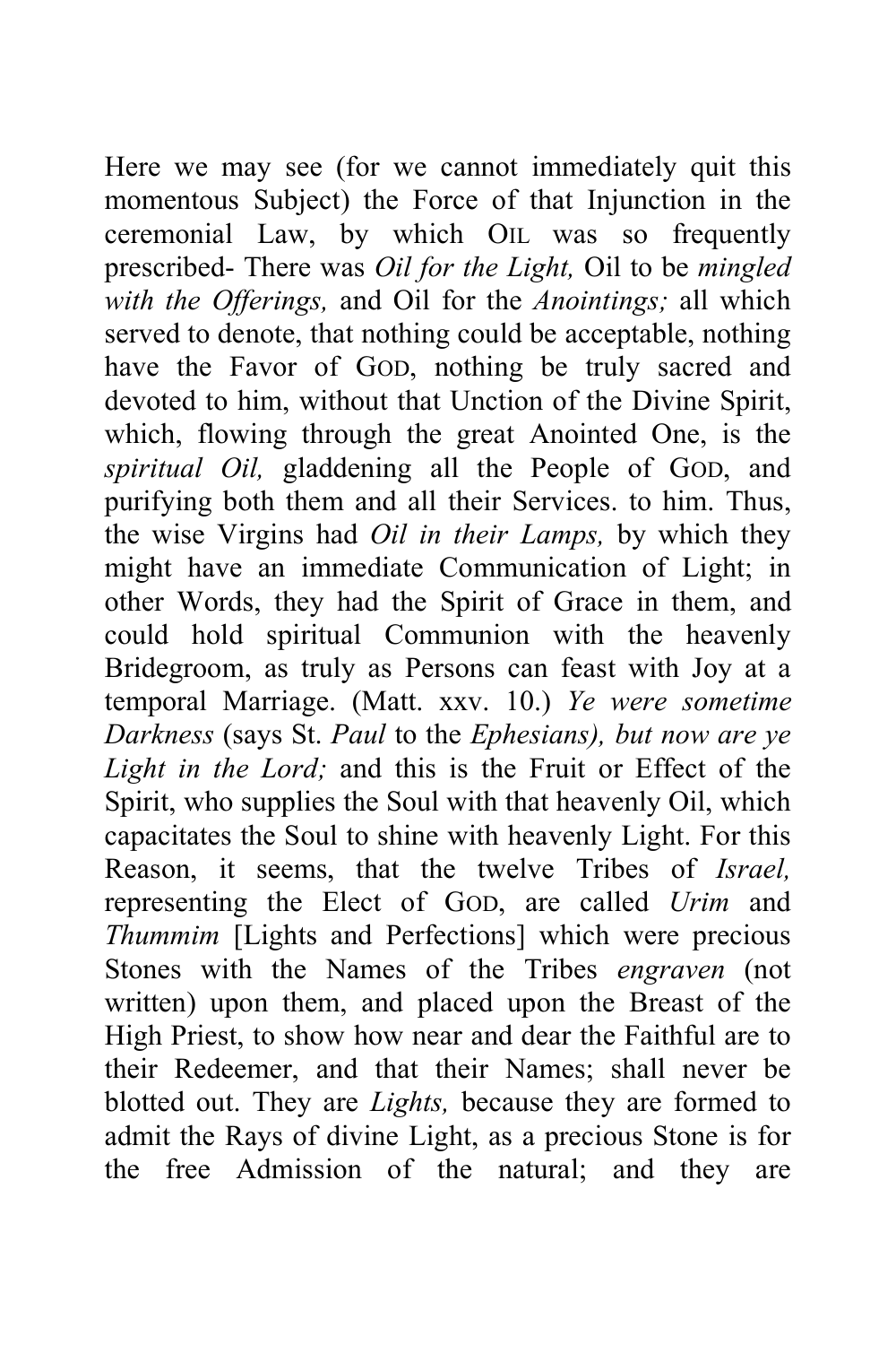Here we may see (for we cannot immediately quit this momentous Subject) the Force of that Injunction in the ceremonial Law, by which OIL was so frequently prescribed- There was *Oil for the Light,* Oil to be *mingled with the Offerings,* and Oil for the *Anointings;* all which served to denote, that nothing could be acceptable, nothing have the Favor of GOD, nothing be truly sacred and devoted to him, without that Unction of the Divine Spirit, which, flowing through the great Anointed One, is the *spiritual Oil,* gladdening all the People of GOD, and purifying both them and all their Services. to him. Thus, the wise Virgins had *Oil in their Lamps,* by which they might have an immediate Communication of Light; in other Words, they had the Spirit of Grace in them, and could hold spiritual Communion with the heavenly Bridegroom, as truly as Persons can feast with Joy at a temporal Marriage. (Matt. xxv. 10.) *Ye were sometime Darkness* (says St. *Paul* to the *Ephesians), but now are ye Light in the Lord;* and this is the Fruit or Effect of the Spirit, who supplies the Soul with that heavenly Oil, which capacitates the Soul to shine with heavenly Light. For this Reason, it seems, that the twelve Tribes of *Israel,* representing the Elect of GOD, are called *Urim* and *Thummim* [Lights and Perfections] which were precious Stones with the Names of the Tribes *engraven* (not written) upon them, and placed upon the Breast of the High Priest, to show how near and dear the Faithful are to their Redeemer, and that their Names; shall never be blotted out. They are *Lights,* because they are formed to admit the Rays of divine Light, as a precious Stone is for the free Admission of the natural; and they are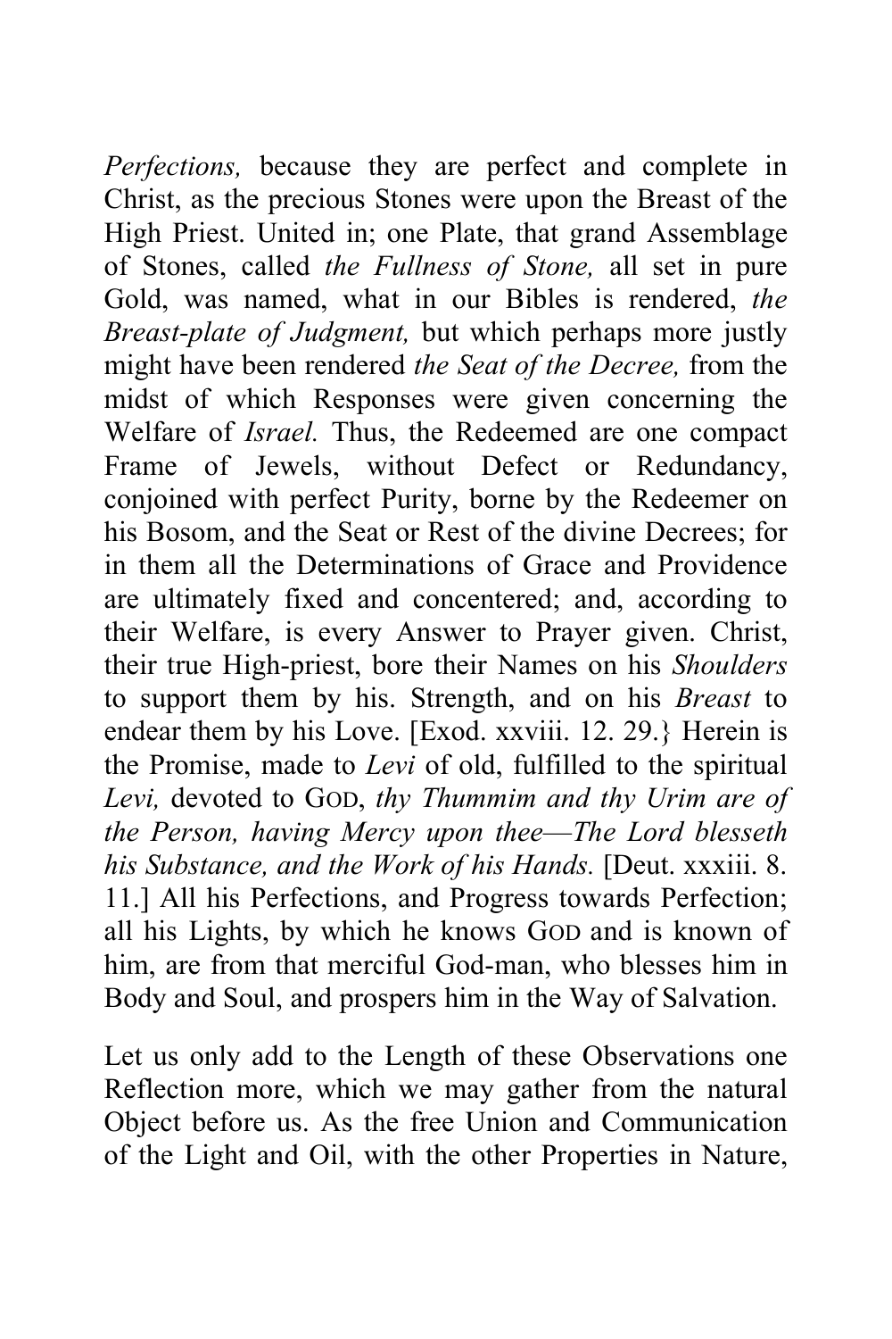*Perfections,* because they are perfect and complete in Christ, as the precious Stones were upon the Breast of the High Priest. United in; one Plate, that grand Assemblage of Stones, called *the Fullness of Stone,* all set in pure Gold, was named, what in our Bibles is rendered, *the Breast-plate of Judgment,* but which perhaps more justly might have been rendered *the Seat of the Decree,* from the midst of which Responses were given concerning the Welfare of *Israel.* Thus, the Redeemed are one compact Frame of Jewels, without Defect or Redundancy, conjoined with perfect Purity, borne by the Redeemer on his Bosom, and the Seat or Rest of the divine Decrees; for in them all the Determinations of Grace and Providence are ultimately fixed and concentered; and, according to their Welfare, is every Answer to Prayer given. Christ, their true High-priest, bore their Names on his *Shoulders* to support them by his. Strength, and on his *Breast* to endear them by his Love. [Exod. xxviii. 12. 29.} Herein is the Promise, made to *Levi* of old, fulfilled to the spiritual *Levi,* devoted to GOD, *thy Thummim and thy Urim are of the Person, having Mercy upon thee—The Lord blesseth his Substance, and the Work of his Hands.* [Deut. xxxiii. 8. 11.] All his Perfections, and Progress towards Perfection; all his Lights, by which he knows GOD and is known of him, are from that merciful God-man, who blesses him in Body and Soul, and prospers him in the Way of Salvation.

Let us only add to the Length of these Observations one Reflection more, which we may gather from the natural Object before us. As the free Union and Communication of the Light and Oil, with the other Properties in Nature,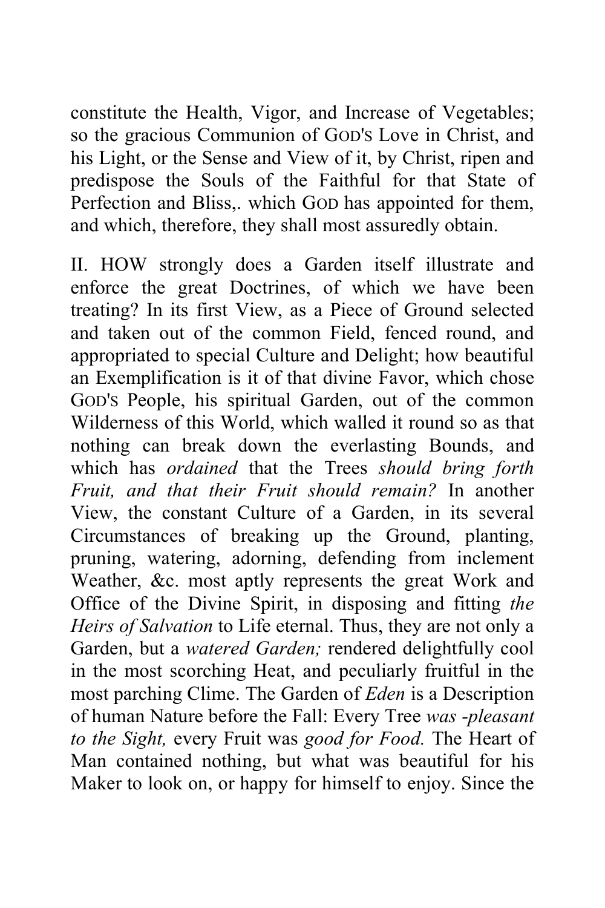constitute the Health, Vigor, and Increase of Vegetables; so the gracious Communion of GOD'S Love in Christ, and his Light, or the Sense and View of it, by Christ, ripen and predispose the Souls of the Faithful for that State of Perfection and Bliss,. which GOD has appointed for them, and which, therefore, they shall most assuredly obtain.

II. HOW strongly does a Garden itself illustrate and enforce the great Doctrines, of which we have been treating? In its first View, as a Piece of Ground selected and taken out of the common Field, fenced round, and appropriated to special Culture and Delight; how beautiful an Exemplification is it of that divine Favor, which chose GOD'S People, his spiritual Garden, out of the common Wilderness of this World, which walled it round so as that nothing can break down the everlasting Bounds, and which has *ordained* that the Trees *should bring forth Fruit, and that their Fruit should remain?* In another View, the constant Culture of a Garden, in its several Circumstances of breaking up the Ground, planting, pruning, watering, adorning, defending from inclement Weather, &c. most aptly represents the great Work and Office of the Divine Spirit, in disposing and fitting *the Heirs of Salvation* to Life eternal. Thus, they are not only a Garden, but a *watered Garden;* rendered delightfully cool in the most scorching Heat, and peculiarly fruitful in the most parching Clime. The Garden of *Eden* is a Description of human Nature before the Fall: Every Tree *was -pleasant to the Sight,* every Fruit was *good for Food.* The Heart of Man contained nothing, but what was beautiful for his Maker to look on, or happy for himself to enjoy. Since the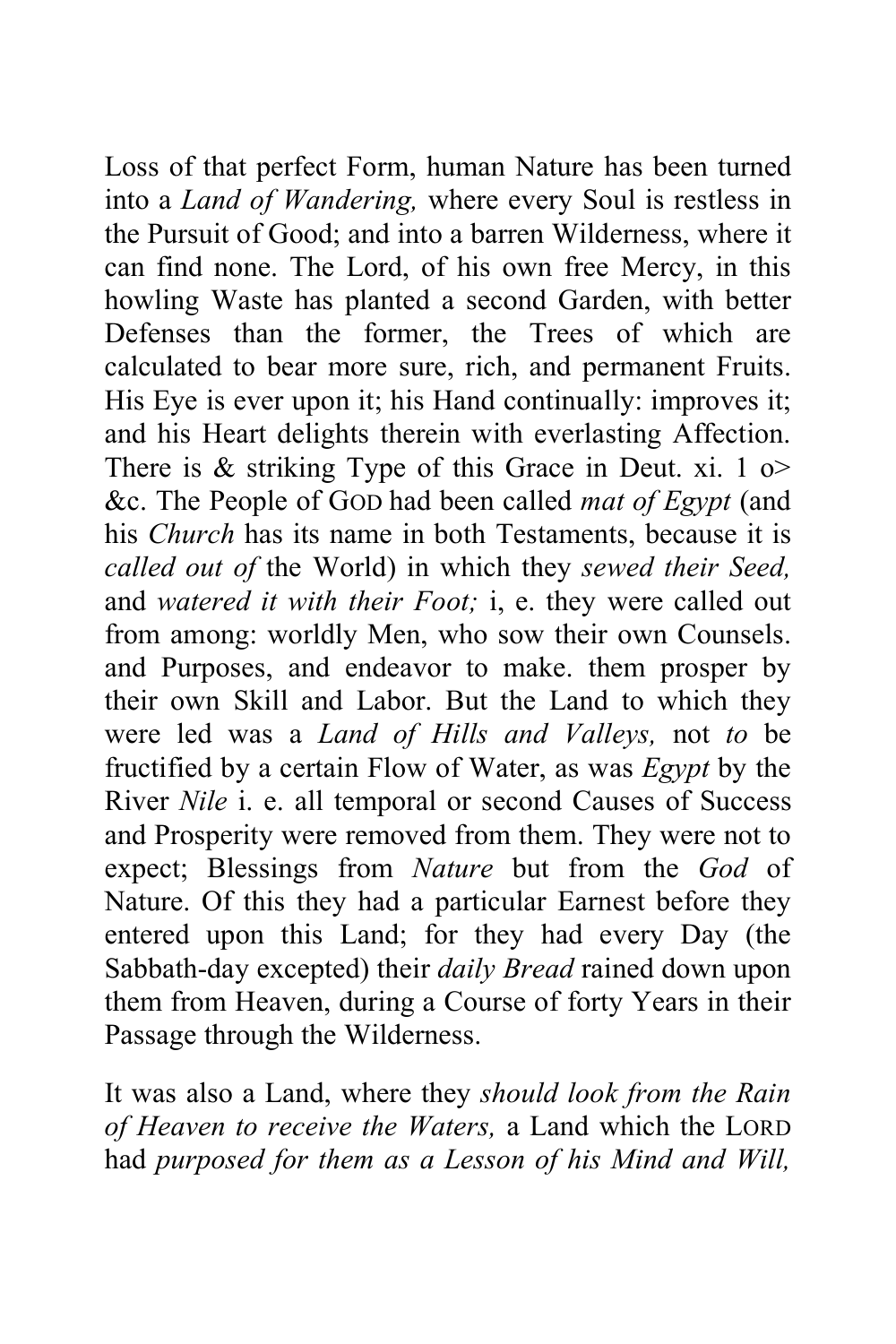Loss of that perfect Form, human Nature has been turned into a *Land of Wandering,* where every Soul is restless in the Pursuit of Good; and into a barren Wilderness, where it can find none. The Lord, of his own free Mercy, in this howling Waste has planted a second Garden, with better Defenses than the former, the Trees of which are calculated to bear more sure, rich, and permanent Fruits. His Eye is ever upon it; his Hand continually: improves it; and his Heart delights therein with everlasting Affection. There is & striking Type of this Grace in Deut. xi. 1 o> &c. The People of GOD had been called *mat of Egypt* (and his *Church* has its name in both Testaments, because it is *called out of* the World) in which they *sewed their Seed,* and *watered it with their Foot;* i, e. they were called out from among: worldly Men, who sow their own Counsels. and Purposes, and endeavor to make. them prosper by their own Skill and Labor. But the Land to which they were led was a *Land of Hills and Valleys,* not *to* be fructified by a certain Flow of Water, as was *Egypt* by the River *Nile* i. e. all temporal or second Causes of Success and Prosperity were removed from them. They were not to expect; Blessings from *Nature* but from the *God* of Nature. Of this they had a particular Earnest before they entered upon this Land; for they had every Day (the Sabbath-day excepted) their *daily Bread* rained down upon them from Heaven, during a Course of forty Years in their Passage through the Wilderness.

It was also a Land, where they *should look from the Rain of Heaven to receive the Waters,* a Land which the LORD had *purposed for them as a Lesson of his Mind and Will,*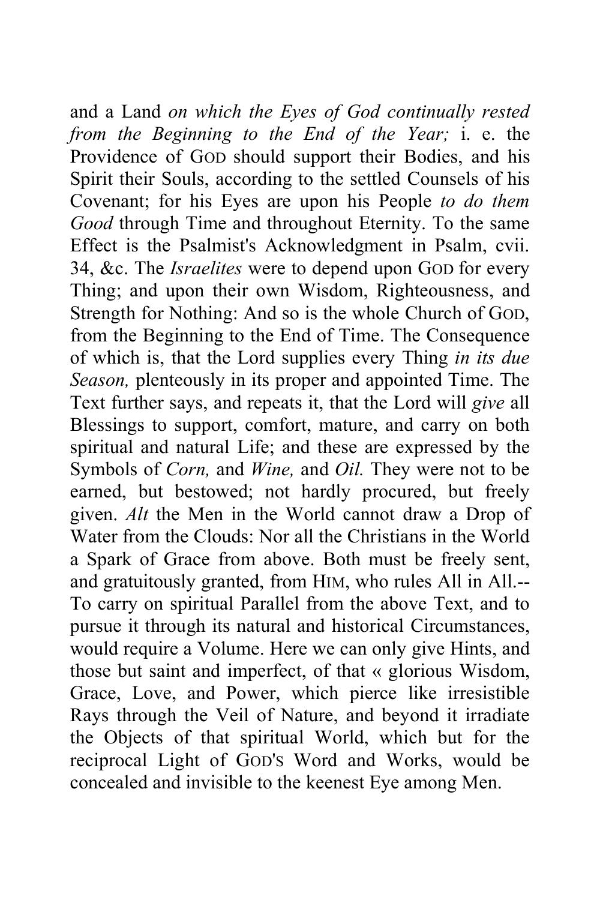and a Land *on which the Eyes of God continually rested from the Beginning to the End of the Year;* i. e. the Providence of GOD should support their Bodies, and his Spirit their Souls, according to the settled Counsels of his Covenant; for his Eyes are upon his People *to do them Good* through Time and throughout Eternity. To the same Effect is the Psalmist's Acknowledgment in Psalm, cvii. 34, &c. The *Israelites* were to depend upon GOD for every Thing; and upon their own Wisdom, Righteousness, and Strength for Nothing: And so is the whole Church of GOD, from the Beginning to the End of Time. The Consequence of which is, that the Lord supplies every Thing *in its due Season,* plenteously in its proper and appointed Time. The Text further says, and repeats it, that the Lord will *give* all Blessings to support, comfort, mature, and carry on both spiritual and natural Life; and these are expressed by the Symbols of *Corn,* and *Wine,* and *Oil.* They were not to be earned, but bestowed; not hardly procured, but freely given. *Alt* the Men in the World cannot draw a Drop of Water from the Clouds: Nor all the Christians in the World a Spark of Grace from above. Both must be freely sent, and gratuitously granted, from HIM, who rules All in All.--To carry on spiritual Parallel from the above Text, and to pursue it through its natural and historical Circumstances, would require a Volume. Here we can only give Hints, and those but saint and imperfect, of that « glorious Wisdom, Grace, Love, and Power, which pierce like irresistible Rays through the Veil of Nature, and beyond it irradiate the Objects of that spiritual World, which but for the reciprocal Light of GOD'S Word and Works, would be concealed and invisible to the keenest Eye among Men.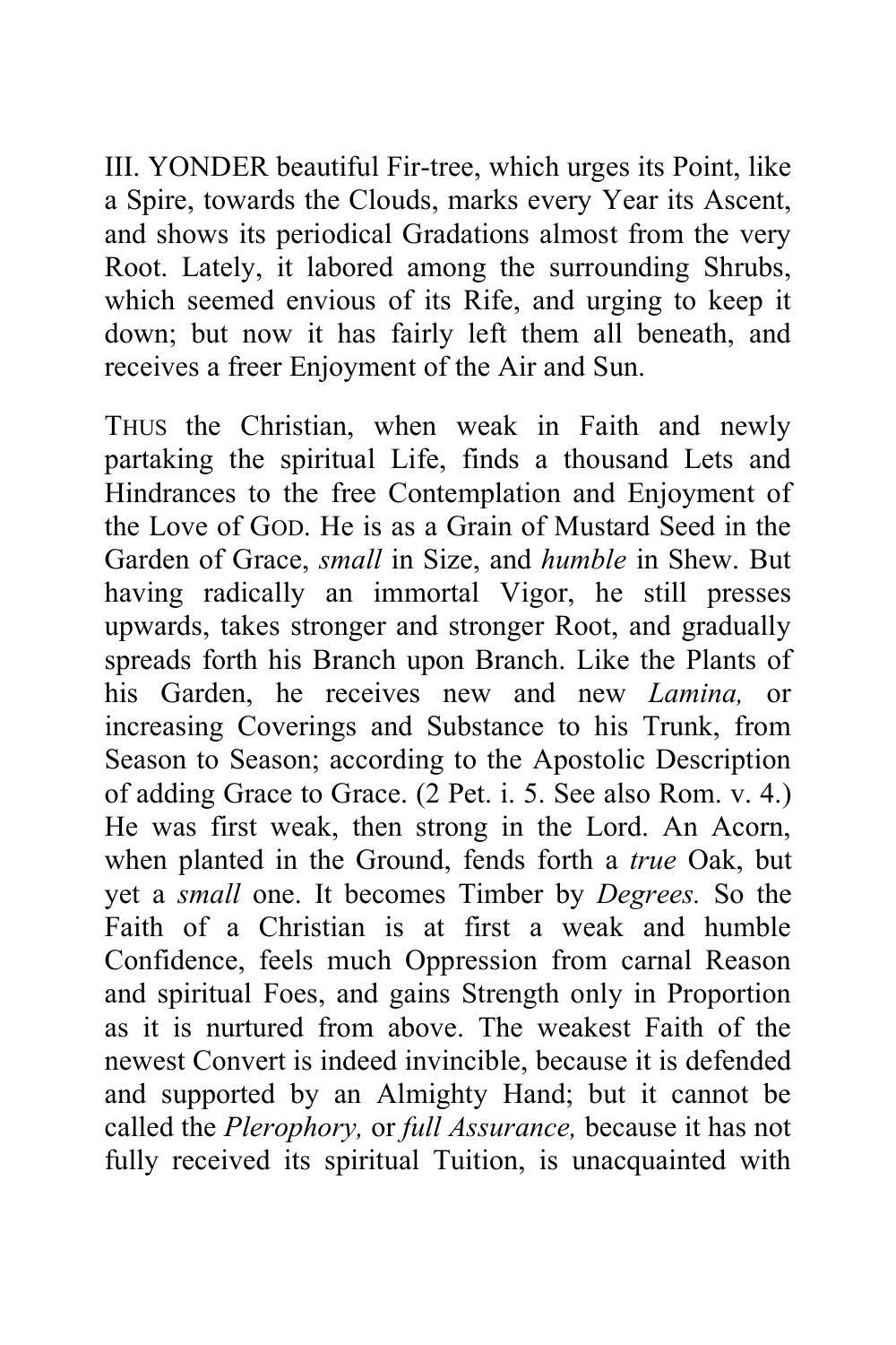III. YONDER beautiful Fir-tree, which urges its Point, like a Spire, towards the Clouds, marks every Year its Ascent, and shows its periodical Gradations almost from the very Root. Lately, it labored among the surrounding Shrubs, which seemed envious of its Rife, and urging to keep it down; but now it has fairly left them all beneath, and receives a freer Enjoyment of the Air and Sun.

THUS the Christian, when weak in Faith and newly partaking the spiritual Life, finds a thousand Lets and Hindrances to the free Contemplation and Enjoyment of the Love of GOD. He is as a Grain of Mustard Seed in the Garden of Grace, *small* in Size, and *humble* in Shew. But having radically an immortal Vigor, he still presses upwards, takes stronger and stronger Root, and gradually spreads forth his Branch upon Branch. Like the Plants of his Garden, he receives new and new *Lamina,* or increasing Coverings and Substance to his Trunk, from Season to Season; according to the Apostolic Description of adding Grace to Grace. (2 Pet. i. 5. See also Rom. v. 4.) He was first weak, then strong in the Lord. An Acorn, when planted in the Ground, fends forth a *true* Oak, but yet a *small* one. It becomes Timber by *Degrees.* So the Faith of a Christian is at first a weak and humble Confidence, feels much Oppression from carnal Reason and spiritual Foes, and gains Strength only in Proportion as it is nurtured from above. The weakest Faith of the newest Convert is indeed invincible, because it is defended and supported by an Almighty Hand; but it cannot be called the *Plerophory,* or *full Assurance,* because it has not fully received its spiritual Tuition, is unacquainted with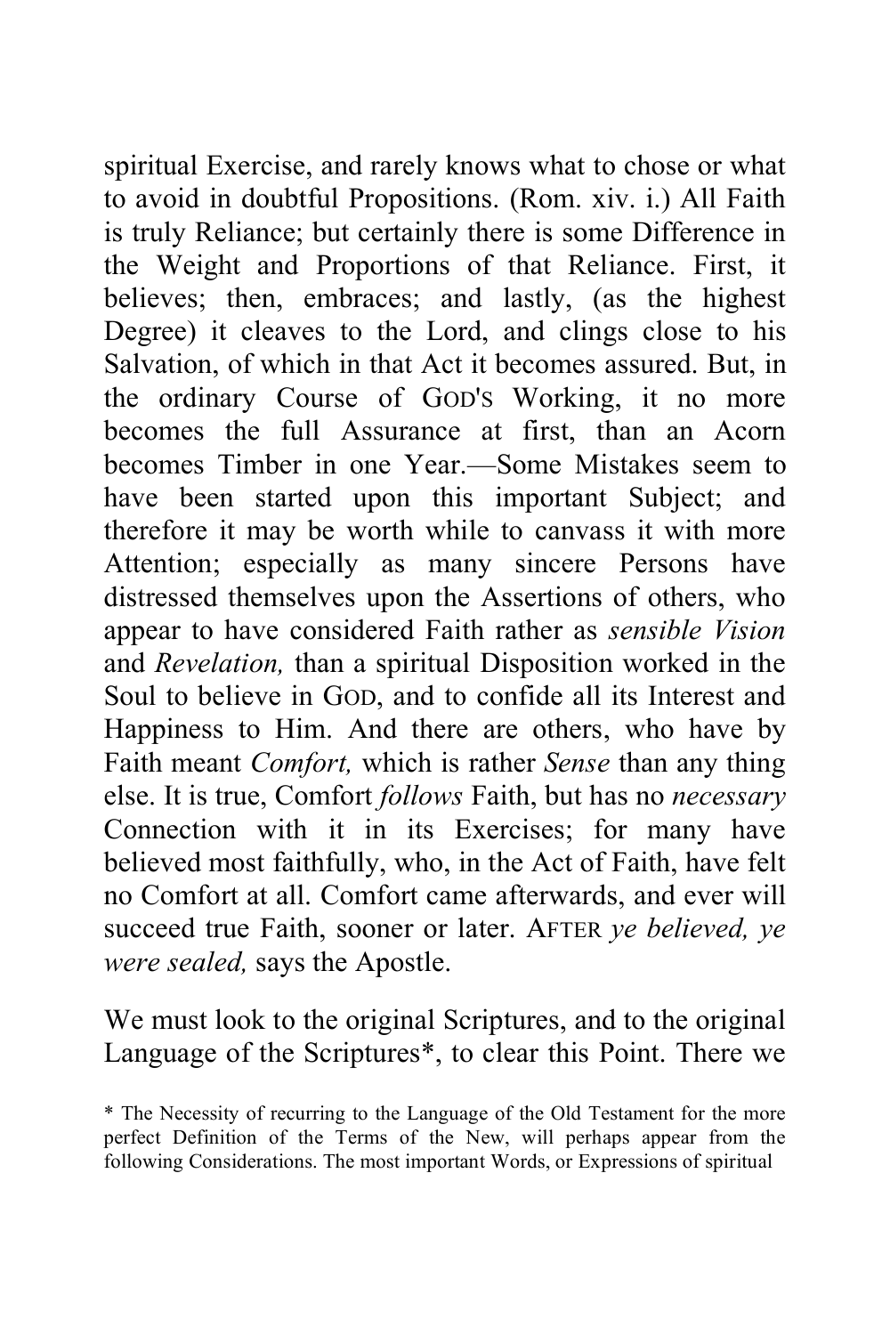spiritual Exercise, and rarely knows what to chose or what to avoid in doubtful Propositions. (Rom. xiv. i.) All Faith is truly Reliance; but certainly there is some Difference in the Weight and Proportions of that Reliance. First, it believes; then, embraces; and lastly, (as the highest Degree) it cleaves to the Lord, and clings close to his Salvation, of which in that Act it becomes assured. But, in the ordinary Course of GOD'S Working, it no more becomes the full Assurance at first, than an Acorn becomes Timber in one Year.—Some Mistakes seem to have been started upon this important Subject; and therefore it may be worth while to canvass it with more Attention; especially as many sincere Persons have distressed themselves upon the Assertions of others, who appear to have considered Faith rather as *sensible Vision* and *Revelation,* than a spiritual Disposition worked in the Soul to believe in GOD, and to confide all its Interest and Happiness to Him. And there are others, who have by Faith meant *Comfort,* which is rather *Sense* than any thing else. It is true, Comfort *follows* Faith, but has no *necessary* Connection with it in its Exercises; for many have believed most faithfully, who, in the Act of Faith, have felt no Comfort at all. Comfort came afterwards, and ever will succeed true Faith, sooner or later. AFTER *ye believed, ye were sealed,* says the Apostle.

We must look to the original Scriptures, and to the original Language of the Scriptures*, to clear this Point. There we

* The Necessity of recurring to the Language of the Old Testament for the more perfect Definition of the Terms of the New, will perhaps appear from the following Considerations. The most important Words, or Expressions of spiritual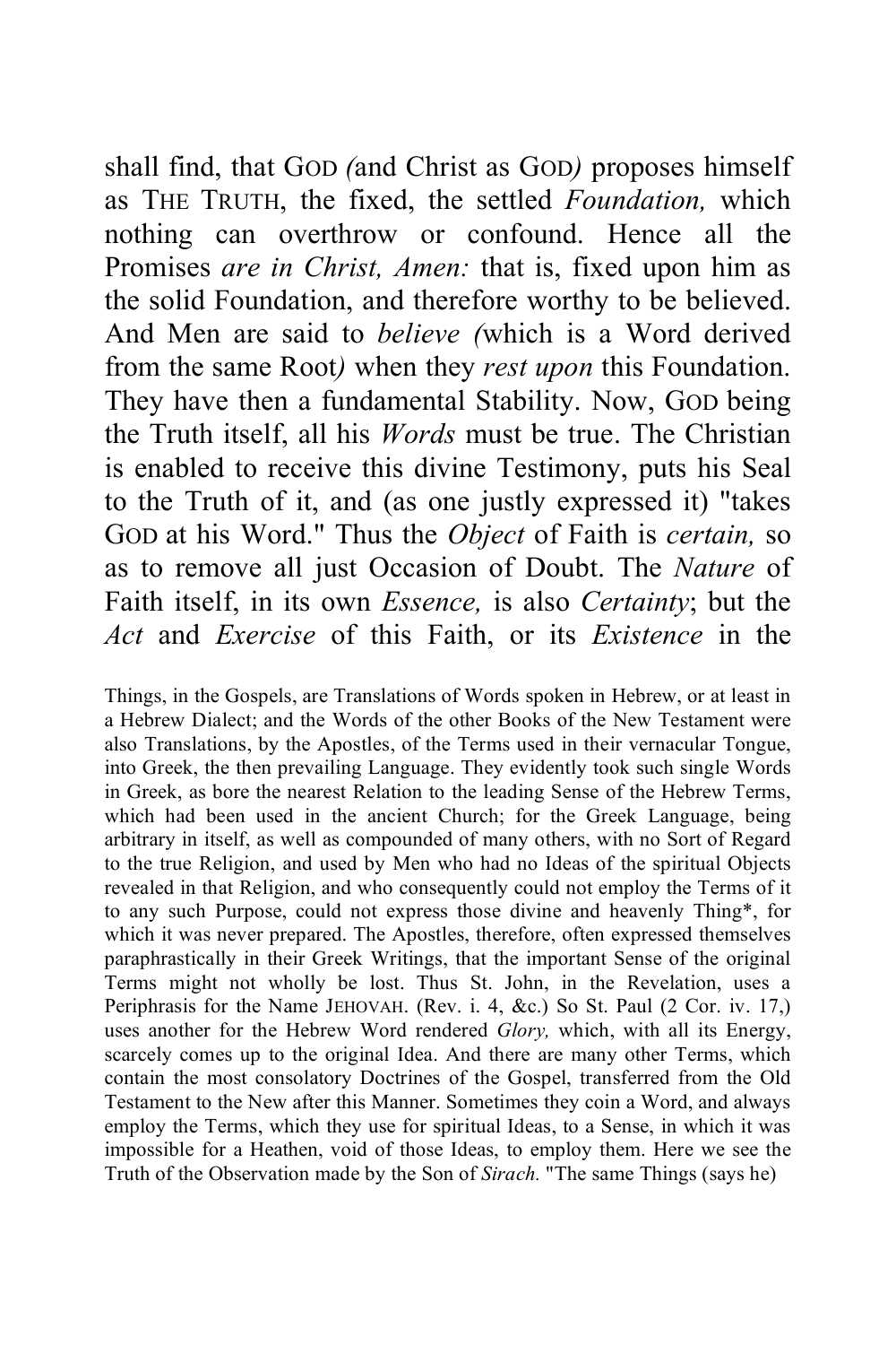shall find, that GOD *(*and Christ as GOD*)* proposes himself as THE TRUTH, the fixed, the settled *Foundation,* which nothing can overthrow or confound. Hence all the Promises *are in Christ, Amen:* that is, fixed upon him as the solid Foundation, and therefore worthy to be believed. And Men are said to *believe (*which is a Word derived from the same Root*)* when they *rest upon* this Foundation. They have then a fundamental Stability. Now, GOD being the Truth itself, all his *Words* must be true. The Christian is enabled to receive this divine Testimony, puts his Seal to the Truth of it, and (as one justly expressed it) "takes GOD at his Word." Thus the *Object* of Faith is *certain,* so as to remove all just Occasion of Doubt. The *Nature* of Faith itself, in its own *Essence,* is also *Certainty*; but the *Act* and *Exercise* of this Faith, or its *Existence* in the

Things, in the Gospels, are Translations of Words spoken in Hebrew, or at least in a Hebrew Dialect; and the Words of the other Books of the New Testament were also Translations, by the Apostles, of the Terms used in their vernacular Tongue, into Greek, the then prevailing Language. They evidently took such single Words in Greek, as bore the nearest Relation to the leading Sense of the Hebrew Terms, which had been used in the ancient Church; for the Greek Language, being arbitrary in itself, as well as compounded of many others, with no Sort of Regard to the true Religion, and used by Men who had no Ideas of the spiritual Objects revealed in that Religion, and who consequently could not employ the Terms of it to any such Purpose, could not express those divine and heavenly Thing*, for which it was never prepared. The Apostles, therefore, often expressed themselves paraphrastically in their Greek Writings, that the important Sense of the original Terms might not wholly be lost. Thus St. John, in the Revelation, uses a Periphrasis for the Name JEHOVAH. (Rev. i. 4, &c.) So St. Paul (2 Cor. iv. 17,) uses another for the Hebrew Word rendered *Glory,* which, with all its Energy, scarcely comes up to the original Idea. And there are many other Terms, which contain the most consolatory Doctrines of the Gospel, transferred from the Old Testament to the New after this Manner. Sometimes they coin a Word, and always employ the Terms, which they use for spiritual Ideas, to a Sense, in which it was impossible for a Heathen, void of those Ideas, to employ them. Here we see the Truth of the Observation made by the Son of *Sirach.* "The same Things (says he)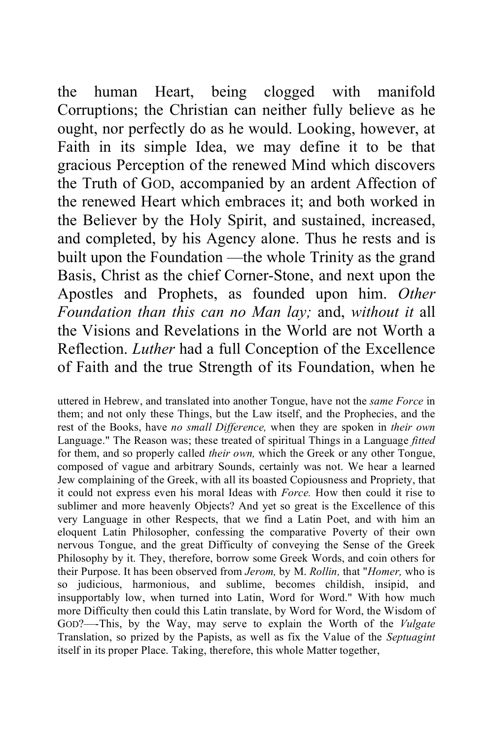the human Heart, being clogged with manifold Corruptions; the Christian can neither fully believe as he ought, nor perfectly do as he would. Looking, however, at Faith in its simple Idea, we may define it to be that gracious Perception of the renewed Mind which discovers the Truth of GOD, accompanied by an ardent Affection of the renewed Heart which embraces it; and both worked in the Believer by the Holy Spirit, and sustained, increased, and completed, by his Agency alone. Thus he rests and is built upon the Foundation —the whole Trinity as the grand Basis, Christ as the chief Corner-Stone, and next upon the Apostles and Prophets, as founded upon him. *Other Foundation than this can no Man lay;* and, *without it* all the Visions and Revelations in the World are not Worth a Reflection. *Luther* had a full Conception of the Excellence of Faith and the true Strength of its Foundation, when he

uttered in Hebrew, and translated into another Tongue, have not the *same Force* in them; and not only these Things, but the Law itself, and the Prophecies, and the rest of the Books, have *no small Difference,* when they are spoken in *their own* Language." The Reason was; these treated of spiritual Things in a Language *fitted* for them, and so properly called *their own,* which the Greek or any other Tongue, composed of vague and arbitrary Sounds, certainly was not. We hear a learned Jew complaining of the Greek, with all its boasted Copiousness and Propriety, that it could not express even his moral Ideas with *Force.* How then could it rise to sublimer and more heavenly Objects? And yet so great is the Excellence of this very Language in other Respects, that we find a Latin Poet, and with him an eloquent Latin Philosopher, confessing the comparative Poverty of their own nervous Tongue, and the great Difficulty of conveying the Sense of the Greek Philosophy by it. They, therefore, borrow some Greek Words, and coin others for their Purpose. It has been observed from *Jerom,* by M. *Rollin,* that "*Homer,* who is so judicious, harmonious, and sublime, becomes childish, insipid, and insupportably low, when turned into Latin, Word for Word." With how much more Difficulty then could this Latin translate, by Word for Word, the Wisdom of GOD?—-This, by the Way, may serve to explain the Worth of the *Vulgate* Translation, so prized by the Papists, as well as fix the Value of the *Septuagint* itself in its proper Place. Taking, therefore, this whole Matter together,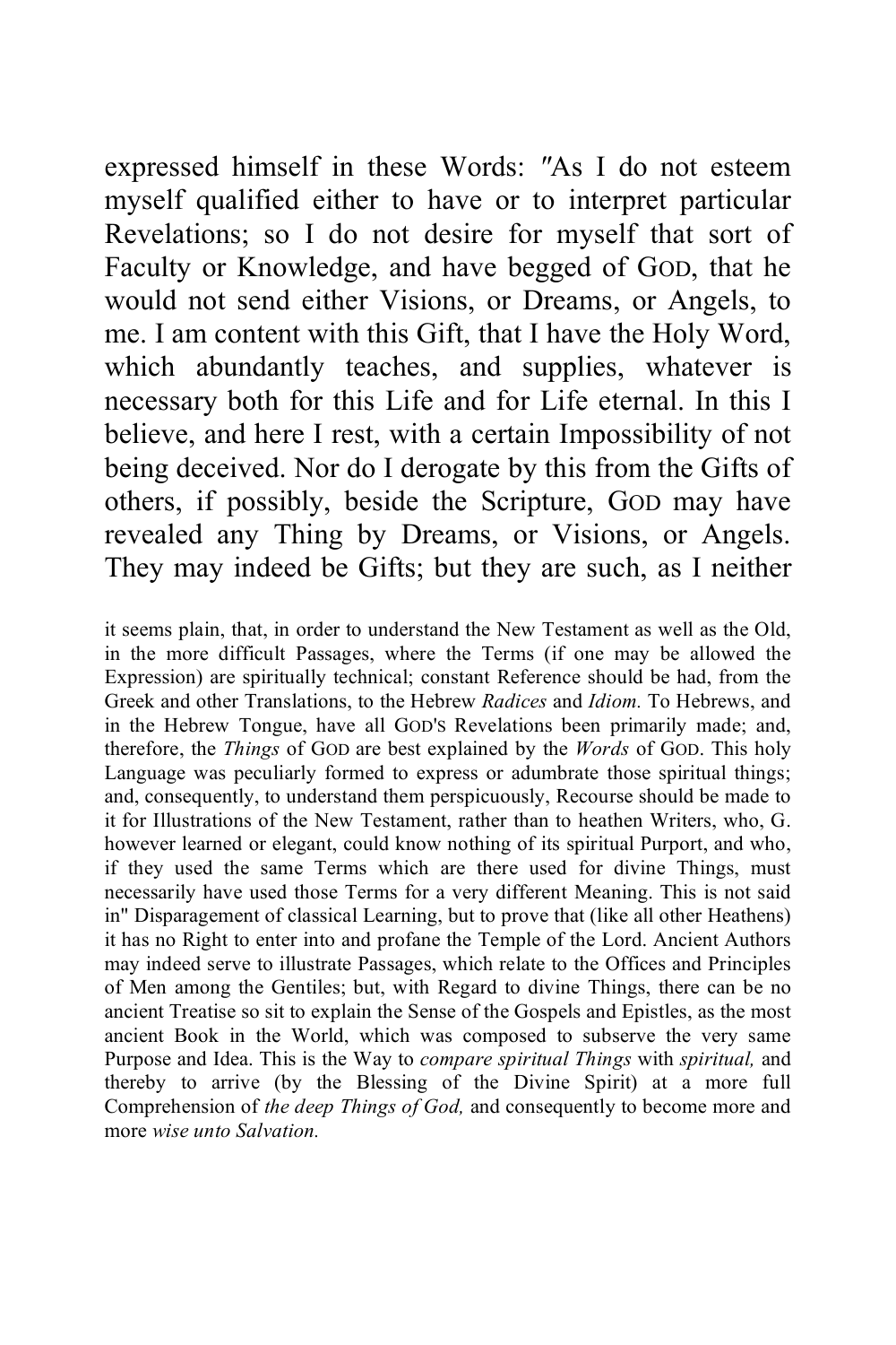expressed himself in these Words: "As I do not esteem myself qualified either to have or to interpret particular Revelations; so I do not desire for myself that sort of Faculty or Knowledge, and have begged of GOD, that he would not send either Visions, or Dreams, or Angels, to me. I am content with this Gift, that I have the Holy Word, which abundantly teaches, and supplies, whatever is necessary both for this Life and for Life eternal. In this I believe, and here I rest, with a certain Impossibility of not being deceived. Nor do I derogate by this from the Gifts of others, if possibly, beside the Scripture, GOD may have revealed any Thing by Dreams, or Visions, or Angels. They may indeed be Gifts; but they are such, as I neither

it seems plain, that, in order to understand the New Testament as well as the Old, in the more difficult Passages, where the Terms (if one may be allowed the Expression) are spiritually technical; constant Reference should be had, from the Greek and other Translations, to the Hebrew *Radices* and *Idiom.* To Hebrews, and in the Hebrew Tongue, have all GOD'S Revelations been primarily made; and, therefore, the *Things* of GOD are best explained by the *Words* of GOD. This holy Language was peculiarly formed to express or adumbrate those spiritual things; and, consequently, to understand them perspicuously, Recourse should be made to it for Illustrations of the New Testament, rather than to heathen Writers, who, G. however learned or elegant, could know nothing of its spiritual Purport, and who, if they used the same Terms which are there used for divine Things, must necessarily have used those Terms for a very different Meaning. This is not said in" Disparagement of classical Learning, but to prove that (like all other Heathens) it has no Right to enter into and profane the Temple of the Lord. Ancient Authors may indeed serve to illustrate Passages, which relate to the Offices and Principles of Men among the Gentiles; but, with Regard to divine Things, there can be no ancient Treatise so sit to explain the Sense of the Gospels and Epistles, as the most ancient Book in the World, which was composed to subserve the very same Purpose and Idea. This is the Way to *compare spiritual Things* with *spiritual,* and thereby to arrive (by the Blessing of the Divine Spirit) at a more full Comprehension of *the deep Things of God,* and consequently to become more and more *wise unto Salvation.*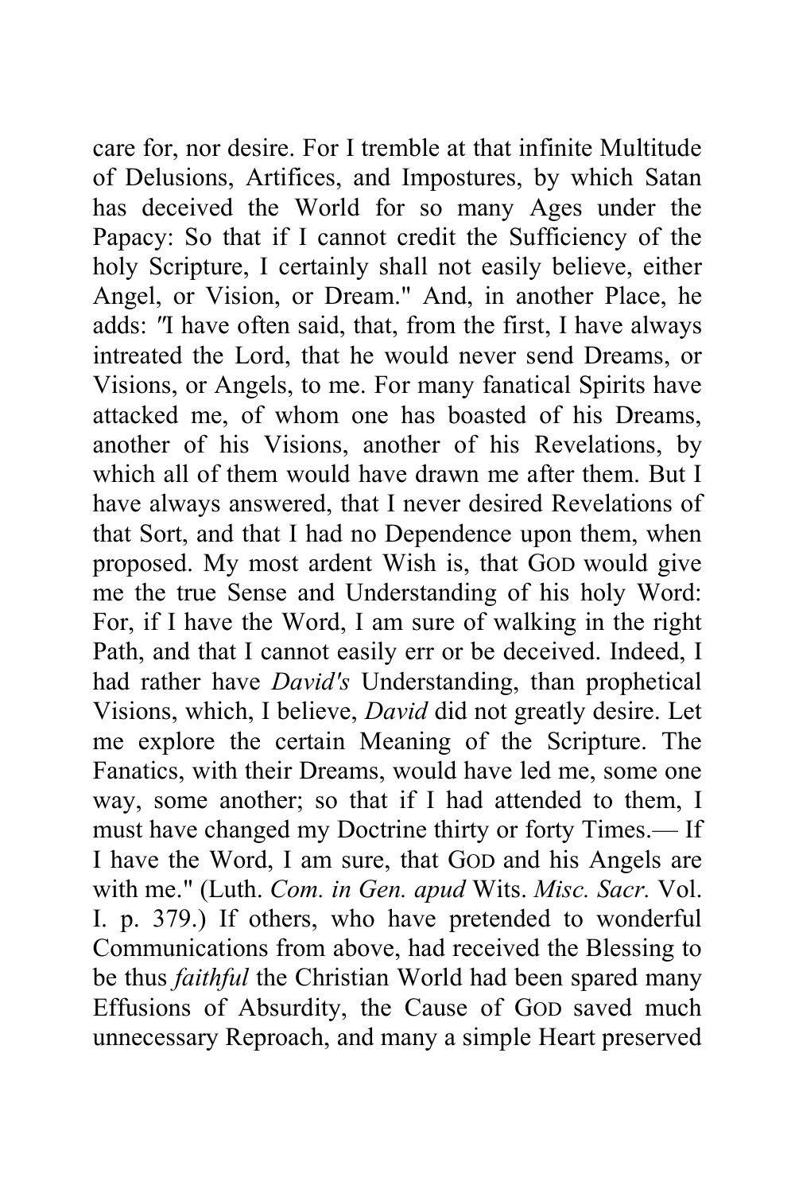care for, nor desire. For I tremble at that infinite Multitude of Delusions, Artifices, and Impostures, by which Satan has deceived the World for so many Ages under the Papacy: So that if I cannot credit the Sufficiency of the holy Scripture, I certainly shall not easily believe, either Angel, or Vision, or Dream." And, in another Place, he adds: "I have often said, that, from the first, I have always intreated the Lord, that he would never send Dreams, or Visions, or Angels, to me. For many fanatical Spirits have attacked me, of whom one has boasted of his Dreams, another of his Visions, another of his Revelations, by which all of them would have drawn me after them. But I have always answered, that I never desired Revelations of that Sort, and that I had no Dependence upon them, when proposed. My most ardent Wish is, that GOD would give me the true Sense and Understanding of his holy Word: For, if I have the Word, I am sure of walking in the right Path, and that I cannot easily err or be deceived. Indeed, I had rather have *David's* Understanding, than prophetical Visions, which, I believe, *David* did not greatly desire. Let me explore the certain Meaning of the Scripture. The Fanatics, with their Dreams, would have led me, some one way, some another; so that if I had attended to them, I must have changed my Doctrine thirty or forty Times.— If I have the Word, I am sure, that GOD and his Angels are with me." (Luth. *Com. in Gen. apud* Wits. *Misc. Sacr.* Vol. I. p. 379.) If others, who have pretended to wonderful Communications from above, had received the Blessing to be thus *faithful* the Christian World had been spared many Effusions of Absurdity, the Cause of GOD saved much unnecessary Reproach, and many a simple Heart preserved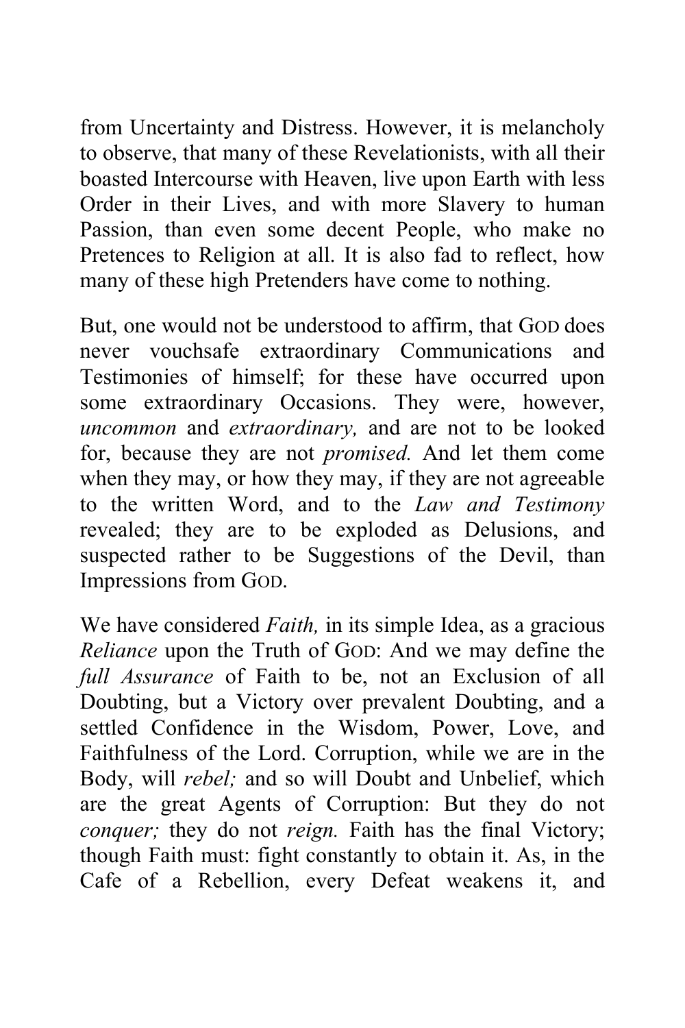from Uncertainty and Distress. However, it is melancholy to observe, that many of these Revelationists, with all their boasted Intercourse with Heaven, live upon Earth with less Order in their Lives, and with more Slavery to human Passion, than even some decent People, who make no Pretences to Religion at all. It is also fad to reflect, how many of these high Pretenders have come to nothing.

But, one would not be understood to affirm, that GOD does never vouchsafe extraordinary Communications and Testimonies of himself; for these have occurred upon some extraordinary Occasions. They were, however, *uncommon* and *extraordinary,* and are not to be looked for, because they are not *promised.* And let them come when they may, or how they may, if they are not agreeable to the written Word, and to the *Law and Testimony* revealed; they are to be exploded as Delusions, and suspected rather to be Suggestions of the Devil, than Impressions from GOD.

We have considered *Faith,* in its simple Idea, as a gracious *Reliance* upon the Truth of GOD: And we may define the *full Assurance* of Faith to be, not an Exclusion of all Doubting, but a Victory over prevalent Doubting, and a settled Confidence in the Wisdom, Power, Love, and Faithfulness of the Lord. Corruption, while we are in the Body, will *rebel;* and so will Doubt and Unbelief, which are the great Agents of Corruption: But they do not *conquer;* they do not *reign.* Faith has the final Victory; though Faith must: fight constantly to obtain it. As, in the Cafe of a Rebellion, every Defeat weakens it, and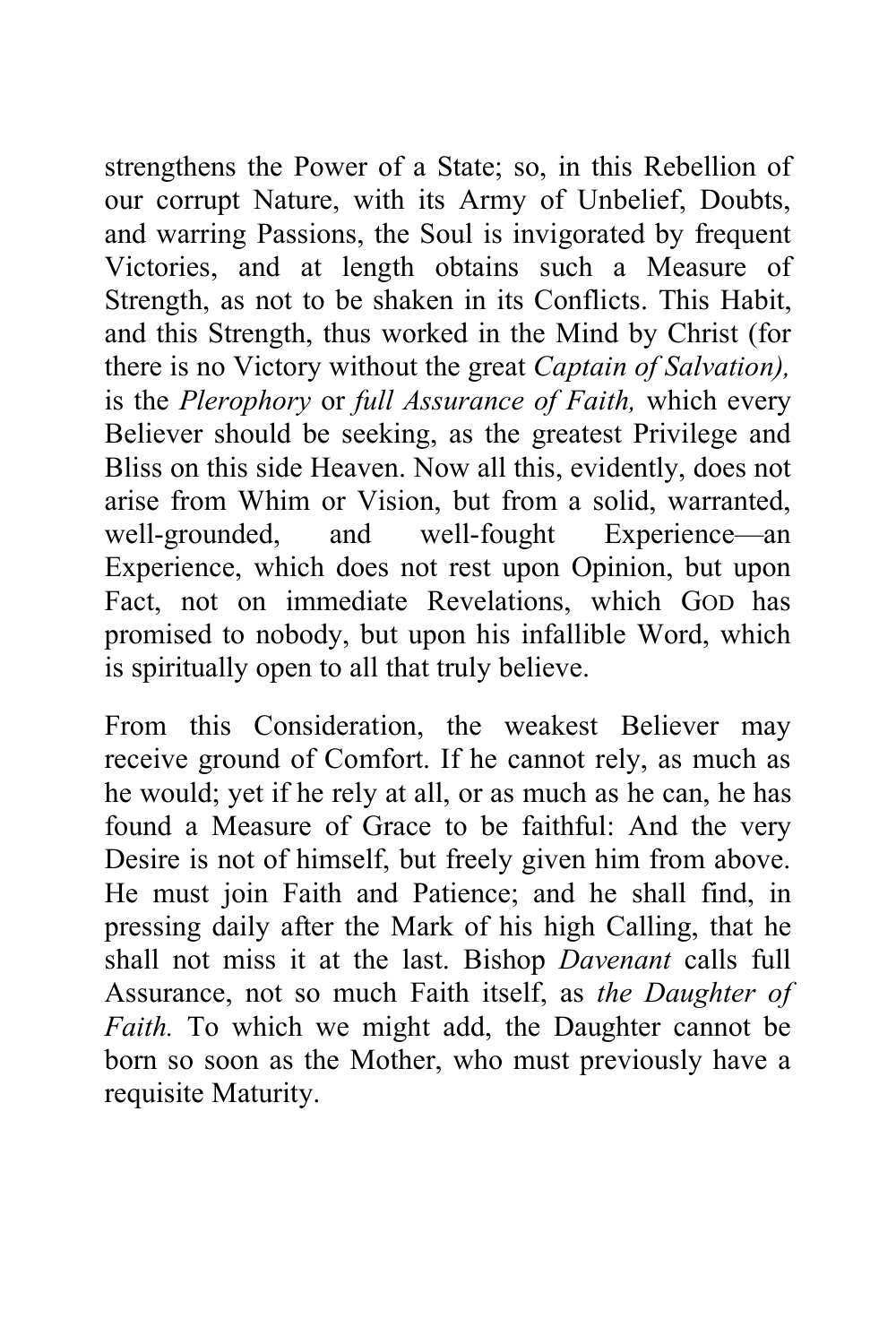strengthens the Power of a State; so, in this Rebellion of our corrupt Nature, with its Army of Unbelief, Doubts, and warring Passions, the Soul is invigorated by frequent Victories, and at length obtains such a Measure of Strength, as not to be shaken in its Conflicts. This Habit, and this Strength, thus worked in the Mind by Christ (for there is no Victory without the great *Captain of Salvation),* is the *Plerophory* or *full Assurance of Faith,* which every Believer should be seeking, as the greatest Privilege and Bliss on this side Heaven. Now all this, evidently, does not arise from Whim or Vision, but from a solid, warranted, well-grounded, and well-fought Experience—an Experience, which does not rest upon Opinion, but upon Fact, not on immediate Revelations, which GOD has promised to nobody, but upon his infallible Word, which is spiritually open to all that truly believe.

From this Consideration, the weakest Believer may receive ground of Comfort. If he cannot rely, as much as he would; yet if he rely at all, or as much as he can, he has found a Measure of Grace to be faithful: And the very Desire is not of himself, but freely given him from above. He must join Faith and Patience; and he shall find, in pressing daily after the Mark of his high Calling, that he shall not miss it at the last. Bishop *Davenant* calls full Assurance, not so much Faith itself, as *the Daughter of Faith.* To which we might add, the Daughter cannot be born so soon as the Mother, who must previously have a requisite Maturity.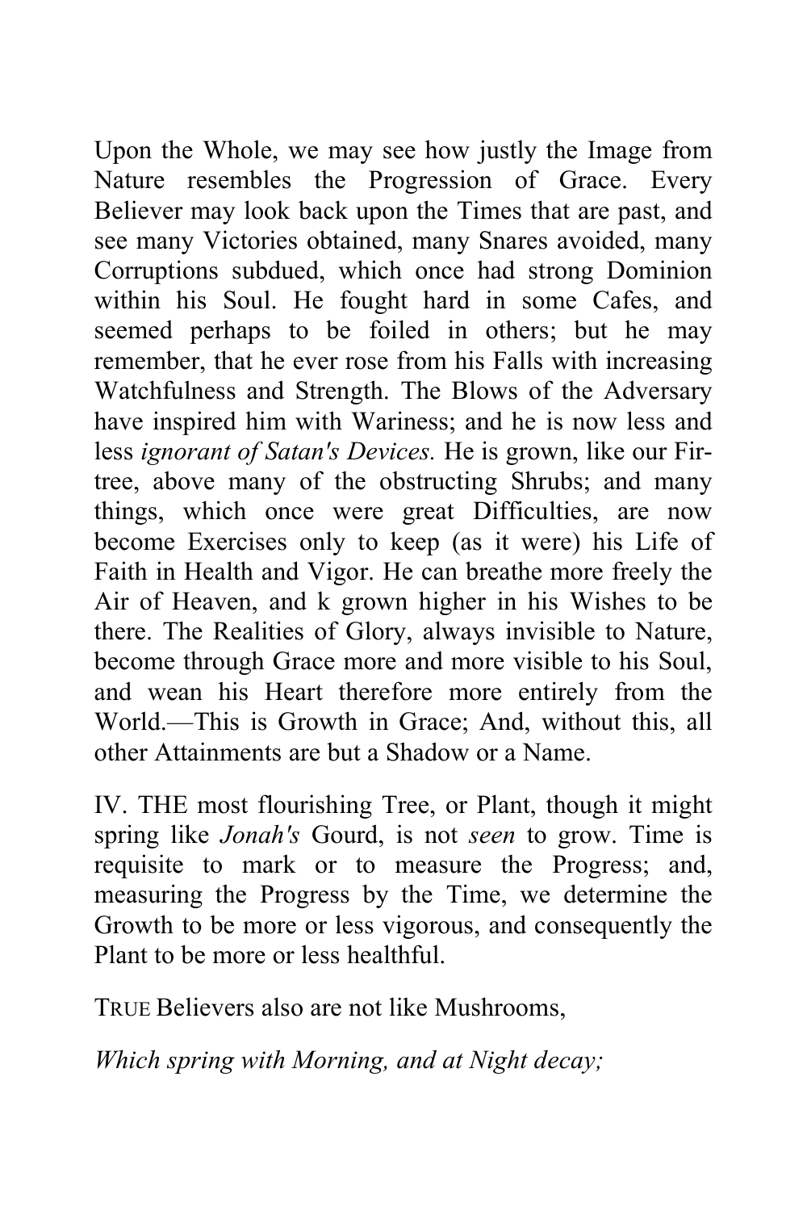Upon the Whole, we may see how justly the Image from Nature resembles the Progression of Grace. Every Believer may look back upon the Times that are past, and see many Victories obtained, many Snares avoided, many Corruptions subdued, which once had strong Dominion within his Soul. He fought hard in some Cafes, and seemed perhaps to be foiled in others; but he may remember, that he ever rose from his Falls with increasing Watchfulness and Strength. The Blows of the Adversary have inspired him with Wariness; and he is now less and less *ignorant of Satan's Devices.* He is grown, like our Fir-tree, above many of the obstructing Shrubs; and many things, which once were great Difficulties, are now become Exercises only to keep (as it were) his Life of Faith in Health and Vigor. He can breathe more freely the Air of Heaven, and k grown higher in his Wishes to be there. The Realities of Glory, always invisible to Nature, become through Grace more and more visible to his Soul, and wean his Heart therefore more entirely from the World.—This is Growth in Grace; And, without this, all other Attainments are but a Shadow or a Name.

IV. THE most flourishing Tree, or Plant, though it might spring like *Jonah's* Gourd, is not *seen* to grow. Time is requisite to mark or to measure the Progress; and, measuring the Progress by the Time, we determine the Growth to be more or less vigorous, and consequently the Plant to be more or less healthful.

TRUE Believers also are not like Mushrooms,

*Which spring with Morning, and at Night decay;*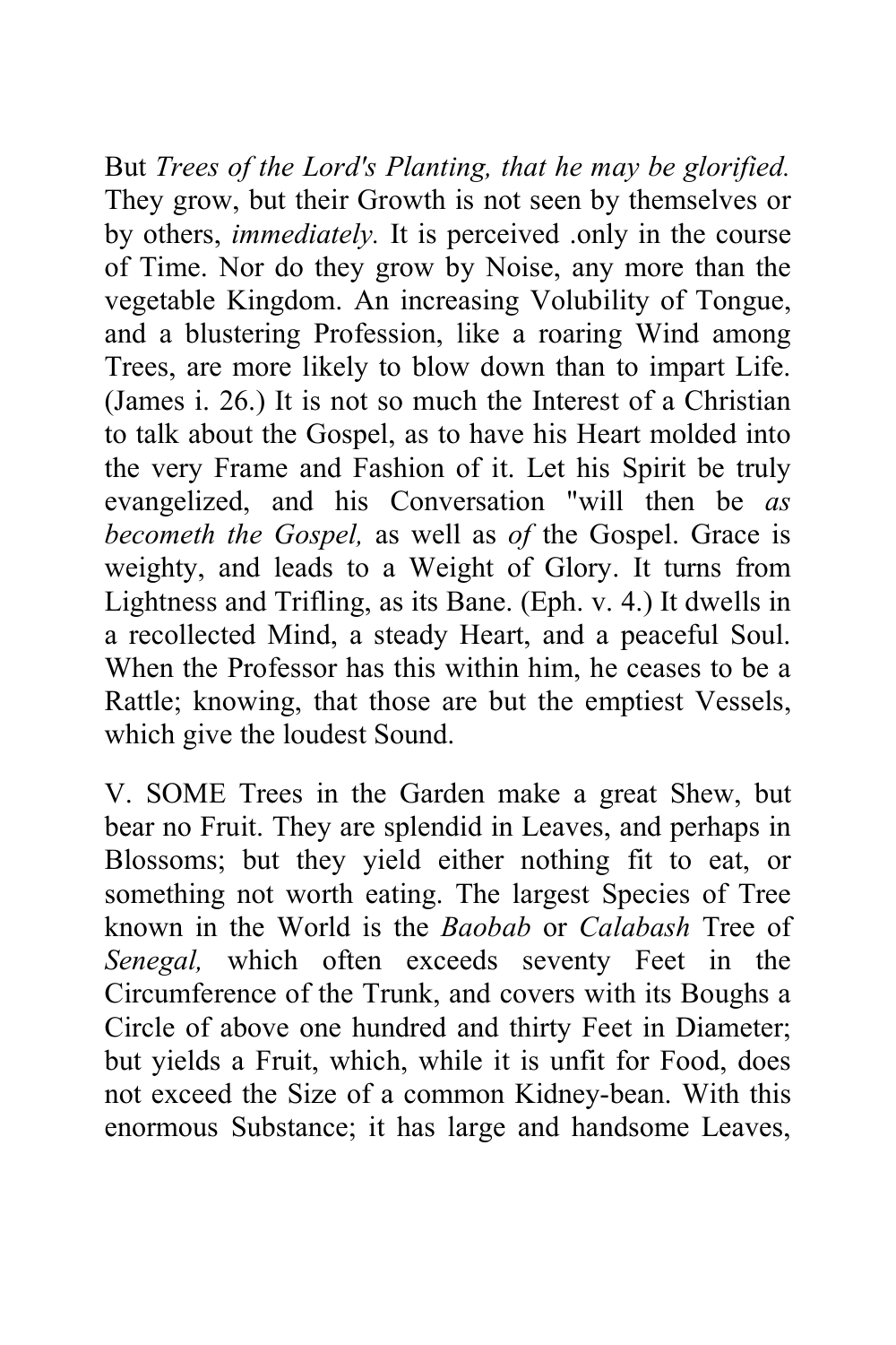But *Trees of the Lord's Planting, that he may be glorified.* They grow, but their Growth is not seen by themselves or by others, *immediately.* It is perceived .only in the course of Time. Nor do they grow by Noise, any more than the vegetable Kingdom. An increasing Volubility of Tongue, and a blustering Profession, like a roaring Wind among Trees, are more likely to blow down than to impart Life. (James i. 26.) It is not so much the Interest of a Christian to talk about the Gospel, as to have his Heart molded into the very Frame and Fashion of it. Let his Spirit be truly evangelized, and his Conversation "will then be *as becometh the Gospel,* as well as *of* the Gospel. Grace is weighty, and leads to a Weight of Glory. It turns from Lightness and Trifling, as its Bane. (Eph. v. 4.) It dwells in a recollected Mind, a steady Heart, and a peaceful Soul. When the Professor has this within him, he ceases to be a Rattle; knowing, that those are but the emptiest Vessels, which give the loudest Sound.

V. SOME Trees in the Garden make a great Shew, but bear no Fruit. They are splendid in Leaves, and perhaps in Blossoms; but they yield either nothing fit to eat, or something not worth eating. The largest Species of Tree known in the World is the *Baobab* or *Calabash* Tree of *Senegal,* which often exceeds seventy Feet in the Circumference of the Trunk, and covers with its Boughs a Circle of above one hundred and thirty Feet in Diameter; but yields a Fruit, which, while it is unfit for Food, does not exceed the Size of a common Kidney-bean. With this enormous Substance; it has large and handsome Leaves,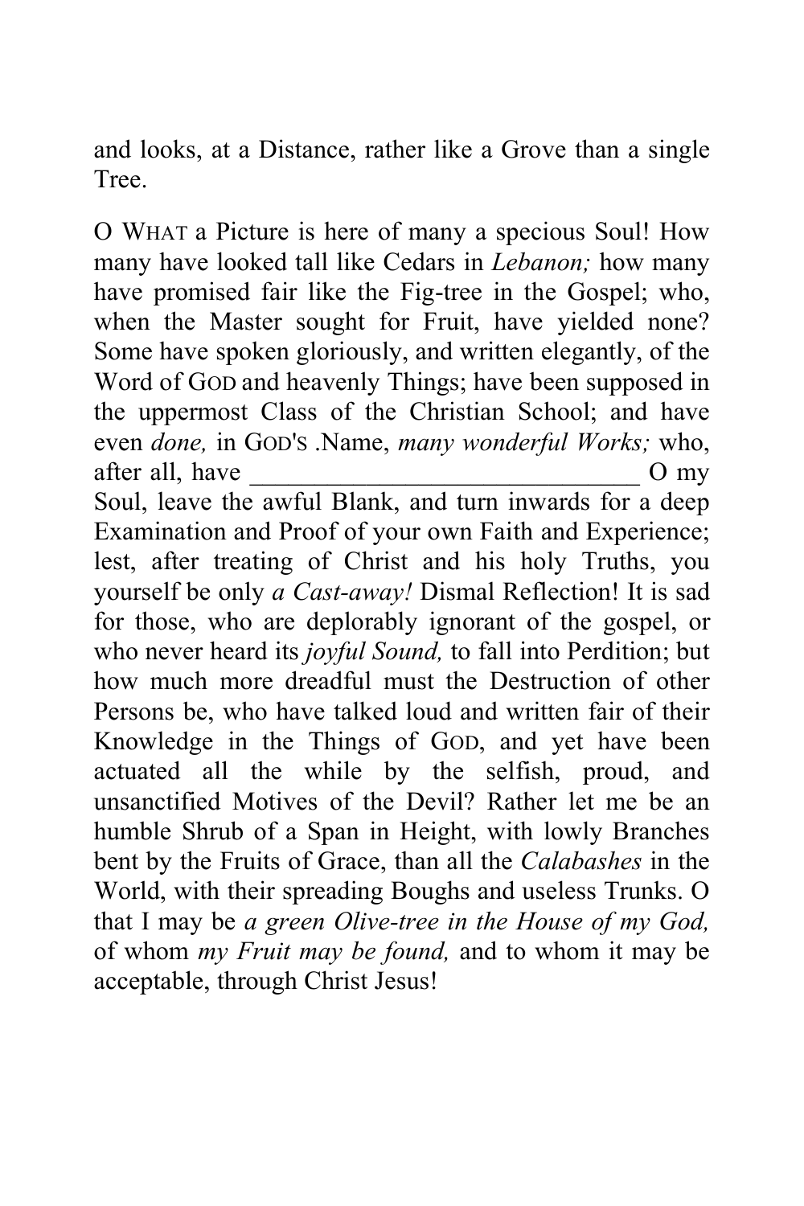and looks, at a Distance, rather like a Grove than a single Tree.

O WHAT a Picture is here of many a specious Soul! How many have looked tall like Cedars in *Lebanon;* how many have promised fair like the Fig-tree in the Gospel; who, when the Master sought for Fruit, have yielded none? Some have spoken gloriously, and written elegantly, of the Word of GOD and heavenly Things; have been supposed in the uppermost Class of the Christian School; and have even *done,* in GOD'S .Name, *many wonderful Works;* who, after all, have ______________________________ O my Soul, leave the awful Blank, and turn inwards for a deep Examination and Proof of your own Faith and Experience; lest, after treating of Christ and his holy Truths, you yourself be only *a Cast-away!* Dismal Reflection! It is sad for those, who are deplorably ignorant of the gospel, or who never heard its *joyful Sound,* to fall into Perdition; but how much more dreadful must the Destruction of other Persons be, who have talked loud and written fair of their Knowledge in the Things of GOD, and yet have been actuated all the while by the selfish, proud, and unsanctified Motives of the Devil? Rather let me be an humble Shrub of a Span in Height, with lowly Branches bent by the Fruits of Grace, than all the *Calabashes* in the World, with their spreading Boughs and useless Trunks. O that I may be *a green Olive-tree in the House of my God,* of whom *my Fruit may be found,* and to whom it may be acceptable, through Christ Jesus!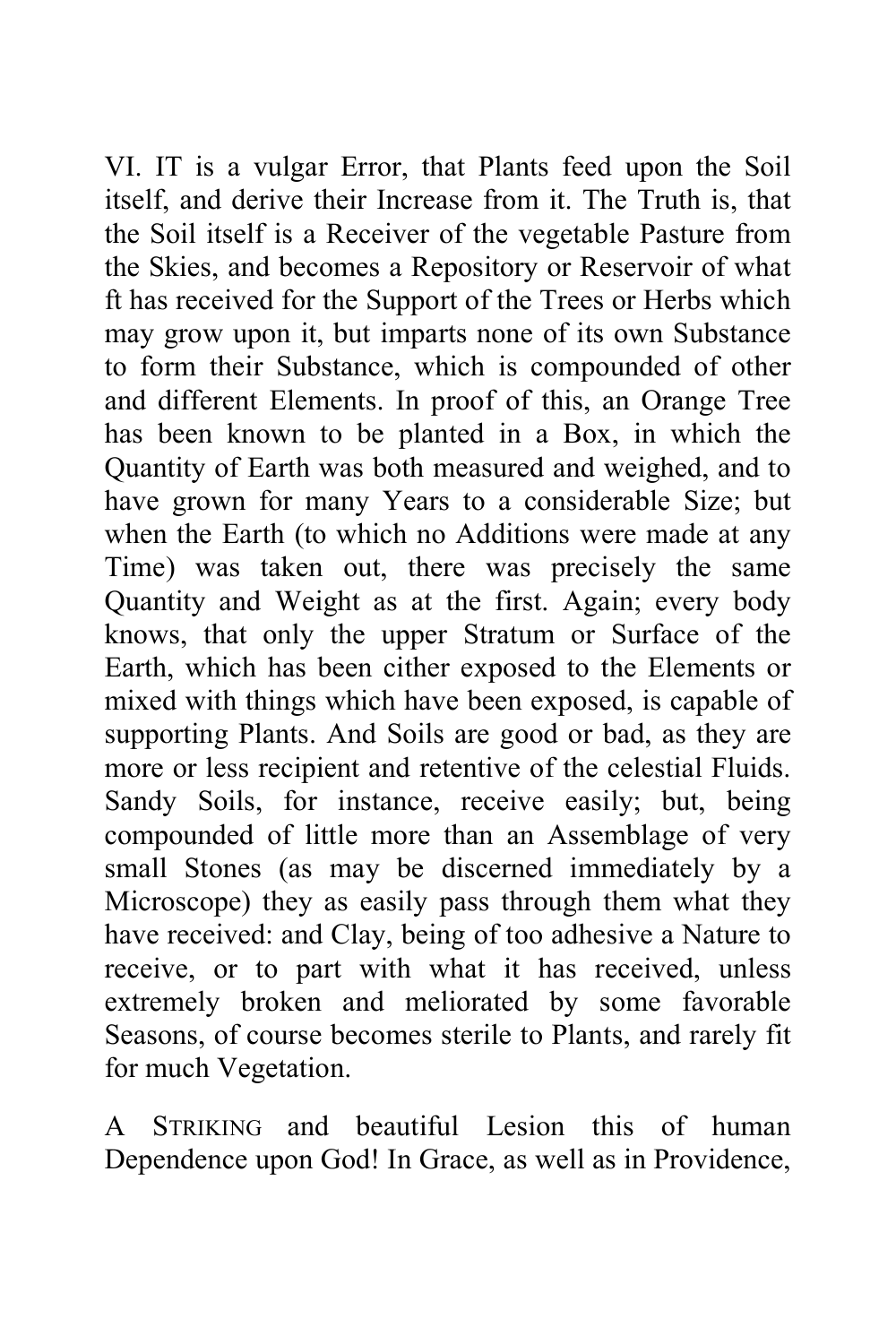VI. IT is a vulgar Error, that Plants feed upon the Soil itself, and derive their Increase from it. The Truth is, that the Soil itself is a Receiver of the vegetable Pasture from the Skies, and becomes a Repository or Reservoir of what ft has received for the Support of the Trees or Herbs which may grow upon it, but imparts none of its own Substance to form their Substance, which is compounded of other and different Elements. In proof of this, an Orange Tree has been known to be planted in a Box, in which the Quantity of Earth was both measured and weighed, and to have grown for many Years to a considerable Size; but when the Earth (to which no Additions were made at any Time) was taken out, there was precisely the same Quantity and Weight as at the first. Again; every body knows, that only the upper Stratum or Surface of the Earth, which has been cither exposed to the Elements or mixed with things which have been exposed, is capable of supporting Plants. And Soils are good or bad, as they are more or less recipient and retentive of the celestial Fluids. Sandy Soils, for instance, receive easily; but, being compounded of little more than an Assemblage of very small Stones (as may be discerned immediately by a Microscope) they as easily pass through them what they have received: and Clay, being of too adhesive a Nature to receive, or to part with what it has received, unless extremely broken and meliorated by some favorable Seasons, of course becomes sterile to Plants, and rarely fit for much Vegetation.

A STRIKING and beautiful Lesion this of human Dependence upon God! In Grace, as well as in Providence,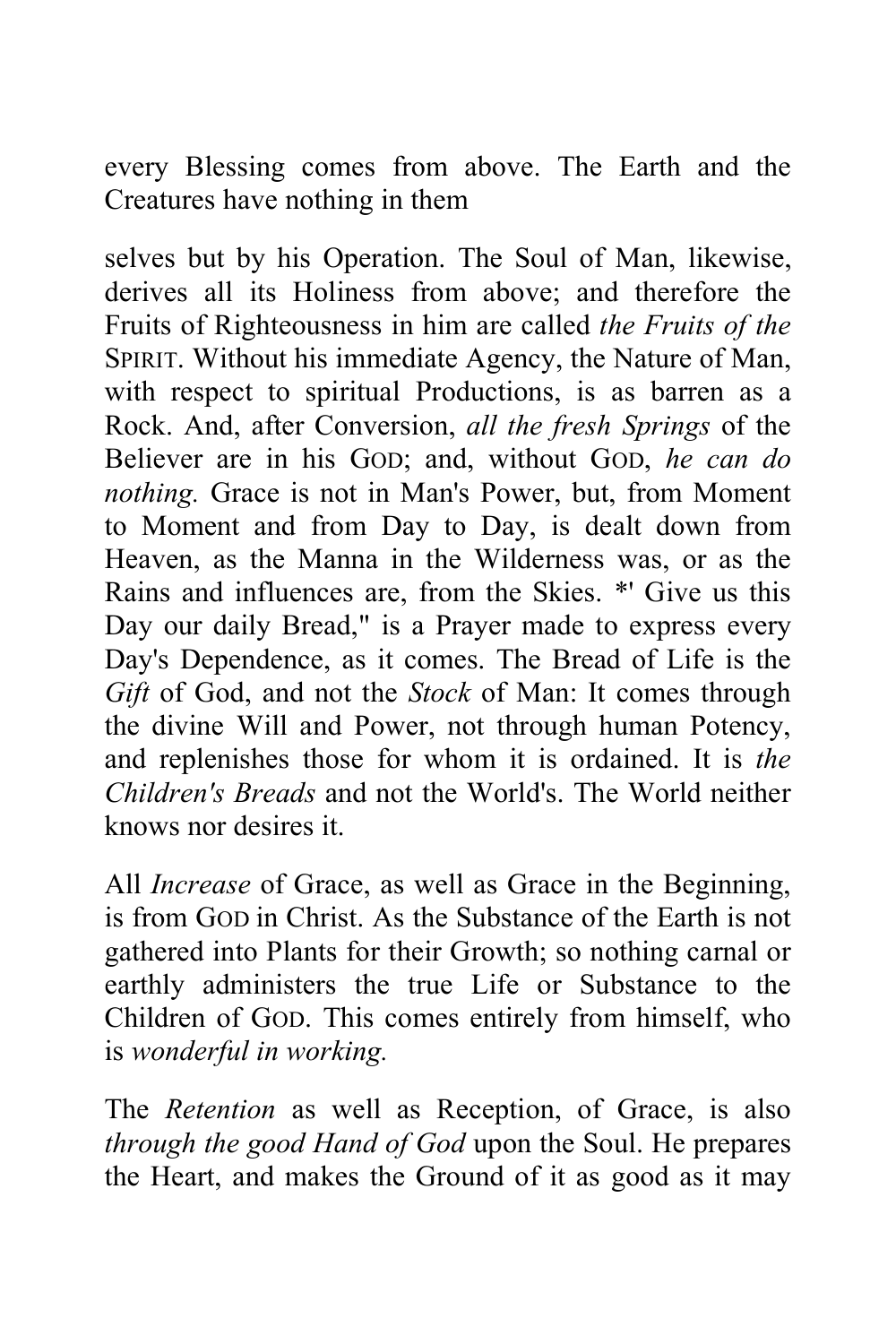every Blessing comes from above. The Earth and the Creatures have nothing in them

selves but by his Operation. The Soul of Man, likewise, derives all its Holiness from above; and therefore the Fruits of Righteousness in him are called *the Fruits of the* SPIRIT. Without his immediate Agency, the Nature of Man, with respect to spiritual Productions, is as barren as a Rock. And, after Conversion, *all the fresh Springs* of the Believer are in his GOD; and, without GOD, *he can do nothing.* Grace is not in Man's Power, but, from Moment to Moment and from Day to Day, is dealt down from Heaven, as the Manna in the Wilderness was, or as the Rains and influences are, from the Skies. *' Give us this Day our daily Bread," is a Prayer made to express every Day's Dependence, as it comes. The Bread of Life is the *Gift* of God, and not the *Stock* of Man: It comes through the divine Will and Power, not through human Potency, and replenishes those for whom it is ordained. It is *the Children's Breads* and not the World's. The World neither knows nor desires it.

All *Increase* of Grace, as well as Grace in the Beginning, is from GOD in Christ. As the Substance of the Earth is not gathered into Plants for their Growth; so nothing carnal or earthly administers the true Life or Substance to the Children of GOD. This comes entirely from himself, who is *wonderful in working.*

The *Retention* as well as Reception, of Grace, is also *through the good Hand of God* upon the Soul. He prepares the Heart, and makes the Ground of it as good as it may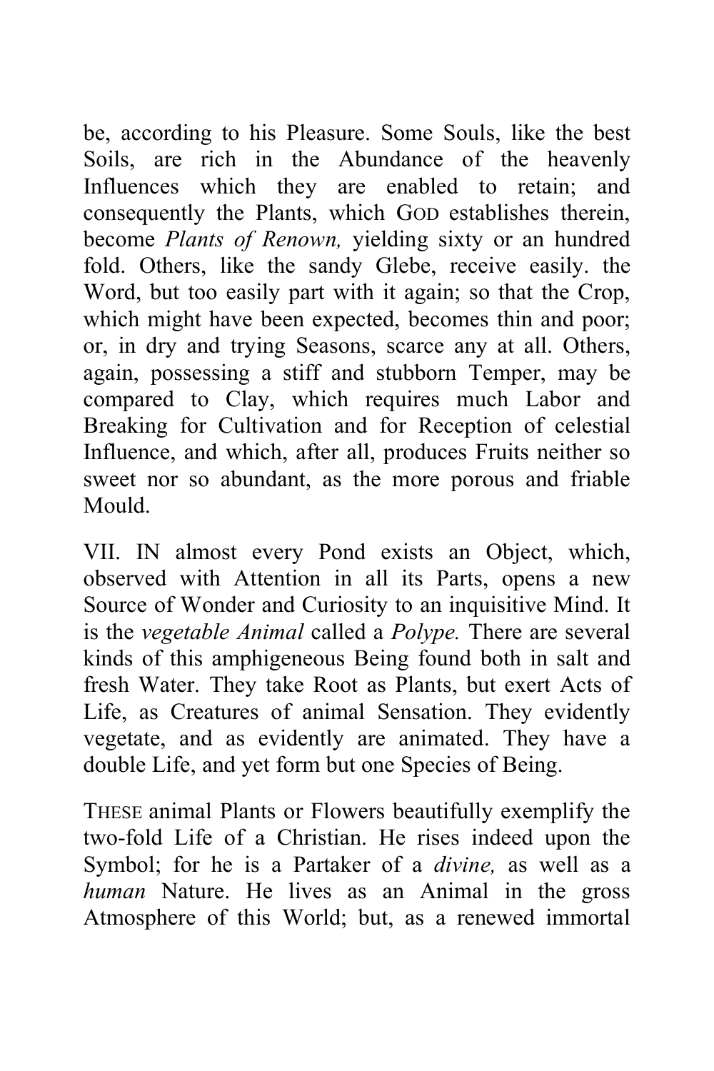be, according to his Pleasure. Some Souls, like the best Soils, are rich in the Abundance of the heavenly Influences which they are enabled to retain; and consequently the Plants, which GOD establishes therein, become *Plants of Renown,* yielding sixty or an hundred fold. Others, like the sandy Glebe, receive easily. the Word, but too easily part with it again; so that the Crop, which might have been expected, becomes thin and poor; or, in dry and trying Seasons, scarce any at all. Others, again, possessing a stiff and stubborn Temper, may be compared to Clay, which requires much Labor and Breaking for Cultivation and for Reception of celestial Influence, and which, after all, produces Fruits neither so sweet nor so abundant, as the more porous and friable Mould.

VII. IN almost every Pond exists an Object, which, observed with Attention in all its Parts, opens a new Source of Wonder and Curiosity to an inquisitive Mind. It is the *vegetable Animal* called a *Polype.* There are several kinds of this amphigeneous Being found both in salt and fresh Water. They take Root as Plants, but exert Acts of Life, as Creatures of animal Sensation. They evidently vegetate, and as evidently are animated. They have a double Life, and yet form but one Species of Being.

THESE animal Plants or Flowers beautifully exemplify the two-fold Life of a Christian. He rises indeed upon the Symbol; for he is a Partaker of a *divine,* as well as a *human* Nature. He lives as an Animal in the gross Atmosphere of this World; but, as a renewed immortal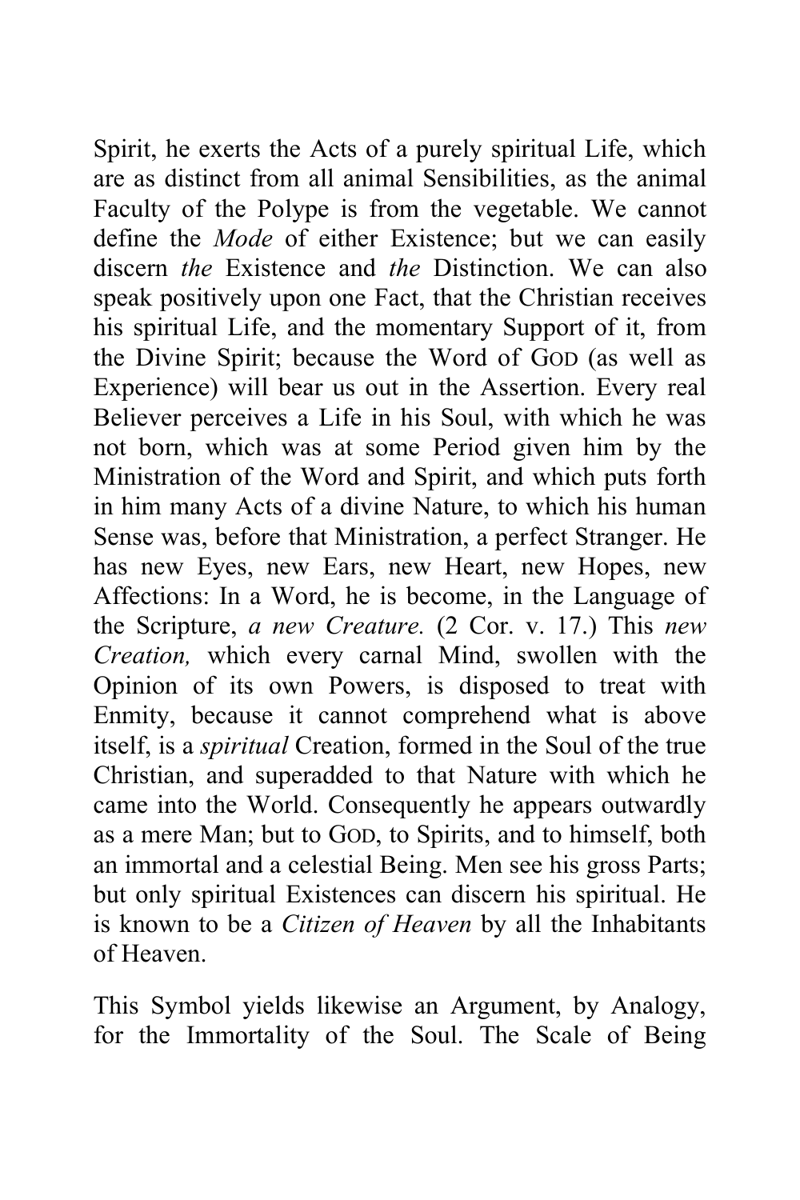Spirit, he exerts the Acts of a purely spiritual Life, which are as distinct from all animal Sensibilities, as the animal Faculty of the Polype is from the vegetable. We cannot define the *Mode* of either Existence; but we can easily discern *the* Existence and *the* Distinction. We can also speak positively upon one Fact, that the Christian receives his spiritual Life, and the momentary Support of it, from the Divine Spirit; because the Word of GOD (as well as Experience) will bear us out in the Assertion. Every real Believer perceives a Life in his Soul, with which he was not born, which was at some Period given him by the Ministration of the Word and Spirit, and which puts forth in him many Acts of a divine Nature, to which his human Sense was, before that Ministration, a perfect Stranger. He has new Eyes, new Ears, new Heart, new Hopes, new Affections: In a Word, he is become, in the Language of the Scripture, *a new Creature.* (2 Cor. v. 17.) This *new Creation,* which every carnal Mind, swollen with the Opinion of its own Powers, is disposed to treat with Enmity, because it cannot comprehend what is above itself, is a *spiritual* Creation, formed in the Soul of the true Christian, and superadded to that Nature with which he came into the World. Consequently he appears outwardly as a mere Man; but to GOD, to Spirits, and to himself, both an immortal and a celestial Being. Men see his gross Parts; but only spiritual Existences can discern his spiritual. He is known to be a *Citizen of Heaven* by all the Inhabitants of Heaven.

This Symbol yields likewise an Argument, by Analogy, for the Immortality of the Soul. The Scale of Being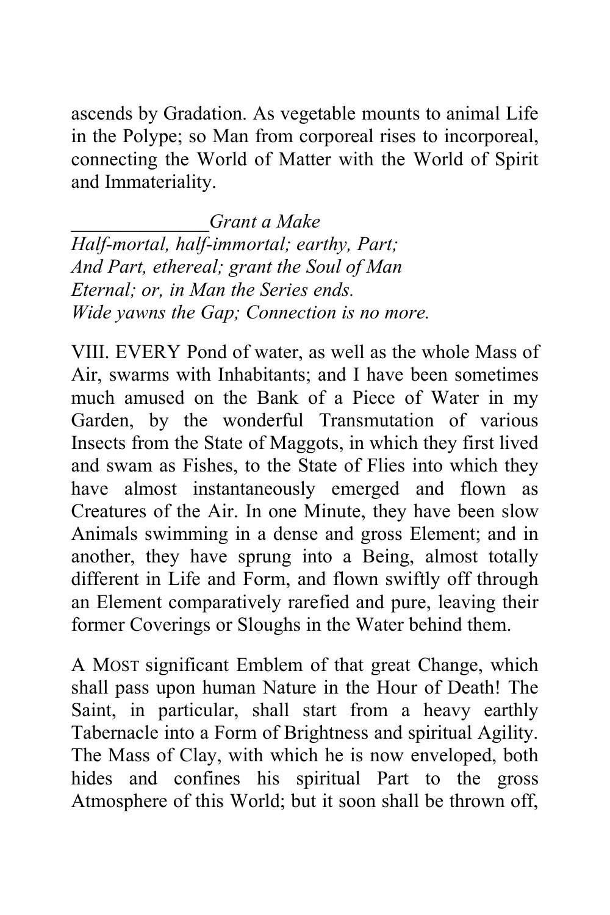ascends by Gradation. As vegetable mounts to animal Life in the Polype; so Man from corporeal rises to incorporeal, connecting the World of Matter with the World of Spirit and Immateriality.

_____________*Grant a Make*
*Half-mortal, half-immortal; earthy, Part;*
*And Part, ethereal; grant the Soul of Man*
*Eternal; or, in Man the Series ends.*
*Wide yawns the Gap; Connection is no more.*

VIII. EVERY Pond of water, as well as the whole Mass of Air, swarms with Inhabitants; and I have been sometimes much amused on the Bank of a Piece of Water in my Garden, by the wonderful Transmutation of various Insects from the State of Maggots, in which they first lived and swam as Fishes, to the State of Flies into which they have almost instantaneously emerged and flown as Creatures of the Air. In one Minute, they have been slow Animals swimming in a dense and gross Element; and in another, they have sprung into a Being, almost totally different in Life and Form, and flown swiftly off through an Element comparatively rarefied and pure, leaving their former Coverings or Sloughs in the Water behind them.

A MOST significant Emblem of that great Change, which shall pass upon human Nature in the Hour of Death! The Saint, in particular, shall start from a heavy earthly Tabernacle into a Form of Brightness and spiritual Agility. The Mass of Clay, with which he is now enveloped, both hides and confines his spiritual Part to the gross Atmosphere of this World; but it soon shall be thrown off,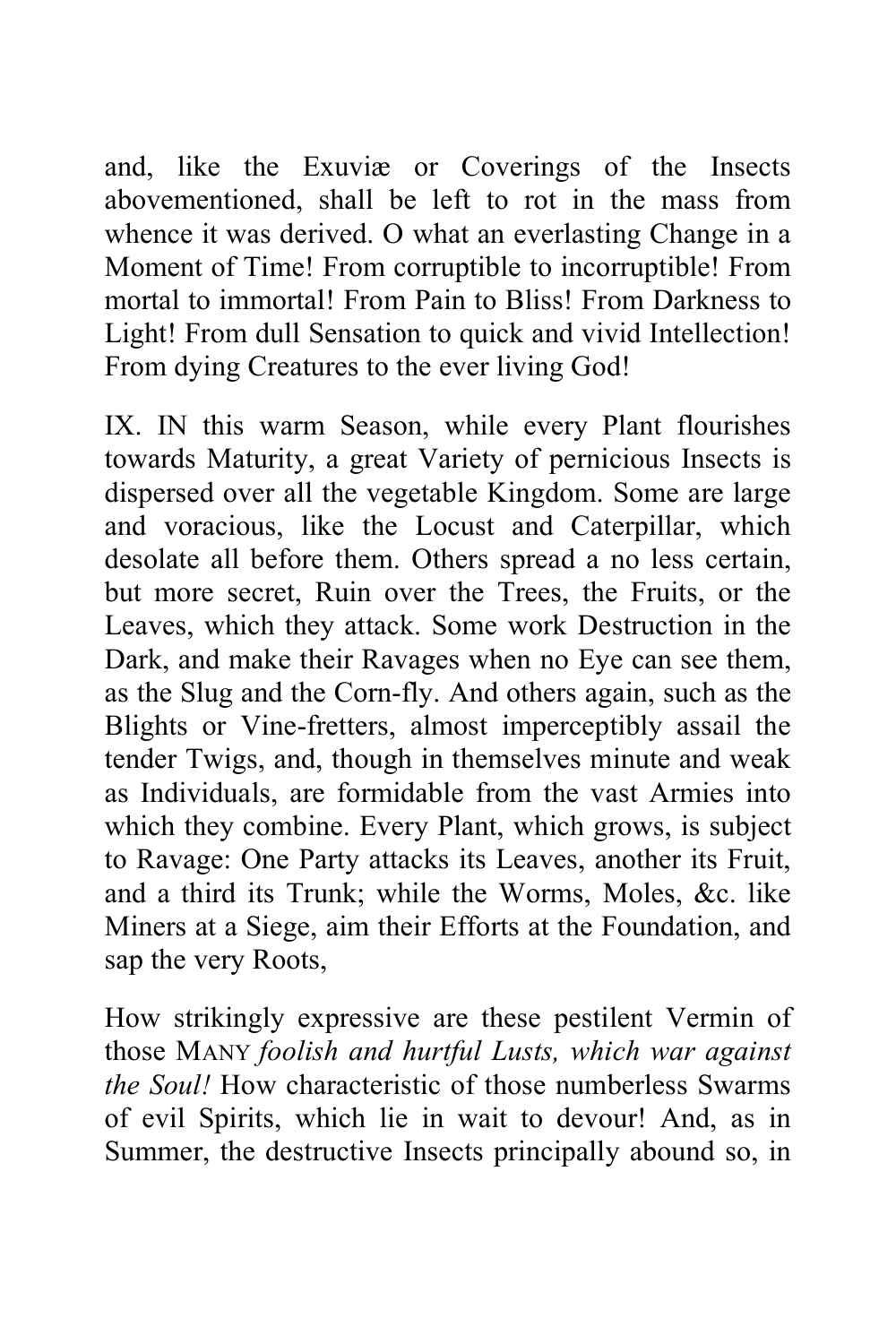and, like the Exuviæ or Coverings of the Insects abovementioned, shall be left to rot in the mass from whence it was derived. O what an everlasting Change in a Moment of Time! From corruptible to incorruptible! From mortal to immortal! From Pain to Bliss! From Darkness to Light! From dull Sensation to quick and vivid Intellection! From dying Creatures to the ever living God!

IX. IN this warm Season, while every Plant flourishes towards Maturity, a great Variety of pernicious Insects is dispersed over all the vegetable Kingdom. Some are large and voracious, like the Locust and Caterpillar, which desolate all before them. Others spread a no less certain, but more secret, Ruin over the Trees, the Fruits, or the Leaves, which they attack. Some work Destruction in the Dark, and make their Ravages when no Eye can see them, as the Slug and the Corn-fly. And others again, such as the Blights or Vine-fretters, almost imperceptibly assail the tender Twigs, and, though in themselves minute and weak as Individuals, are formidable from the vast Armies into which they combine. Every Plant, which grows, is subject to Ravage: One Party attacks its Leaves, another its Fruit, and a third its Trunk; while the Worms, Moles, &c. like Miners at a Siege, aim their Efforts at the Foundation, and sap the very Roots,

How strikingly expressive are these pestilent Vermin of those MANY *foolish and hurtful Lusts, which war against the Soul!* How characteristic of those numberless Swarms of evil Spirits, which lie in wait to devour! And, as in Summer, the destructive Insects principally abound so, in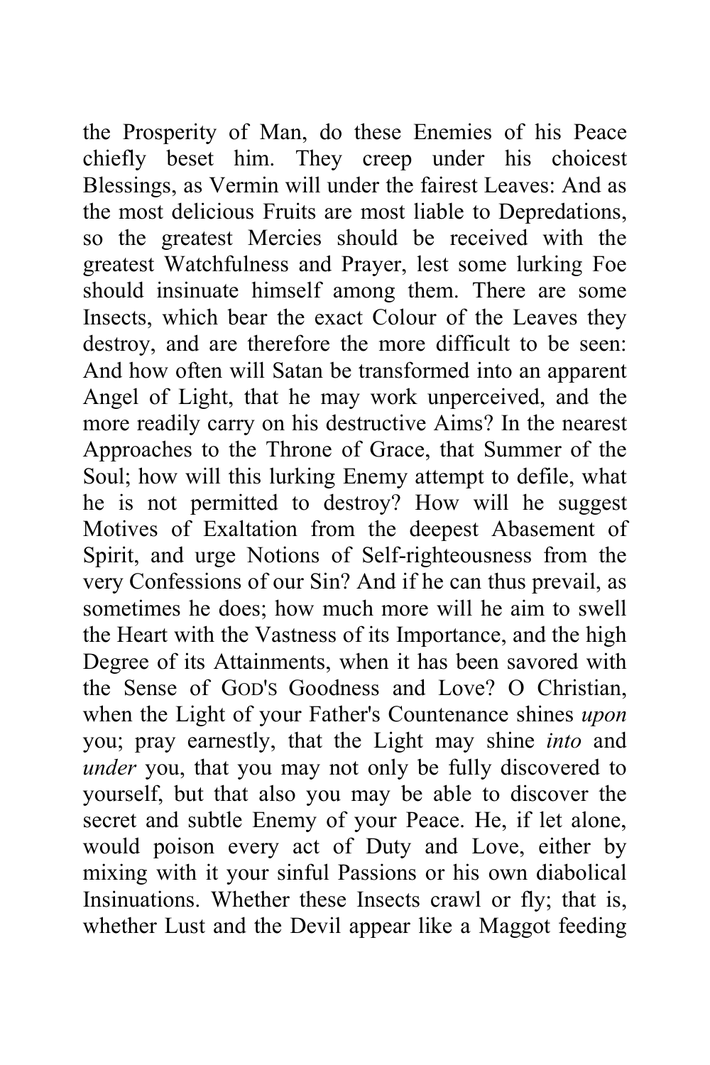the Prosperity of Man, do these Enemies of his Peace chiefly beset him. They creep under his choicest Blessings, as Vermin will under the fairest Leaves: And as the most delicious Fruits are most liable to Depredations, so the greatest Mercies should be received with the greatest Watchfulness and Prayer, lest some lurking Foe should insinuate himself among them. There are some Insects, which bear the exact Colour of the Leaves they destroy, and are therefore the more difficult to be seen: And how often will Satan be transformed into an apparent Angel of Light, that he may work unperceived, and the more readily carry on his destructive Aims? In the nearest Approaches to the Throne of Grace, that Summer of the Soul; how will this lurking Enemy attempt to defile, what he is not permitted to destroy? How will he suggest Motives of Exaltation from the deepest Abasement of Spirit, and urge Notions of Self-righteousness from the very Confessions of our Sin? And if he can thus prevail, as sometimes he does; how much more will he aim to swell the Heart with the Vastness of its Importance, and the high Degree of its Attainments, when it has been savored with the Sense of GOD'S Goodness and Love? O Christian, when the Light of your Father's Countenance shines *upon* you; pray earnestly, that the Light may shine *into* and *under* you, that you may not only be fully discovered to yourself, but that also you may be able to discover the secret and subtle Enemy of your Peace. He, if let alone, would poison every act of Duty and Love, either by mixing with it your sinful Passions or his own diabolical Insinuations. Whether these Insects crawl or fly; that is, whether Lust and the Devil appear like a Maggot feeding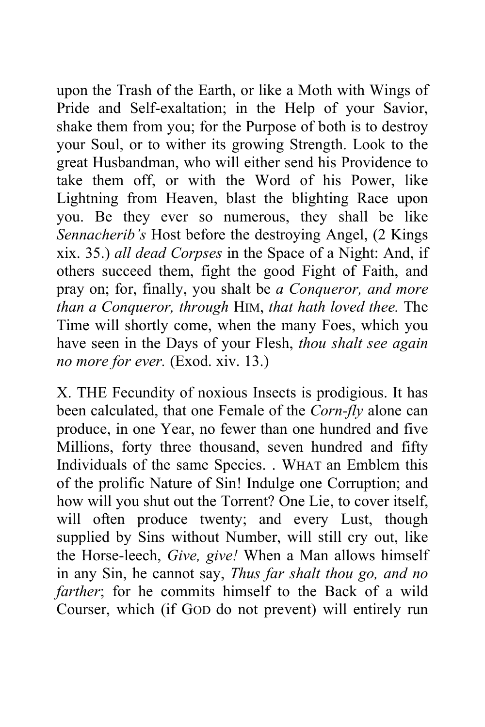upon the Trash of the Earth, or like a Moth with Wings of Pride and Self-exaltation; in the Help of your Savior, shake them from you; for the Purpose of both is to destroy your Soul, or to wither its growing Strength. Look to the great Husbandman, who will either send his Providence to take them off, or with the Word of his Power, like Lightning from Heaven, blast the blighting Race upon you. Be they ever so numerous, they shall be like *Sennacherib's* Host before the destroying Angel, (2 Kings xix. 35.) *all dead Corpses* in the Space of a Night: And, if others succeed them, fight the good Fight of Faith, and pray on; for, finally, you shalt be *a Conqueror, and more than a Conqueror, through* HIM, *that hath loved thee.* The Time will shortly come, when the many Foes, which you have seen in the Days of your Flesh, *thou shalt see again no more for ever.* (Exod. xiv. 13.)

X. THE Fecundity of noxious Insects is prodigious. It has been calculated, that one Female of the *Corn-fly* alone can produce, in one Year, no fewer than one hundred and five Millions, forty three thousand, seven hundred and fifty Individuals of the same Species. . WHAT an Emblem this of the prolific Nature of Sin! Indulge one Corruption; and how will you shut out the Torrent? One Lie, to cover itself, will often produce twenty; and every Lust, though supplied by Sins without Number, will still cry out, like the Horse-leech, *Give, give!* When a Man allows himself in any Sin, he cannot say, *Thus far shalt thou go, and no farther*; for he commits himself to the Back of a wild Courser, which (if GOD do not prevent) will entirely run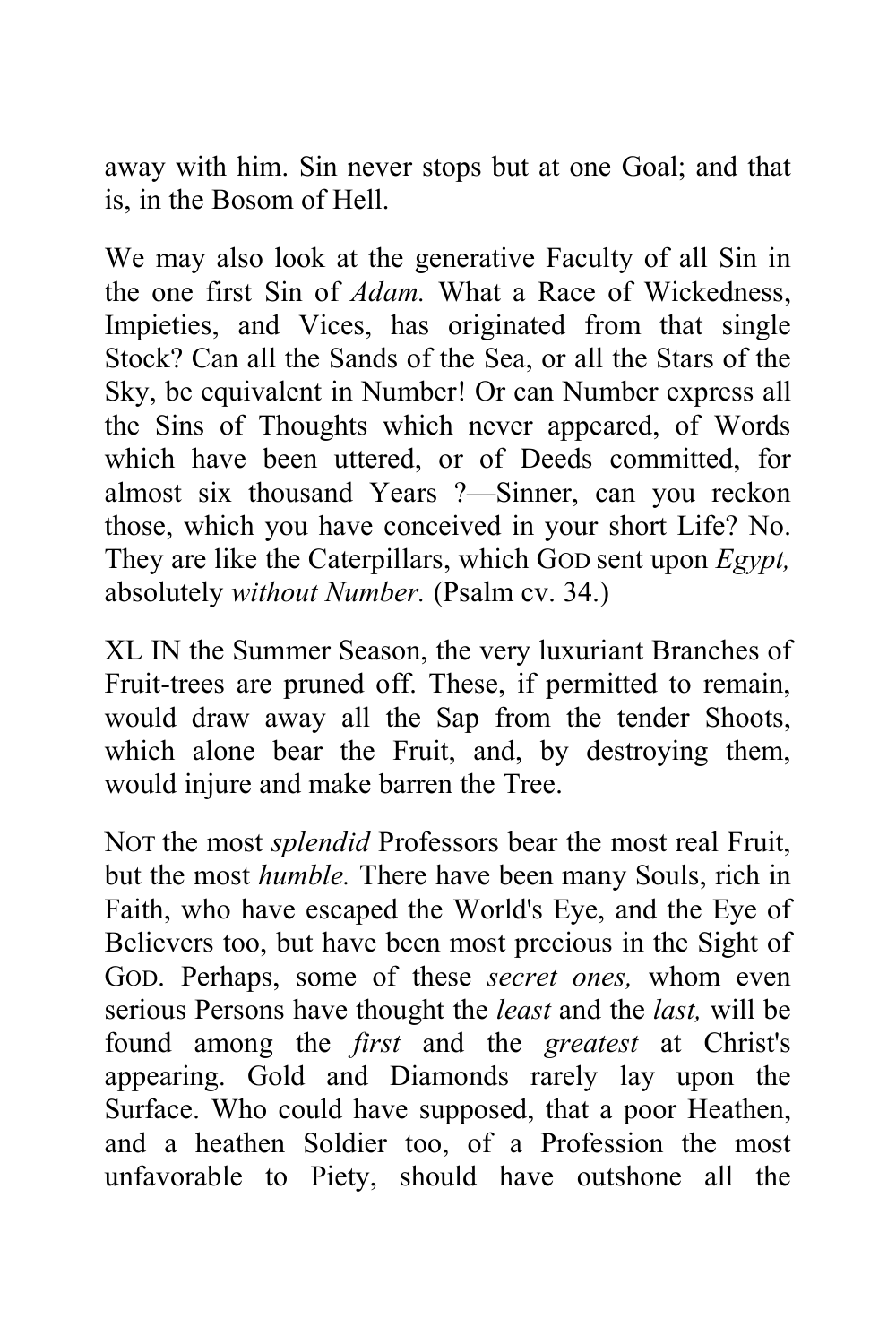away with him. Sin never stops but at one Goal; and that is, in the Bosom of Hell.

We may also look at the generative Faculty of all Sin in the one first Sin of *Adam.* What a Race of Wickedness, Impieties, and Vices, has originated from that single Stock? Can all the Sands of the Sea, or all the Stars of the Sky, be equivalent in Number! Or can Number express all the Sins of Thoughts which never appeared, of Words which have been uttered, or of Deeds committed, for almost six thousand Years ?—Sinner, can you reckon those, which you have conceived in your short Life? No. They are like the Caterpillars, which GOD sent upon *Egypt,* absolutely *without Number.* (Psalm cv. 34.)

XL IN the Summer Season, the very luxuriant Branches of Fruit-trees are pruned off. These, if permitted to remain, would draw away all the Sap from the tender Shoots, which alone bear the Fruit, and, by destroying them, would injure and make barren the Tree.

NOT the most *splendid* Professors bear the most real Fruit, but the most *humble.* There have been many Souls, rich in Faith, who have escaped the World's Eye, and the Eye of Believers too, but have been most precious in the Sight of GOD. Perhaps, some of these *secret ones,* whom even serious Persons have thought the *least* and the *last,* will be found among the *first* and the *greatest* at Christ's appearing. Gold and Diamonds rarely lay upon the Surface. Who could have supposed, that a poor Heathen, and a heathen Soldier too, of a Profession the most unfavorable to Piety, should have outshone all the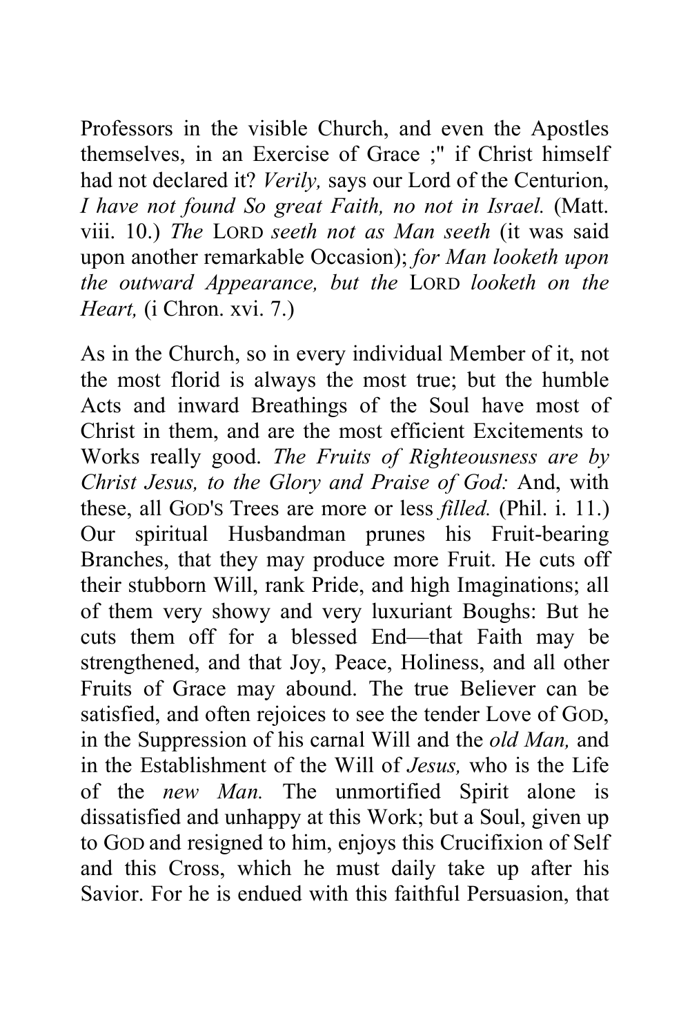Professors in the visible Church, and even the Apostles themselves, in an Exercise of Grace ;" if Christ himself had not declared it? *Verily,* says our Lord of the Centurion, *I have not found So great Faith, no not in Israel.* (Matt. viii. 10.) *The* LORD *seeth not as Man seeth* (it was said upon another remarkable Occasion); *for Man looketh upon the outward Appearance, but the* LORD *looketh on the Heart,* (i Chron. xvi. 7.)

As in the Church, so in every individual Member of it, not the most florid is always the most true; but the humble Acts and inward Breathings of the Soul have most of Christ in them, and are the most efficient Excitements to Works really good. *The Fruits of Righteousness are by Christ Jesus, to the Glory and Praise of God:* And, with these, all GOD'S Trees are more or less *filled.* (Phil. i. 11.) Our spiritual Husbandman prunes his Fruit-bearing Branches, that they may produce more Fruit. He cuts off their stubborn Will, rank Pride, and high Imaginations; all of them very showy and very luxuriant Boughs: But he cuts them off for a blessed End—that Faith may be strengthened, and that Joy, Peace, Holiness, and all other Fruits of Grace may abound. The true Believer can be satisfied, and often rejoices to see the tender Love of GOD, in the Suppression of his carnal Will and the *old Man,* and in the Establishment of the Will of *Jesus,* who is the Life of the *new Man.* The unmortified Spirit alone is dissatisfied and unhappy at this Work; but a Soul, given up to GOD and resigned to him, enjoys this Crucifixion of Self and this Cross, which he must daily take up after his Savior. For he is endued with this faithful Persuasion, that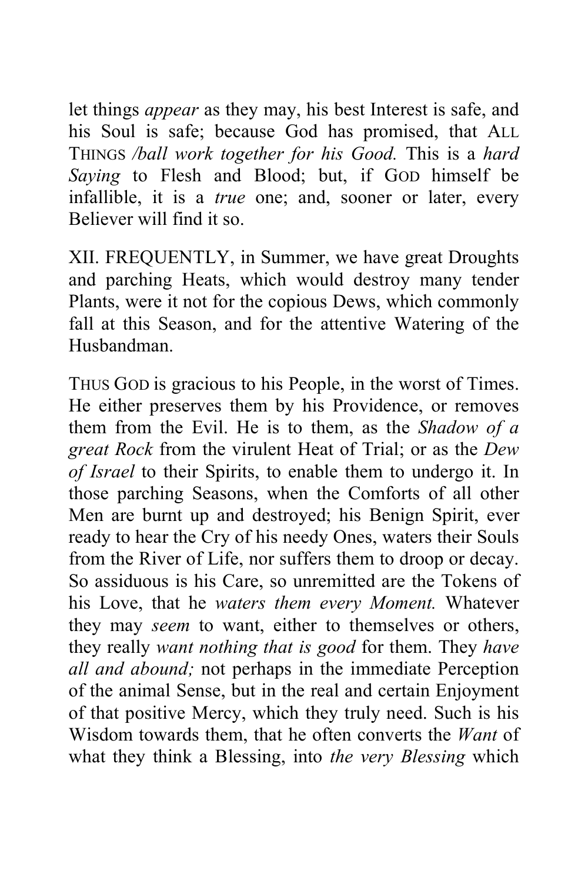let things *appear* as they may, his best Interest is safe, and his Soul is safe; because God has promised, that ALL THINGS */ball work together for his Good.* This is a *hard Saying* to Flesh and Blood; but, if GOD himself be infallible, it is a *true* one; and, sooner or later, every Believer will find it so.

XII. FREQUENTLY, in Summer, we have great Droughts and parching Heats, which would destroy many tender Plants, were it not for the copious Dews, which commonly fall at this Season, and for the attentive Watering of the Husbandman.

THUS GOD is gracious to his People, in the worst of Times. He either preserves them by his Providence, or removes them from the Evil. He is to them, as the *Shadow of a great Rock* from the virulent Heat of Trial; or as the *Dew of Israel* to their Spirits, to enable them to undergo it. In those parching Seasons, when the Comforts of all other Men are burnt up and destroyed; his Benign Spirit, ever ready to hear the Cry of his needy Ones, waters their Souls from the River of Life, nor suffers them to droop or decay. So assiduous is his Care, so unremitted are the Tokens of his Love, that he *waters them every Moment.* Whatever they may *seem* to want, either to themselves or others, they really *want nothing that is good* for them. They *have all and abound;* not perhaps in the immediate Perception of the animal Sense, but in the real and certain Enjoyment of that positive Mercy, which they truly need. Such is his Wisdom towards them, that he often converts the *Want* of what they think a Blessing, into *the very Blessing* which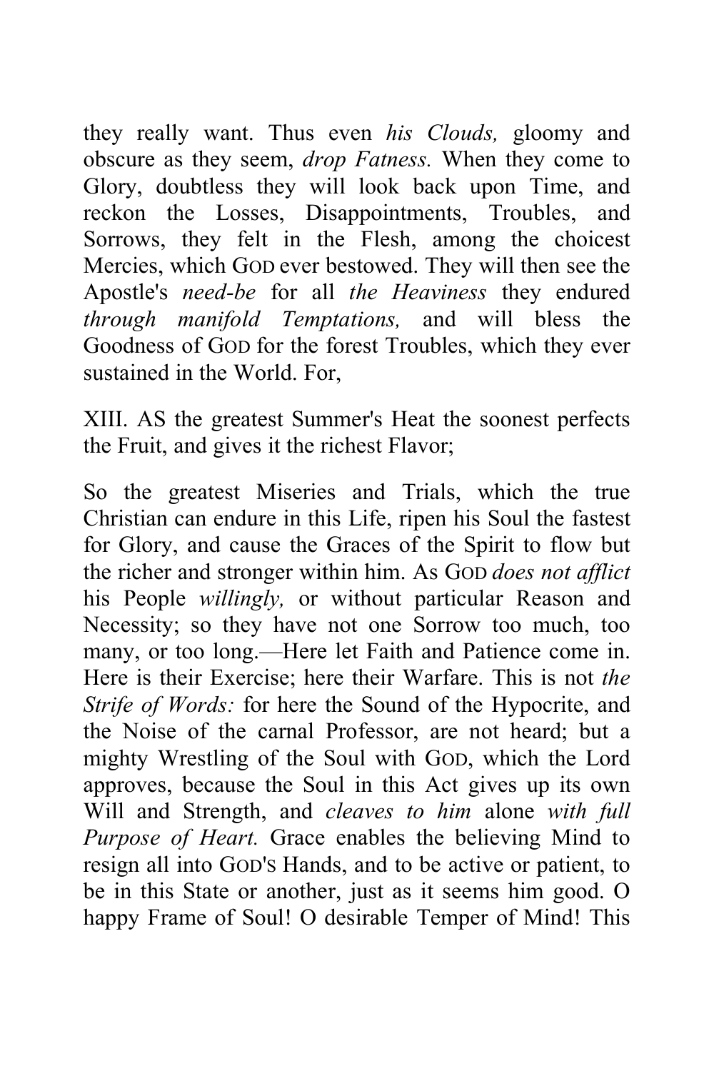they really want. Thus even *his Clouds,* gloomy and obscure as they seem, *drop Fatness.* When they come to Glory, doubtless they will look back upon Time, and reckon the Losses, Disappointments, Troubles, and Sorrows, they felt in the Flesh, among the choicest Mercies, which GOD ever bestowed. They will then see the Apostle's *need-be* for all *the Heaviness* they endured *through manifold Temptations,* and will bless the Goodness of GOD for the forest Troubles, which they ever sustained in the World. For,

XIII. AS the greatest Summer's Heat the soonest perfects the Fruit, and gives it the richest Flavor;

So the greatest Miseries and Trials, which the true Christian can endure in this Life, ripen his Soul the fastest for Glory, and cause the Graces of the Spirit to flow but the richer and stronger within him. As GOD *does not afflict* his People *willingly,* or without particular Reason and Necessity; so they have not one Sorrow too much, too many, or too long.—Here let Faith and Patience come in. Here is their Exercise; here their Warfare. This is not *the Strife of Words:* for here the Sound of the Hypocrite, and the Noise of the carnal Professor, are not heard; but a mighty Wrestling of the Soul with GOD, which the Lord approves, because the Soul in this Act gives up its own Will and Strength, and *cleaves to him* alone *with full Purpose of Heart.* Grace enables the believing Mind to resign all into GOD'S Hands, and to be active or patient, to be in this State or another, just as it seems him good. O happy Frame of Soul! O desirable Temper of Mind! This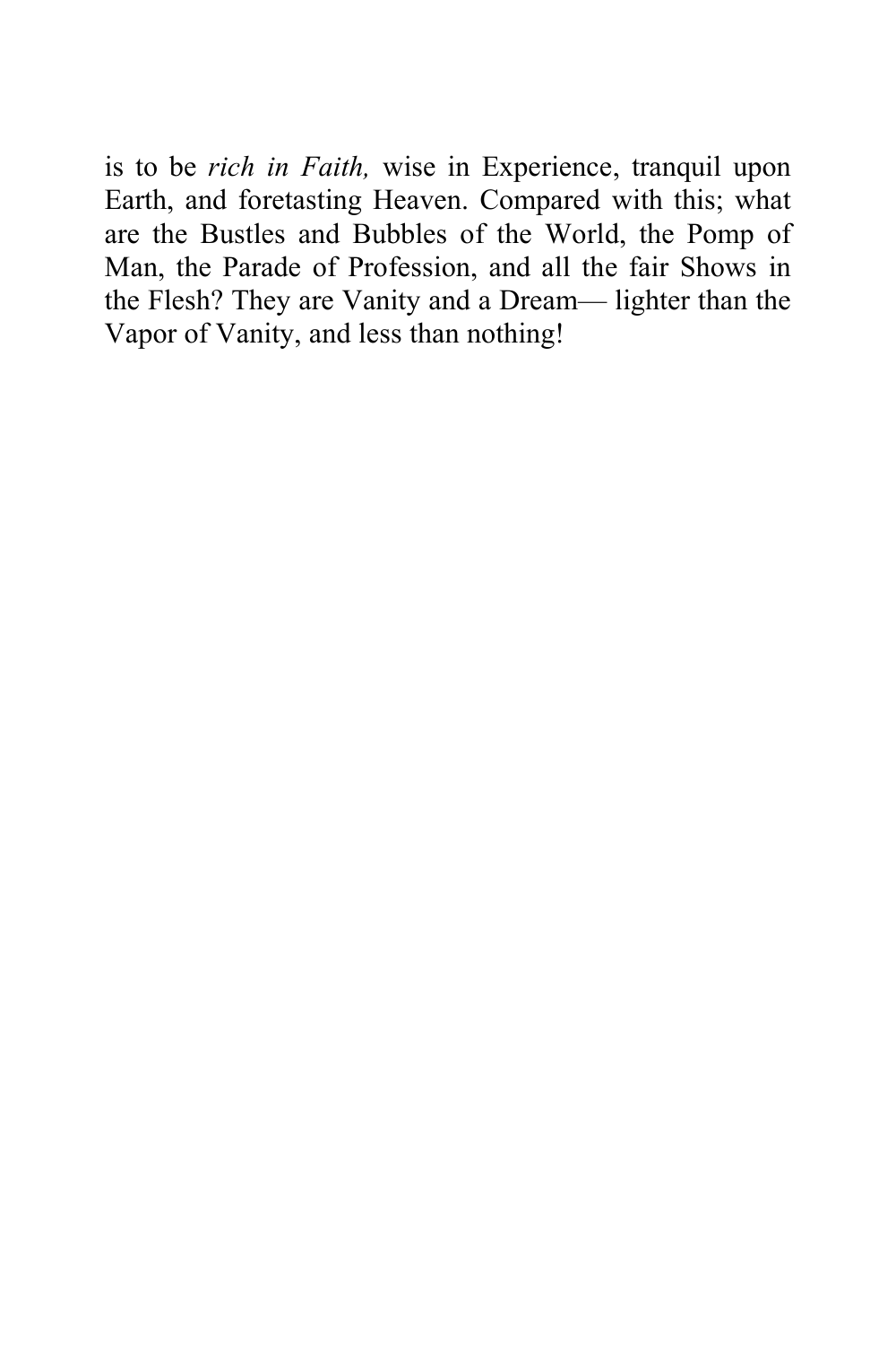is to be *rich in Faith,* wise in Experience, tranquil upon Earth, and foretasting Heaven. Compared with this; what are the Bustles and Bubbles of the World, the Pomp of Man, the Parade of Profession, and all the fair Shows in the Flesh? They are Vanity and a Dream— lighter than the Vapor of Vanity, and less than nothing!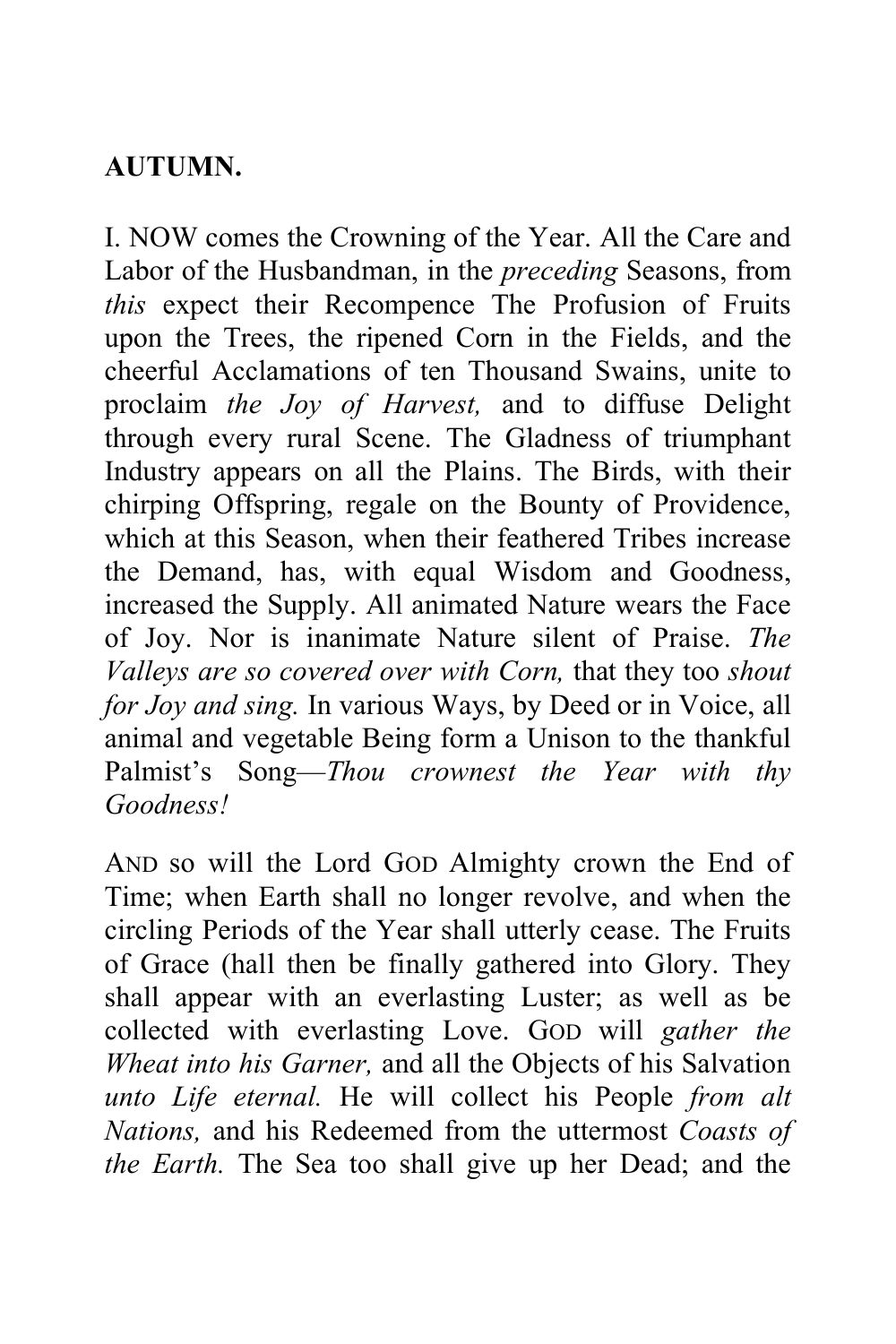**AUTUMN.**

I. NOW comes the Crowning of the Year. All the Care and Labor of the Husbandman, in the *preceding* Seasons, from *this* expect their Recompence The Profusion of Fruits upon the Trees, the ripened Corn in the Fields, and the cheerful Acclamations of ten Thousand Swains, unite to proclaim *the Joy of Harvest,* and to diffuse Delight through every rural Scene. The Gladness of triumphant Industry appears on all the Plains. The Birds, with their chirping Offspring, regale on the Bounty of Providence, which at this Season, when their feathered Tribes increase the Demand, has, with equal Wisdom and Goodness, increased the Supply. All animated Nature wears the Face of Joy. Nor is inanimate Nature silent of Praise. *The Valleys are so covered over with Corn,* that they too *shout for Joy and sing.* In various Ways, by Deed or in Voice, all animal and vegetable Being form a Unison to the thankful Palmist's Song—*Thou crownest the Year with thy Goodness!*

AND so will the Lord GOD Almighty crown the End of Time; when Earth shall no longer revolve, and when the circling Periods of the Year shall utterly cease. The Fruits of Grace (hall then be finally gathered into Glory. They shall appear with an everlasting Luster; as well as be collected with everlasting Love. GOD will *gather the Wheat into his Garner,* and all the Objects of his Salvation *unto Life eternal.* He will collect his People *from alt Nations,* and his Redeemed from the uttermost *Coasts of the Earth.* The Sea too shall give up her Dead; and the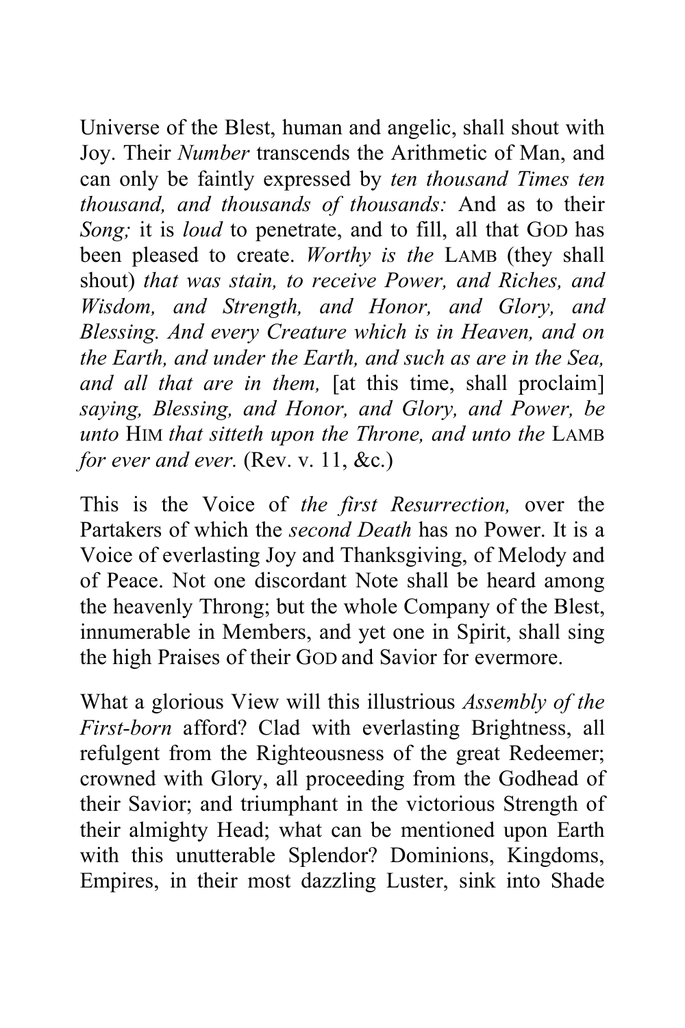Universe of the Blest, human and angelic, shall shout with Joy. Their *Number* transcends the Arithmetic of Man, and can only be faintly expressed by *ten thousand Times ten thousand, and thousands of thousands:* And as to their *Song;* it is *loud* to penetrate, and to fill, all that GOD has been pleased to create. *Worthy is the* LAMB (they shall shout) *that was stain, to receive Power, and Riches, and Wisdom, and Strength, and Honor, and Glory, and Blessing. And every Creature which is in Heaven, and on the Earth, and under the Earth, and such as are in the Sea, and all that are in them,* [at this time, shall proclaim] *saying, Blessing, and Honor, and Glory, and Power, be unto* HIM *that sitteth upon the Throne, and unto the* LAMB *for ever and ever.* (Rev. v. 11, &c.)

This is the Voice of *the first Resurrection,* over the Partakers of which the *second Death* has no Power. It is a Voice of everlasting Joy and Thanksgiving, of Melody and of Peace. Not one discordant Note shall be heard among the heavenly Throng; but the whole Company of the Blest, innumerable in Members, and yet one in Spirit, shall sing the high Praises of their GOD and Savior for evermore.

What a glorious View will this illustrious *Assembly of the First-born* afford? Clad with everlasting Brightness, all refulgent from the Righteousness of the great Redeemer; crowned with Glory, all proceeding from the Godhead of their Savior; and triumphant in the victorious Strength of their almighty Head; what can be mentioned upon Earth with this unutterable Splendor? Dominions, Kingdoms, Empires, in their most dazzling Luster, sink into Shade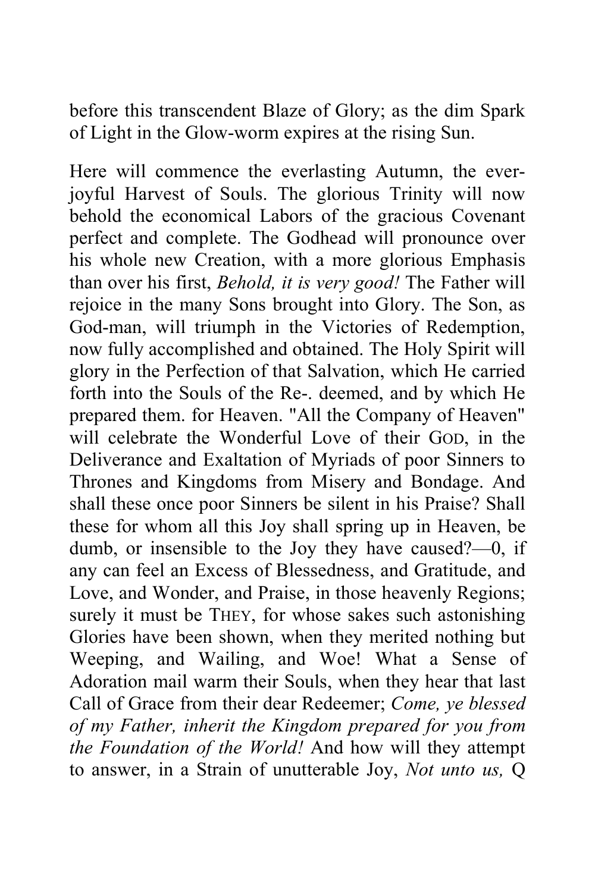before this transcendent Blaze of Glory; as the dim Spark of Light in the Glow-worm expires at the rising Sun.

Here will commence the everlasting Autumn, the ever-joyful Harvest of Souls. The glorious Trinity will now behold the economical Labors of the gracious Covenant perfect and complete. The Godhead will pronounce over his whole new Creation, with a more glorious Emphasis than over his first, *Behold, it is very good!* The Father will rejoice in the many Sons brought into Glory. The Son, as God-man, will triumph in the Victories of Redemption, now fully accomplished and obtained. The Holy Spirit will glory in the Perfection of that Salvation, which He carried forth into the Souls of the Re-. deemed, and by which He prepared them. for Heaven. "All the Company of Heaven" will celebrate the Wonderful Love of their GOD, in the Deliverance and Exaltation of Myriads of poor Sinners to Thrones and Kingdoms from Misery and Bondage. And shall these once poor Sinners be silent in his Praise? Shall these for whom all this Joy shall spring up in Heaven, be dumb, or insensible to the Joy they have caused?—0, if any can feel an Excess of Blessedness, and Gratitude, and Love, and Wonder, and Praise, in those heavenly Regions; surely it must be THEY, for whose sakes such astonishing Glories have been shown, when they merited nothing but Weeping, and Wailing, and Woe! What a Sense of Adoration mail warm their Souls, when they hear that last Call of Grace from their dear Redeemer; *Come, ye blessed of my Father, inherit the Kingdom prepared for you from the Foundation of the World!* And how will they attempt to answer, in a Strain of unutterable Joy, *Not unto us,* Q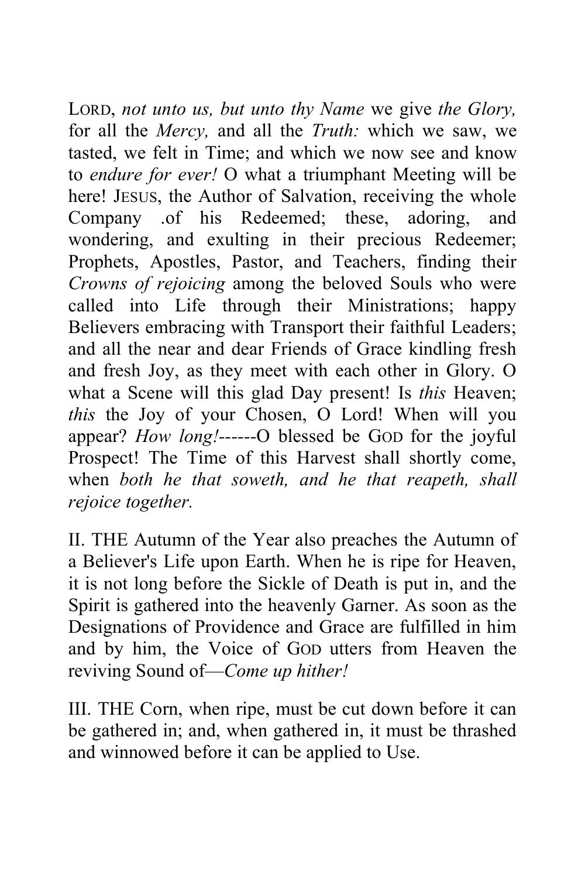LORD, *not unto us, but unto thy Name* we give *the Glory,* for all the *Mercy,* and all the *Truth:* which we saw, we tasted, we felt in Time; and which we now see and know to *endure for ever!* O what a triumphant Meeting will be here! JESUS, the Author of Salvation, receiving the whole Company .of his Redeemed; these, adoring, and wondering, and exulting in their precious Redeemer; Prophets, Apostles, Pastor, and Teachers, finding their *Crowns of rejoicing* among the beloved Souls who were called into Life through their Ministrations; happy Believers embracing with Transport their faithful Leaders; and all the near and dear Friends of Grace kindling fresh and fresh Joy, as they meet with each other in Glory. O what a Scene will this glad Day present! Is *this* Heaven; *this* the Joy of your Chosen, O Lord! When will you appear? *How long!*------O blessed be GOD for the joyful Prospect! The Time of this Harvest shall shortly come, when *both he that soweth, and he that reapeth, shall rejoice together.*

II. THE Autumn of the Year also preaches the Autumn of a Believer's Life upon Earth. When he is ripe for Heaven, it is not long before the Sickle of Death is put in, and the Spirit is gathered into the heavenly Garner. As soon as the Designations of Providence and Grace are fulfilled in him and by him, the Voice of GOD utters from Heaven the reviving Sound of—*Come up hither!*

III. THE Corn, when ripe, must be cut down before it can be gathered in; and, when gathered in, it must be thrashed and winnowed before it can be applied to Use.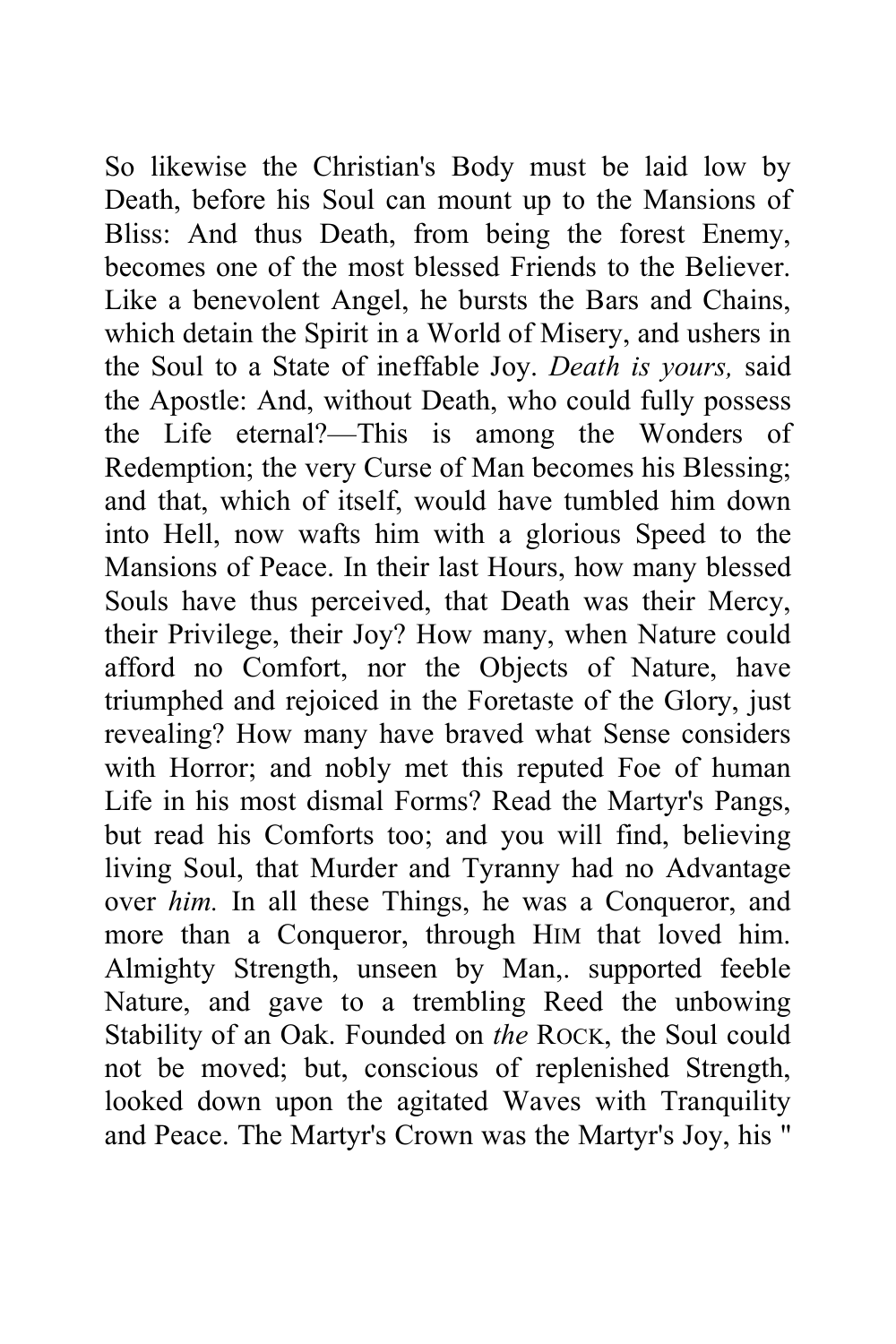So likewise the Christian's Body must be laid low by Death, before his Soul can mount up to the Mansions of Bliss: And thus Death, from being the forest Enemy, becomes one of the most blessed Friends to the Believer. Like a benevolent Angel, he bursts the Bars and Chains, which detain the Spirit in a World of Misery, and ushers in the Soul to a State of ineffable Joy. *Death is yours,* said the Apostle: And, without Death, who could fully possess the Life eternal?—This is among the Wonders of Redemption; the very Curse of Man becomes his Blessing; and that, which of itself, would have tumbled him down into Hell, now wafts him with a glorious Speed to the Mansions of Peace. In their last Hours, how many blessed Souls have thus perceived, that Death was their Mercy, their Privilege, their Joy? How many, when Nature could afford no Comfort, nor the Objects of Nature, have triumphed and rejoiced in the Foretaste of the Glory, just revealing? How many have braved what Sense considers with Horror; and nobly met this reputed Foe of human Life in his most dismal Forms? Read the Martyr's Pangs, but read his Comforts too; and you will find, believing living Soul, that Murder and Tyranny had no Advantage over *him.* In all these Things, he was a Conqueror, and more than a Conqueror, through HIM that loved him. Almighty Strength, unseen by Man,. supported feeble Nature, and gave to a trembling Reed the unbowing Stability of an Oak. Founded on *the* ROCK, the Soul could not be moved; but, conscious of replenished Strength, looked down upon the agitated Waves with Tranquility and Peace. The Martyr's Crown was the Martyr's Joy, his "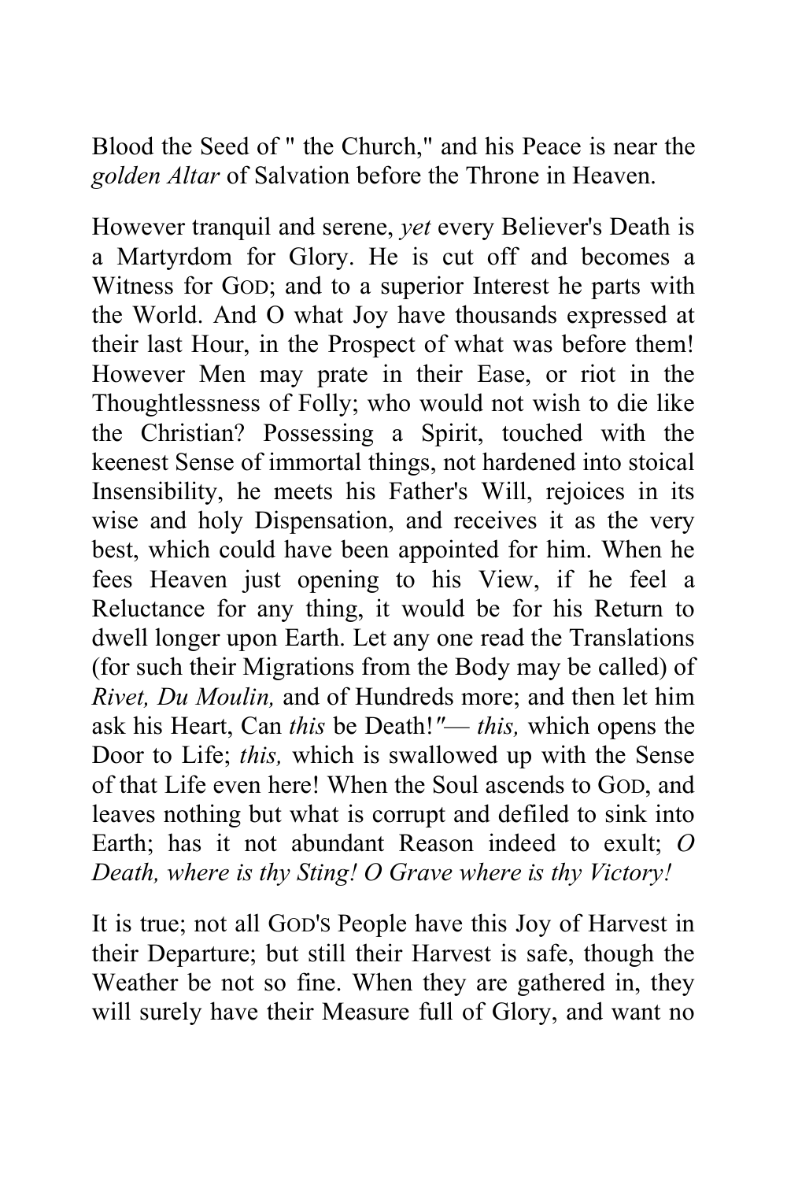Blood the Seed of " the Church," and his Peace is near the *golden Altar* of Salvation before the Throne in Heaven.

However tranquil and serene, *yet* every Believer's Death is a Martyrdom for Glory. He is cut off and becomes a Witness for GOD; and to a superior Interest he parts with the World. And O what Joy have thousands expressed at their last Hour, in the Prospect of what was before them! However Men may prate in their Ease, or riot in the Thoughtlessness of Folly; who would not wish to die like the Christian? Possessing a Spirit, touched with the keenest Sense of immortal things, not hardened into stoical Insensibility, he meets his Father's Will, rejoices in its wise and holy Dispensation, and receives it as the very best, which could have been appointed for him. When he fees Heaven just opening to his View, if he feel a Reluctance for any thing, it would be for his Return to dwell longer upon Earth. Let any one read the Translations (for such their Migrations from the Body may be called) of *Rivet, Du Moulin,* and of Hundreds more; and then let him ask his Heart, Can *this* be Death!"— *this,* which opens the Door to Life; *this,* which is swallowed up with the Sense of that Life even here! When the Soul ascends to GOD, and leaves nothing but what is corrupt and defiled to sink into Earth; has it not abundant Reason indeed to exult; *O Death, where is thy Sting! O Grave where is thy Victory!*

It is true; not all GOD'S People have this Joy of Harvest in their Departure; but still their Harvest is safe, though the Weather be not so fine. When they are gathered in, they will surely have their Measure full of Glory, and want no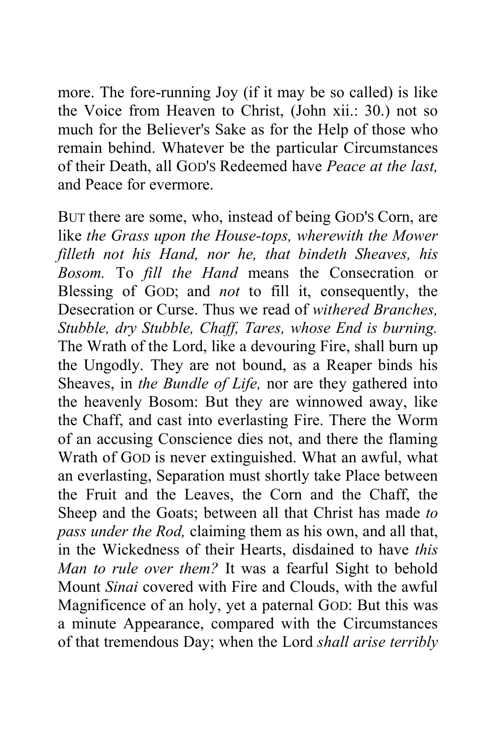more. The fore-running Joy (if it may be so called) is like the Voice from Heaven to Christ, (John xii.: 30.) not so much for the Believer's Sake as for the Help of those who remain behind. Whatever be the particular Circumstances of their Death, all GOD'S Redeemed have *Peace at the last,* and Peace for evermore.

BUT there are some, who, instead of being GOD'S Corn, are like *the Grass upon the House-tops, wherewith the Mower filleth not his Hand, nor he, that bindeth Sheaves, his Bosom.* To *fill the Hand* means the Consecration or Blessing of GOD; and *not* to fill it, consequently, the Desecration or Curse. Thus we read of *withered Branches, Stubble, dry Stubble, Chaff, Tares, whose End is burning.* The Wrath of the Lord, like a devouring Fire, shall burn up the Ungodly. They are not bound, as a Reaper binds his Sheaves, in *the Bundle of Life,* nor are they gathered into the heavenly Bosom: But they are winnowed away, like the Chaff, and cast into everlasting Fire. There the Worm of an accusing Conscience dies not, and there the flaming Wrath of GOD is never extinguished. What an awful, what an everlasting, Separation must shortly take Place between the Fruit and the Leaves, the Corn and the Chaff, the Sheep and the Goats; between all that Christ has made *to pass under the Rod,* claiming them as his own, and all that, in the Wickedness of their Hearts, disdained to have *this Man to rule over them?* It was a fearful Sight to behold Mount *Sinai* covered with Fire and Clouds, with the awful Magnificence of an holy, yet a paternal GOD: But this was a minute Appearance, compared with the Circumstances of that tremendous Day; when the Lord *shall arise terribly*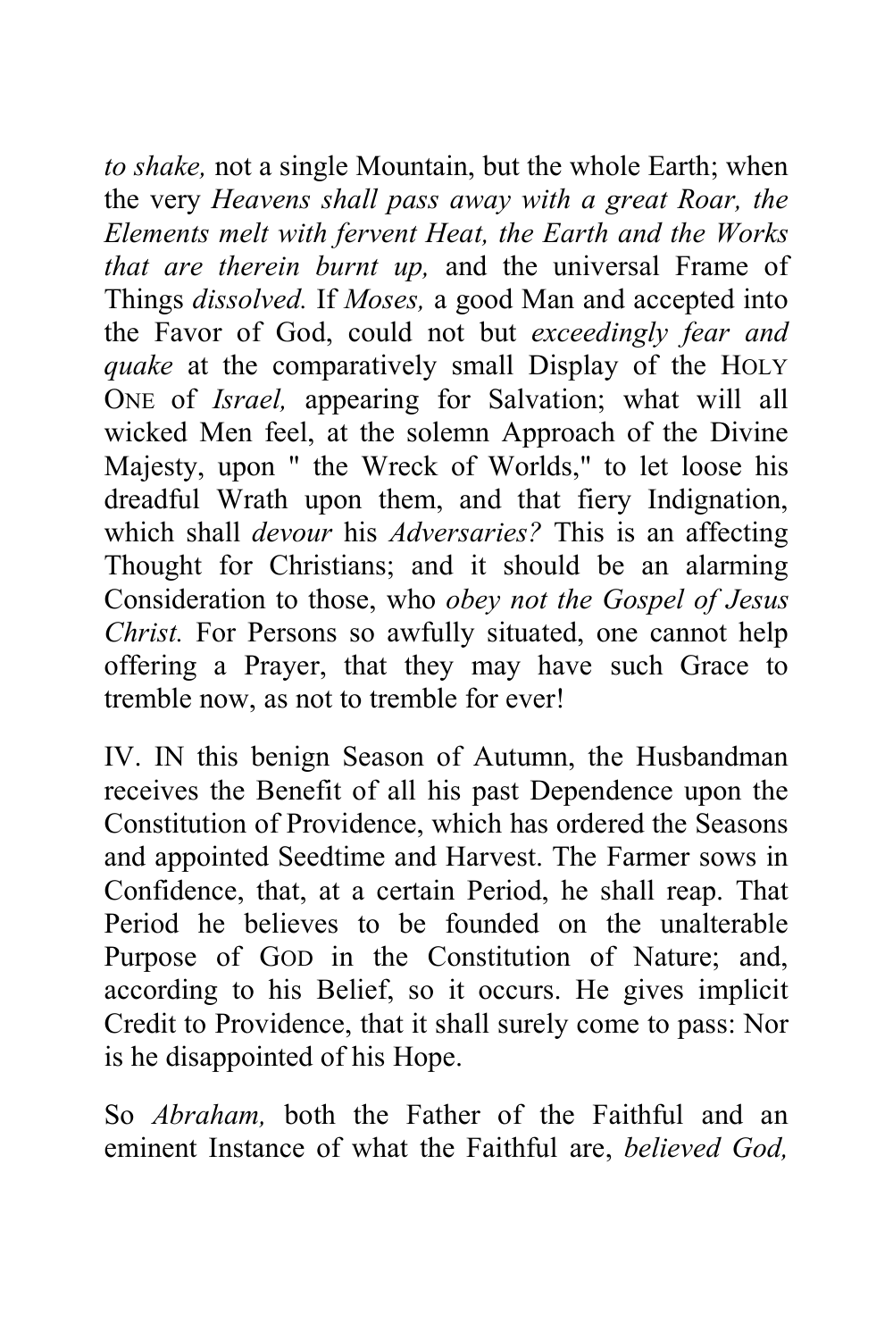*to shake,* not a single Mountain, but the whole Earth; when the very *Heavens shall pass away with a great Roar, the Elements melt with fervent Heat, the Earth and the Works that are therein burnt up,* and the universal Frame of Things *dissolved.* If *Moses,* a good Man and accepted into the Favor of God, could not but *exceedingly fear and quake* at the comparatively small Display of the HOLY ONE of *Israel,* appearing for Salvation; what will all wicked Men feel, at the solemn Approach of the Divine Majesty, upon " the Wreck of Worlds," to let loose his dreadful Wrath upon them, and that fiery Indignation, which shall *devour* his *Adversaries?* This is an affecting Thought for Christians; and it should be an alarming Consideration to those, who *obey not the Gospel of Jesus Christ.* For Persons so awfully situated, one cannot help offering a Prayer, that they may have such Grace to tremble now, as not to tremble for ever!

IV. IN this benign Season of Autumn, the Husbandman receives the Benefit of all his past Dependence upon the Constitution of Providence, which has ordered the Seasons and appointed Seedtime and Harvest. The Farmer sows in Confidence, that, at a certain Period, he shall reap. That Period he believes to be founded on the unalterable Purpose of GOD in the Constitution of Nature; and, according to his Belief, so it occurs. He gives implicit Credit to Providence, that it shall surely come to pass: Nor is he disappointed of his Hope.

So *Abraham,* both the Father of the Faithful and an eminent Instance of what the Faithful are, *believed God,*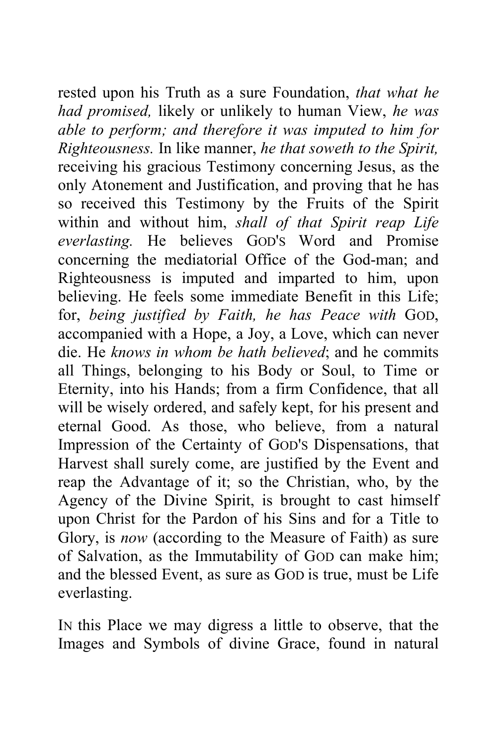rested upon his Truth as a sure Foundation, *that what he had promised,* likely or unlikely to human View, *he was able to perform; and therefore it was imputed to him for Righteousness.* In like manner, *he that soweth to the Spirit,* receiving his gracious Testimony concerning Jesus, as the only Atonement and Justification, and proving that he has so received this Testimony by the Fruits of the Spirit within and without him, *shall of that Spirit reap Life everlasting.* He believes GOD'S Word and Promise concerning the mediatorial Office of the God-man; and Righteousness is imputed and imparted to him, upon believing. He feels some immediate Benefit in this Life; for, *being justified by Faith, he has Peace with* GOD, accompanied with a Hope, a Joy, a Love, which can never die. He *knows in whom be hath believed*; and he commits all Things, belonging to his Body or Soul, to Time or Eternity, into his Hands; from a firm Confidence, that all will be wisely ordered, and safely kept, for his present and eternal Good. As those, who believe, from a natural Impression of the Certainty of GOD'S Dispensations, that Harvest shall surely come, are justified by the Event and reap the Advantage of it; so the Christian, who, by the Agency of the Divine Spirit, is brought to cast himself upon Christ for the Pardon of his Sins and for a Title to Glory, is *now* (according to the Measure of Faith) as sure of Salvation, as the Immutability of GOD can make him; and the blessed Event, as sure as GOD is true, must be Life everlasting.

IN this Place we may digress a little to observe, that the Images and Symbols of divine Grace, found in natural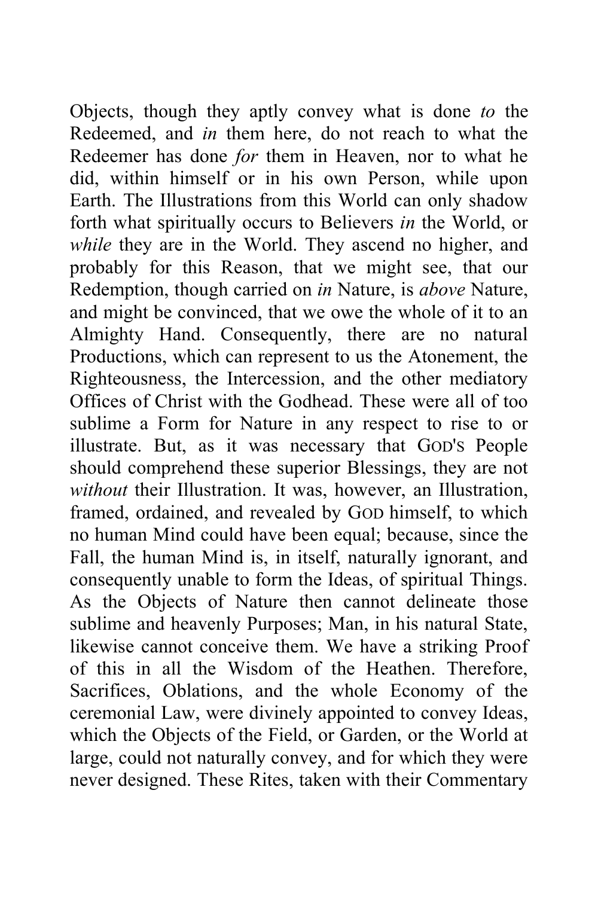Objects, though they aptly convey what is done *to* the Redeemed, and *in* them here, do not reach to what the Redeemer has done *for* them in Heaven, nor to what he did, within himself or in his own Person, while upon Earth. The Illustrations from this World can only shadow forth what spiritually occurs to Believers *in* the World, or *while* they are in the World. They ascend no higher, and probably for this Reason, that we might see, that our Redemption, though carried on *in* Nature, is *above* Nature, and might be convinced, that we owe the whole of it to an Almighty Hand. Consequently, there are no natural Productions, which can represent to us the Atonement, the Righteousness, the Intercession, and the other mediatory Offices of Christ with the Godhead. These were all of too sublime a Form for Nature in any respect to rise to or illustrate. But, as it was necessary that GOD'S People should comprehend these superior Blessings, they are not *without* their Illustration. It was, however, an Illustration, framed, ordained, and revealed by GOD himself, to which no human Mind could have been equal; because, since the Fall, the human Mind is, in itself, naturally ignorant, and consequently unable to form the Ideas, of spiritual Things. As the Objects of Nature then cannot delineate those sublime and heavenly Purposes; Man, in his natural State, likewise cannot conceive them. We have a striking Proof of this in all the Wisdom of the Heathen. Therefore, Sacrifices, Oblations, and the whole Economy of the ceremonial Law, were divinely appointed to convey Ideas, which the Objects of the Field, or Garden, or the World at large, could not naturally convey, and for which they were never designed. These Rites, taken with their Commentary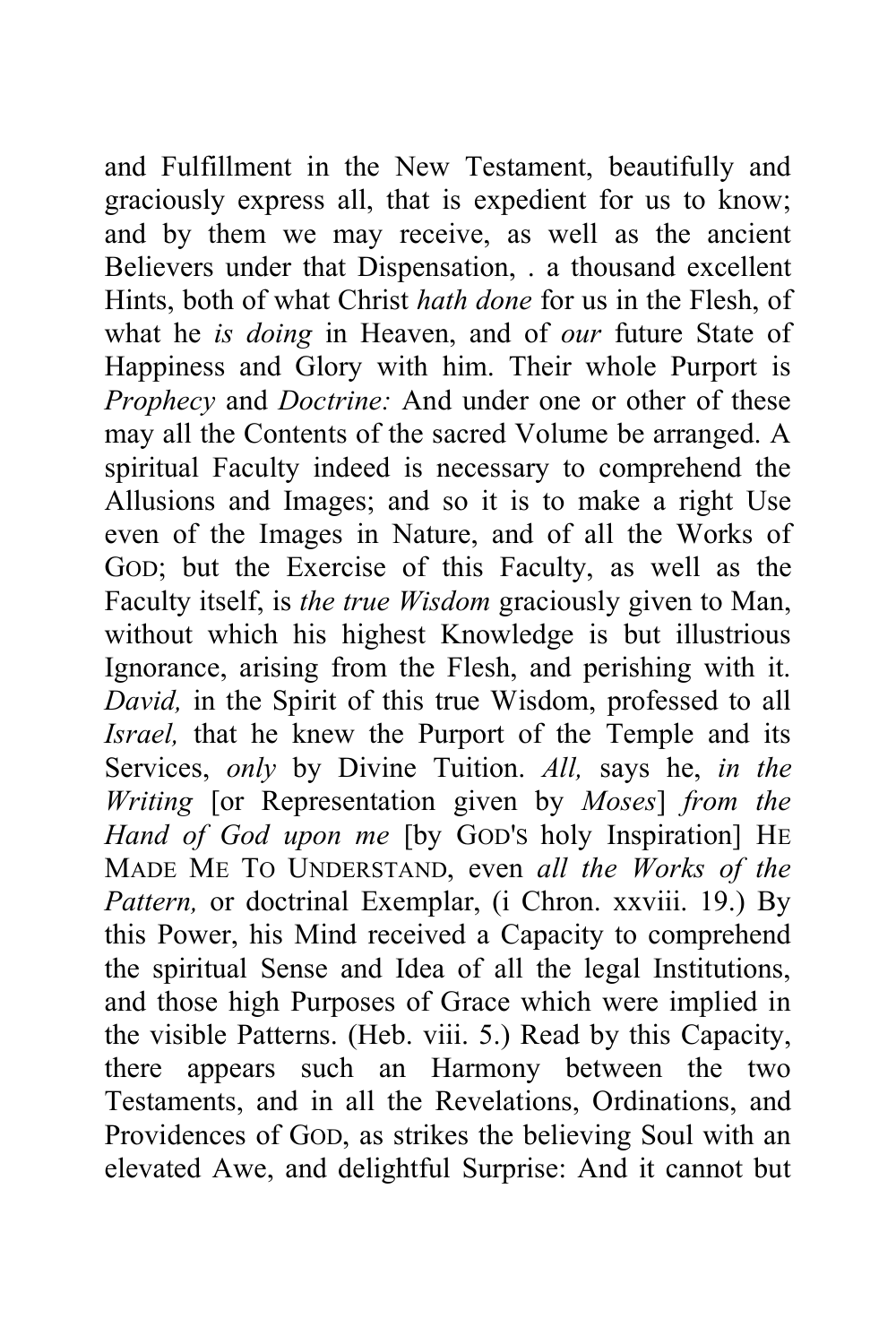and Fulfillment in the New Testament, beautifully and graciously express all, that is expedient for us to know; and by them we may receive, as well as the ancient Believers under that Dispensation, . a thousand excellent Hints, both of what Christ *hath done* for us in the Flesh, of what he *is doing* in Heaven, and of *our* future State of Happiness and Glory with him. Their whole Purport is *Prophecy* and *Doctrine:* And under one or other of these may all the Contents of the sacred Volume be arranged. A spiritual Faculty indeed is necessary to comprehend the Allusions and Images; and so it is to make a right Use even of the Images in Nature, and of all the Works of GOD; but the Exercise of this Faculty, as well as the Faculty itself, is *the true Wisdom* graciously given to Man, without which his highest Knowledge is but illustrious Ignorance, arising from the Flesh, and perishing with it. *David,* in the Spirit of this true Wisdom, professed to all *Israel,* that he knew the Purport of the Temple and its Services, *only* by Divine Tuition. *All,* says he, *in the Writing* [or Representation given by *Moses*] *from the Hand of God upon me* [by GOD'S holy Inspiration] HE MADE ME TO UNDERSTAND, even *all the Works of the Pattern,* or doctrinal Exemplar, (i Chron. xxviii. 19.) By this Power, his Mind received a Capacity to comprehend the spiritual Sense and Idea of all the legal Institutions, and those high Purposes of Grace which were implied in the visible Patterns. (Heb. viii. 5.) Read by this Capacity, there appears such an Harmony between the two Testaments, and in all the Revelations, Ordinations, and Providences of GOD, as strikes the believing Soul with an elevated Awe, and delightful Surprise: And it cannot but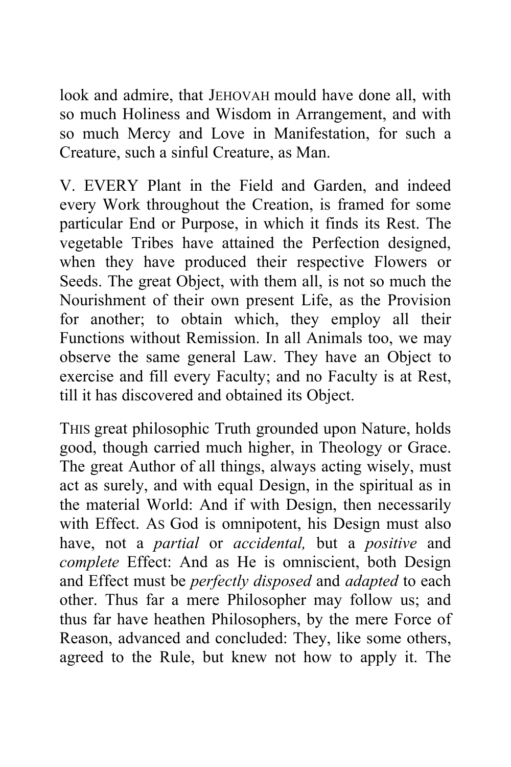look and admire, that JEHOVAH mould have done all, with so much Holiness and Wisdom in Arrangement, and with so much Mercy and Love in Manifestation, for such a Creature, such a sinful Creature, as Man.

V. EVERY Plant in the Field and Garden, and indeed every Work throughout the Creation, is framed for some particular End or Purpose, in which it finds its Rest. The vegetable Tribes have attained the Perfection designed, when they have produced their respective Flowers or Seeds. The great Object, with them all, is not so much the Nourishment of their own present Life, as the Provision for another; to obtain which, they employ all their Functions without Remission. In all Animals too, we may observe the same general Law. They have an Object to exercise and fill every Faculty; and no Faculty is at Rest, till it has discovered and obtained its Object.

THIS great philosophic Truth grounded upon Nature, holds good, though carried much higher, in Theology or Grace. The great Author of all things, always acting wisely, must act as surely, and with equal Design, in the spiritual as in the material World: And if with Design, then necessarily with Effect. AS God is omnipotent, his Design must also have, not a *partial* or *accidental,* but a *positive* and *complete* Effect: And as He is omniscient, both Design and Effect must be *perfectly disposed* and *adapted* to each other. Thus far a mere Philosopher may follow us; and thus far have heathen Philosophers, by the mere Force of Reason, advanced and concluded: They, like some others, agreed to the Rule, but knew not how to apply it. The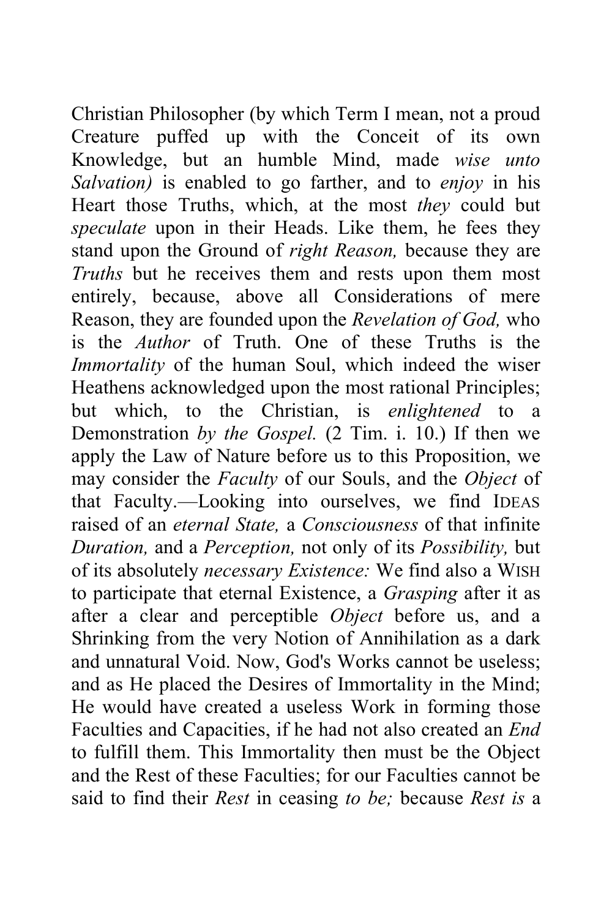Christian Philosopher (by which Term I mean, not a proud Creature puffed up with the Conceit of its own Knowledge, but an humble Mind, made *wise unto Salvation)* is enabled to go farther, and to *enjoy* in his Heart those Truths, which, at the most *they* could but *speculate* upon in their Heads. Like them, he fees they stand upon the Ground of *right Reason,* because they are *Truths* but he receives them and rests upon them most entirely, because, above all Considerations of mere Reason, they are founded upon the *Revelation of God,* who is the *Author* of Truth. One of these Truths is the *Immortality* of the human Soul, which indeed the wiser Heathens acknowledged upon the most rational Principles; but which, to the Christian, is *enlightened* to a Demonstration *by the Gospel.* (2 Tim. i. 10.) If then we apply the Law of Nature before us to this Proposition, we may consider the *Faculty* of our Souls, and the *Object* of that Faculty.—Looking into ourselves, we find IDEAS raised of an *eternal State,* a *Consciousness* of that infinite *Duration,* and a *Perception,* not only of its *Possibility,* but of its absolutely *necessary Existence:* We find also a WISH to participate that eternal Existence, a *Grasping* after it as after a clear and perceptible *Object* before us, and a Shrinking from the very Notion of Annihilation as a dark and unnatural Void. Now, God's Works cannot be useless; and as He placed the Desires of Immortality in the Mind; He would have created a useless Work in forming those Faculties and Capacities, if he had not also created an *End* to fulfill them. This Immortality then must be the Object and the Rest of these Faculties; for our Faculties cannot be said to find their *Rest* in ceasing *to be;* because *Rest is* a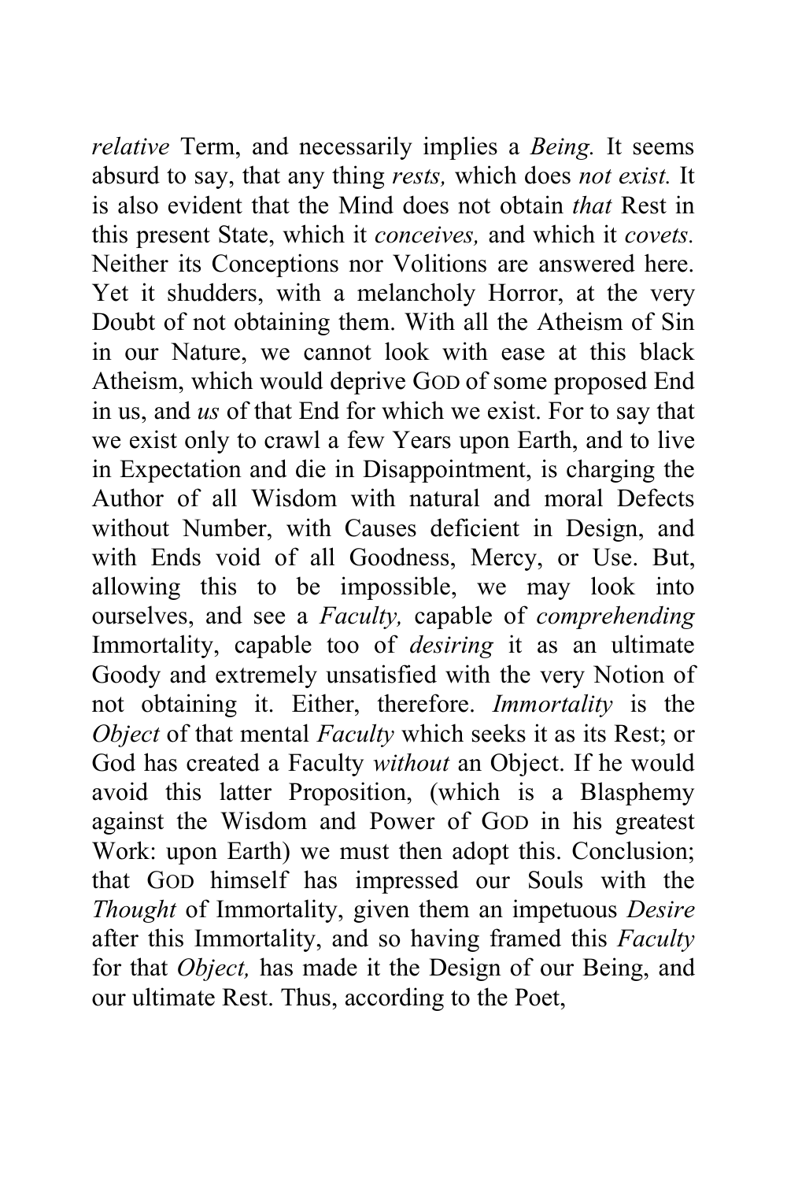*relative* Term, and necessarily implies a *Being.* It seems absurd to say, that any thing *rests,* which does *not exist.* It is also evident that the Mind does not obtain *that* Rest in this present State, which it *conceives,* and which it *covets.* Neither its Conceptions nor Volitions are answered here. Yet it shudders, with a melancholy Horror, at the very Doubt of not obtaining them. With all the Atheism of Sin in our Nature, we cannot look with ease at this black Atheism, which would deprive GOD of some proposed End in us, and *us* of that End for which we exist. For to say that we exist only to crawl a few Years upon Earth, and to live in Expectation and die in Disappointment, is charging the Author of all Wisdom with natural and moral Defects without Number, with Causes deficient in Design, and with Ends void of all Goodness, Mercy, or Use. But, allowing this to be impossible, we may look into ourselves, and see a *Faculty,* capable of *comprehending* Immortality, capable too of *desiring* it as an ultimate Goody and extremely unsatisfied with the very Notion of not obtaining it. Either, therefore. *Immortality* is the *Object* of that mental *Faculty* which seeks it as its Rest; or God has created a Faculty *without* an Object. If he would avoid this latter Proposition, (which is a Blasphemy against the Wisdom and Power of GOD in his greatest Work: upon Earth) we must then adopt this. Conclusion; that GOD himself has impressed our Souls with the *Thought* of Immortality, given them an impetuous *Desire* after this Immortality, and so having framed this *Faculty* for that *Object,* has made it the Design of our Being, and our ultimate Rest. Thus, according to the Poet,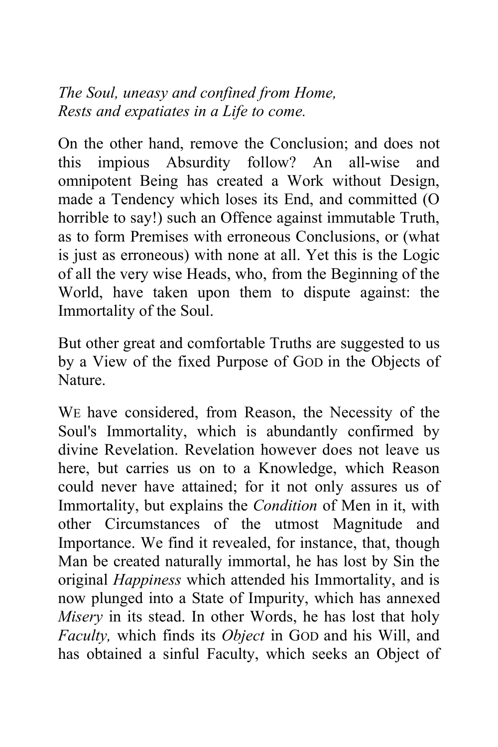*The Soul, uneasy and confined from Home,*
*Rests and expatiates in a Life to come.*

On the other hand, remove the Conclusion; and does not this impious Absurdity follow? An all-wise and omnipotent Being has created a Work without Design, made a Tendency which loses its End, and committed (O horrible to say!) such an Offence against immutable Truth, as to form Premises with erroneous Conclusions, or (what is just as erroneous) with none at all. Yet this is the Logic of all the very wise Heads, who, from the Beginning of the World, have taken upon them to dispute against: the Immortality of the Soul.

But other great and comfortable Truths are suggested to us by a View of the fixed Purpose of GOD in the Objects of Nature.

WE have considered, from Reason, the Necessity of the Soul's Immortality, which is abundantly confirmed by divine Revelation. Revelation however does not leave us here, but carries us on to a Knowledge, which Reason could never have attained; for it not only assures us of Immortality, but explains the *Condition* of Men in it, with other Circumstances of the utmost Magnitude and Importance. We find it revealed, for instance, that, though Man be created naturally immortal, he has lost by Sin the original *Happiness* which attended his Immortality, and is now plunged into a State of Impurity, which has annexed *Misery* in its stead. In other Words, he has lost that holy *Faculty,* which finds its *Object* in GOD and his Will, and has obtained a sinful Faculty, which seeks an Object of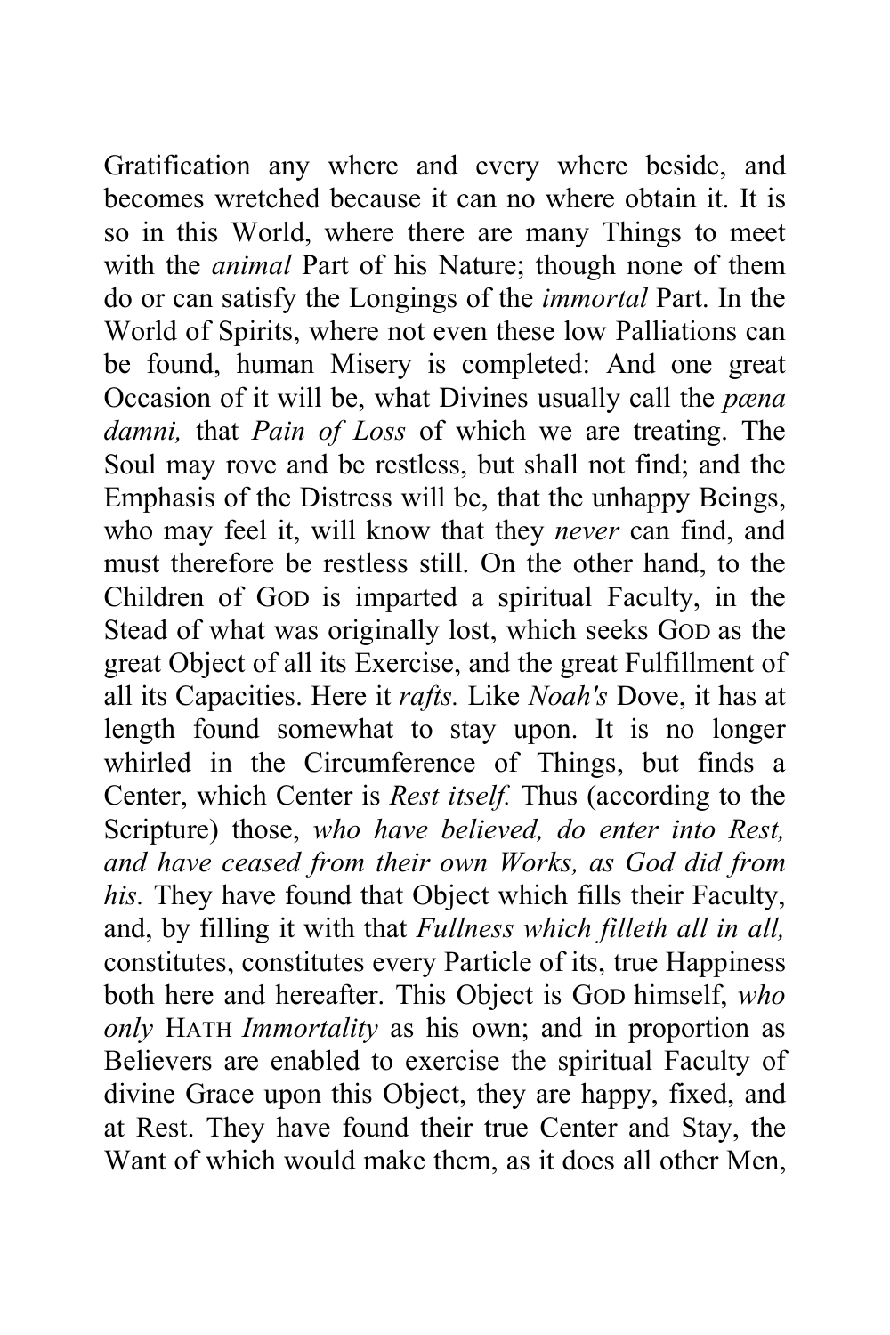Gratification any where and every where beside, and becomes wretched because it can no where obtain it. It is so in this World, where there are many Things to meet with the *animal* Part of his Nature; though none of them do or can satisfy the Longings of the *immortal* Part. In the World of Spirits, where not even these low Palliations can be found, human Misery is completed: And one great Occasion of it will be, what Divines usually call the *pœna damni,* that *Pain of Loss* of which we are treating. The Soul may rove and be restless, but shall not find; and the Emphasis of the Distress will be, that the unhappy Beings, who may feel it, will know that they *never* can find, and must therefore be restless still. On the other hand, to the Children of GOD is imparted a spiritual Faculty, in the Stead of what was originally lost, which seeks GOD as the great Object of all its Exercise, and the great Fulfillment of all its Capacities. Here it *rafts.* Like *Noah's* Dove, it has at length found somewhat to stay upon. It is no longer whirled in the Circumference of Things, but finds a Center, which Center is *Rest itself.* Thus (according to the Scripture) those, *who have believed, do enter into Rest, and have ceased from their own Works, as God did from his.* They have found that Object which fills their Faculty, and, by filling it with that *Fullness which filleth all in all,* constitutes, constitutes every Particle of its, true Happiness both here and hereafter. This Object is GOD himself, *who only* HATH *Immortality* as his own; and in proportion as Believers are enabled to exercise the spiritual Faculty of divine Grace upon this Object, they are happy, fixed, and at Rest. They have found their true Center and Stay, the Want of which would make them, as it does all other Men,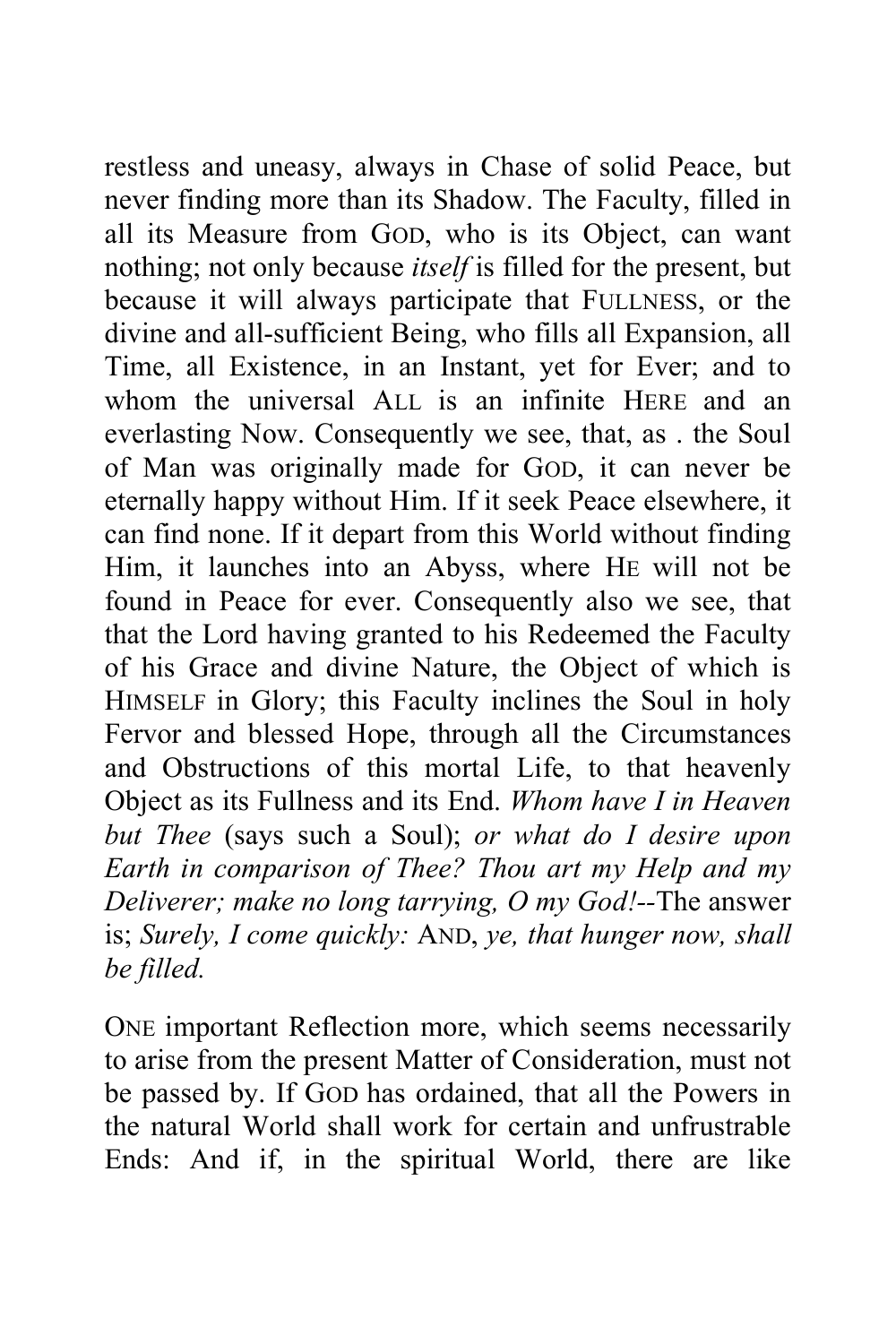restless and uneasy, always in Chase of solid Peace, but never finding more than its Shadow. The Faculty, filled in all its Measure from GOD, who is its Object, can want nothing; not only because *itself* is filled for the present, but because it will always participate that FULLNESS, or the divine and all-sufficient Being, who fills all Expansion, all Time, all Existence, in an Instant, yet for Ever; and to whom the universal ALL is an infinite HERE and an everlasting Now. Consequently we see, that, as . the Soul of Man was originally made for GOD, it can never be eternally happy without Him. If it seek Peace elsewhere, it can find none. If it depart from this World without finding Him, it launches into an Abyss, where HE will not be found in Peace for ever. Consequently also we see, that that the Lord having granted to his Redeemed the Faculty of his Grace and divine Nature, the Object of which is HIMSELF in Glory; this Faculty inclines the Soul in holy Fervor and blessed Hope, through all the Circumstances and Obstructions of this mortal Life, to that heavenly Object as its Fullness and its End. *Whom have I in Heaven but Thee* (says such a Soul); *or what do I desire upon Earth in comparison of Thee? Thou art my Help and my Deliverer; make no long tarrying, O my God!*--The answer is; *Surely, I come quickly:* AND, *ye, that hunger now, shall be filled.*

ONE important Reflection more, which seems necessarily to arise from the present Matter of Consideration, must not be passed by. If GOD has ordained, that all the Powers in the natural World shall work for certain and unfrustrable Ends: And if, in the spiritual World, there are like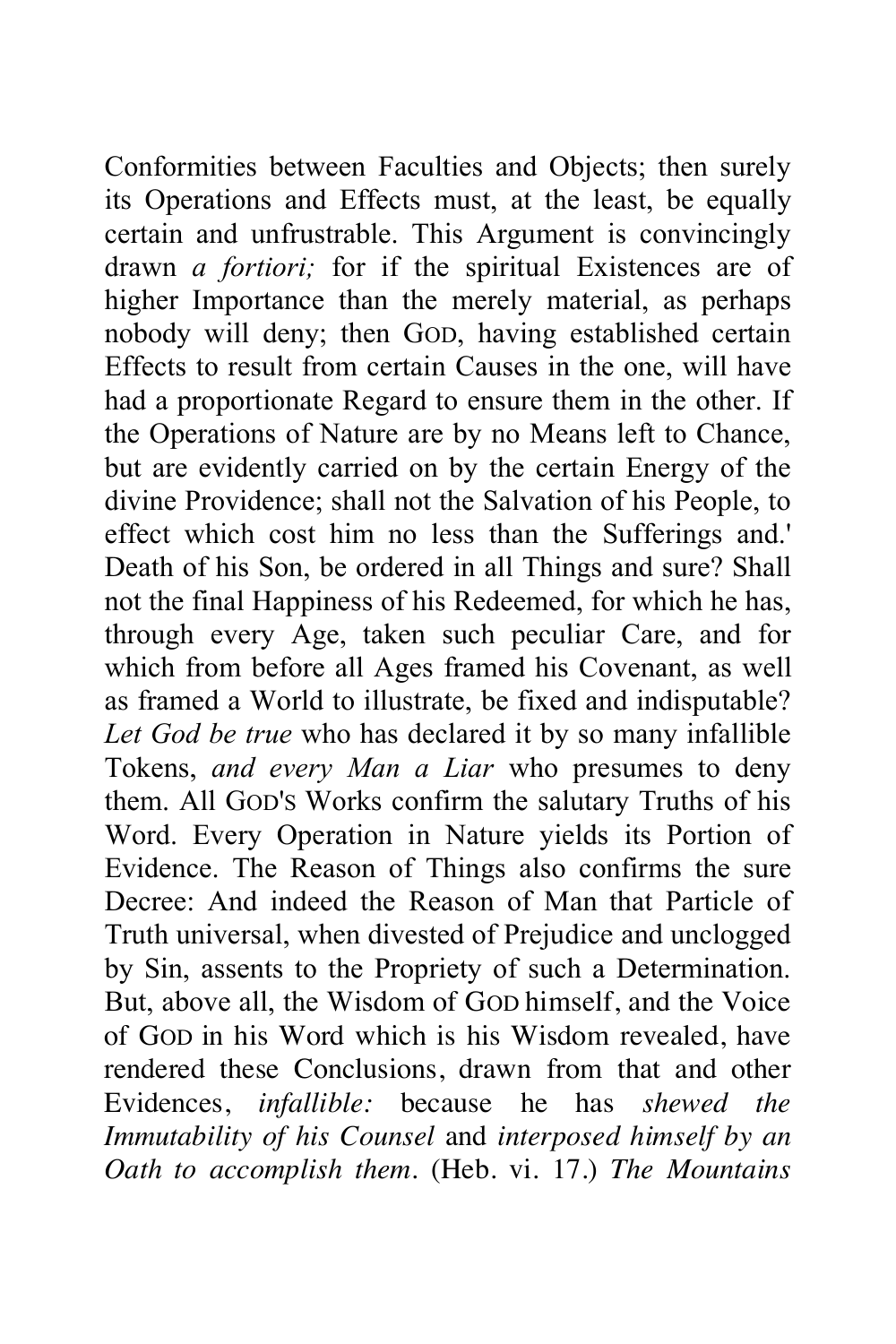Conformities between Faculties and Objects; then surely its Operations and Effects must, at the least, be equally certain and unfrustrable. This Argument is convincingly drawn *a fortiori;* for if the spiritual Existences are of higher Importance than the merely material, as perhaps nobody will deny; then GOD, having established certain Effects to result from certain Causes in the one, will have had a proportionate Regard to ensure them in the other. If the Operations of Nature are by no Means left to Chance, but are evidently carried on by the certain Energy of the divine Providence; shall not the Salvation of his People, to effect which cost him no less than the Sufferings and.' Death of his Son, be ordered in all Things and sure? Shall not the final Happiness of his Redeemed, for which he has, through every Age, taken such peculiar Care, and for which from before all Ages framed his Covenant, as well as framed a World to illustrate, be fixed and indisputable? *Let God be true* who has declared it by so many infallible Tokens, *and every Man a Liar* who presumes to deny them. All GOD'S Works confirm the salutary Truths of his Word. Every Operation in Nature yields its Portion of Evidence. The Reason of Things also confirms the sure Decree: And indeed the Reason of Man that Particle of Truth universal, when divested of Prejudice and unclogged by Sin, assents to the Propriety of such a Determination. But, above all, the Wisdom of GOD himself, and the Voice of GOD in his Word which is his Wisdom revealed, have rendered these Conclusions, drawn from that and other Evidences, *infallible:* because he has *shewed the Immutability of his Counsel* and *interposed himself by an Oath to accomplish them*. (Heb. vi. 17.) *The Mountains*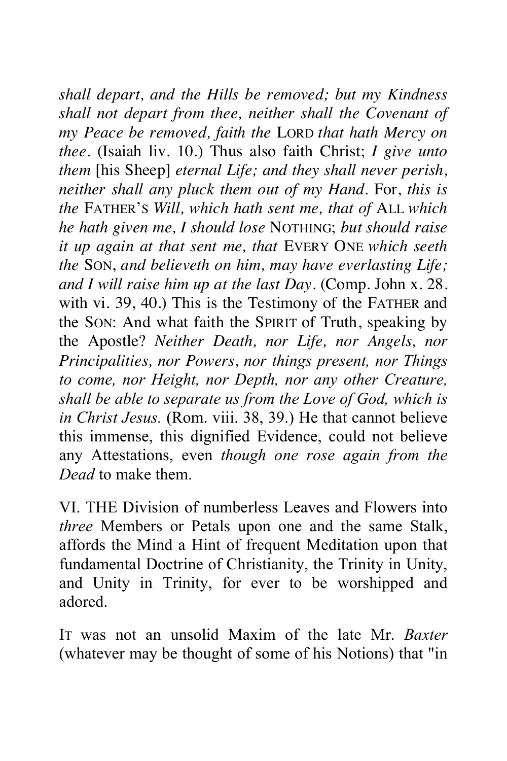*shall depart, and the Hills be removed; but my Kindness shall not depart from thee, neither shall the Covenant of my Peace be removed, faith the* LORD *that hath Mercy on thee*. (Isaiah liv. 10.) Thus also faith Christ; *I give unto them* [his Sheep] *eternal Life; and they shall never perish, neither shall any pluck them out of my Hand*. For, *this is the* FATHER'S *Will, which hath sent me, that of* ALL *which he hath given me, I should lose* NOTHING; *but should raise it up again at that sent me, that* EVERY ONE *which seeth the* SON, *and believeth on him, may have everlasting Life; and I will raise him up at the last Day*. (Comp. John x. 28. with vi. 39, 40.) This is the Testimony of the FATHER and the SON: And what faith the SPIRIT of Truth, speaking by the Apostle? *Neither Death, nor Life, nor Angels, nor Principalities, nor Powers, nor things present, nor Things to come, nor Height, nor Depth, nor any other Creature, shall be able to separate us from the Love of God, which is in Christ Jesus.* (Rom. viii. 38, 39.) He that cannot believe this immense, this dignified Evidence, could not believe any Attestations, even *though one rose again from the Dead* to make them.

VI. THE Division of numberless Leaves and Flowers into *three* Members or Petals upon one and the same Stalk, affords the Mind a Hint of frequent Meditation upon that fundamental Doctrine of Christianity, the Trinity in Unity, and Unity in Trinity, for ever to be worshipped and adored.

IT was not an unsolid Maxim of the late Mr. *Baxter* (whatever may be thought of some of his Notions) that "in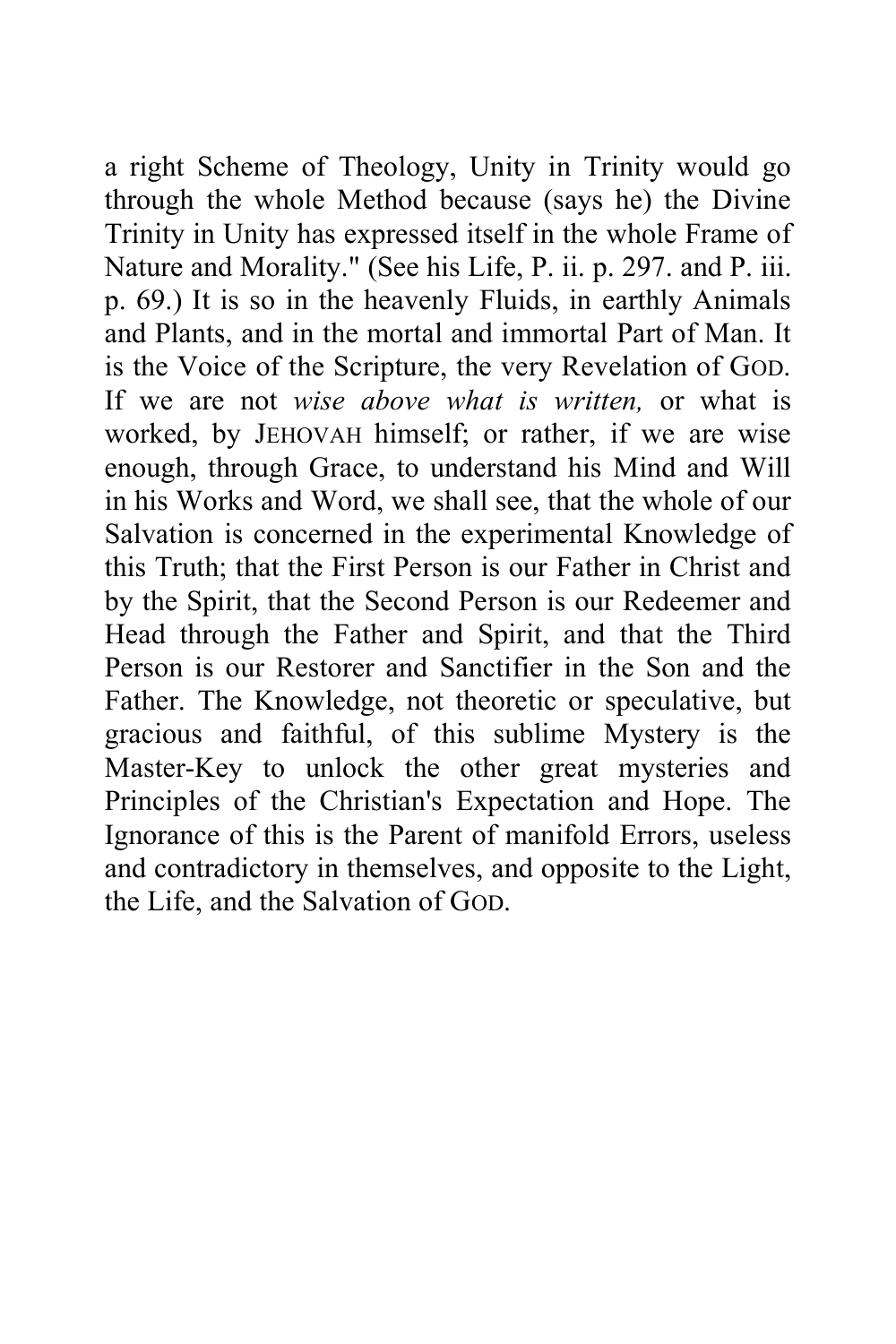a right Scheme of Theology, Unity in Trinity would go through the whole Method because (says he) the Divine Trinity in Unity has expressed itself in the whole Frame of Nature and Morality." (See his Life, P. ii. p. 297. and P. iii. p. 69.) It is so in the heavenly Fluids, in earthly Animals and Plants, and in the mortal and immortal Part of Man. It is the Voice of the Scripture, the very Revelation of GOD. If we are not *wise above what is written,* or what is worked, by JEHOVAH himself; or rather, if we are wise enough, through Grace, to understand his Mind and Will in his Works and Word, we shall see, that the whole of our Salvation is concerned in the experimental Knowledge of this Truth; that the First Person is our Father in Christ and by the Spirit, that the Second Person is our Redeemer and Head through the Father and Spirit, and that the Third Person is our Restorer and Sanctifier in the Son and the Father. The Knowledge, not theoretic or speculative, but gracious and faithful, of this sublime Mystery is the Master-Key to unlock the other great mysteries and Principles of the Christian's Expectation and Hope. The Ignorance of this is the Parent of manifold Errors, useless and contradictory in themselves, and opposite to the Light, the Life, and the Salvation of GOD.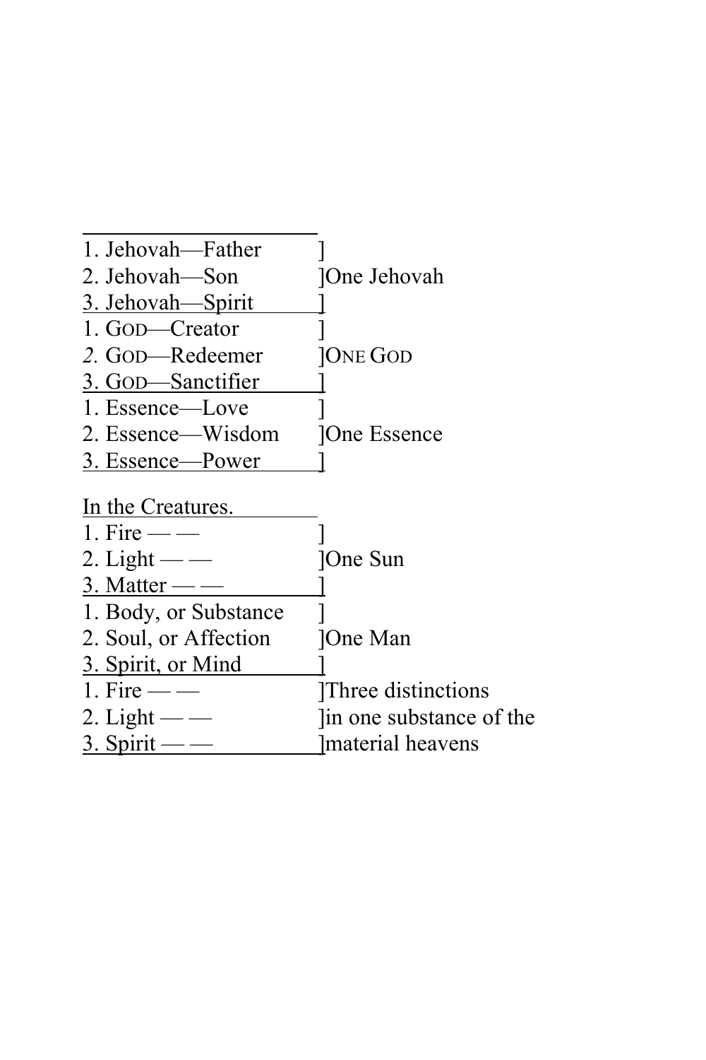| | |
|---|---|
| 1. Jehovah—Father | ] |
| 2. Jehovah—Son | ]One Jehovah |
| 3. Jehovah—Spirit | ] |
| 1. GOD—Creator | ] |
| *2.* GOD—Redeemer | ]ONE GOD |
| 3. GOD—Sanctifier | ] |
| 1. Essence—Love | ] |
| 2. Essence—Wisdom | ]One Essence |
| 3. Essence—Power | ] |

In the Creatures.

| | |
|---|---|
| 1. Fire — — | ] |
| 2. Light — — | ]One Sun |
| 3. Matter — — | ] |
| 1. Body, or Substance | ] |
| 2. Soul, or Affection | ]One Man |
| 3. Spirit, or Mind | ] |
| 1. Fire — — | ]Three distinctions |
| 2. Light — — | ]in one substance of the |
| 3. Spirit — — | ]material heavens |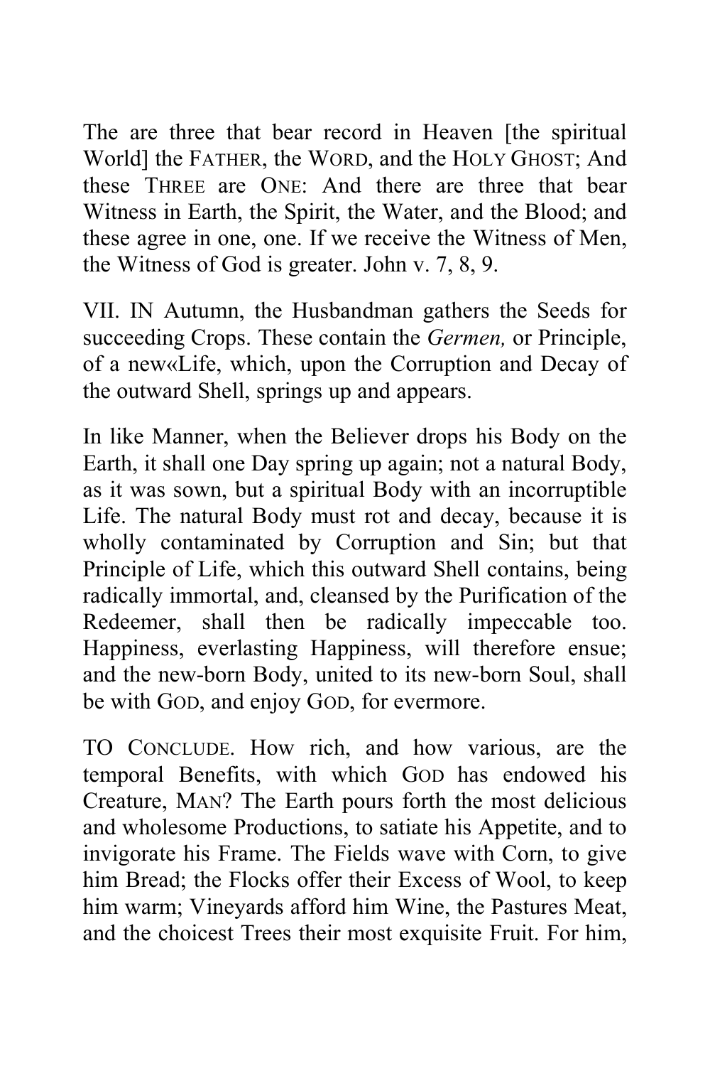The are three that bear record in Heaven [the spiritual World] the FATHER, the WORD, and the HOLY GHOST; And these THREE are ONE: And there are three that bear Witness in Earth, the Spirit, the Water, and the Blood; and these agree in one, one. If we receive the Witness of Men, the Witness of God is greater. John v. 7, 8, 9.

VII. IN Autumn, the Husbandman gathers the Seeds for succeeding Crops. These contain the *Germen,* or Principle, of a new«Life, which, upon the Corruption and Decay of the outward Shell, springs up and appears.

In like Manner, when the Believer drops his Body on the Earth, it shall one Day spring up again; not a natural Body, as it was sown, but a spiritual Body with an incorruptible Life. The natural Body must rot and decay, because it is wholly contaminated by Corruption and Sin; but that Principle of Life, which this outward Shell contains, being radically immortal, and, cleansed by the Purification of the Redeemer, shall then be radically impeccable too. Happiness, everlasting Happiness, will therefore ensue; and the new-born Body, united to its new-born Soul, shall be with GOD, and enjoy GOD, for evermore.

TO CONCLUDE. How rich, and how various, are the temporal Benefits, with which GOD has endowed his Creature, MAN? The Earth pours forth the most delicious and wholesome Productions, to satiate his Appetite, and to invigorate his Frame. The Fields wave with Corn, to give him Bread; the Flocks offer their Excess of Wool, to keep him warm; Vineyards afford him Wine, the Pastures Meat, and the choicest Trees their most exquisite Fruit. For him,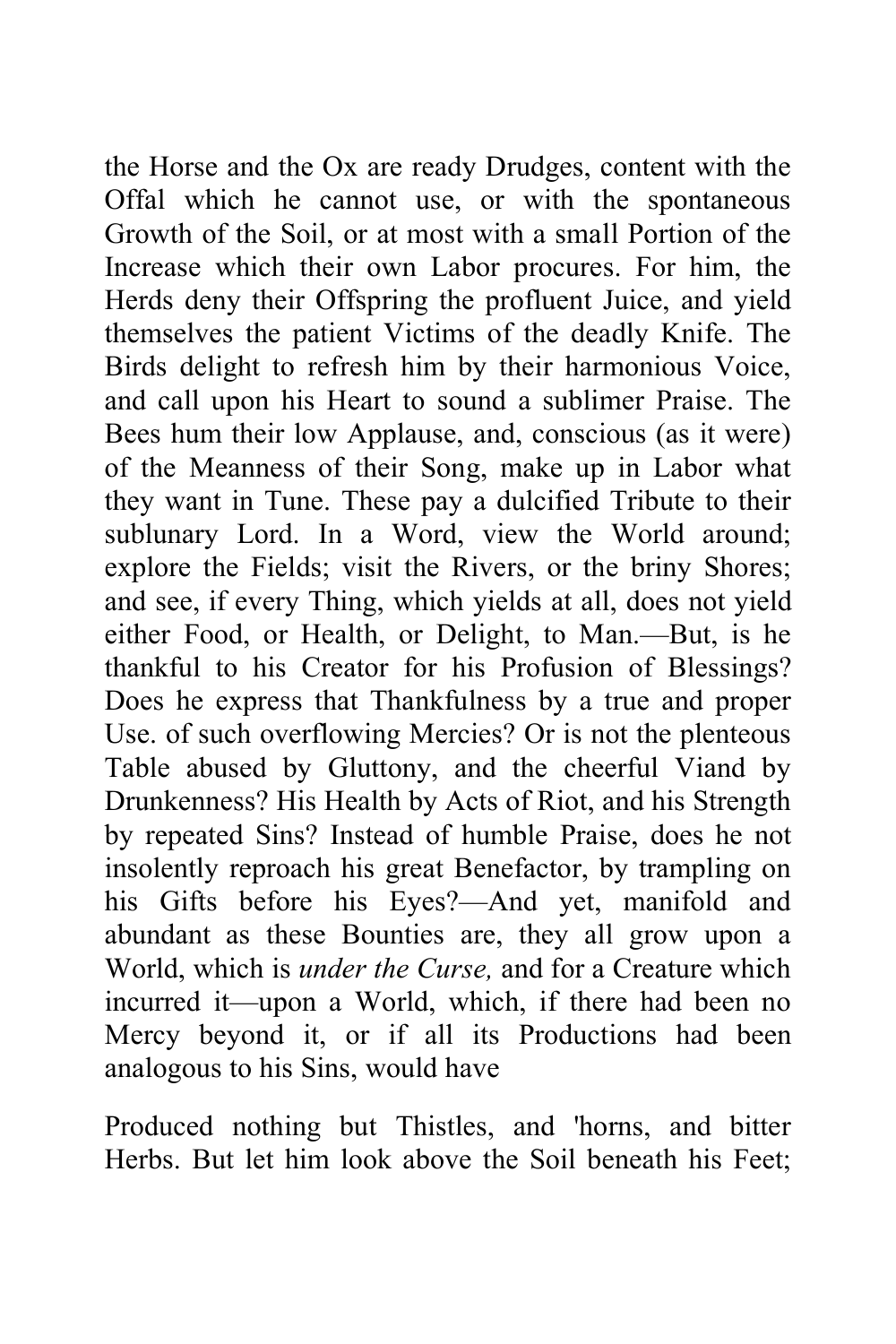the Horse and the Ox are ready Drudges, content with the Offal which he cannot use, or with the spontaneous Growth of the Soil, or at most with a small Portion of the Increase which their own Labor procures. For him, the Herds deny their Offspring the profluent Juice, and yield themselves the patient Victims of the deadly Knife. The Birds delight to refresh him by their harmonious Voice, and call upon his Heart to sound a sublimer Praise. The Bees hum their low Applause, and, conscious (as it were) of the Meanness of their Song, make up in Labor what they want in Tune. These pay a dulcified Tribute to their sublunary Lord. In a Word, view the World around; explore the Fields; visit the Rivers, or the briny Shores; and see, if every Thing, which yields at all, does not yield either Food, or Health, or Delight, to Man.—But, is he thankful to his Creator for his Profusion of Blessings? Does he express that Thankfulness by a true and proper Use. of such overflowing Mercies? Or is not the plenteous Table abused by Gluttony, and the cheerful Viand by Drunkenness? His Health by Acts of Riot, and his Strength by repeated Sins? Instead of humble Praise, does he not insolently reproach his great Benefactor, by trampling on his Gifts before his Eyes?—And yet, manifold and abundant as these Bounties are, they all grow upon a World, which is *under the Curse,* and for a Creature which incurred it—upon a World, which, if there had been no Mercy beyond it, or if all its Productions had been analogous to his Sins, would have

Produced nothing but Thistles, and 'horns, and bitter Herbs. But let him look above the Soil beneath his Feet;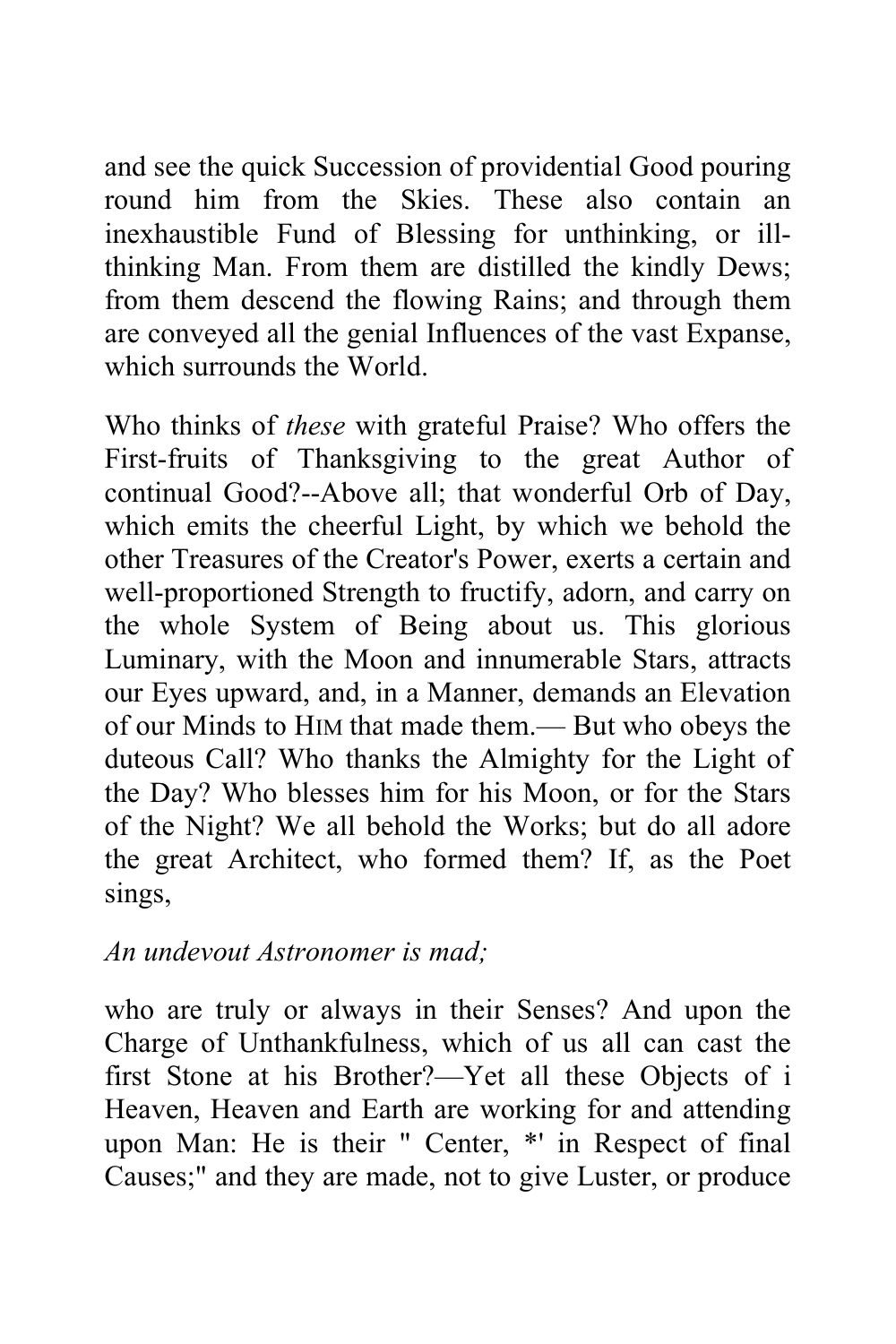and see the quick Succession of providential Good pouring round him from the Skies. These also contain an inexhaustible Fund of Blessing for unthinking, or ill-thinking Man. From them are distilled the kindly Dews; from them descend the flowing Rains; and through them are conveyed all the genial Influences of the vast Expanse, which surrounds the World.

Who thinks of *these* with grateful Praise? Who offers the First-fruits of Thanksgiving to the great Author of continual Good?--Above all; that wonderful Orb of Day, which emits the cheerful Light, by which we behold the other Treasures of the Creator's Power, exerts a certain and well-proportioned Strength to fructify, adorn, and carry on the whole System of Being about us. This glorious Luminary, with the Moon and innumerable Stars, attracts our Eyes upward, and, in a Manner, demands an Elevation of our Minds to HIM that made them.— But who obeys the duteous Call? Who thanks the Almighty for the Light of the Day? Who blesses him for his Moon, or for the Stars of the Night? We all behold the Works; but do all adore the great Architect, who formed them? If, as the Poet sings,

*An undevout Astronomer is mad;*

who are truly or always in their Senses? And upon the Charge of Unthankfulness, which of us all can cast the first Stone at his Brother?—Yet all these Objects of i Heaven, Heaven and Earth are working for and attending upon Man: He is their " Center, *' in Respect of final Causes;" and they are made, not to give Luster, or produce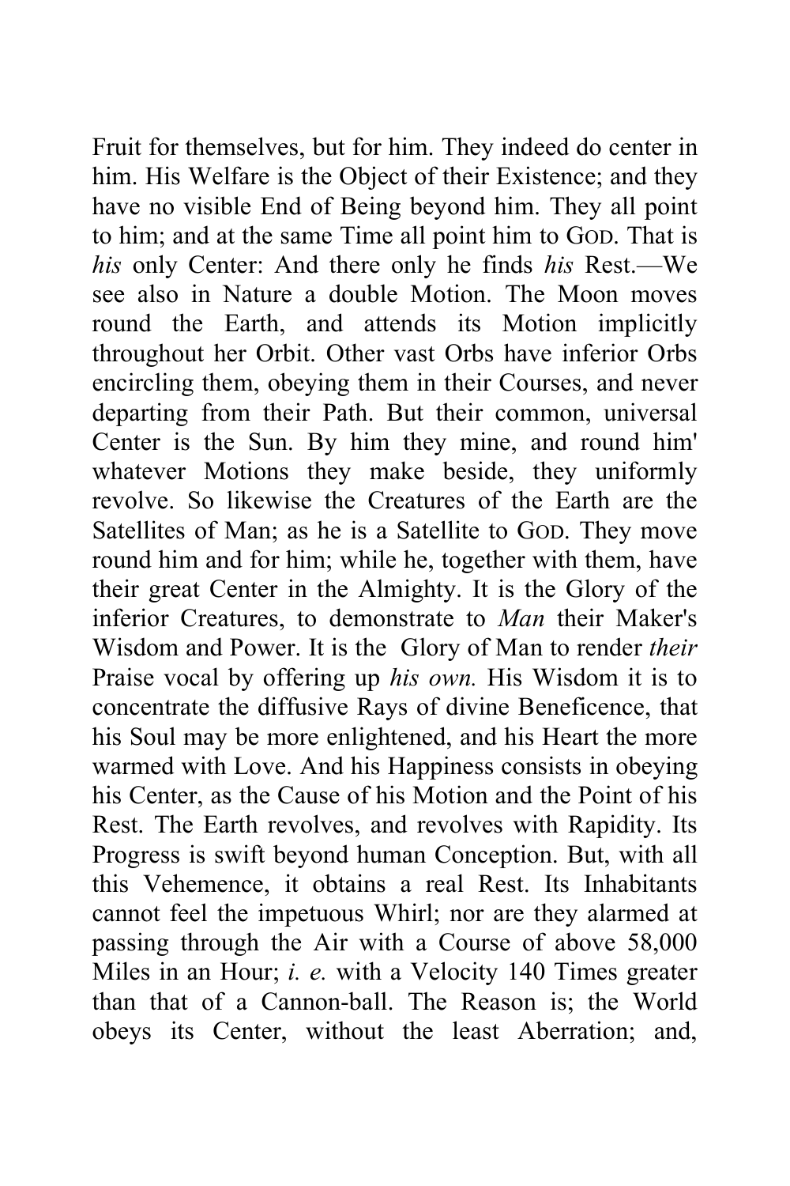Fruit for themselves, but for him. They indeed do center in him. His Welfare is the Object of their Existence; and they have no visible End of Being beyond him. They all point to him; and at the same Time all point him to GOD. That is *his* only Center: And there only he finds *his* Rest.—We see also in Nature a double Motion. The Moon moves round the Earth, and attends its Motion implicitly throughout her Orbit. Other vast Orbs have inferior Orbs encircling them, obeying them in their Courses, and never departing from their Path. But their common, universal Center is the Sun. By him they mine, and round him' whatever Motions they make beside, they uniformly revolve. So likewise the Creatures of the Earth are the Satellites of Man; as he is a Satellite to GOD. They move round him and for him; while he, together with them, have their great Center in the Almighty. It is the Glory of the inferior Creatures, to demonstrate to *Man* their Maker's Wisdom and Power. It is the Glory of Man to render *their* Praise vocal by offering up *his own.* His Wisdom it is to concentrate the diffusive Rays of divine Beneficence, that his Soul may be more enlightened, and his Heart the more warmed with Love. And his Happiness consists in obeying his Center, as the Cause of his Motion and the Point of his Rest. The Earth revolves, and revolves with Rapidity. Its Progress is swift beyond human Conception. But, with all this Vehemence, it obtains a real Rest. Its Inhabitants cannot feel the impetuous Whirl; nor are they alarmed at passing through the Air with a Course of above 58,000 Miles in an Hour; *i. e.* with a Velocity 140 Times greater than that of a Cannon-ball. The Reason is; the World obeys its Center, without the least Aberration; and,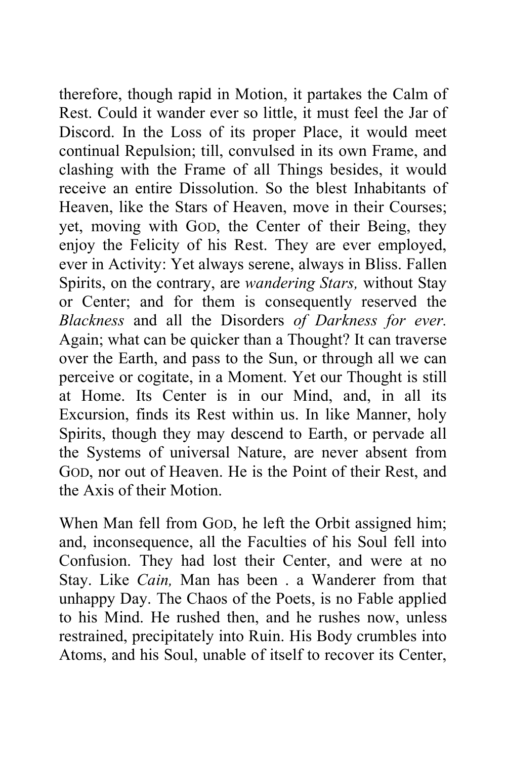therefore, though rapid in Motion, it partakes the Calm of Rest. Could it wander ever so little, it must feel the Jar of Discord. In the Loss of its proper Place, it would meet continual Repulsion; till, convulsed in its own Frame, and clashing with the Frame of all Things besides, it would receive an entire Dissolution. So the blest Inhabitants of Heaven, like the Stars of Heaven, move in their Courses; yet, moving with GOD, the Center of their Being, they enjoy the Felicity of his Rest. They are ever employed, ever in Activity: Yet always serene, always in Bliss. Fallen Spirits, on the contrary, are *wandering Stars,* without Stay or Center; and for them is consequently reserved the *Blackness* and all the Disorders *of Darkness for ever.* Again; what can be quicker than a Thought? It can traverse over the Earth, and pass to the Sun, or through all we can perceive or cogitate, in a Moment. Yet our Thought is still at Home. Its Center is in our Mind, and, in all its Excursion, finds its Rest within us. In like Manner, holy Spirits, though they may descend to Earth, or pervade all the Systems of universal Nature, are never absent from GOD, nor out of Heaven. He is the Point of their Rest, and the Axis of their Motion.

When Man fell from GOD, he left the Orbit assigned him; and, inconsequence, all the Faculties of his Soul fell into Confusion. They had lost their Center, and were at no Stay. Like *Cain,* Man has been . a Wanderer from that unhappy Day. The Chaos of the Poets, is no Fable applied to his Mind. He rushed then, and he rushes now, unless restrained, precipitately into Ruin. His Body crumbles into Atoms, and his Soul, unable of itself to recover its Center,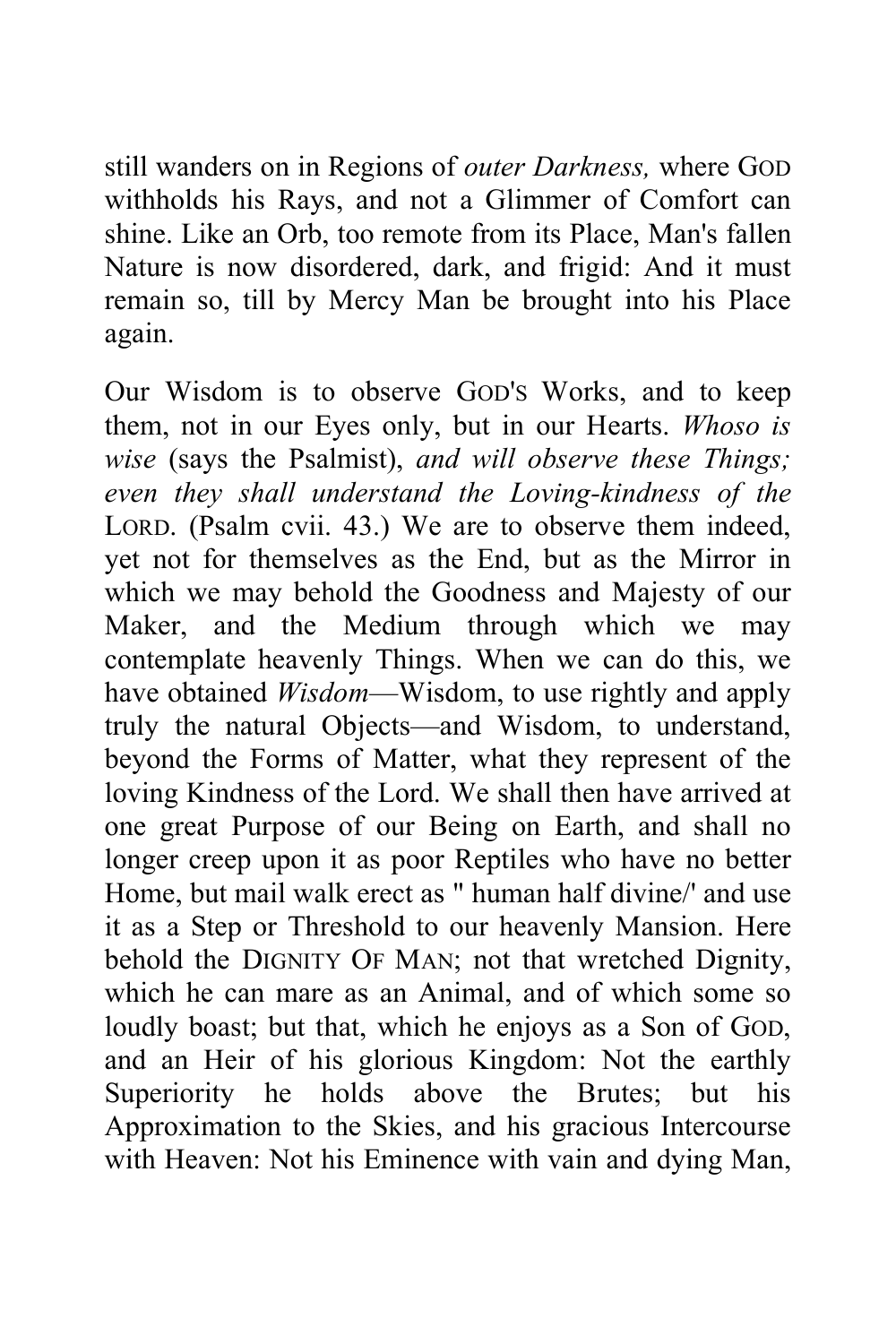still wanders on in Regions of *outer Darkness,* where GOD withholds his Rays, and not a Glimmer of Comfort can shine. Like an Orb, too remote from its Place, Man's fallen Nature is now disordered, dark, and frigid: And it must remain so, till by Mercy Man be brought into his Place again.

Our Wisdom is to observe GOD'S Works, and to keep them, not in our Eyes only, but in our Hearts. *Whoso is wise* (says the Psalmist), *and will observe these Things; even they shall understand the Loving-kindness of the* LORD. (Psalm cvii. 43.) We are to observe them indeed, yet not for themselves as the End, but as the Mirror in which we may behold the Goodness and Majesty of our Maker, and the Medium through which we may contemplate heavenly Things. When we can do this, we have obtained *Wisdom*—Wisdom, to use rightly and apply truly the natural Objects—and Wisdom, to understand, beyond the Forms of Matter, what they represent of the loving Kindness of the Lord. We shall then have arrived at one great Purpose of our Being on Earth, and shall no longer creep upon it as poor Reptiles who have no better Home, but mail walk erect as " human half divine/' and use it as a Step or Threshold to our heavenly Mansion. Here behold the DIGNITY OF MAN; not that wretched Dignity, which he can mare as an Animal, and of which some so loudly boast; but that, which he enjoys as a Son of GOD, and an Heir of his glorious Kingdom: Not the earthly Superiority he holds above the Brutes; but his Approximation to the Skies, and his gracious Intercourse with Heaven: Not his Eminence with vain and dying Man,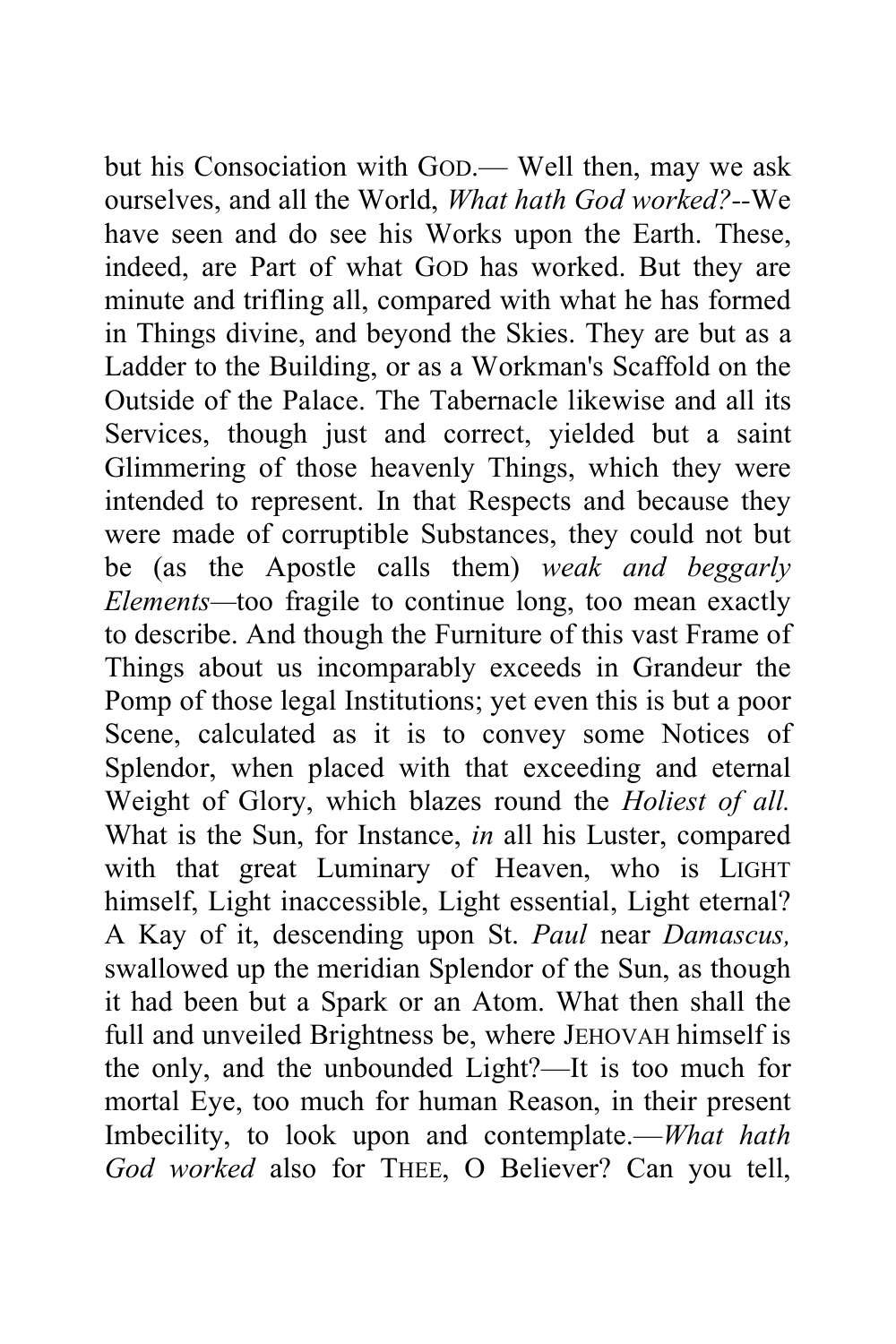but his Consociation with GOD.— Well then, may we ask ourselves, and all the World, *What hath God worked?*--We have seen and do see his Works upon the Earth. These, indeed, are Part of what GOD has worked. But they are minute and trifling all, compared with what he has formed in Things divine, and beyond the Skies. They are but as a Ladder to the Building, or as a Workman's Scaffold on the Outside of the Palace. The Tabernacle likewise and all its Services, though just and correct, yielded but a saint Glimmering of those heavenly Things, which they were intended to represent. In that Respects and because they were made of corruptible Substances, they could not but be (as the Apostle calls them) *weak and beggarly Elements*—too fragile to continue long, too mean exactly to describe. And though the Furniture of this vast Frame of Things about us incomparably exceeds in Grandeur the Pomp of those legal Institutions; yet even this is but a poor Scene, calculated as it is to convey some Notices of Splendor, when placed with that exceeding and eternal Weight of Glory, which blazes round the *Holiest of all.* What is the Sun, for Instance, *in* all his Luster, compared with that great Luminary of Heaven, who is LIGHT himself, Light inaccessible, Light essential, Light eternal? A Kay of it, descending upon St. *Paul* near *Damascus,* swallowed up the meridian Splendor of the Sun, as though it had been but a Spark or an Atom. What then shall the full and unveiled Brightness be, where JEHOVAH himself is the only, and the unbounded Light?—It is too much for mortal Eye, too much for human Reason, in their present Imbecility, to look upon and contemplate.—*What hath God worked* also for THEE, O Believer? Can you tell,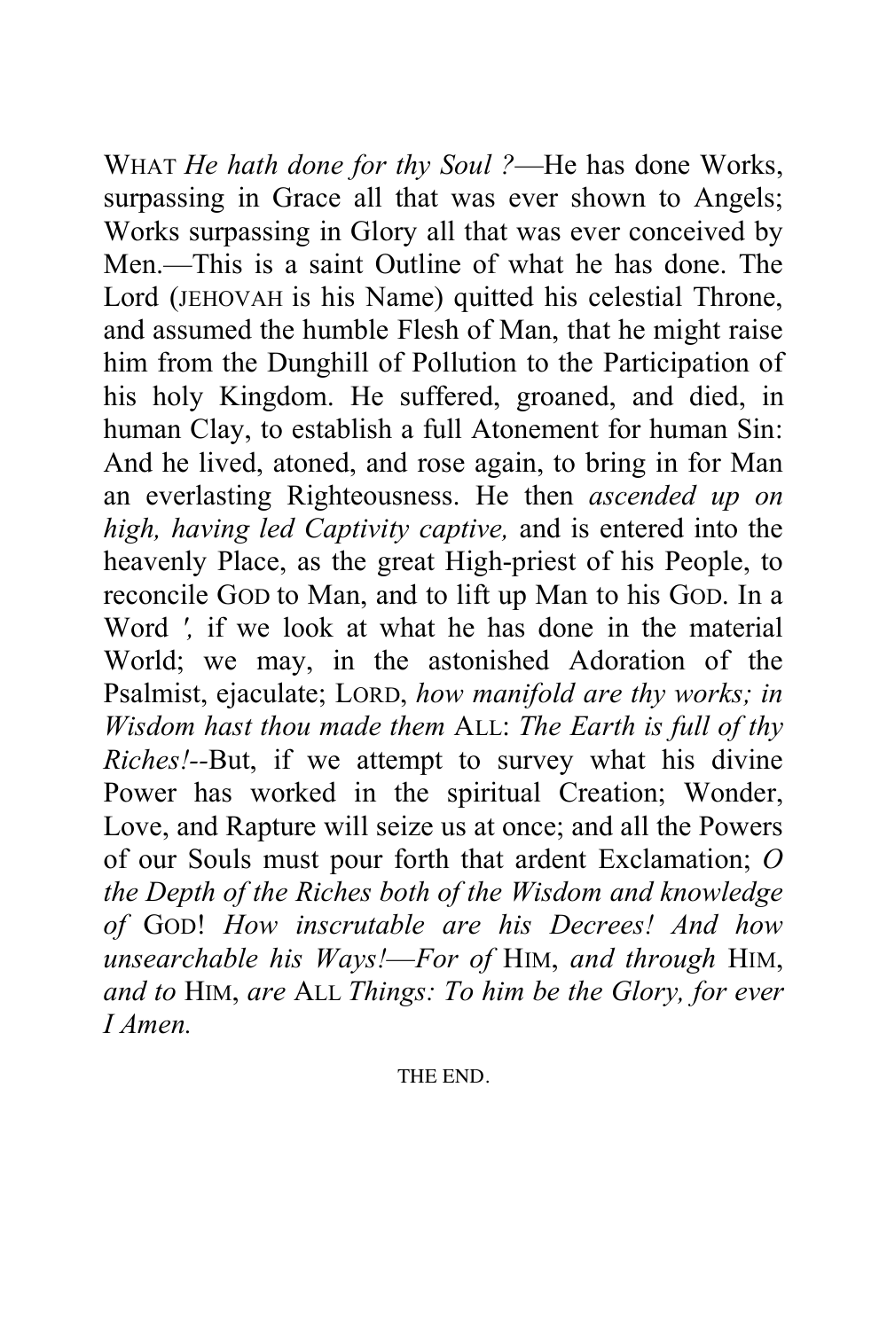WHAT *He hath done for thy Soul ?*—He has done Works, surpassing in Grace all that was ever shown to Angels; Works surpassing in Glory all that was ever conceived by Men.—This is a saint Outline of what he has done. The Lord (JEHOVAH is his Name) quitted his celestial Throne, and assumed the humble Flesh of Man, that he might raise him from the Dunghill of Pollution to the Participation of his holy Kingdom. He suffered, groaned, and died, in human Clay, to establish a full Atonement for human Sin: And he lived, atoned, and rose again, to bring in for Man an everlasting Righteousness. He then *ascended up on high, having led Captivity captive,* and is entered into the heavenly Place, as the great High-priest of his People, to reconcile GOD to Man, and to lift up Man to his GOD. In a Word *',* if we look at what he has done in the material World; we may, in the astonished Adoration of the Psalmist, ejaculate; LORD, *how manifold are thy works; in Wisdom hast thou made them* ALL: *The Earth is full of thy Riches!*--But, if we attempt to survey what his divine Power has worked in the spiritual Creation; Wonder, Love, and Rapture will seize us at once; and all the Powers of our Souls must pour forth that ardent Exclamation; *O the Depth of the Riches both of the Wisdom and knowledge of* GOD! *How inscrutable are his Decrees! And how unsearchable his Ways!—For of* HIM, *and through* HIM, *and to* HIM, *are* ALL *Things: To him be the Glory, for ever I Amen.*

THE END.